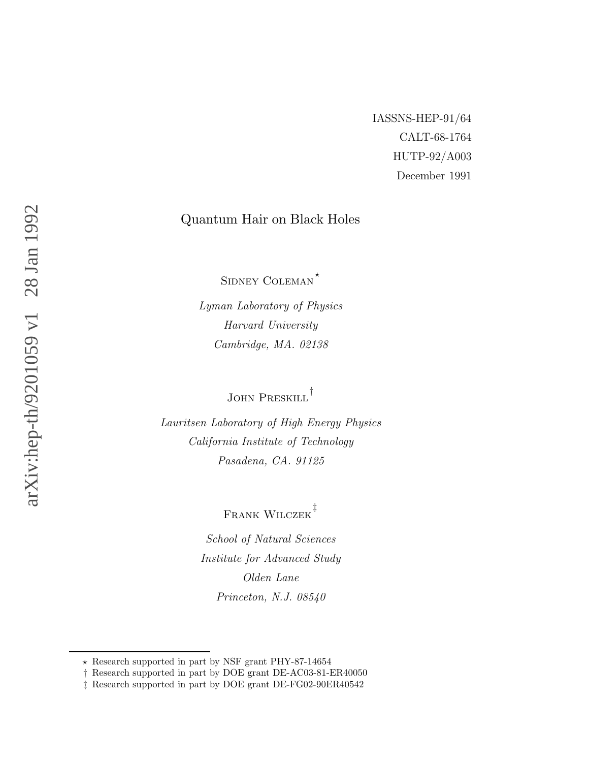IASSNS-HEP-91/64

CALT-68-1764

HUTP-92/A003

December 1991

# Quantum Hair on Black Holes

Sidney Coleman[⋆]

*Lyman Laboratory of Physics*
*Harvard University*
*Cambridge, MA. 02138*

John Preskill[†]

*Lauritsen Laboratory of High Energy Physics*
*California Institute of Technology*
*Pasadena, CA. 91125*

Frank Wilczek[‡]

*School of Natural Sciences*
*Institute for Advanced Study*
*Olden Lane*
*Princeton, N.J. 08540*

---

⋆ Research supported in part by NSF grant PHY-87-14654

† Research supported in part by DOE grant DE-AC03-81-ER40050

‡ Research supported in part by DOE grant DE-FG02-90ER40542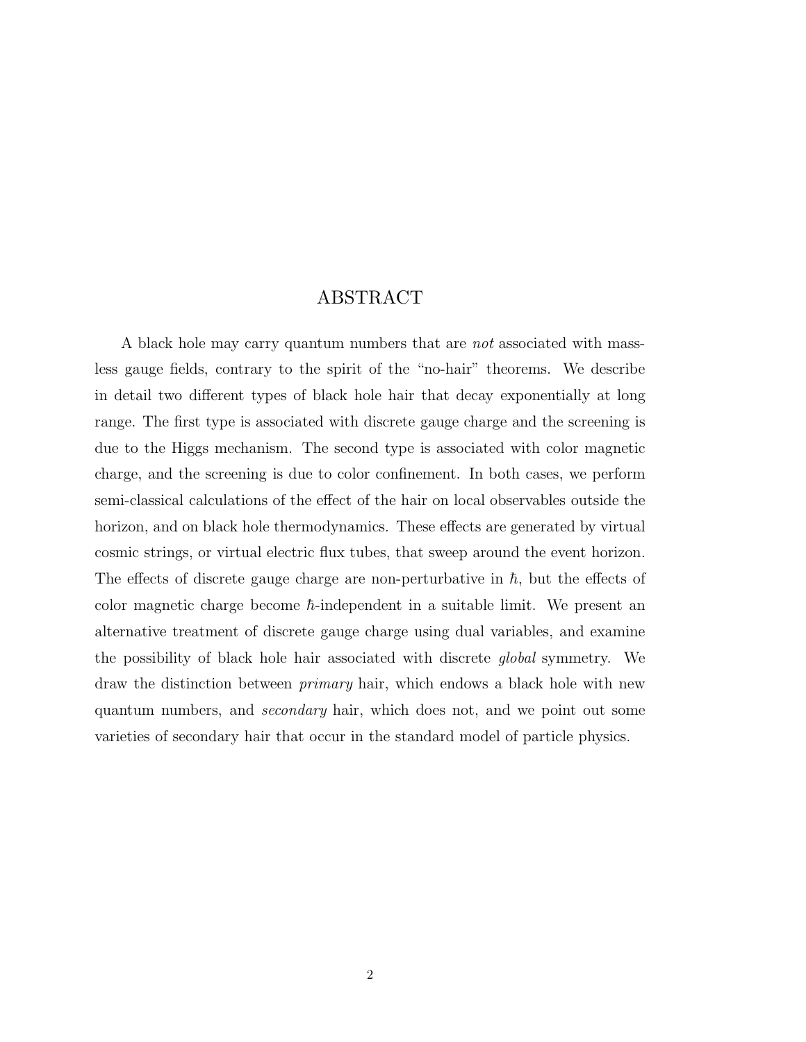# ABSTRACT

A black hole may carry quantum numbers that are *not* associated with massless gauge fields, contrary to the spirit of the "no-hair" theorems. We describe in detail two different types of black hole hair that decay exponentially at long range. The first type is associated with discrete gauge charge and the screening is due to the Higgs mechanism. The second type is associated with color magnetic charge, and the screening is due to color confinement. In both cases, we perform semi-classical calculations of the effect of the hair on local observables outside the horizon, and on black hole thermodynamics. These effects are generated by virtual cosmic strings, or virtual electric flux tubes, that sweep around the event horizon. The effects of discrete gauge charge are non-perturbative in $\hbar$, but the effects of color magnetic charge become $\hbar$-independent in a suitable limit. We present an alternative treatment of discrete gauge charge using dual variables, and examine the possibility of black hole hair associated with discrete *global* symmetry. We draw the distinction between *primary* hair, which endows a black hole with new quantum numbers, and *secondary* hair, which does not, and we point out some varieties of secondary hair that occur in the standard model of particle physics.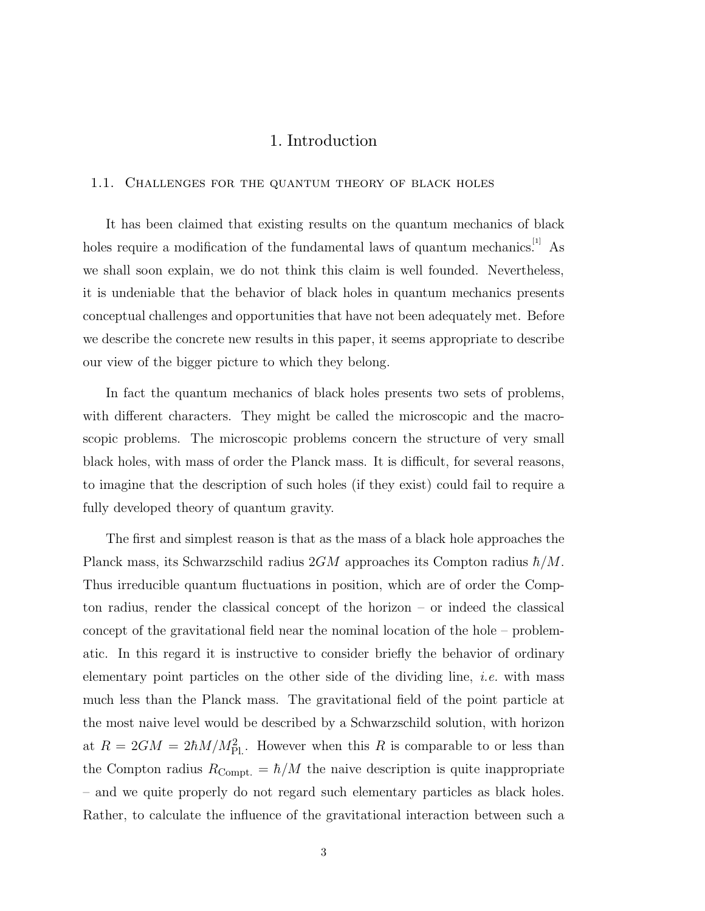# 1. Introduction

## 1.1. Challenges for the quantum theory of black holes

It has been claimed that existing results on the quantum mechanics of black holes require a modification of the fundamental laws of quantum mechanics.[1] As we shall soon explain, we do not think this claim is well founded. Nevertheless, it is undeniable that the behavior of black holes in quantum mechanics presents conceptual challenges and opportunities that have not been adequately met. Before we describe the concrete new results in this paper, it seems appropriate to describe our view of the bigger picture to which they belong.

In fact the quantum mechanics of black holes presents two sets of problems, with different characters. They might be called the microscopic and the macroscopic problems. The microscopic problems concern the structure of very small black holes, with mass of order the Planck mass. It is difficult, for several reasons, to imagine that the description of such holes (if they exist) could fail to require a fully developed theory of quantum gravity.

The first and simplest reason is that as the mass of a black hole approaches the Planck mass, its Schwarzschild radius $2GM$ approaches its Compton radius $\hbar/M$. Thus irreducible quantum fluctuations in position, which are of order the Compton radius, render the classical concept of the horizon – or indeed the classical concept of the gravitational field near the nominal location of the hole – problematic. In this regard it is instructive to consider briefly the behavior of ordinary elementary point particles on the other side of the dividing line, *i.e.* with mass much less than the Planck mass. The gravitational field of the point particle at the most naive level would be described by a Schwarzschild solution, with horizon at $R = 2GM = 2\hbar M/M_{\rm Pl.}^2$. However when this $R$ is comparable to or less than the Compton radius $R_{\rm Compt.} = \hbar/M$ the naive description is quite inappropriate – and we quite properly do not regard such elementary particles as black holes. Rather, to calculate the influence of the gravitational interaction between such a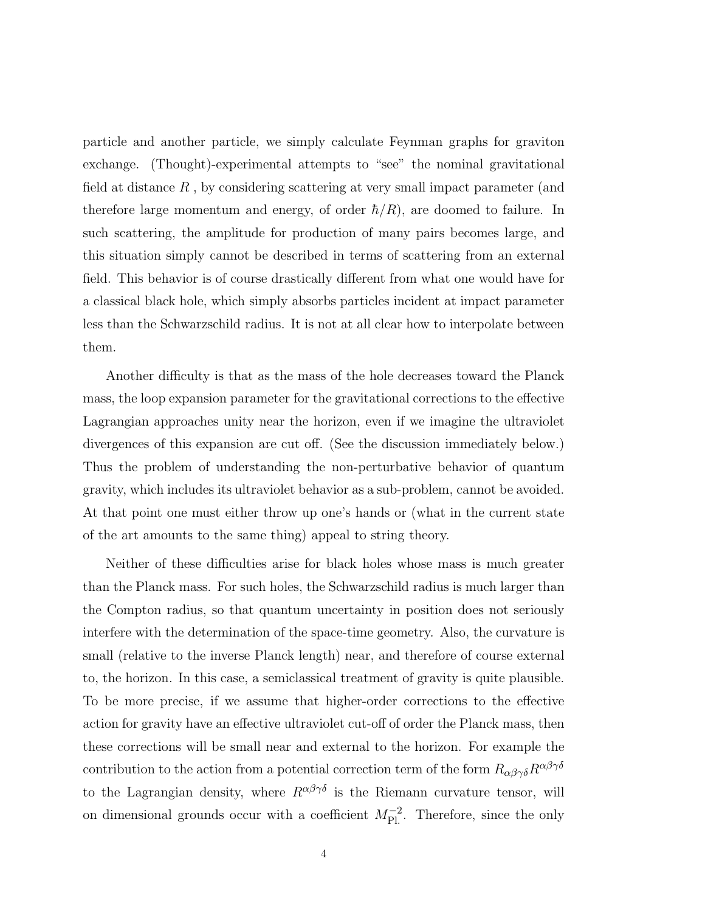particle and another particle, we simply calculate Feynman graphs for graviton exchange. (Thought)-experimental attempts to "see" the nominal gravitational field at distance $R$ , by considering scattering at very small impact parameter (and therefore large momentum and energy, of order $\hbar/R$), are doomed to failure. In such scattering, the amplitude for production of many pairs becomes large, and this situation simply cannot be described in terms of scattering from an external field. This behavior is of course drastically different from what one would have for a classical black hole, which simply absorbs particles incident at impact parameter less than the Schwarzschild radius. It is not at all clear how to interpolate between them.

Another difficulty is that as the mass of the hole decreases toward the Planck mass, the loop expansion parameter for the gravitational corrections to the effective Lagrangian approaches unity near the horizon, even if we imagine the ultraviolet divergences of this expansion are cut off. (See the discussion immediately below.) Thus the problem of understanding the non-perturbative behavior of quantum gravity, which includes its ultraviolet behavior as a sub-problem, cannot be avoided. At that point one must either throw up one's hands or (what in the current state of the art amounts to the same thing) appeal to string theory.

Neither of these difficulties arise for black holes whose mass is much greater than the Planck mass. For such holes, the Schwarzschild radius is much larger than the Compton radius, so that quantum uncertainty in position does not seriously interfere with the determination of the space-time geometry. Also, the curvature is small (relative to the inverse Planck length) near, and therefore of course external to, the horizon. In this case, a semiclassical treatment of gravity is quite plausible. To be more precise, if we assume that higher-order corrections to the effective action for gravity have an effective ultraviolet cut-off of order the Planck mass, then these corrections will be small near and external to the horizon. For example the contribution to the action from a potential correction term of the form $R_{\alpha\beta\gamma\delta}R^{\alpha\beta\gamma\delta}$ to the Lagrangian density, where $R^{\alpha\beta\gamma\delta}$ is the Riemann curvature tensor, will on dimensional grounds occur with a coefficient $M_{\rm Pl.}^{-2}$. Therefore, since the only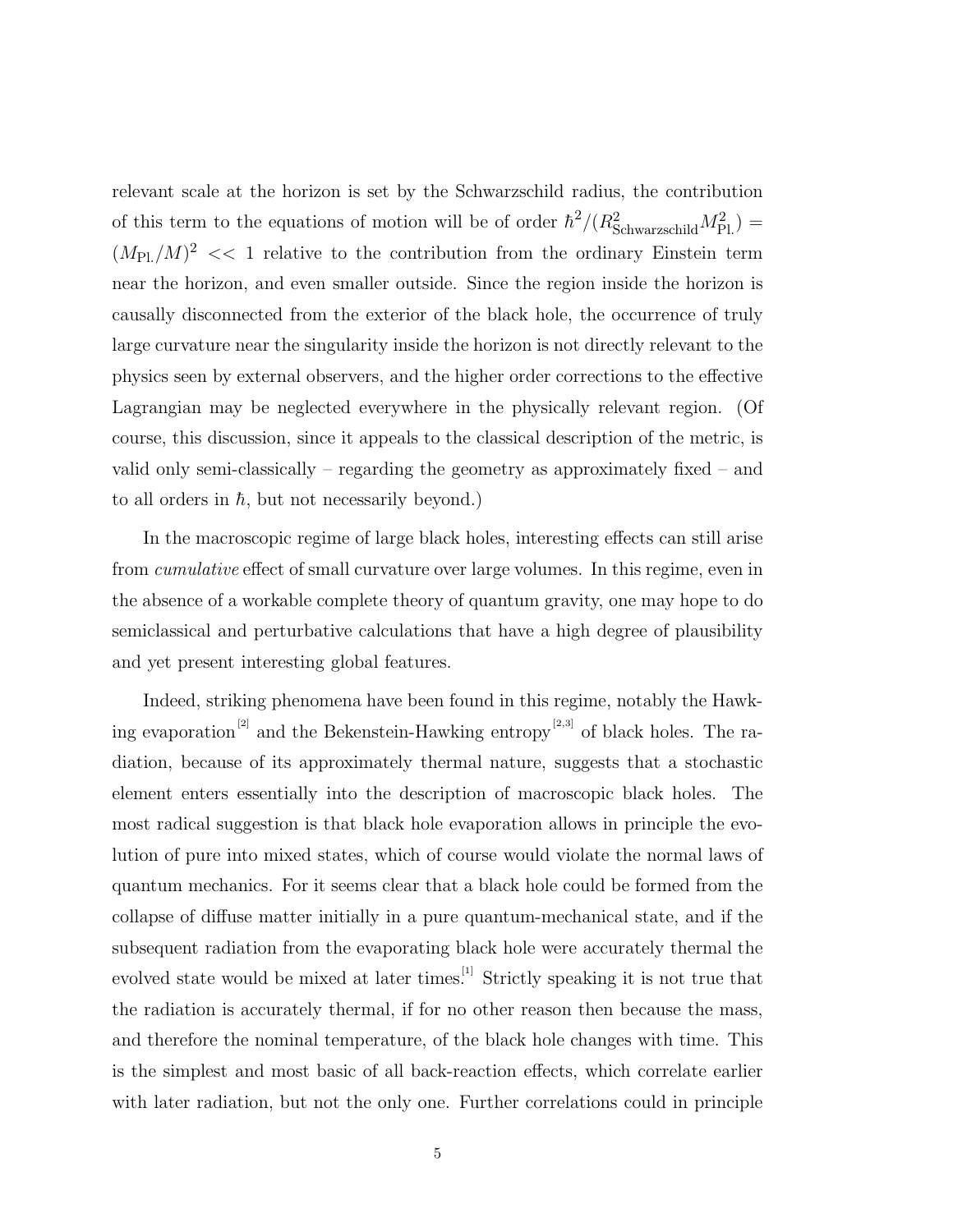relevant scale at the horizon is set by the Schwarzschild radius, the contribution of this term to the equations of motion will be of order $\hbar^2/(R^2_{\rm Schwarzschild}M^2_{\rm Pl.}) = (M_{\rm Pl.}/M)^2 << 1$ relative to the contribution from the ordinary Einstein term near the horizon, and even smaller outside. Since the region inside the horizon is causally disconnected from the exterior of the black hole, the occurrence of truly large curvature near the singularity inside the horizon is not directly relevant to the physics seen by external observers, and the higher order corrections to the effective Lagrangian may be neglected everywhere in the physically relevant region. (Of course, this discussion, since it appeals to the classical description of the metric, is valid only semi-classically – regarding the geometry as approximately fixed – and to all orders in $\hbar$, but not necessarily beyond.)

In the macroscopic regime of large black holes, interesting effects can still arise from *cumulative* effect of small curvature over large volumes. In this regime, even in the absence of a workable complete theory of quantum gravity, one may hope to do semiclassical and perturbative calculations that have a high degree of plausibility and yet present interesting global features.

Indeed, striking phenomena have been found in this regime, notably the Hawking evaporation[2] and the Bekenstein-Hawking entropy[2,3] of black holes. The radiation, because of its approximately thermal nature, suggests that a stochastic element enters essentially into the description of macroscopic black holes. The most radical suggestion is that black hole evaporation allows in principle the evolution of pure into mixed states, which of course would violate the normal laws of quantum mechanics. For it seems clear that a black hole could be formed from the collapse of diffuse matter initially in a pure quantum-mechanical state, and if the subsequent radiation from the evaporating black hole were accurately thermal the evolved state would be mixed at later times.[1] Strictly speaking it is not true that the radiation is accurately thermal, if for no other reason then because the mass, and therefore the nominal temperature, of the black hole changes with time. This is the simplest and most basic of all back-reaction effects, which correlate earlier with later radiation, but not the only one. Further correlations could in principle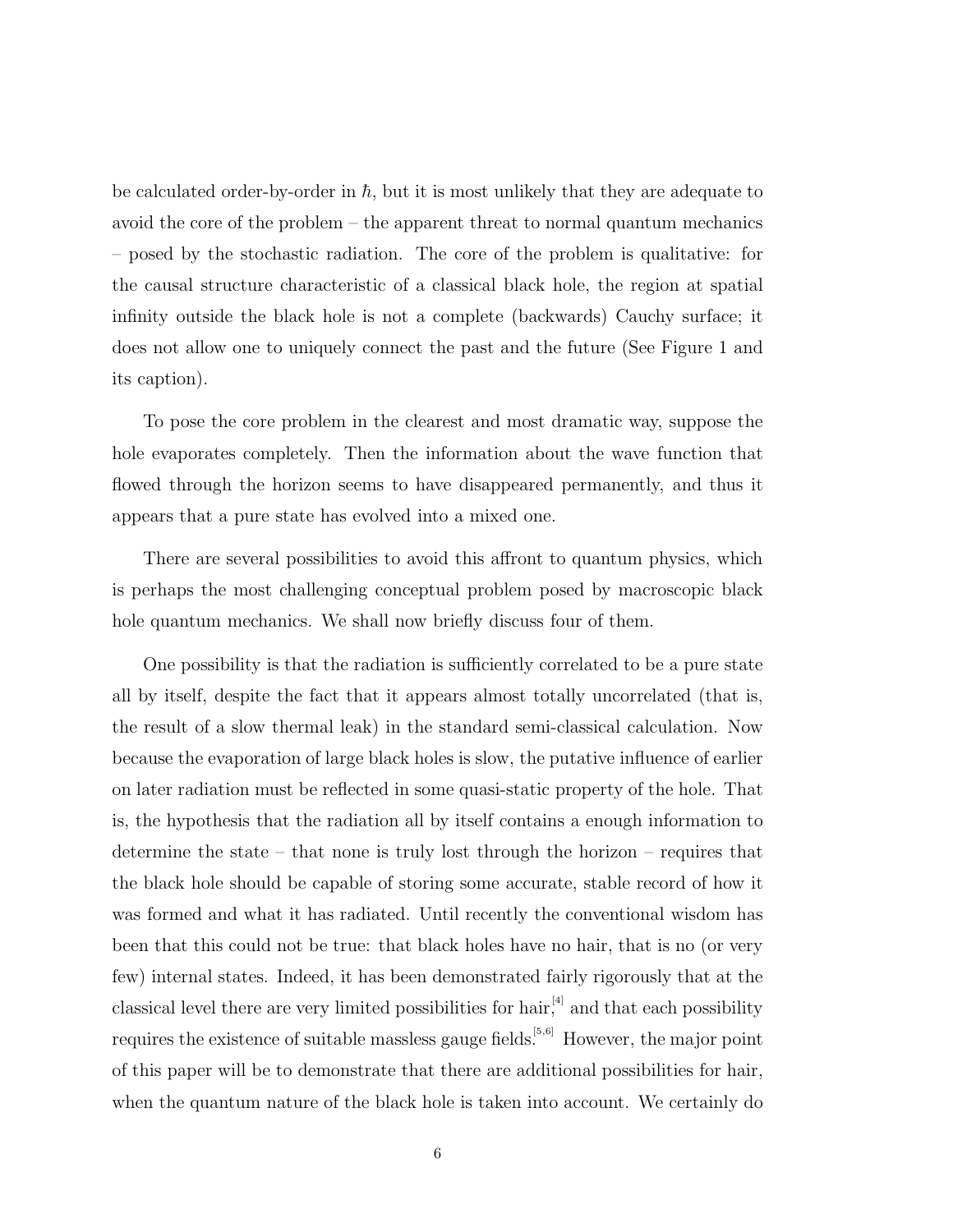be calculated order-by-order in $\hbar$, but it is most unlikely that they are adequate to avoid the core of the problem – the apparent threat to normal quantum mechanics – posed by the stochastic radiation. The core of the problem is qualitative: for the causal structure characteristic of a classical black hole, the region at spatial infinity outside the black hole is not a complete (backwards) Cauchy surface; it does not allow one to uniquely connect the past and the future (See Figure 1 and its caption).

To pose the core problem in the clearest and most dramatic way, suppose the hole evaporates completely. Then the information about the wave function that flowed through the horizon seems to have disappeared permanently, and thus it appears that a pure state has evolved into a mixed one.

There are several possibilities to avoid this affront to quantum physics, which is perhaps the most challenging conceptual problem posed by macroscopic black hole quantum mechanics. We shall now briefly discuss four of them.

One possibility is that the radiation is sufficiently correlated to be a pure state all by itself, despite the fact that it appears almost totally uncorrelated (that is, the result of a slow thermal leak) in the standard semi-classical calculation. Now because the evaporation of large black holes is slow, the putative influence of earlier on later radiation must be reflected in some quasi-static property of the hole. That is, the hypothesis that the radiation all by itself contains a enough information to determine the state – that none is truly lost through the horizon – requires that the black hole should be capable of storing some accurate, stable record of how it was formed and what it has radiated. Until recently the conventional wisdom has been that this could not be true: that black holes have no hair, that is no (or very few) internal states. Indeed, it has been demonstrated fairly rigorously that at the classical level there are very limited possibilities for hair,[4] and that each possibility requires the existence of suitable massless gauge fields.[5,6] However, the major point of this paper will be to demonstrate that there are additional possibilities for hair, when the quantum nature of the black hole is taken into account. We certainly do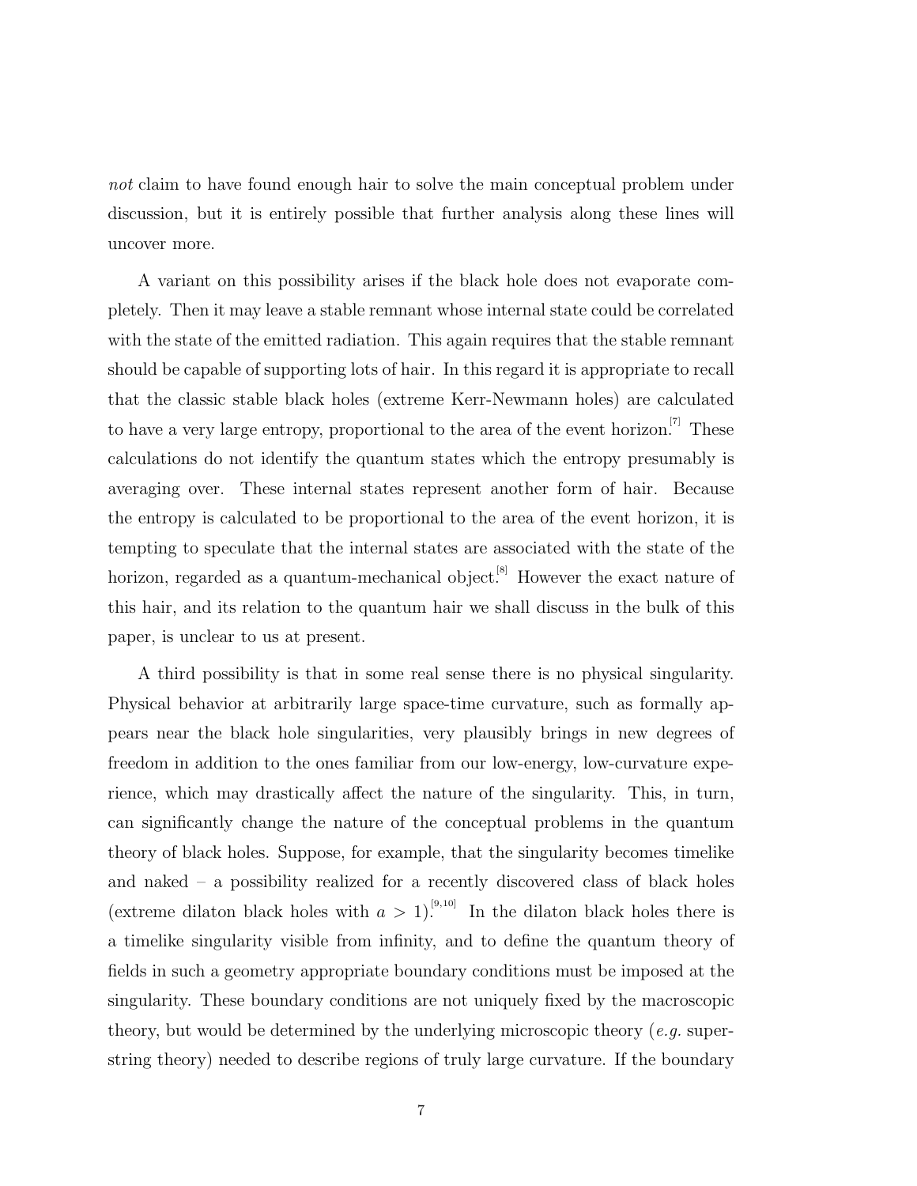*not* claim to have found enough hair to solve the main conceptual problem under discussion, but it is entirely possible that further analysis along these lines will uncover more.

A variant on this possibility arises if the black hole does not evaporate completely. Then it may leave a stable remnant whose internal state could be correlated with the state of the emitted radiation. This again requires that the stable remnant should be capable of supporting lots of hair. In this regard it is appropriate to recall that the classic stable black holes (extreme Kerr-Newmann holes) are calculated to have a very large entropy, proportional to the area of the event horizon.[7] These calculations do not identify the quantum states which the entropy presumably is averaging over. These internal states represent another form of hair. Because the entropy is calculated to be proportional to the area of the event horizon, it is tempting to speculate that the internal states are associated with the state of the horizon, regarded as a quantum-mechanical object.[8] However the exact nature of this hair, and its relation to the quantum hair we shall discuss in the bulk of this paper, is unclear to us at present.

A third possibility is that in some real sense there is no physical singularity. Physical behavior at arbitrarily large space-time curvature, such as formally appears near the black hole singularities, very plausibly brings in new degrees of freedom in addition to the ones familiar from our low-energy, low-curvature experience, which may drastically affect the nature of the singularity. This, in turn, can significantly change the nature of the conceptual problems in the quantum theory of black holes. Suppose, for example, that the singularity becomes timelike and naked – a possibility realized for a recently discovered class of black holes (extreme dilaton black holes with $a > 1$).[9,10] In the dilaton black holes there is a timelike singularity visible from infinity, and to define the quantum theory of fields in such a geometry appropriate boundary conditions must be imposed at the singularity. These boundary conditions are not uniquely fixed by the macroscopic theory, but would be determined by the underlying microscopic theory (*e.g.* superstring theory) needed to describe regions of truly large curvature. If the boundary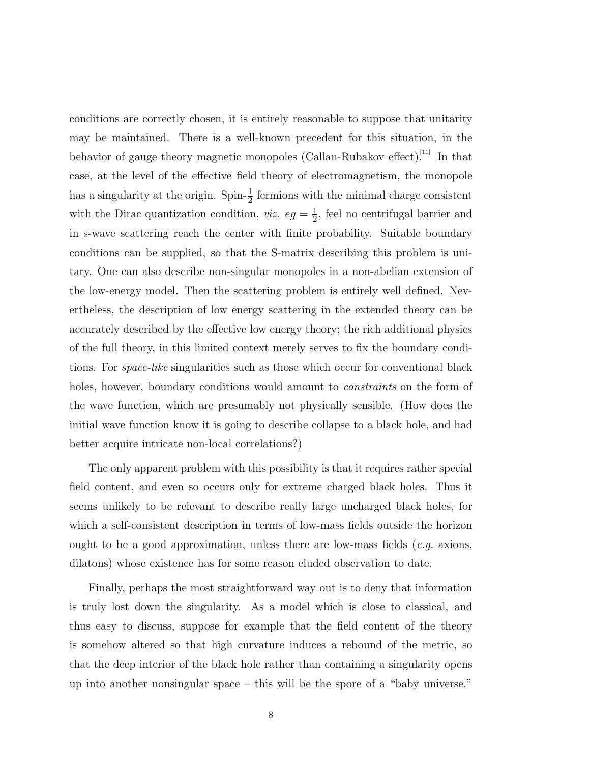conditions are correctly chosen, it is entirely reasonable to suppose that unitarity may be maintained. There is a well-known precedent for this situation, in the behavior of gauge theory magnetic monopoles (Callan-Rubakov effect).[11] In that case, at the level of the effective field theory of electromagnetism, the monopole has a singularity at the origin. Spin-$\frac{1}{2}$ fermions with the minimal charge consistent with the Dirac quantization condition, *viz.* $eg = \frac{1}{2}$, feel no centrifugal barrier and in s-wave scattering reach the center with finite probability. Suitable boundary conditions can be supplied, so that the S-matrix describing this problem is unitary. One can also describe non-singular monopoles in a non-abelian extension of the low-energy model. Then the scattering problem is entirely well defined. Nevertheless, the description of low energy scattering in the extended theory can be accurately described by the effective low energy theory; the rich additional physics of the full theory, in this limited context merely serves to fix the boundary conditions. For *space-like* singularities such as those which occur for conventional black holes, however, boundary conditions would amount to *constraints* on the form of the wave function, which are presumably not physically sensible. (How does the initial wave function know it is going to describe collapse to a black hole, and had better acquire intricate non-local correlations?)

The only apparent problem with this possibility is that it requires rather special field content, and even so occurs only for extreme charged black holes. Thus it seems unlikely to be relevant to describe really large uncharged black holes, for which a self-consistent description in terms of low-mass fields outside the horizon ought to be a good approximation, unless there are low-mass fields (*e.g.* axions, dilatons) whose existence has for some reason eluded observation to date.

Finally, perhaps the most straightforward way out is to deny that information is truly lost down the singularity. As a model which is close to classical, and thus easy to discuss, suppose for example that the field content of the theory is somehow altered so that high curvature induces a rebound of the metric, so that the deep interior of the black hole rather than containing a singularity opens up into another nonsingular space – this will be the spore of a "baby universe."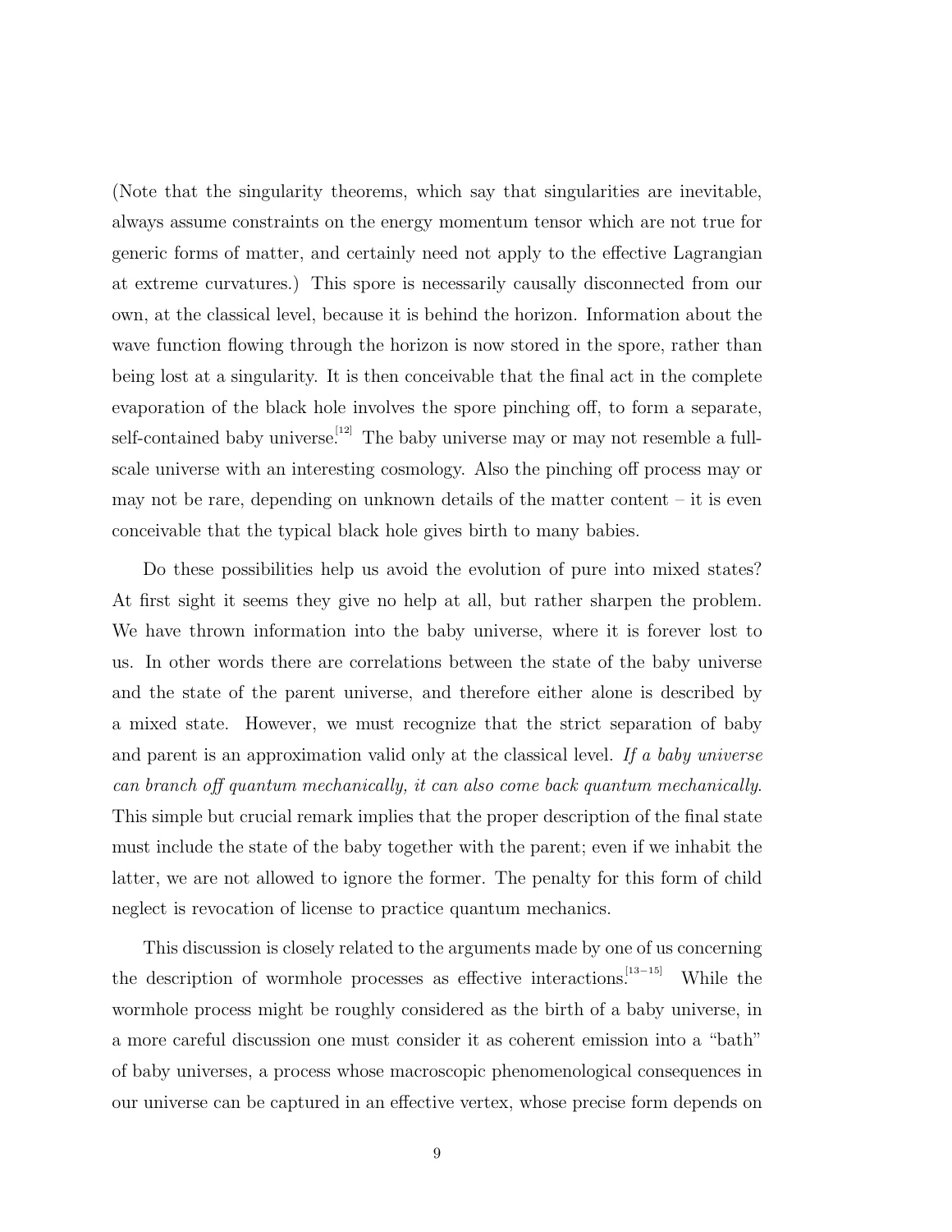(Note that the singularity theorems, which say that singularities are inevitable, always assume constraints on the energy momentum tensor which are not true for generic forms of matter, and certainly need not apply to the effective Lagrangian at extreme curvatures.) This spore is necessarily causally disconnected from our own, at the classical level, because it is behind the horizon. Information about the wave function flowing through the horizon is now stored in the spore, rather than being lost at a singularity. It is then conceivable that the final act in the complete evaporation of the black hole involves the spore pinching off, to form a separate, self-contained baby universe.[12] The baby universe may or may not resemble a full-scale universe with an interesting cosmology. Also the pinching off process may or may not be rare, depending on unknown details of the matter content – it is even conceivable that the typical black hole gives birth to many babies.

Do these possibilities help us avoid the evolution of pure into mixed states? At first sight it seems they give no help at all, but rather sharpen the problem. We have thrown information into the baby universe, where it is forever lost to us. In other words there are correlations between the state of the baby universe and the state of the parent universe, and therefore either alone is described by a mixed state. However, we must recognize that the strict separation of baby and parent is an approximation valid only at the classical level. *If a baby universe can branch off quantum mechanically, it can also come back quantum mechanically.* This simple but crucial remark implies that the proper description of the final state must include the state of the baby together with the parent; even if we inhabit the latter, we are not allowed to ignore the former. The penalty for this form of child neglect is revocation of license to practice quantum mechanics.

This discussion is closely related to the arguments made by one of us concerning the description of wormhole processes as effective interactions.[13−15] While the wormhole process might be roughly considered as the birth of a baby universe, in a more careful discussion one must consider it as coherent emission into a "bath" of baby universes, a process whose macroscopic phenomenological consequences in our universe can be captured in an effective vertex, whose precise form depends on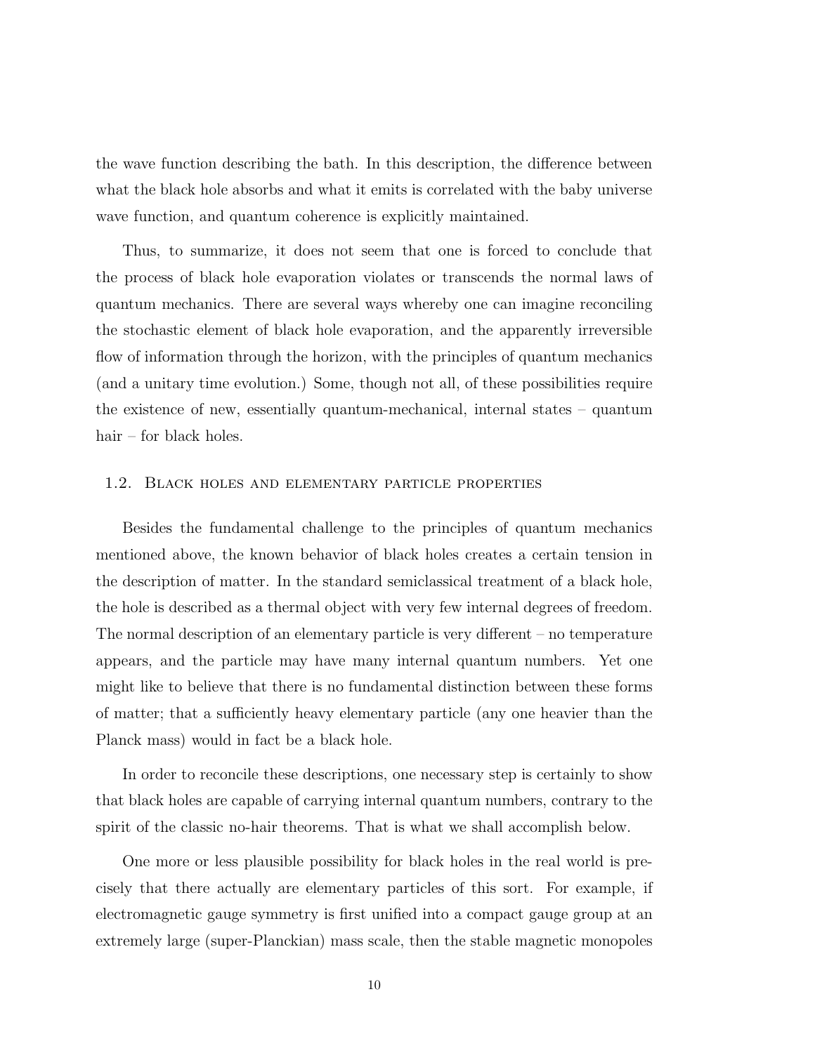the wave function describing the bath. In this description, the difference between what the black hole absorbs and what it emits is correlated with the baby universe wave function, and quantum coherence is explicitly maintained.

Thus, to summarize, it does not seem that one is forced to conclude that the process of black hole evaporation violates or transcends the normal laws of quantum mechanics. There are several ways whereby one can imagine reconciling the stochastic element of black hole evaporation, and the apparently irreversible flow of information through the horizon, with the principles of quantum mechanics (and a unitary time evolution.) Some, though not all, of these possibilities require the existence of new, essentially quantum-mechanical, internal states – quantum hair – for black holes.

## 1.2. Black holes and elementary particle properties

Besides the fundamental challenge to the principles of quantum mechanics mentioned above, the known behavior of black holes creates a certain tension in the description of matter. In the standard semiclassical treatment of a black hole, the hole is described as a thermal object with very few internal degrees of freedom. The normal description of an elementary particle is very different – no temperature appears, and the particle may have many internal quantum numbers. Yet one might like to believe that there is no fundamental distinction between these forms of matter; that a sufficiently heavy elementary particle (any one heavier than the Planck mass) would in fact be a black hole.

In order to reconcile these descriptions, one necessary step is certainly to show that black holes are capable of carrying internal quantum numbers, contrary to the spirit of the classic no-hair theorems. That is what we shall accomplish below.

One more or less plausible possibility for black holes in the real world is precisely that there actually are elementary particles of this sort. For example, if electromagnetic gauge symmetry is first unified into a compact gauge group at an extremely large (super-Planckian) mass scale, then the stable magnetic monopoles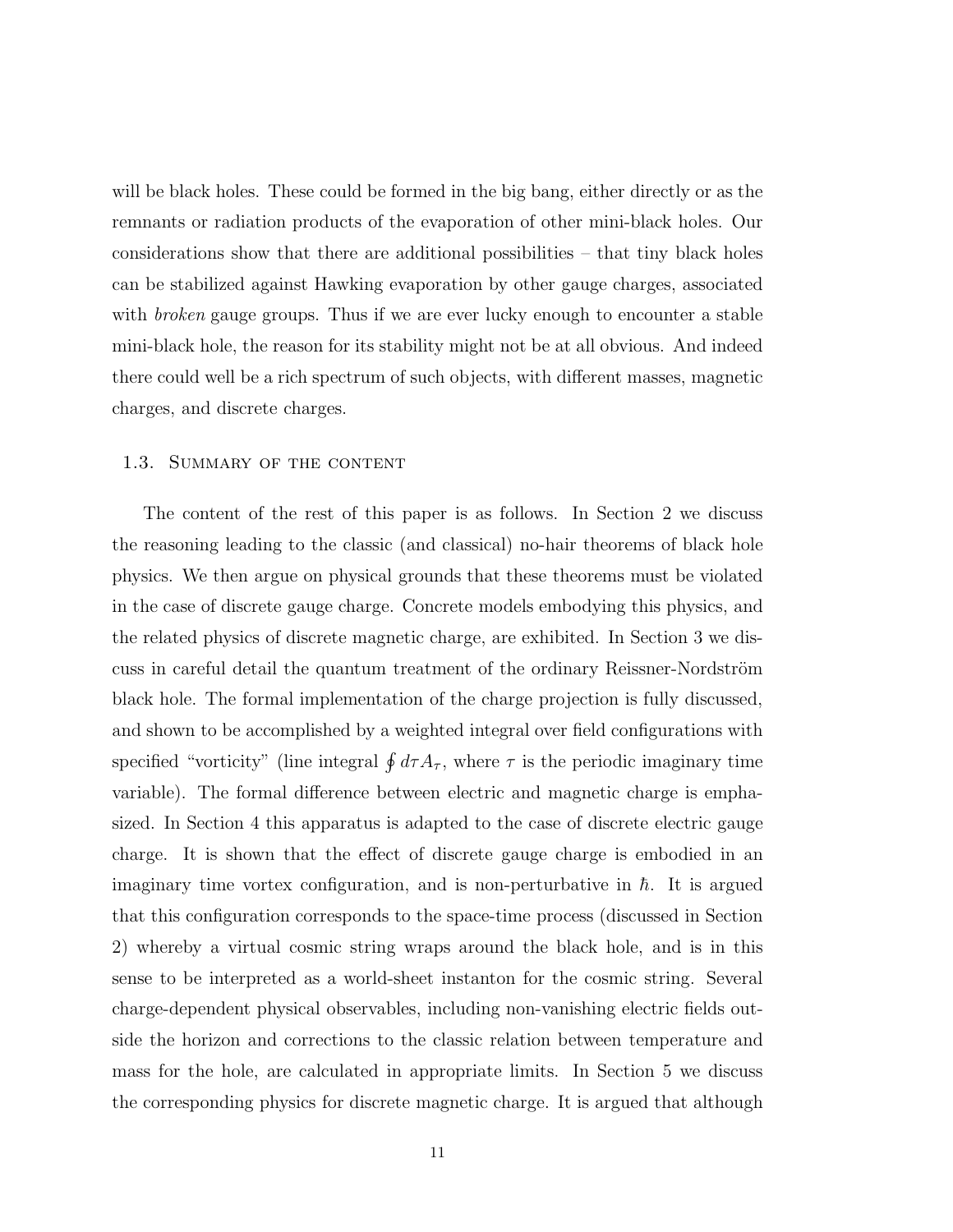will be black holes. These could be formed in the big bang, either directly or as the remnants or radiation products of the evaporation of other mini-black holes. Our considerations show that there are additional possibilities – that tiny black holes can be stabilized against Hawking evaporation by other gauge charges, associated with *broken* gauge groups. Thus if we are ever lucky enough to encounter a stable mini-black hole, the reason for its stability might not be at all obvious. And indeed there could well be a rich spectrum of such objects, with different masses, magnetic charges, and discrete charges.

### 1.3. Summary of the content

The content of the rest of this paper is as follows. In Section 2 we discuss the reasoning leading to the classic (and classical) no-hair theorems of black hole physics. We then argue on physical grounds that these theorems must be violated in the case of discrete gauge charge. Concrete models embodying this physics, and the related physics of discrete magnetic charge, are exhibited. In Section 3 we discuss in careful detail the quantum treatment of the ordinary Reissner-Nordström black hole. The formal implementation of the charge projection is fully discussed, and shown to be accomplished by a weighted integral over field configurations with specified "vorticity" (line integral $\oint d\tau A_\tau$, where $\tau$ is the periodic imaginary time variable). The formal difference between electric and magnetic charge is emphasized. In Section 4 this apparatus is adapted to the case of discrete electric gauge charge. It is shown that the effect of discrete gauge charge is embodied in an imaginary time vortex configuration, and is non-perturbative in $\hbar$. It is argued that this configuration corresponds to the space-time process (discussed in Section 2) whereby a virtual cosmic string wraps around the black hole, and is in this sense to be interpreted as a world-sheet instanton for the cosmic string. Several charge-dependent physical observables, including non-vanishing electric fields outside the horizon and corrections to the classic relation between temperature and mass for the hole, are calculated in appropriate limits. In Section 5 we discuss the corresponding physics for discrete magnetic charge. It is argued that although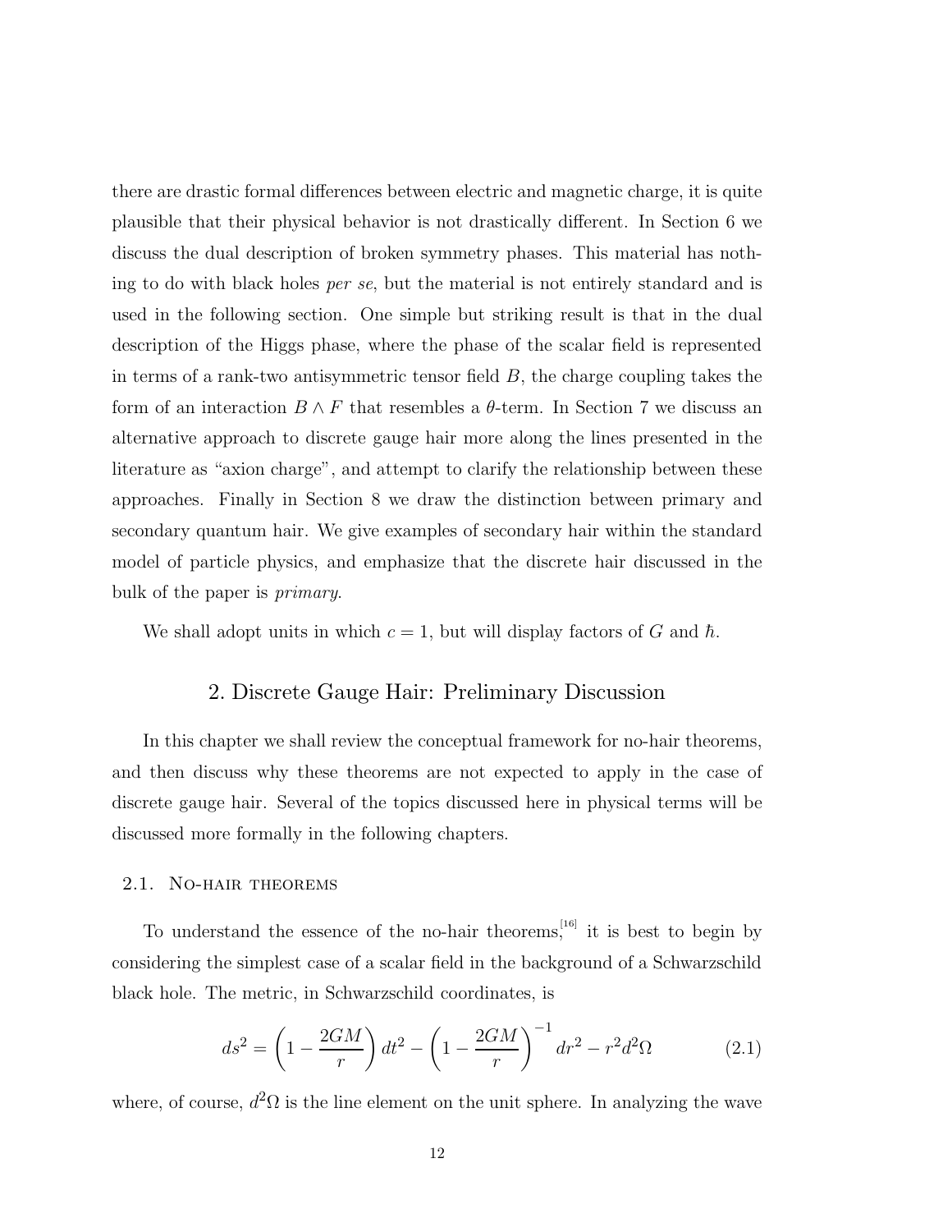there are drastic formal differences between electric and magnetic charge, it is quite plausible that their physical behavior is not drastically different. In Section 6 we discuss the dual description of broken symmetry phases. This material has nothing to do with black holes *per se*, but the material is not entirely standard and is used in the following section. One simple but striking result is that in the dual description of the Higgs phase, where the phase of the scalar field is represented in terms of a rank-two antisymmetric tensor field $B$, the charge coupling takes the form of an interaction $B \wedge F$ that resembles a $\theta$-term. In Section 7 we discuss an alternative approach to discrete gauge hair more along the lines presented in the literature as "axion charge", and attempt to clarify the relationship between these approaches. Finally in Section 8 we draw the distinction between primary and secondary quantum hair. We give examples of secondary hair within the standard model of particle physics, and emphasize that the discrete hair discussed in the bulk of the paper is *primary.*

We shall adopt units in which $c = 1$, but will display factors of $G$ and $\hbar$.

## 2. Discrete Gauge Hair: Preliminary Discussion

In this chapter we shall review the conceptual framework for no-hair theorems, and then discuss why these theorems are not expected to apply in the case of discrete gauge hair. Several of the topics discussed here in physical terms will be discussed more formally in the following chapters.

### 2.1. No-hair theorems

To understand the essence of the no-hair theorems,[16] it is best to begin by considering the simplest case of a scalar field in the background of a Schwarzschild black hole. The metric, in Schwarzschild coordinates, is

$$ds^2 = \left(1 - \frac{2GM}{r}\right) dt^2 - \left(1 - \frac{2GM}{r}\right)^{-1} dr^2 - r^2 d^2\Omega \tag{2.1}$$

where, of course, $d^2\Omega$ is the line element on the unit sphere. In analyzing the wave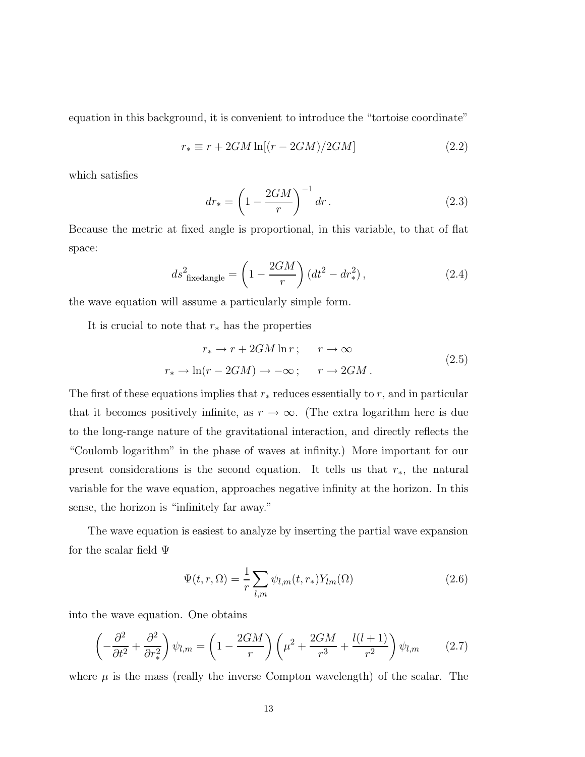equation in this background, it is convenient to introduce the "tortoise coordinate"

$$
r_* \equiv r + 2GM \ln[(r - 2GM)/2GM] \tag{2.2}
$$

which satisfies

$$
dr_* = \left(1 - \frac{2GM}{r}\right)^{-1} dr\,. \tag{2.3}
$$

Because the metric at fixed angle is proportional, in this variable, to that of flat space:

$$
ds^2_{\text{fixedangle}} = \left(1 - \frac{2GM}{r}\right)(dt^2 - dr_*^2)\,, \tag{2.4}
$$

the wave equation will assume a particularly simple form.

It is crucial to note that $r_*$ has the properties

$$
\begin{aligned}
r_* &\to r + 2GM \ln r\,; \qquad r \to \infty \\
r_* &\to \ln(r - 2GM) \to -\infty\,; \qquad r \to 2GM\,.
\end{aligned} \tag{2.5}
$$

The first of these equations implies that $r_*$ reduces essentially to $r$, and in particular that it becomes positively infinite, as $r \to \infty$. (The extra logarithm here is due to the long-range nature of the gravitational interaction, and directly reflects the "Coulomb logarithm" in the phase of waves at infinity.) More important for our present considerations is the second equation. It tells us that $r_*$, the natural variable for the wave equation, approaches negative infinity at the horizon. In this sense, the horizon is "infinitely far away."

The wave equation is easiest to analyze by inserting the partial wave expansion for the scalar field $\Psi$

$$
\Psi(t, r, \Omega) = \frac{1}{r} \sum_{l,m} \psi_{l,m}(t, r_*) Y_{lm}(\Omega) \tag{2.6}
$$

into the wave equation. One obtains

$$
\left(-\frac{\partial^2}{\partial t^2} + \frac{\partial^2}{\partial r_*^2}\right) \psi_{l,m} = \left(1 - \frac{2GM}{r}\right)\left(\mu^2 + \frac{2GM}{r^3} + \frac{l(l+1)}{r^2}\right) \psi_{l,m} \tag{2.7}
$$

where $\mu$ is the mass (really the inverse Compton wavelength) of the scalar. The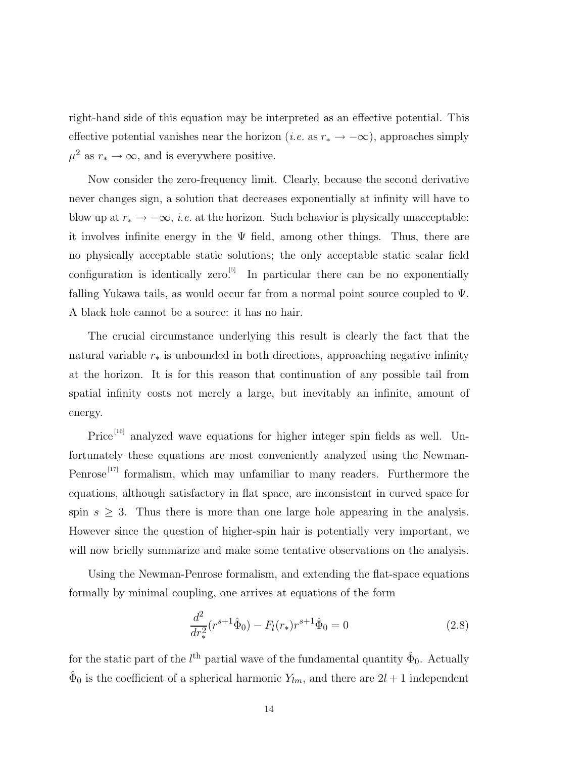right-hand side of this equation may be interpreted as an effective potential. This effective potential vanishes near the horizon (*i.e.* as $r_* \to -\infty$), approaches simply $\mu^2$ as $r_* \to \infty$, and is everywhere positive.

Now consider the zero-frequency limit. Clearly, because the second derivative never changes sign, a solution that decreases exponentially at infinity will have to blow up at $r_* \to -\infty$, *i.e.* at the horizon. Such behavior is physically unacceptable: it involves infinite energy in the $\Psi$ field, among other things. Thus, there are no physically acceptable static solutions; the only acceptable static scalar field configuration is identically zero.[5] In particular there can be no exponentially falling Yukawa tails, as would occur far from a normal point source coupled to $\Psi$. A black hole cannot be a source: it has no hair.

The crucial circumstance underlying this result is clearly the fact that the natural variable $r_*$ is unbounded in both directions, approaching negative infinity at the horizon. It is for this reason that continuation of any possible tail from spatial infinity costs not merely a large, but inevitably an infinite, amount of energy.

Price[16] analyzed wave equations for higher integer spin fields as well. Unfortunately these equations are most conveniently analyzed using the Newman-Penrose[17] formalism, which may unfamiliar to many readers. Furthermore the equations, although satisfactory in flat space, are inconsistent in curved space for spin $s \geq 3$. Thus there is more than one large hole appearing in the analysis. However since the question of higher-spin hair is potentially very important, we will now briefly summarize and make some tentative observations on the analysis.

Using the Newman-Penrose formalism, and extending the flat-space equations formally by minimal coupling, one arrives at equations of the form

$$\frac{d^2}{dr_*^2}(r^{s+1}\hat{\Phi}_0) - F_l(r_*)r^{s+1}\hat{\Phi}_0 = 0 \tag{2.8}$$

for the static part of the $l^{\text{th}}$ partial wave of the fundamental quantity $\hat{\Phi}_0$. Actually $\hat{\Phi}_0$ is the coefficient of a spherical harmonic $Y_{lm}$, and there are $2l+1$ independent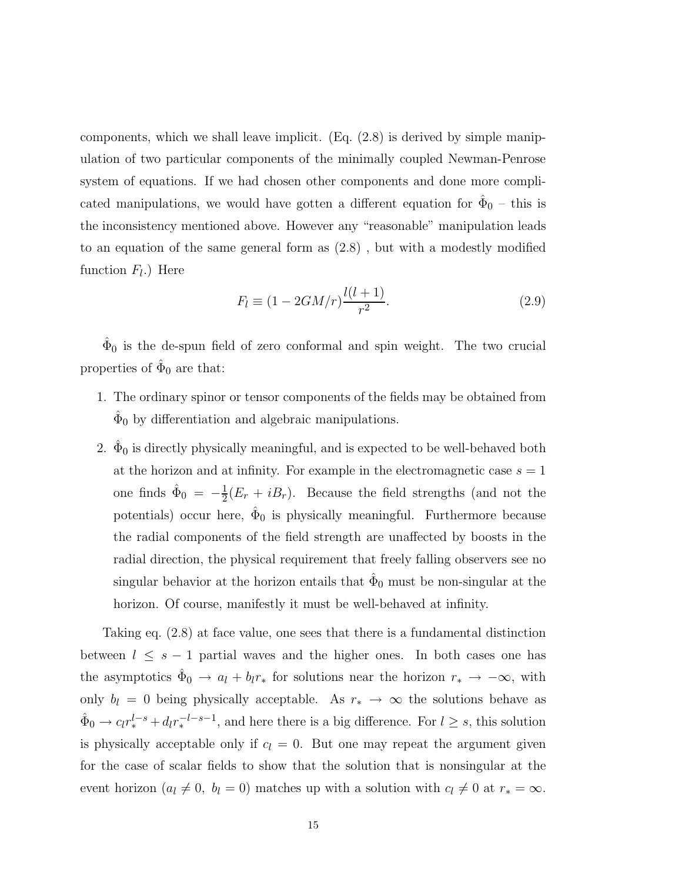components, which we shall leave implicit. (Eq. (2.8) is derived by simple manipulation of two particular components of the minimally coupled Newman-Penrose system of equations. If we had chosen other components and done more complicated manipulations, we would have gotten a different equation for $\hat{\Phi}_0$ – this is the inconsistency mentioned above. However any "reasonable" manipulation leads to an equation of the same general form as (2.8) , but with a modestly modified function $F_l$.) Here

$$F_l \equiv (1 - 2GM/r)\frac{l(l+1)}{r^2}. \tag{2.9}$$

$\hat{\Phi}_0$ is the de-spun field of zero conformal and spin weight. The two crucial properties of $\hat{\Phi}_0$ are that:

1. The ordinary spinor or tensor components of the fields may be obtained from $\hat{\Phi}_0$ by differentiation and algebraic manipulations.
2. $\hat{\Phi}_0$ is directly physically meaningful, and is expected to be well-behaved both at the horizon and at infinity. For example in the electromagnetic case $s = 1$ one finds $\hat{\Phi}_0 = -\frac{1}{2}(E_r + iB_r)$. Because the field strengths (and not the potentials) occur here, $\hat{\Phi}_0$ is physically meaningful. Furthermore because the radial components of the field strength are unaffected by boosts in the radial direction, the physical requirement that freely falling observers see no singular behavior at the horizon entails that $\hat{\Phi}_0$ must be non-singular at the horizon. Of course, manifestly it must be well-behaved at infinity.

Taking eq. (2.8) at face value, one sees that there is a fundamental distinction between $l \leq s - 1$ partial waves and the higher ones. In both cases one has the asymptotics $\hat{\Phi}_0 \to a_l + b_l r_*$ for solutions near the horizon $r_* \to -\infty$, with only $b_l = 0$ being physically acceptable. As $r_* \to \infty$ the solutions behave as $\hat{\Phi}_0 \to c_l r_*^{l-s} + d_l r_*^{-l-s-1}$, and here there is a big difference. For $l \geq s$, this solution is physically acceptable only if $c_l = 0$. But one may repeat the argument given for the case of scalar fields to show that the solution that is nonsingular at the event horizon ($a_l \neq 0,\ b_l = 0$) matches up with a solution with $c_l \neq 0$ at $r_* = \infty$.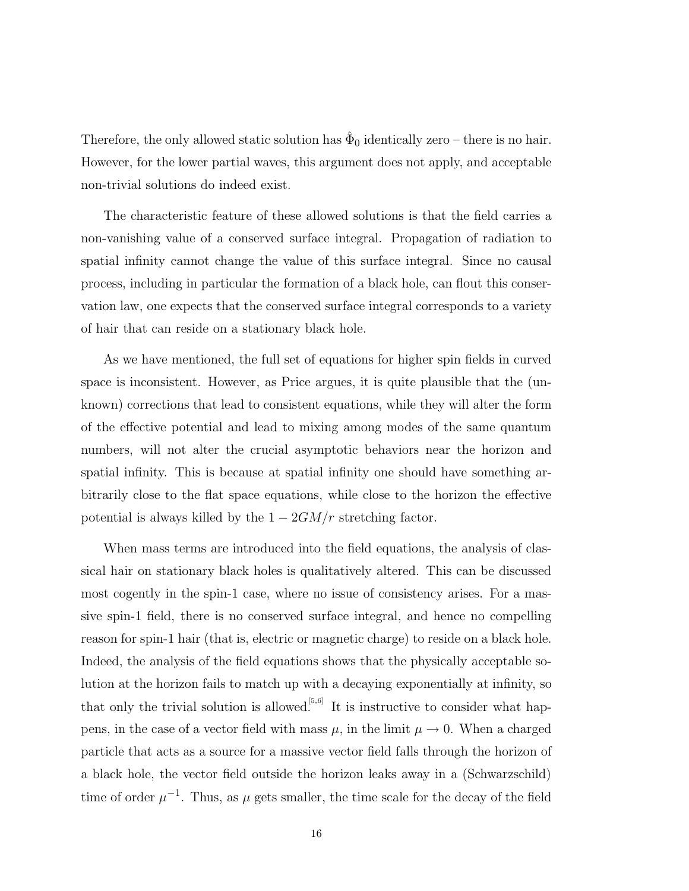Therefore, the only allowed static solution has $\hat{\Phi}_0$ identically zero – there is no hair. However, for the lower partial waves, this argument does not apply, and acceptable non-trivial solutions do indeed exist.

The characteristic feature of these allowed solutions is that the field carries a non-vanishing value of a conserved surface integral. Propagation of radiation to spatial infinity cannot change the value of this surface integral. Since no causal process, including in particular the formation of a black hole, can flout this conservation law, one expects that the conserved surface integral corresponds to a variety of hair that can reside on a stationary black hole.

As we have mentioned, the full set of equations for higher spin fields in curved space is inconsistent. However, as Price argues, it is quite plausible that the (unknown) corrections that lead to consistent equations, while they will alter the form of the effective potential and lead to mixing among modes of the same quantum numbers, will not alter the crucial asymptotic behaviors near the horizon and spatial infinity. This is because at spatial infinity one should have something arbitrarily close to the flat space equations, while close to the horizon the effective potential is always killed by the $1 - 2GM/r$ stretching factor.

When mass terms are introduced into the field equations, the analysis of classical hair on stationary black holes is qualitatively altered. This can be discussed most cogently in the spin-1 case, where no issue of consistency arises. For a massive spin-1 field, there is no conserved surface integral, and hence no compelling reason for spin-1 hair (that is, electric or magnetic charge) to reside on a black hole. Indeed, the analysis of the field equations shows that the physically acceptable solution at the horizon fails to match up with a decaying exponentially at infinity, so that only the trivial solution is allowed.[5,6] It is instructive to consider what happens, in the case of a vector field with mass $\mu$, in the limit $\mu \to 0$. When a charged particle that acts as a source for a massive vector field falls through the horizon of a black hole, the vector field outside the horizon leaks away in a (Schwarzschild) time of order $\mu^{-1}$. Thus, as $\mu$ gets smaller, the time scale for the decay of the field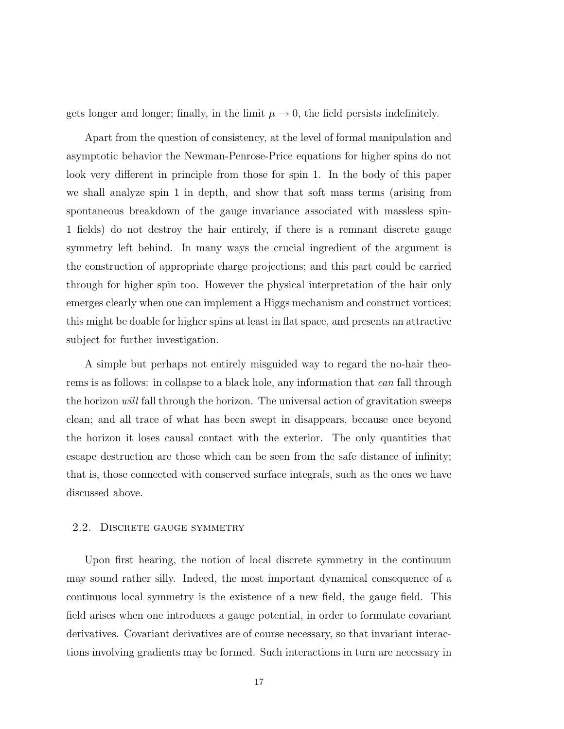gets longer and longer; finally, in the limit $\mu \to 0$, the field persists indefinitely.

Apart from the question of consistency, at the level of formal manipulation and asymptotic behavior the Newman-Penrose-Price equations for higher spins do not look very different in principle from those for spin 1. In the body of this paper we shall analyze spin 1 in depth, and show that soft mass terms (arising from spontaneous breakdown of the gauge invariance associated with massless spin-1 fields) do not destroy the hair entirely, if there is a remnant discrete gauge symmetry left behind. In many ways the crucial ingredient of the argument is the construction of appropriate charge projections; and this part could be carried through for higher spin too. However the physical interpretation of the hair only emerges clearly when one can implement a Higgs mechanism and construct vortices; this might be doable for higher spins at least in flat space, and presents an attractive subject for further investigation.

A simple but perhaps not entirely misguided way to regard the no-hair theorems is as follows: in collapse to a black hole, any information that *can* fall through the horizon *will* fall through the horizon. The universal action of gravitation sweeps clean; and all trace of what has been swept in disappears, because once beyond the horizon it loses causal contact with the exterior. The only quantities that escape destruction are those which can be seen from the safe distance of infinity; that is, those connected with conserved surface integrals, such as the ones we have discussed above.

### 2.2. Discrete gauge symmetry

Upon first hearing, the notion of local discrete symmetry in the continuum may sound rather silly. Indeed, the most important dynamical consequence of a continuous local symmetry is the existence of a new field, the gauge field. This field arises when one introduces a gauge potential, in order to formulate covariant derivatives. Covariant derivatives are of course necessary, so that invariant interactions involving gradients may be formed. Such interactions in turn are necessary in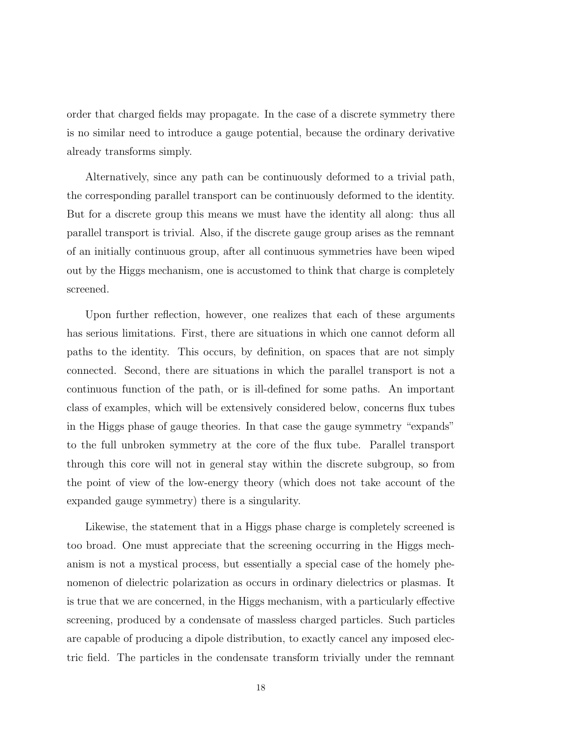order that charged fields may propagate. In the case of a discrete symmetry there is no similar need to introduce a gauge potential, because the ordinary derivative already transforms simply.

Alternatively, since any path can be continuously deformed to a trivial path, the corresponding parallel transport can be continuously deformed to the identity. But for a discrete group this means we must have the identity all along: thus all parallel transport is trivial. Also, if the discrete gauge group arises as the remnant of an initially continuous group, after all continuous symmetries have been wiped out by the Higgs mechanism, one is accustomed to think that charge is completely screened.

Upon further reflection, however, one realizes that each of these arguments has serious limitations. First, there are situations in which one cannot deform all paths to the identity. This occurs, by definition, on spaces that are not simply connected. Second, there are situations in which the parallel transport is not a continuous function of the path, or is ill-defined for some paths. An important class of examples, which will be extensively considered below, concerns flux tubes in the Higgs phase of gauge theories. In that case the gauge symmetry "expands" to the full unbroken symmetry at the core of the flux tube. Parallel transport through this core will not in general stay within the discrete subgroup, so from the point of view of the low-energy theory (which does not take account of the expanded gauge symmetry) there is a singularity.

Likewise, the statement that in a Higgs phase charge is completely screened is too broad. One must appreciate that the screening occurring in the Higgs mechanism is not a mystical process, but essentially a special case of the homely phenomenon of dielectric polarization as occurs in ordinary dielectrics or plasmas. It is true that we are concerned, in the Higgs mechanism, with a particularly effective screening, produced by a condensate of massless charged particles. Such particles are capable of producing a dipole distribution, to exactly cancel any imposed electric field. The particles in the condensate transform trivially under the remnant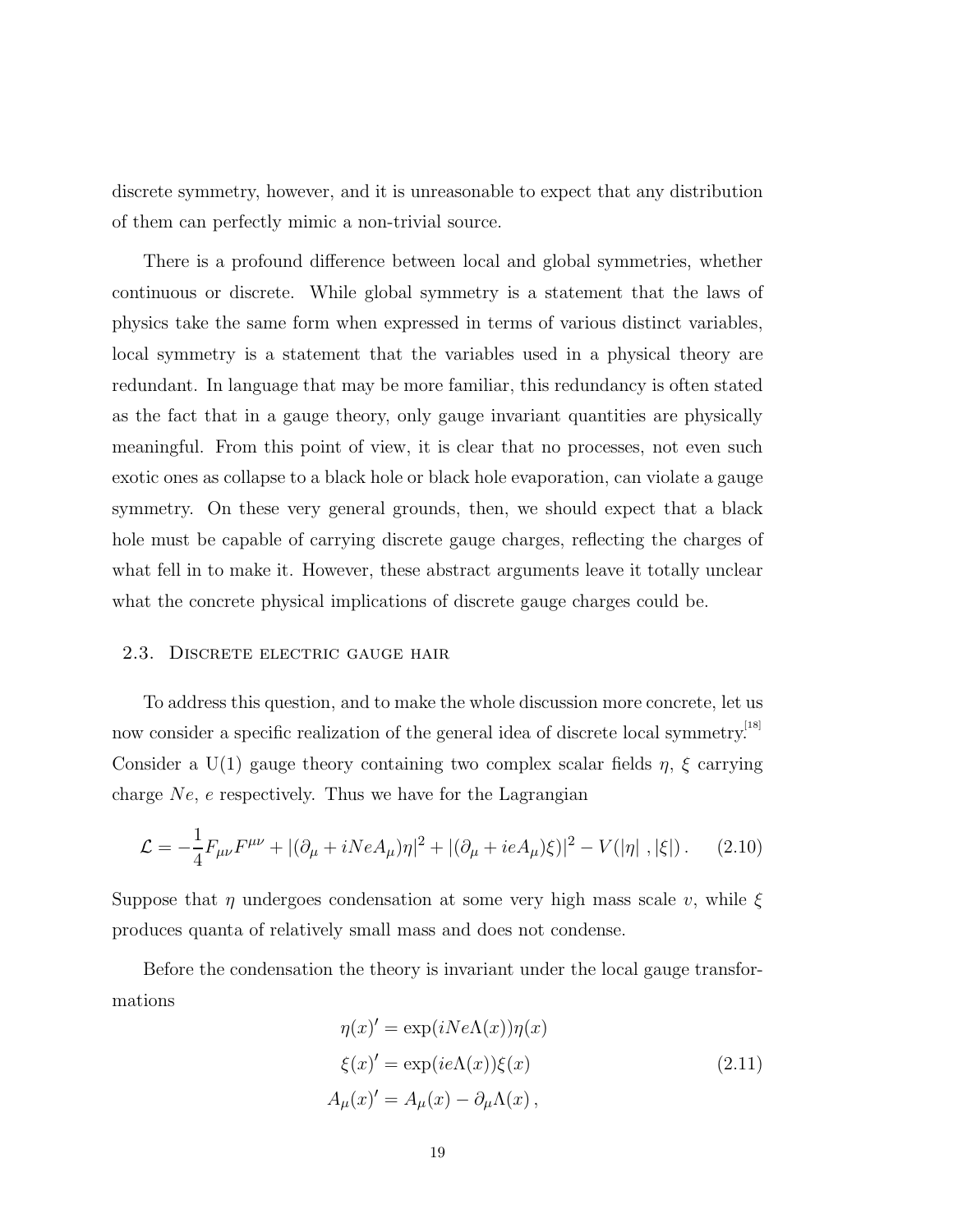discrete symmetry, however, and it is unreasonable to expect that any distribution of them can perfectly mimic a non-trivial source.

There is a profound difference between local and global symmetries, whether continuous or discrete. While global symmetry is a statement that the laws of physics take the same form when expressed in terms of various distinct variables, local symmetry is a statement that the variables used in a physical theory are redundant. In language that may be more familiar, this redundancy is often stated as the fact that in a gauge theory, only gauge invariant quantities are physically meaningful. From this point of view, it is clear that no processes, not even such exotic ones as collapse to a black hole or black hole evaporation, can violate a gauge symmetry. On these very general grounds, then, we should expect that a black hole must be capable of carrying discrete gauge charges, reflecting the charges of what fell in to make it. However, these abstract arguments leave it totally unclear what the concrete physical implications of discrete gauge charges could be.

## 2.3. Discrete electric gauge hair

To address this question, and to make the whole discussion more concrete, let us now consider a specific realization of the general idea of discrete local symmetry.[18] Consider a U(1) gauge theory containing two complex scalar fields $\eta$, $\xi$ carrying charge $Ne$, $e$ respectively. Thus we have for the Lagrangian

$$\mathcal{L} = -\frac{1}{4}F_{\mu\nu}F^{\mu\nu} + |(\partial_\mu + iNeA_\mu)\eta|^2 + |(\partial_\mu + ieA_\mu)\xi)|^2 - V(|\eta|\ ,|\xi|)\,. \qquad (2.10)$$

Suppose that $\eta$ undergoes condensation at some very high mass scale $v$, while $\xi$ produces quanta of relatively small mass and does not condense.

Before the condensation the theory is invariant under the local gauge transformations

$$\begin{aligned}
\eta(x)' &= \exp(iNe\Lambda(x))\eta(x) \\
\xi(x)' &= \exp(ie\Lambda(x))\xi(x) \\
A_\mu(x)' &= A_\mu(x) - \partial_\mu\Lambda(x)\,,
\end{aligned} \qquad (2.11)$$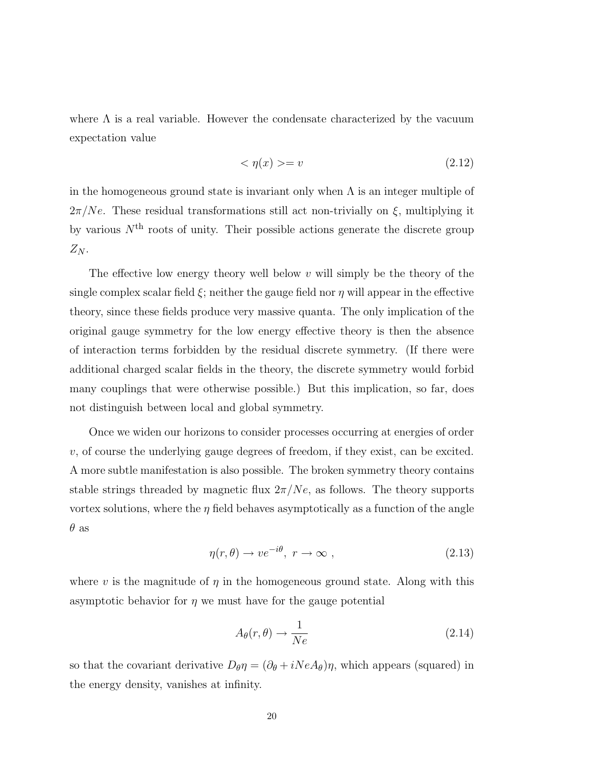where $\Lambda$ is a real variable. However the condensate characterized by the vacuum expectation value

$$< \eta(x) >= v \tag{2.12}$$

in the homogeneous ground state is invariant only when $\Lambda$ is an integer multiple of $2\pi/Ne$. These residual transformations still act non-trivially on $\xi$, multiplying it by various $N^{\text{th}}$ roots of unity. Their possible actions generate the discrete group $Z_N$.

The effective low energy theory well below $v$ will simply be the theory of the single complex scalar field $\xi$; neither the gauge field nor $\eta$ will appear in the effective theory, since these fields produce very massive quanta. The only implication of the original gauge symmetry for the low energy effective theory is then the absence of interaction terms forbidden by the residual discrete symmetry. (If there were additional charged scalar fields in the theory, the discrete symmetry would forbid many couplings that were otherwise possible.) But this implication, so far, does not distinguish between local and global symmetry.

Once we widen our horizons to consider processes occurring at energies of order $v$, of course the underlying gauge degrees of freedom, if they exist, can be excited. A more subtle manifestation is also possible. The broken symmetry theory contains stable strings threaded by magnetic flux $2\pi/Ne$, as follows. The theory supports vortex solutions, where the $\eta$ field behaves asymptotically as a function of the angle $\theta$ as

$$\eta(r,\theta) \to ve^{-i\theta}, \ r \to \infty \ , \tag{2.13}$$

where $v$ is the magnitude of $\eta$ in the homogeneous ground state. Along with this asymptotic behavior for $\eta$ we must have for the gauge potential

$$A_\theta(r,\theta) \to \frac{1}{Ne} \tag{2.14}$$

so that the covariant derivative $D_\theta \eta = (\partial_\theta + iNeA_\theta)\eta$, which appears (squared) in the energy density, vanishes at infinity.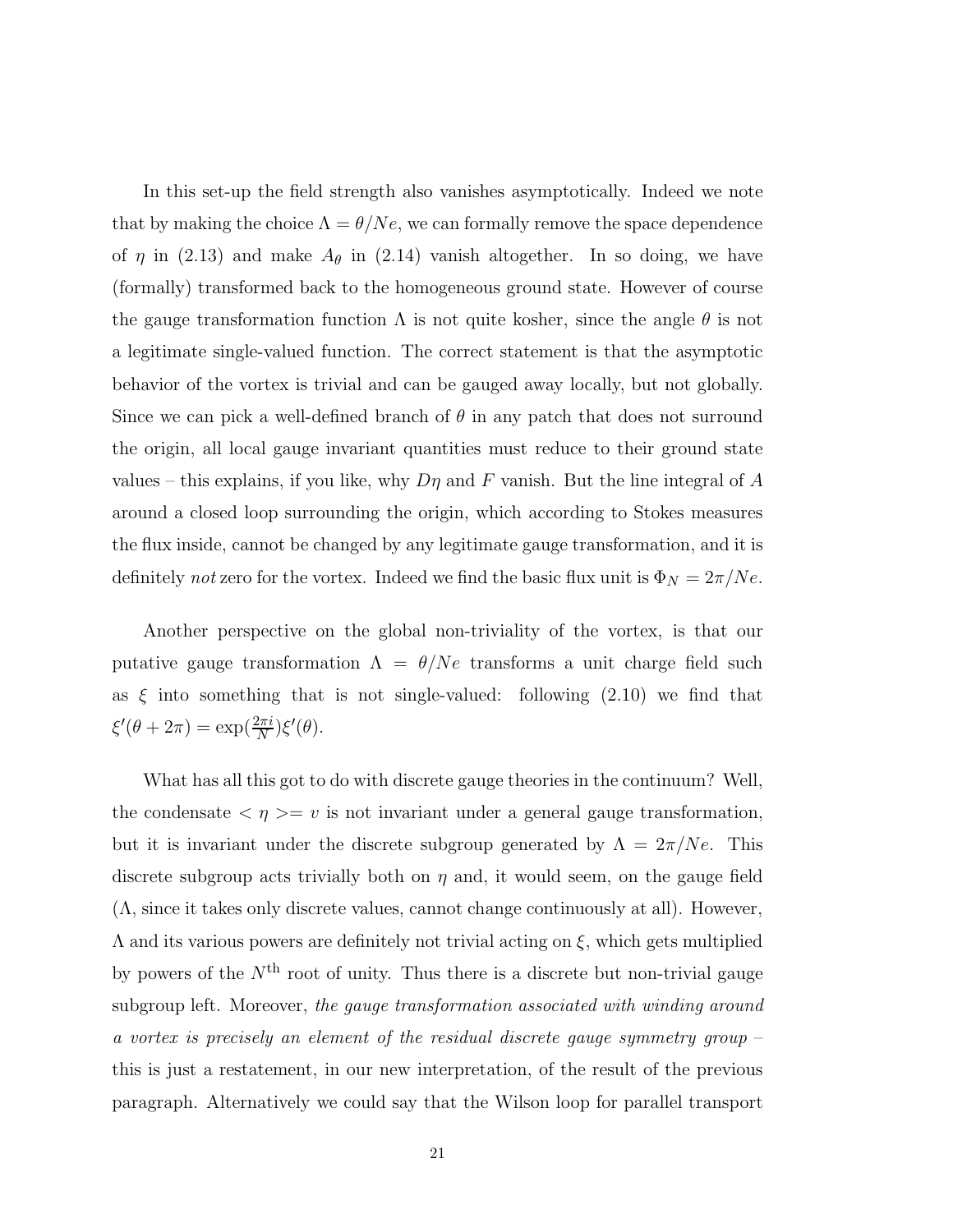In this set-up the field strength also vanishes asymptotically. Indeed we note that by making the choice $\Lambda = \theta/Ne$, we can formally remove the space dependence of $\eta$ in (2.13) and make $A_\theta$ in (2.14) vanish altogether. In so doing, we have (formally) transformed back to the homogeneous ground state. However of course the gauge transformation function $\Lambda$ is not quite kosher, since the angle $\theta$ is not a legitimate single-valued function. The correct statement is that the asymptotic behavior of the vortex is trivial and can be gauged away locally, but not globally. Since we can pick a well-defined branch of $\theta$ in any patch that does not surround the origin, all local gauge invariant quantities must reduce to their ground state values – this explains, if you like, why $D\eta$ and $F$ vanish. But the line integral of $A$ around a closed loop surrounding the origin, which according to Stokes measures the flux inside, cannot be changed by any legitimate gauge transformation, and it is definitely *not* zero for the vortex. Indeed we find the basic flux unit is $\Phi_N = 2\pi/Ne$.

Another perspective on the global non-triviality of the vortex, is that our putative gauge transformation $\Lambda = \theta/Ne$ transforms a unit charge field such as $\xi$ into something that is not single-valued: following (2.10) we find that $\xi'(\theta + 2\pi) = \exp(\frac{2\pi i}{N})\xi'(\theta)$.

What has all this got to do with discrete gauge theories in the continuum? Well, the condensate $<\eta>= v$ is not invariant under a general gauge transformation, but it is invariant under the discrete subgroup generated by $\Lambda = 2\pi/Ne$. This discrete subgroup acts trivially both on $\eta$ and, it would seem, on the gauge field ($\Lambda$, since it takes only discrete values, cannot change continuously at all). However, $\Lambda$ and its various powers are definitely not trivial acting on $\xi$, which gets multiplied by powers of the $N^{\text{th}}$ root of unity. Thus there is a discrete but non-trivial gauge subgroup left. Moreover, *the gauge transformation associated with winding around a vortex is precisely an element of the residual discrete gauge symmetry group* – this is just a restatement, in our new interpretation, of the result of the previous paragraph. Alternatively we could say that the Wilson loop for parallel transport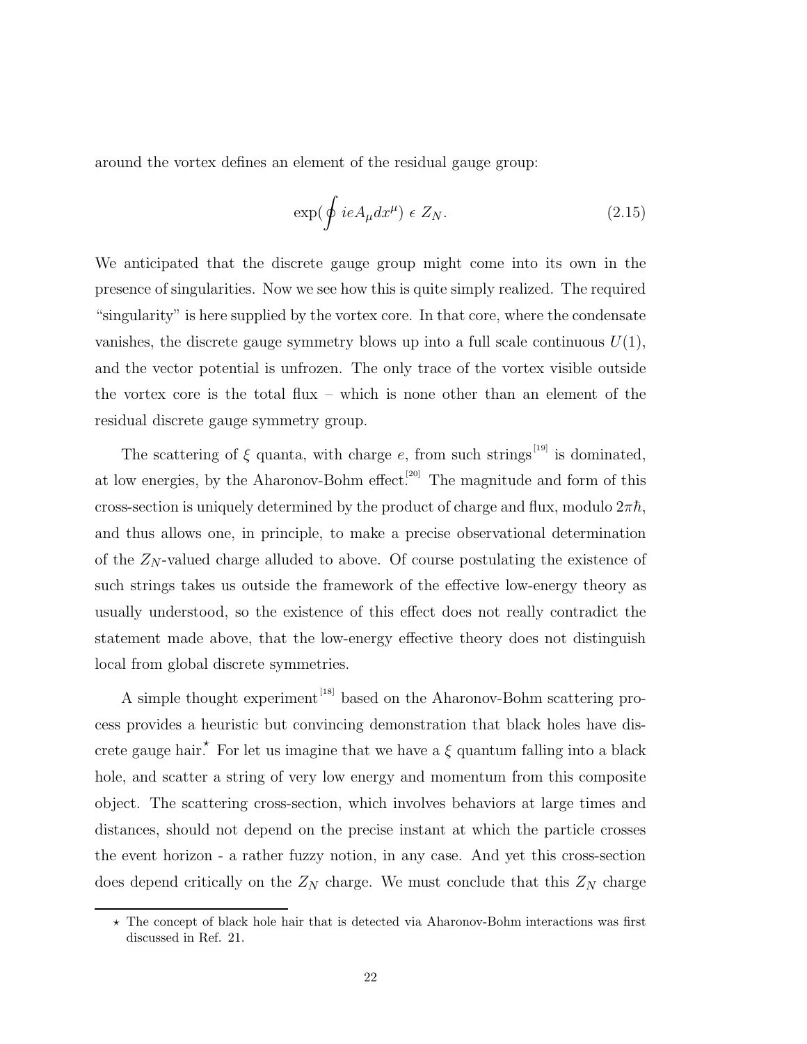around the vortex defines an element of the residual gauge group:

$$\exp(\oint ieA_\mu dx^\mu) \,\epsilon\, Z_N. \tag{2.15}$$

We anticipated that the discrete gauge group might come into its own in the presence of singularities. Now we see how this is quite simply realized. The required "singularity" is here supplied by the vortex core. In that core, where the condensate vanishes, the discrete gauge symmetry blows up into a full scale continuous $U(1)$, and the vector potential is unfrozen. The only trace of the vortex visible outside the vortex core is the total flux – which is none other than an element of the residual discrete gauge symmetry group.

The scattering of $\xi$ quanta, with charge $e$, from such strings[19] is dominated, at low energies, by the Aharonov-Bohm effect.[20] The magnitude and form of this cross-section is uniquely determined by the product of charge and flux, modulo $2\pi\hbar$, and thus allows one, in principle, to make a precise observational determination of the $Z_N$-valued charge alluded to above. Of course postulating the existence of such strings takes us outside the framework of the effective low-energy theory as usually understood, so the existence of this effect does not really contradict the statement made above, that the low-energy effective theory does not distinguish local from global discrete symmetries.

A simple thought experiment[18] based on the Aharonov-Bohm scattering process provides a heuristic but convincing demonstration that black holes have discrete gauge hair.⋆ For let us imagine that we have a $\xi$ quantum falling into a black hole, and scatter a string of very low energy and momentum from this composite object. The scattering cross-section, which involves behaviors at large times and distances, should not depend on the precise instant at which the particle crosses the event horizon - a rather fuzzy notion, in any case. And yet this cross-section does depend critically on the $Z_N$ charge. We must conclude that this $Z_N$ charge

⋆ The concept of black hole hair that is detected via Aharonov-Bohm interactions was first discussed in Ref. 21.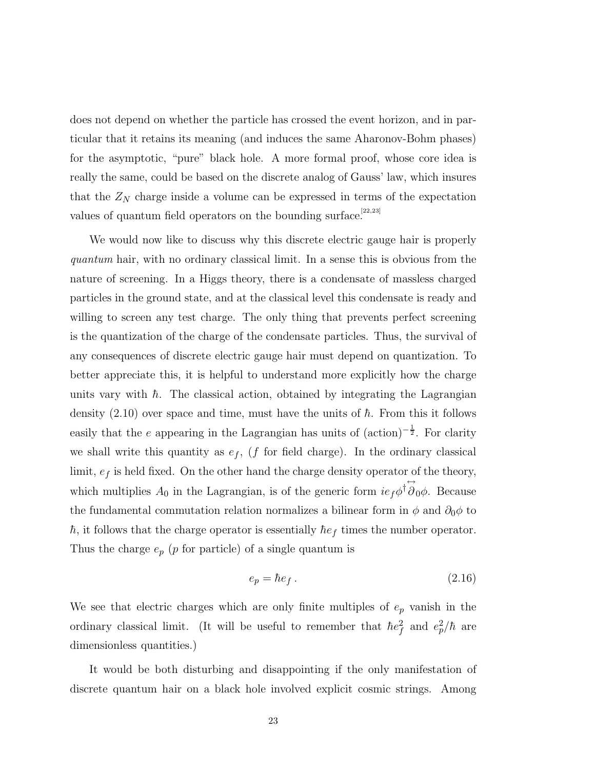does not depend on whether the particle has crossed the event horizon, and in particular that it retains its meaning (and induces the same Aharonov-Bohm phases) for the asymptotic, "pure" black hole. A more formal proof, whose core idea is really the same, could be based on the discrete analog of Gauss' law, which insures that the $Z_N$ charge inside a volume can be expressed in terms of the expectation values of quantum field operators on the bounding surface.[22,23]

We would now like to discuss why this discrete electric gauge hair is properly *quantum* hair, with no ordinary classical limit. In a sense this is obvious from the nature of screening. In a Higgs theory, there is a condensate of massless charged particles in the ground state, and at the classical level this condensate is ready and willing to screen any test charge. The only thing that prevents perfect screening is the quantization of the charge of the condensate particles. Thus, the survival of any consequences of discrete electric gauge hair must depend on quantization. To better appreciate this, it is helpful to understand more explicitly how the charge units vary with $\hbar$. The classical action, obtained by integrating the Lagrangian density (2.10) over space and time, must have the units of $\hbar$. From this it follows easily that the $e$ appearing in the Lagrangian has units of $(\text{action})^{-\frac{1}{2}}$. For clarity we shall write this quantity as $e_f$, ($f$ for field charge). In the ordinary classical limit, $e_f$ is held fixed. On the other hand the charge density operator of the theory, which multiplies $A_0$ in the Lagrangian, is of the generic form $ie_f\phi^\dagger\overleftrightarrow{\partial}_0\phi$. Because the fundamental commutation relation normalizes a bilinear form in $\phi$ and $\partial_0\phi$ to $\hbar$, it follows that the charge operator is essentially $\hbar e_f$ times the number operator. Thus the charge $e_p$ ($p$ for particle) of a single quantum is

$$e_p = \hbar e_f \, . \tag{2.16}$$

We see that electric charges which are only finite multiples of $e_p$ vanish in the ordinary classical limit. (It will be useful to remember that $\hbar e_f^2$ and $e_p^2/\hbar$ are dimensionless quantities.)

It would be both disturbing and disappointing if the only manifestation of discrete quantum hair on a black hole involved explicit cosmic strings. Among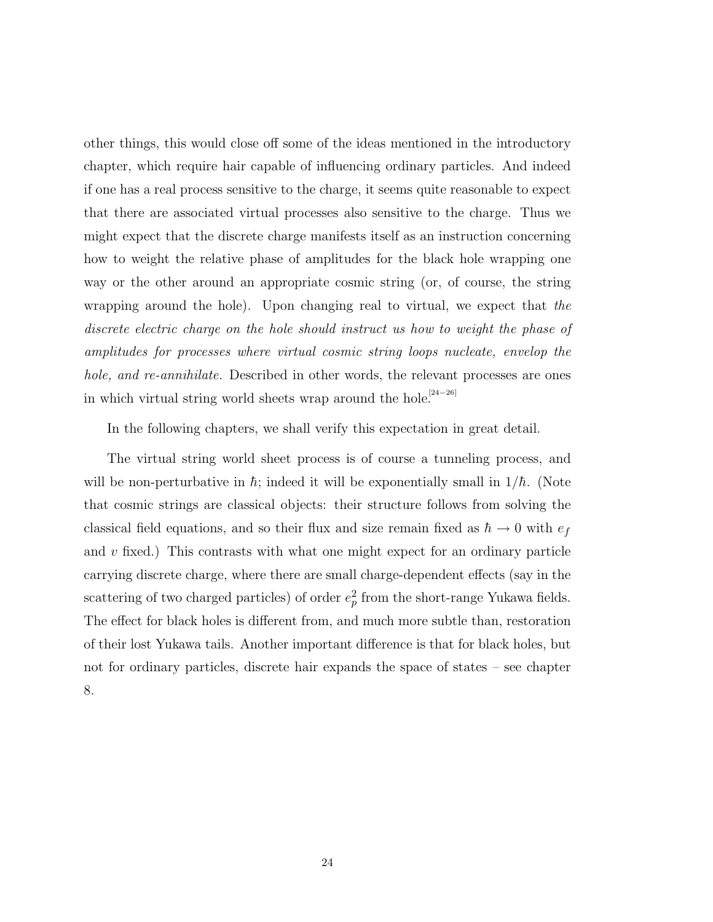other things, this would close off some of the ideas mentioned in the introductory chapter, which require hair capable of influencing ordinary particles. And indeed if one has a real process sensitive to the charge, it seems quite reasonable to expect that there are associated virtual processes also sensitive to the charge. Thus we might expect that the discrete charge manifests itself as an instruction concerning how to weight the relative phase of amplitudes for the black hole wrapping one way or the other around an appropriate cosmic string (or, of course, the string wrapping around the hole). Upon changing real to virtual, we expect that *the discrete electric charge on the hole should instruct us how to weight the phase of amplitudes for processes where virtual cosmic string loops nucleate, envelop the hole, and re-annihilate.* Described in other words, the relevant processes are ones in which virtual string world sheets wrap around the hole.[24–26]

In the following chapters, we shall verify this expectation in great detail.

The virtual string world sheet process is of course a tunneling process, and will be non-perturbative in $\hbar$; indeed it will be exponentially small in $1/\hbar$. (Note that cosmic strings are classical objects: their structure follows from solving the classical field equations, and so their flux and size remain fixed as $\hbar \to 0$ with $e_f$ and $v$ fixed.) This contrasts with what one might expect for an ordinary particle carrying discrete charge, where there are small charge-dependent effects (say in the scattering of two charged particles) of order $e_p^2$ from the short-range Yukawa fields. The effect for black holes is different from, and much more subtle than, restoration of their lost Yukawa tails. Another important difference is that for black holes, but not for ordinary particles, discrete hair expands the space of states – see chapter 8.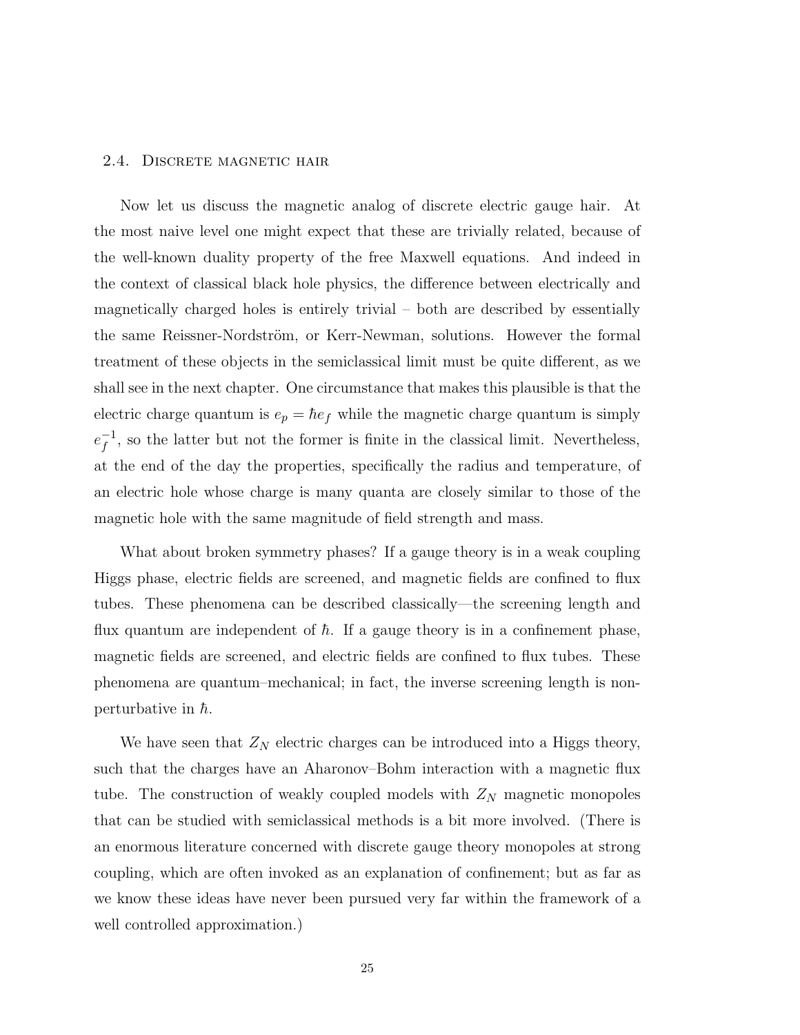### 2.4. Discrete magnetic hair

Now let us discuss the magnetic analog of discrete electric gauge hair. At the most naive level one might expect that these are trivially related, because of the well-known duality property of the free Maxwell equations. And indeed in the context of classical black hole physics, the difference between electrically and magnetically charged holes is entirely trivial – both are described by essentially the same Reissner-Nordström, or Kerr-Newman, solutions. However the formal treatment of these objects in the semiclassical limit must be quite different, as we shall see in the next chapter. One circumstance that makes this plausible is that the electric charge quantum is $e_p = \hbar e_f$ while the magnetic charge quantum is simply $e_f^{-1}$, so the latter but not the former is finite in the classical limit. Nevertheless, at the end of the day the properties, specifically the radius and temperature, of an electric hole whose charge is many quanta are closely similar to those of the magnetic hole with the same magnitude of field strength and mass.

What about broken symmetry phases? If a gauge theory is in a weak coupling Higgs phase, electric fields are screened, and magnetic fields are confined to flux tubes. These phenomena can be described classically—the screening length and flux quantum are independent of $\hbar$. If a gauge theory is in a confinement phase, magnetic fields are screened, and electric fields are confined to flux tubes. These phenomena are quantum–mechanical; in fact, the inverse screening length is non-perturbative in $\hbar$.

We have seen that $Z_N$ electric charges can be introduced into a Higgs theory, such that the charges have an Aharonov–Bohm interaction with a magnetic flux tube. The construction of weakly coupled models with $Z_N$ magnetic monopoles that can be studied with semiclassical methods is a bit more involved. (There is an enormous literature concerned with discrete gauge theory monopoles at strong coupling, which are often invoked as an explanation of confinement; but as far as we know these ideas have never been pursued very far within the framework of a well controlled approximation.)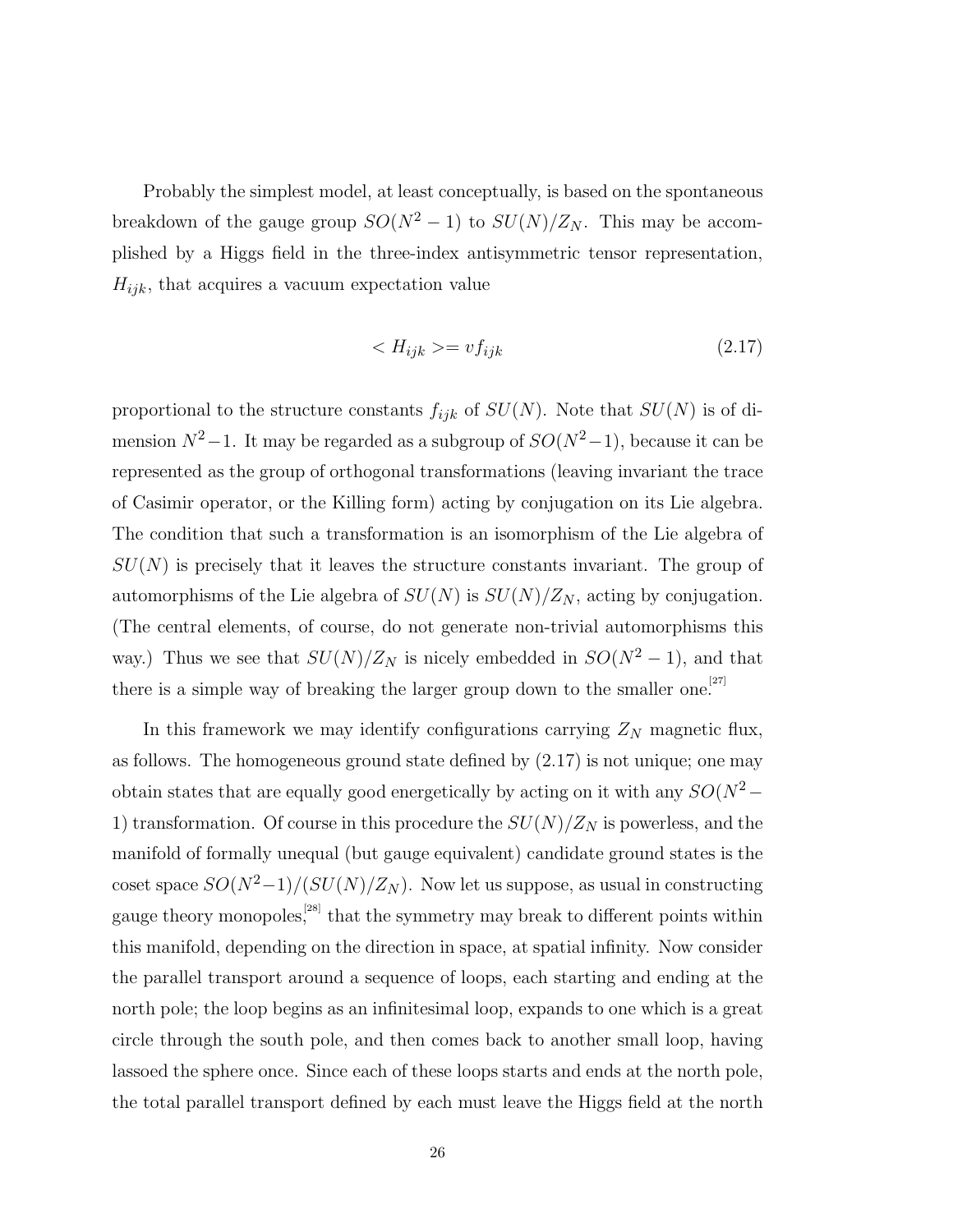Probably the simplest model, at least conceptually, is based on the spontaneous breakdown of the gauge group $SO(N^2-1)$ to $SU(N)/Z_N$. This may be accomplished by a Higgs field in the three-index antisymmetric tensor representation, $H_{ijk}$, that acquires a vacuum expectation value

$$< H_{ijk} >= v f_{ijk} \tag{2.17}$$

proportional to the structure constants $f_{ijk}$ of $SU(N)$. Note that $SU(N)$ is of dimension $N^2-1$. It may be regarded as a subgroup of $SO(N^2-1)$, because it can be represented as the group of orthogonal transformations (leaving invariant the trace of Casimir operator, or the Killing form) acting by conjugation on its Lie algebra. The condition that such a transformation is an isomorphism of the Lie algebra of $SU(N)$ is precisely that it leaves the structure constants invariant. The group of automorphisms of the Lie algebra of $SU(N)$ is $SU(N)/Z_N$, acting by conjugation. (The central elements, of course, do not generate non-trivial automorphisms this way.) Thus we see that $SU(N)/Z_N$ is nicely embedded in $SO(N^2-1)$, and that there is a simple way of breaking the larger group down to the smaller one.[27]

In this framework we may identify configurations carrying $Z_N$ magnetic flux, as follows. The homogeneous ground state defined by (2.17) is not unique; one may obtain states that are equally good energetically by acting on it with any $SO(N^2-1)$ transformation. Of course in this procedure the $SU(N)/Z_N$ is powerless, and the manifold of formally unequal (but gauge equivalent) candidate ground states is the coset space $SO(N^2-1)/(SU(N)/Z_N)$. Now let us suppose, as usual in constructing gauge theory monopoles,[28] that the symmetry may break to different points within this manifold, depending on the direction in space, at spatial infinity. Now consider the parallel transport around a sequence of loops, each starting and ending at the north pole; the loop begins as an infinitesimal loop, expands to one which is a great circle through the south pole, and then comes back to another small loop, having lassoed the sphere once. Since each of these loops starts and ends at the north pole, the total parallel transport defined by each must leave the Higgs field at the north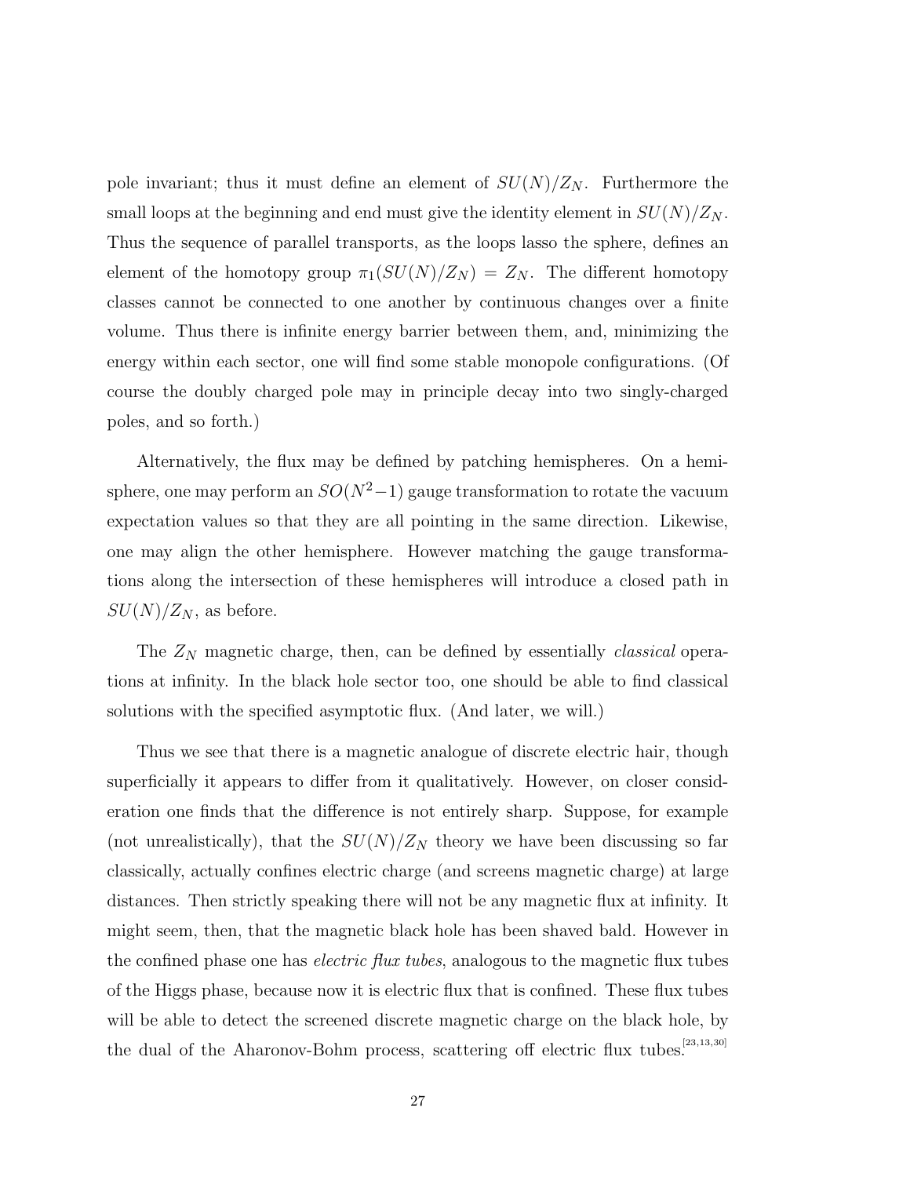pole invariant; thus it must define an element of $SU(N)/Z_N$. Furthermore the small loops at the beginning and end must give the identity element in $SU(N)/Z_N$. Thus the sequence of parallel transports, as the loops lasso the sphere, defines an element of the homotopy group $\pi_1(SU(N)/Z_N) = Z_N$. The different homotopy classes cannot be connected to one another by continuous changes over a finite volume. Thus there is infinite energy barrier between them, and, minimizing the energy within each sector, one will find some stable monopole configurations. (Of course the doubly charged pole may in principle decay into two singly-charged poles, and so forth.)

Alternatively, the flux may be defined by patching hemispheres. On a hemisphere, one may perform an $SO(N^2-1)$ gauge transformation to rotate the vacuum expectation values so that they are all pointing in the same direction. Likewise, one may align the other hemisphere. However matching the gauge transformations along the intersection of these hemispheres will introduce a closed path in $SU(N)/Z_N$, as before.

The $Z_N$ magnetic charge, then, can be defined by essentially *classical* operations at infinity. In the black hole sector too, one should be able to find classical solutions with the specified asymptotic flux. (And later, we will.)

Thus we see that there is a magnetic analogue of discrete electric hair, though superficially it appears to differ from it qualitatively. However, on closer consideration one finds that the difference is not entirely sharp. Suppose, for example (not unrealistically), that the $SU(N)/Z_N$ theory we have been discussing so far classically, actually confines electric charge (and screens magnetic charge) at large distances. Then strictly speaking there will not be any magnetic flux at infinity. It might seem, then, that the magnetic black hole has been shaved bald. However in the confined phase one has *electric flux tubes*, analogous to the magnetic flux tubes of the Higgs phase, because now it is electric flux that is confined. These flux tubes will be able to detect the screened discrete magnetic charge on the black hole, by the dual of the Aharonov-Bohm process, scattering off electric flux tubes.[23,13,30]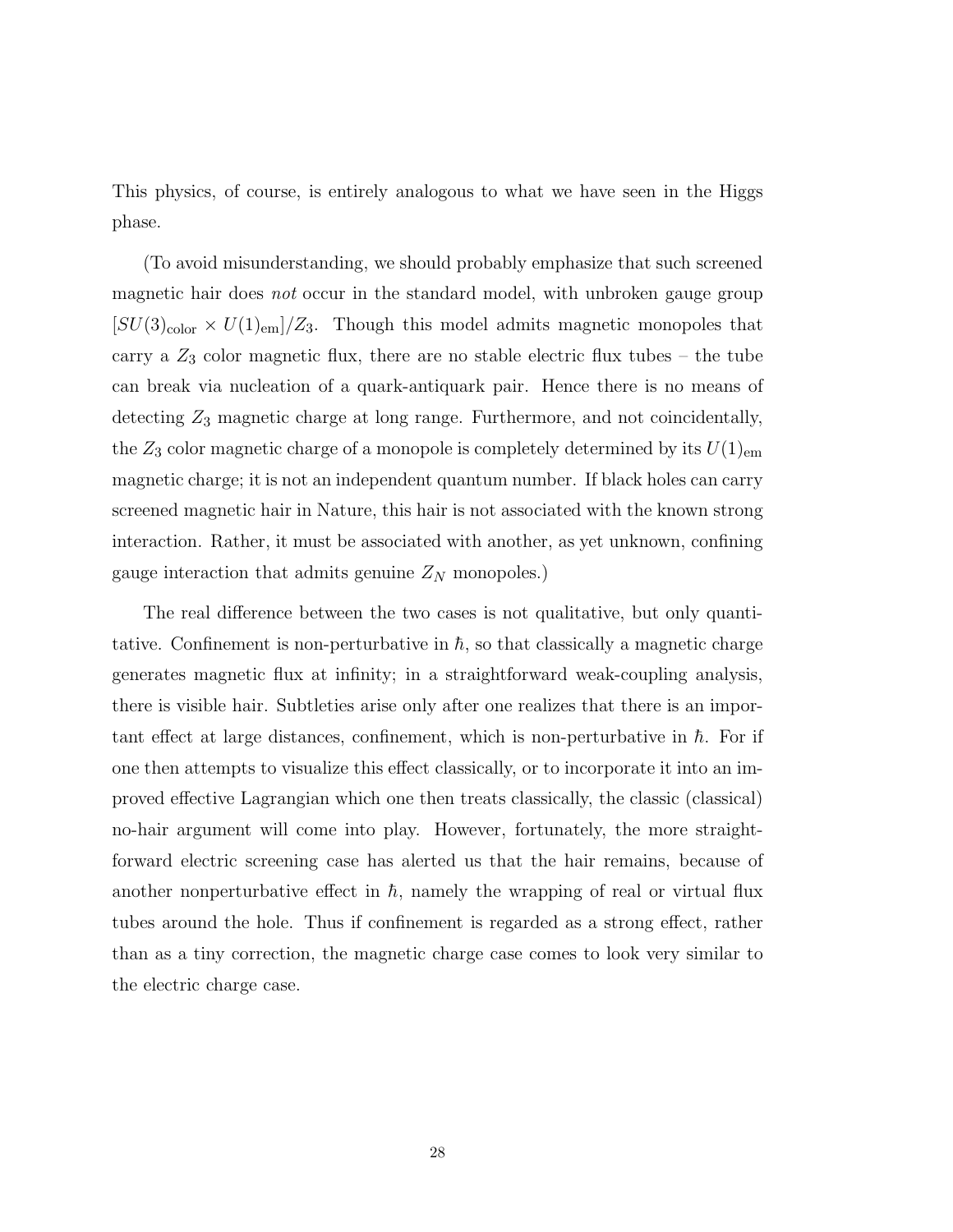This physics, of course, is entirely analogous to what we have seen in the Higgs phase.

(To avoid misunderstanding, we should probably emphasize that such screened magnetic hair does *not* occur in the standard model, with unbroken gauge group $[SU(3)_{\rm color} \times U(1)_{\rm em}]/Z_3$. Though this model admits magnetic monopoles that carry a $Z_3$ color magnetic flux, there are no stable electric flux tubes – the tube can break via nucleation of a quark-antiquark pair. Hence there is no means of detecting $Z_3$ magnetic charge at long range. Furthermore, and not coincidentally, the $Z_3$ color magnetic charge of a monopole is completely determined by its $U(1)_{\rm em}$ magnetic charge; it is not an independent quantum number. If black holes can carry screened magnetic hair in Nature, this hair is not associated with the known strong interaction. Rather, it must be associated with another, as yet unknown, confining gauge interaction that admits genuine $Z_N$ monopoles.)

The real difference between the two cases is not qualitative, but only quantitative. Confinement is non-perturbative in $\hbar$, so that classically a magnetic charge generates magnetic flux at infinity; in a straightforward weak-coupling analysis, there is visible hair. Subtleties arise only after one realizes that there is an important effect at large distances, confinement, which is non-perturbative in $\hbar$. For if one then attempts to visualize this effect classically, or to incorporate it into an improved effective Lagrangian which one then treats classically, the classic (classical) no-hair argument will come into play. However, fortunately, the more straightforward electric screening case has alerted us that the hair remains, because of another nonperturbative effect in $\hbar$, namely the wrapping of real or virtual flux tubes around the hole. Thus if confinement is regarded as a strong effect, rather than as a tiny correction, the magnetic charge case comes to look very similar to the electric charge case.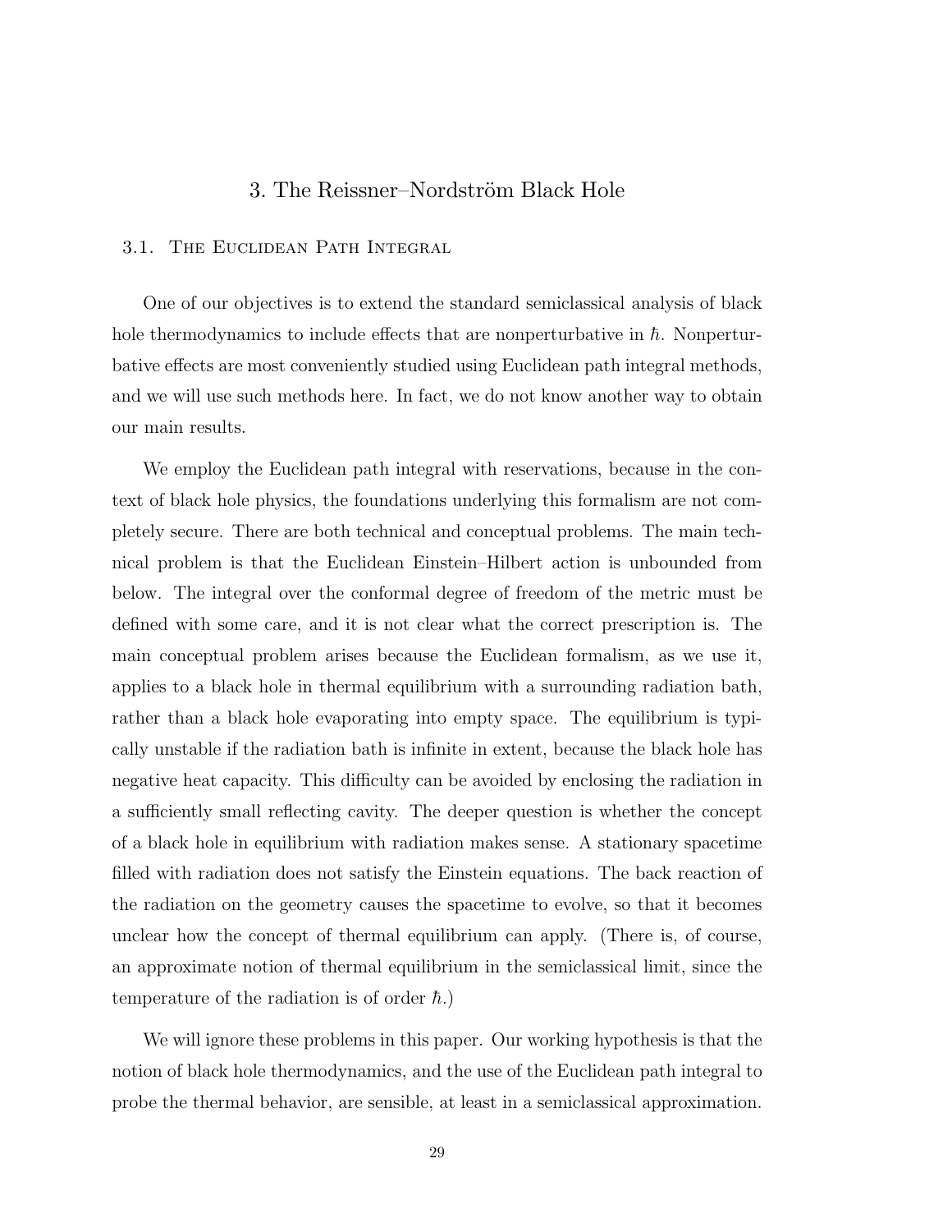# 3. The Reissner–Nordström Black Hole

## 3.1. The Euclidean Path Integral

One of our objectives is to extend the standard semiclassical analysis of black hole thermodynamics to include effects that are nonperturbative in $\hbar$. Nonperturbative effects are most conveniently studied using Euclidean path integral methods, and we will use such methods here. In fact, we do not know another way to obtain our main results.

We employ the Euclidean path integral with reservations, because in the context of black hole physics, the foundations underlying this formalism are not completely secure. There are both technical and conceptual problems. The main technical problem is that the Euclidean Einstein–Hilbert action is unbounded from below. The integral over the conformal degree of freedom of the metric must be defined with some care, and it is not clear what the correct prescription is. The main conceptual problem arises because the Euclidean formalism, as we use it, applies to a black hole in thermal equilibrium with a surrounding radiation bath, rather than a black hole evaporating into empty space. The equilibrium is typically unstable if the radiation bath is infinite in extent, because the black hole has negative heat capacity. This difficulty can be avoided by enclosing the radiation in a sufficiently small reflecting cavity. The deeper question is whether the concept of a black hole in equilibrium with radiation makes sense. A stationary spacetime filled with radiation does not satisfy the Einstein equations. The back reaction of the radiation on the geometry causes the spacetime to evolve, so that it becomes unclear how the concept of thermal equilibrium can apply. (There is, of course, an approximate notion of thermal equilibrium in the semiclassical limit, since the temperature of the radiation is of order $\hbar$.)

We will ignore these problems in this paper. Our working hypothesis is that the notion of black hole thermodynamics, and the use of the Euclidean path integral to probe the thermal behavior, are sensible, at least in a semiclassical approximation.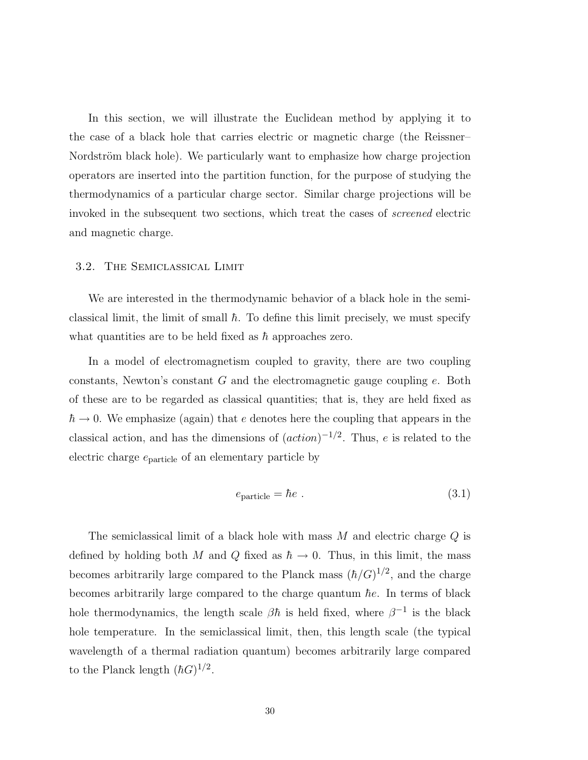In this section, we will illustrate the Euclidean method by applying it to the case of a black hole that carries electric or magnetic charge (the Reissner–Nordström black hole). We particularly want to emphasize how charge projection operators are inserted into the partition function, for the purpose of studying the thermodynamics of a particular charge sector. Similar charge projections will be invoked in the subsequent two sections, which treat the cases of *screened* electric and magnetic charge.

### 3.2. The Semiclassical Limit

We are interested in the thermodynamic behavior of a black hole in the semiclassical limit, the limit of small $\hbar$. To define this limit precisely, we must specify what quantities are to be held fixed as $\hbar$ approaches zero.

In a model of electromagnetism coupled to gravity, there are two coupling constants, Newton's constant $G$ and the electromagnetic gauge coupling $e$. Both of these are to be regarded as classical quantities; that is, they are held fixed as $\hbar \to 0$. We emphasize (again) that $e$ denotes here the coupling that appears in the classical action, and has the dimensions of $(action)^{-1/2}$. Thus, $e$ is related to the electric charge $e_{\text{particle}}$ of an elementary particle by

$$e_{\text{particle}} = \hbar e \ . \tag{3.1}$$

The semiclassical limit of a black hole with mass $M$ and electric charge $Q$ is defined by holding both $M$ and $Q$ fixed as $\hbar \to 0$. Thus, in this limit, the mass becomes arbitrarily large compared to the Planck mass $(\hbar/G)^{1/2}$, and the charge becomes arbitrarily large compared to the charge quantum $\hbar e$. In terms of black hole thermodynamics, the length scale $\beta\hbar$ is held fixed, where $\beta^{-1}$ is the black hole temperature. In the semiclassical limit, then, this length scale (the typical wavelength of a thermal radiation quantum) becomes arbitrarily large compared to the Planck length $(\hbar G)^{1/2}$.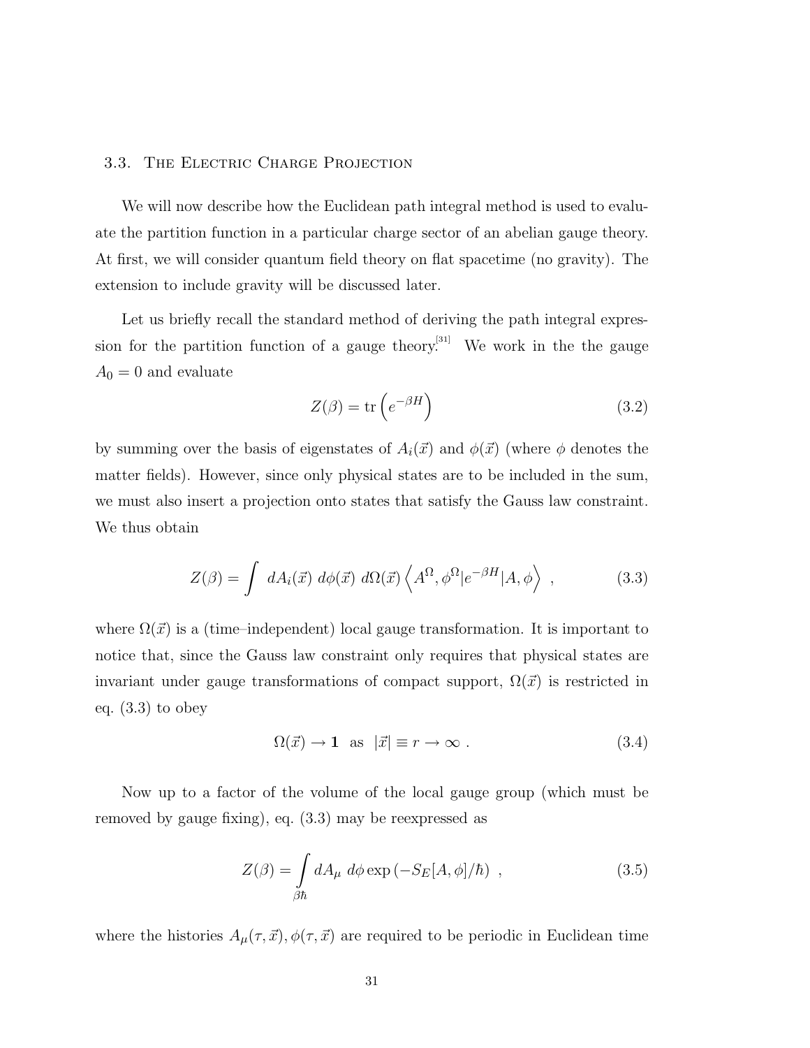### 3.3. The Electric Charge Projection

We will now describe how the Euclidean path integral method is used to evaluate the partition function in a particular charge sector of an abelian gauge theory. At first, we will consider quantum field theory on flat spacetime (no gravity). The extension to include gravity will be discussed later.

Let us briefly recall the standard method of deriving the path integral expression for the partition function of a gauge theory.[31] We work in the the gauge $A_0 = 0$ and evaluate

$$Z(\beta) = \mathrm{tr}\left(e^{-\beta H}\right) \tag{3.2}$$

by summing over the basis of eigenstates of $A_i(\vec{x})$ and $\phi(\vec{x})$ (where $\phi$ denotes the matter fields). However, since only physical states are to be included in the sum, we must also insert a projection onto states that satisfy the Gauss law constraint. We thus obtain

$$Z(\beta) = \int dA_i(\vec{x})\; d\phi(\vec{x})\; d\Omega(\vec{x}) \left\langle A^{\Omega}, \phi^{\Omega} | e^{-\beta H} | A, \phi \right\rangle \;, \tag{3.3}$$

where $\Omega(\vec{x})$ is a (time–independent) local gauge transformation. It is important to notice that, since the Gauss law constraint only requires that physical states are invariant under gauge transformations of compact support, $\Omega(\vec{x})$ is restricted in eq. (3.3) to obey

$$\Omega(\vec{x}) \to \mathbf{1} \quad \text{as} \quad |\vec{x}| \equiv r \to \infty \;. \tag{3.4}$$

Now up to a factor of the volume of the local gauge group (which must be removed by gauge fixing), eq. (3.3) may be reexpressed as

$$Z(\beta) = \int\limits_{\beta\hbar} dA_\mu \; d\phi \exp\left(-S_E[A,\phi]/\hbar\right) \;, \tag{3.5}$$

where the histories $A_\mu(\tau, \vec{x}), \phi(\tau, \vec{x})$ are required to be periodic in Euclidean time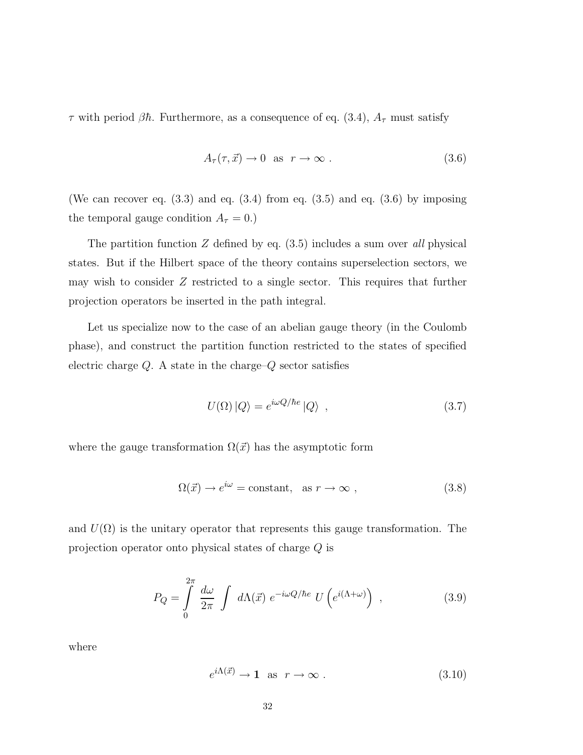$\tau$ with period $\beta\hbar$. Furthermore, as a consequence of eq. (3.4), $A_\tau$ must satisfy

$$A_\tau(\tau, \vec{x}) \to 0 \quad \text{as} \quad r \to \infty \ . \tag{3.6}$$

(We can recover eq. (3.3) and eq. (3.4) from eq. (3.5) and eq. (3.6) by imposing the temporal gauge condition $A_\tau = 0$.)

The partition function $Z$ defined by eq. (3.5) includes a sum over *all* physical states. But if the Hilbert space of the theory contains superselection sectors, we may wish to consider $Z$ restricted to a single sector. This requires that further projection operators be inserted in the path integral.

Let us specialize now to the case of an abelian gauge theory (in the Coulomb phase), and construct the partition function restricted to the states of specified electric charge $Q$. A state in the charge–$Q$ sector satisfies

$$U(\Omega)\,|Q\rangle = e^{i\omega Q/\hbar e}\,|Q\rangle \ \ , \tag{3.7}$$

where the gauge transformation $\Omega(\vec{x})$ has the asymptotic form

$$\Omega(\vec{x}) \to e^{i\omega} = \text{constant}, \quad \text{as } r \to \infty \ , \tag{3.8}$$

and $U(\Omega)$ is the unitary operator that represents this gauge transformation. The projection operator onto physical states of charge $Q$ is

$$P_Q = \int_0^{2\pi} \frac{d\omega}{2\pi} \int d\Lambda(\vec{x})\; e^{-i\omega Q/\hbar e}\; U\left(e^{i(\Lambda+\omega)}\right) \ \ , \tag{3.9}$$

where

$$e^{i\Lambda(\vec{x})} \to \mathbf{1} \quad \text{as} \quad r \to \infty \ . \tag{3.10}$$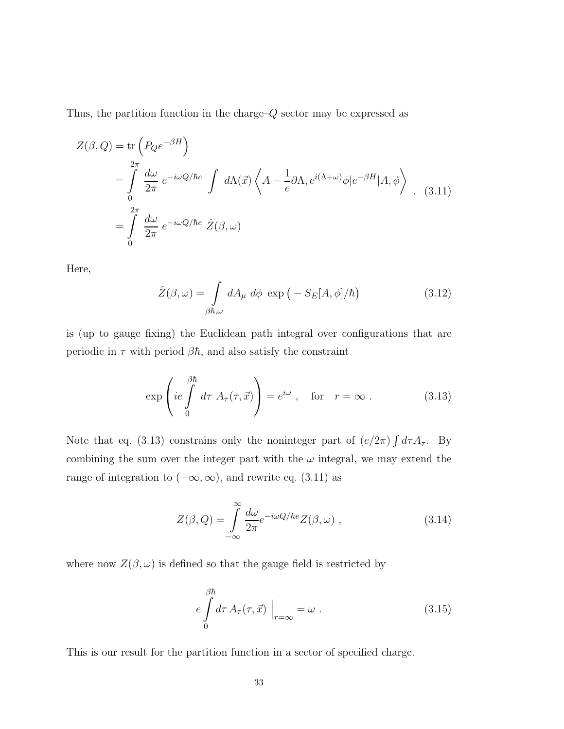Thus, the partition function in the charge–$Q$ sector may be expressed as

$$
\begin{aligned}
Z(\beta, Q) &= \mathrm{tr}\left(P_Q e^{-\beta H}\right) \\
&= \int_0^{2\pi} \frac{d\omega}{2\pi}\, e^{-i\omega Q/\hbar e} \int d\Lambda(\vec{x}) \left\langle A - \frac{1}{e}\partial\Lambda, e^{i(\Lambda+\omega)}\phi | e^{-\beta H} | A, \phi \right\rangle \\
&= \int_0^{2\pi} \frac{d\omega}{2\pi}\, e^{-i\omega Q/\hbar e}\, \hat{Z}(\beta, \omega)
\end{aligned}
\quad . \quad (3.11)
$$

Here,

$$
\hat{Z}(\beta, \omega) = \int_{\beta\hbar, \omega} dA_\mu \; d\phi \; \exp\left(-S_E[A, \phi]/\hbar\right) \qquad (3.12)
$$

is (up to gauge fixing) the Euclidean path integral over configurations that are periodic in $\tau$ with period $\beta\hbar$, and also satisfy the constraint

$$
\exp\left(ie\int_0^{\beta\hbar} d\tau \; A_\tau(\tau, \vec{x})\right) = e^{i\omega} \; , \quad \text{for} \quad r = \infty \; . \qquad (3.13)
$$

Note that eq. (3.13) constrains only the noninteger part of $(e/2\pi)\int d\tau A_\tau$. By combining the sum over the integer part with the $\omega$ integral, we may extend the range of integration to $(-\infty, \infty)$, and rewrite eq. (3.11) as

$$
Z(\beta, Q) = \int_{-\infty}^{\infty} \frac{d\omega}{2\pi} e^{-i\omega Q/\hbar e} Z(\beta, \omega) \; , \qquad (3.14)
$$

where now $Z(\beta, \omega)$ is defined so that the gauge field is restricted by

$$
e\int_0^{\beta\hbar} d\tau \, A_\tau(\tau, \vec{x}) \Big|_{r=\infty} = \omega \; . \qquad (3.15)
$$

This is our result for the partition function in a sector of specified charge.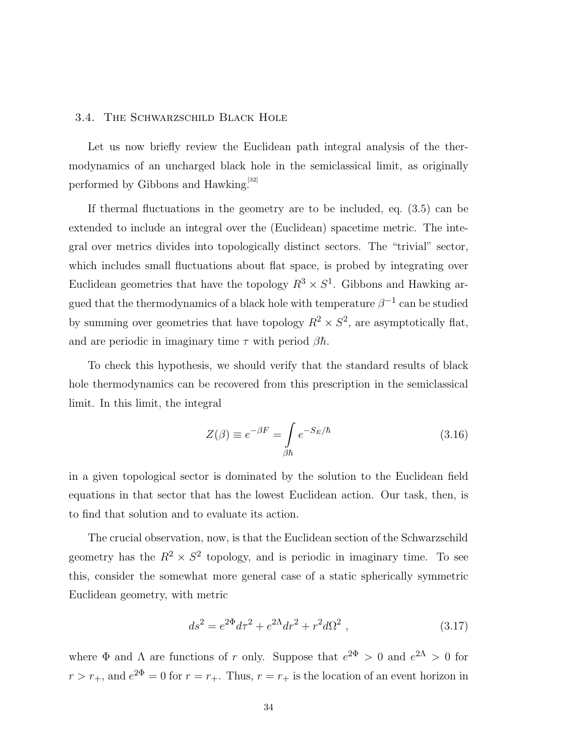### 3.4. The Schwarzschild Black Hole

Let us now briefly review the Euclidean path integral analysis of the thermodynamics of an uncharged black hole in the semiclassical limit, as originally performed by Gibbons and Hawking.[32]

If thermal fluctuations in the geometry are to be included, eq. (3.5) can be extended to include an integral over the (Euclidean) spacetime metric. The integral over metrics divides into topologically distinct sectors. The "trivial" sector, which includes small fluctuations about flat space, is probed by integrating over Euclidean geometries that have the topology $R^3 \times S^1$. Gibbons and Hawking argued that the thermodynamics of a black hole with temperature $\beta^{-1}$ can be studied by summing over geometries that have topology $R^2 \times S^2$, are asymptotically flat, and are periodic in imaginary time $\tau$ with period $\beta\hbar$.

To check this hypothesis, we should verify that the standard results of black hole thermodynamics can be recovered from this prescription in the semiclassical limit. In this limit, the integral

$$Z(\beta) \equiv e^{-\beta F} = \int\limits_{\beta\hbar} e^{-S_E/\hbar} \tag{3.16}$$

in a given topological sector is dominated by the solution to the Euclidean field equations in that sector that has the lowest Euclidean action. Our task, then, is to find that solution and to evaluate its action.

The crucial observation, now, is that the Euclidean section of the Schwarzschild geometry has the $R^2 \times S^2$ topology, and is periodic in imaginary time. To see this, consider the somewhat more general case of a static spherically symmetric Euclidean geometry, with metric

$$ds^2 = e^{2\Phi} d\tau^2 + e^{2\Lambda} dr^2 + r^2 d\Omega^2 \ , \tag{3.17}$$

where $\Phi$ and $\Lambda$ are functions of $r$ only. Suppose that $e^{2\Phi} > 0$ and $e^{2\Lambda} > 0$ for $r > r_+$, and $e^{2\Phi} = 0$ for $r = r_+$. Thus, $r = r_+$ is the location of an event horizon in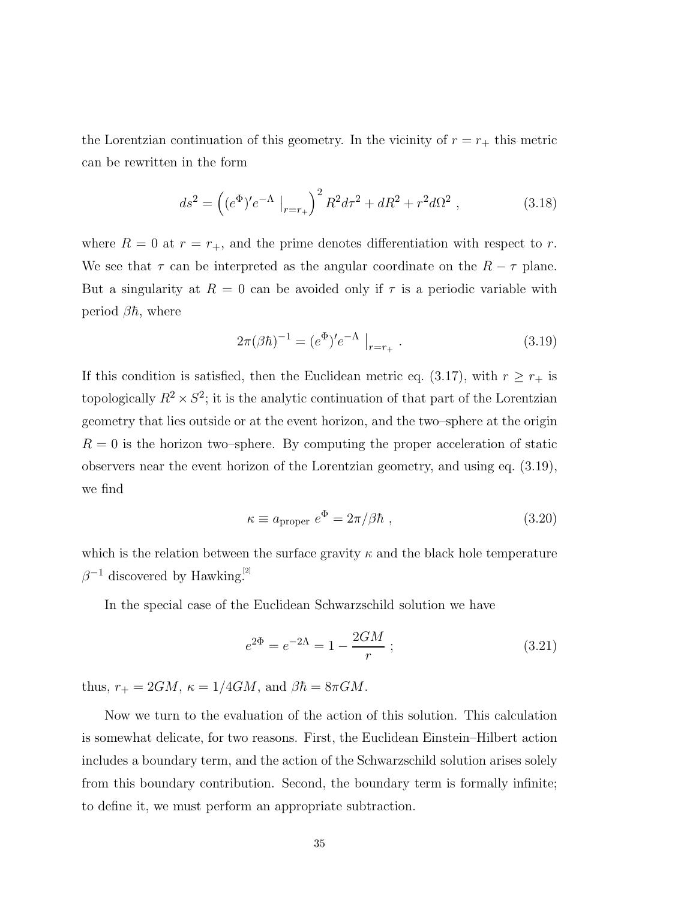the Lorentzian continuation of this geometry. In the vicinity of $r = r_+$ this metric can be rewritten in the form

$$ds^2 = \left((e^{\Phi})' e^{-\Lambda} \mid_{r=r_+}\right)^2 R^2 d\tau^2 + dR^2 + r^2 d\Omega^2 \ , \tag{3.18}$$

where $R = 0$ at $r = r_+$, and the prime denotes differentiation with respect to $r$. We see that $\tau$ can be interpreted as the angular coordinate on the $R - \tau$ plane. But a singularity at $R = 0$ can be avoided only if $\tau$ is a periodic variable with period $\beta\hbar$, where

$$2\pi(\beta\hbar)^{-1} = (e^{\Phi})' e^{-\Lambda} \mid_{r=r_+} . \tag{3.19}$$

If this condition is satisfied, then the Euclidean metric eq. (3.17), with $r \geq r_+$ is topologically $R^2 \times S^2$; it is the analytic continuation of that part of the Lorentzian geometry that lies outside or at the event horizon, and the two–sphere at the origin $R = 0$ is the horizon two–sphere. By computing the proper acceleration of static observers near the event horizon of the Lorentzian geometry, and using eq. (3.19), we find

$$\kappa \equiv a_{\text{proper}} \ e^{\Phi} = 2\pi/\beta\hbar \ , \tag{3.20}$$

which is the relation between the surface gravity $\kappa$ and the black hole temperature $\beta^{-1}$ discovered by Hawking.[2]

In the special case of the Euclidean Schwarzschild solution we have

$$e^{2\Phi} = e^{-2\Lambda} = 1 - \frac{2GM}{r} \ ; \tag{3.21}$$

thus, $r_+ = 2GM$, $\kappa = 1/4GM$, and $\beta\hbar = 8\pi GM$.

Now we turn to the evaluation of the action of this solution. This calculation is somewhat delicate, for two reasons. First, the Euclidean Einstein–Hilbert action includes a boundary term, and the action of the Schwarzschild solution arises solely from this boundary contribution. Second, the boundary term is formally infinite; to define it, we must perform an appropriate subtraction.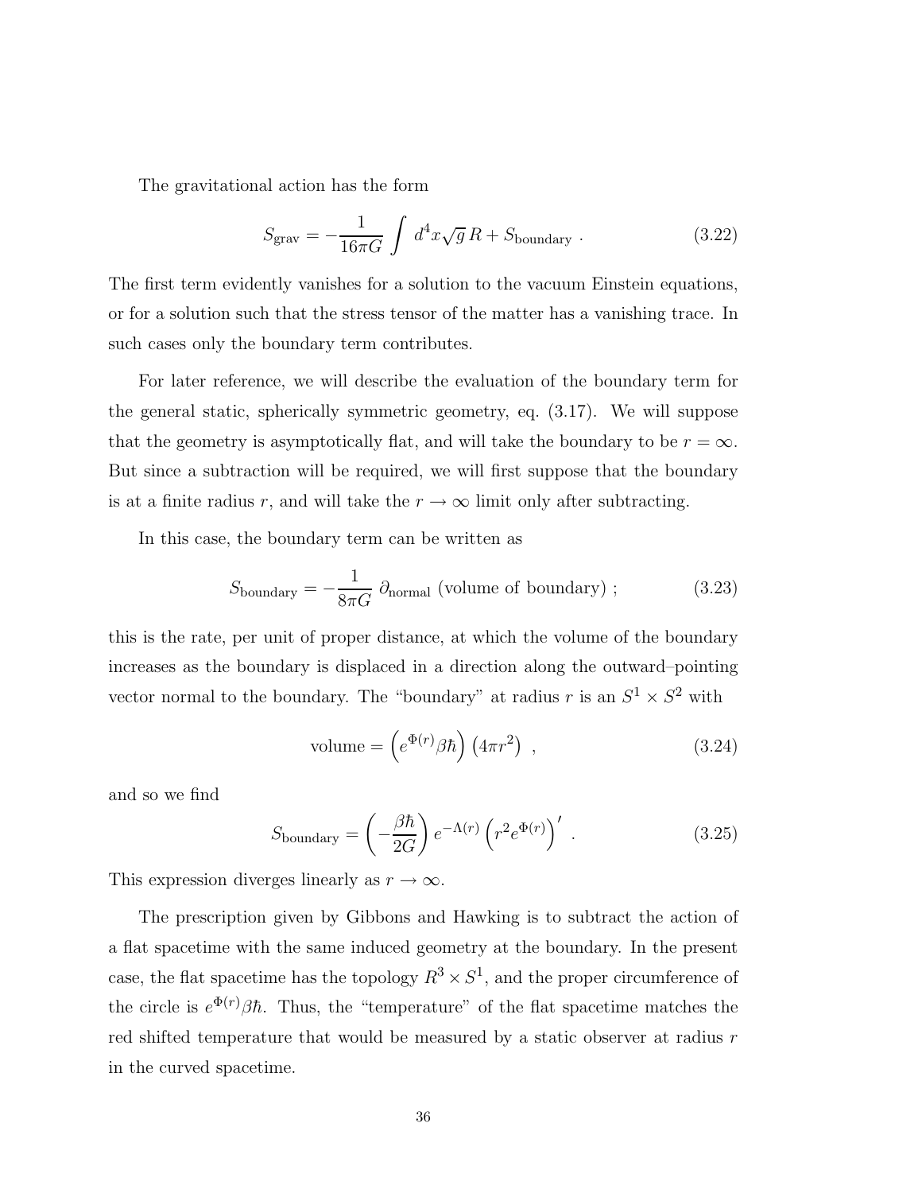The gravitational action has the form

$$S_{\rm grav} = -\frac{1}{16\pi G} \int d^4x \sqrt{g}\, R + S_{\rm boundary} \ . \tag{3.22}$$

The first term evidently vanishes for a solution to the vacuum Einstein equations, or for a solution such that the stress tensor of the matter has a vanishing trace. In such cases only the boundary term contributes.

For later reference, we will describe the evaluation of the boundary term for the general static, spherically symmetric geometry, eq. (3.17). We will suppose that the geometry is asymptotically flat, and will take the boundary to be $r = \infty$. But since a subtraction will be required, we will first suppose that the boundary is at a finite radius $r$, and will take the $r \to \infty$ limit only after subtracting.

In this case, the boundary term can be written as

$$S_{\rm boundary} = -\frac{1}{8\pi G}\, \partial_{\rm normal}\, (\text{volume of boundary}) \ ; \tag{3.23}$$

this is the rate, per unit of proper distance, at which the volume of the boundary increases as the boundary is displaced in a direction along the outward–pointing vector normal to the boundary. The "boundary" at radius $r$ is an $S^1 \times S^2$ with

$$\text{volume} = \left(e^{\Phi(r)} \beta\hbar\right) \left(4\pi r^2\right) \ , \tag{3.24}$$

and so we find

$$S_{\rm boundary} = \left(-\frac{\beta\hbar}{2G}\right) e^{-\Lambda(r)} \left(r^2 e^{\Phi(r)}\right)' \ . \tag{3.25}$$

This expression diverges linearly as $r \to \infty$.

The prescription given by Gibbons and Hawking is to subtract the action of a flat spacetime with the same induced geometry at the boundary. In the present case, the flat spacetime has the topology $R^3 \times S^1$, and the proper circumference of the circle is $e^{\Phi(r)}\beta\hbar$. Thus, the "temperature" of the flat spacetime matches the red shifted temperature that would be measured by a static observer at radius $r$ in the curved spacetime.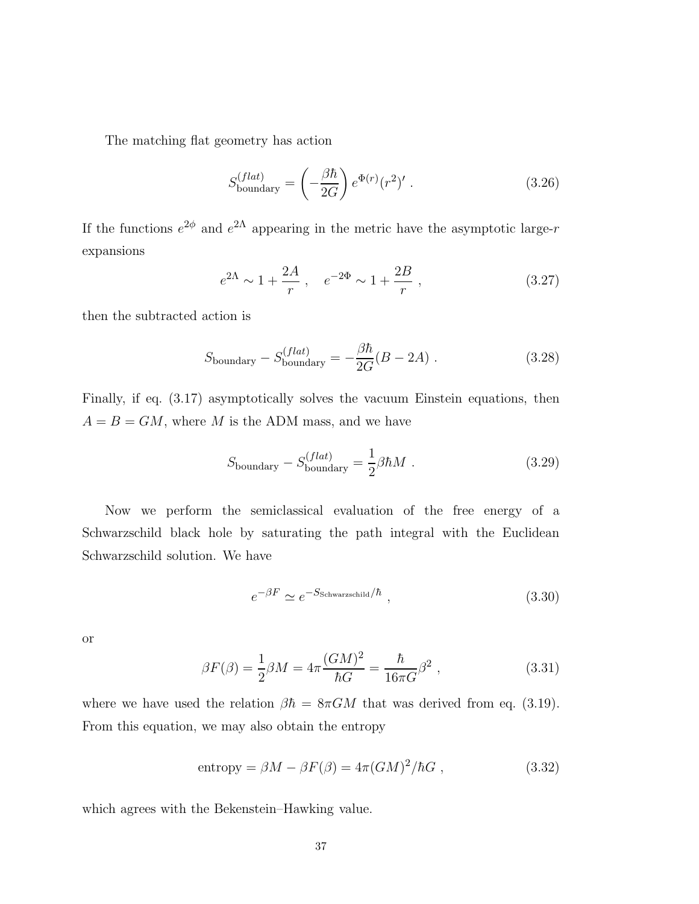The matching flat geometry has action

$$S_{\text{boundary}}^{(flat)} = \left(-\frac{\beta\hbar}{2G}\right) e^{\Phi(r)} (r^2)' \ . \tag{3.26}$$

If the functions $e^{2\phi}$ and $e^{2\Lambda}$ appearing in the metric have the asymptotic large-$r$ expansions

$$e^{2\Lambda} \sim 1 + \frac{2A}{r} \ , \quad e^{-2\Phi} \sim 1 + \frac{2B}{r} \ , \tag{3.27}$$

then the subtracted action is

$$S_{\text{boundary}} - S_{\text{boundary}}^{(flat)} = -\frac{\beta\hbar}{2G}(B - 2A) \ . \tag{3.28}$$

Finally, if eq. (3.17) asymptotically solves the vacuum Einstein equations, then $A = B = GM$, where $M$ is the ADM mass, and we have

$$S_{\text{boundary}} - S_{\text{boundary}}^{(flat)} = \frac{1}{2}\beta\hbar M \ . \tag{3.29}$$

Now we perform the semiclassical evaluation of the free energy of a Schwarzschild black hole by saturating the path integral with the Euclidean Schwarzschild solution. We have

$$e^{-\beta F} \simeq e^{-S_{\text{Schwarzschild}}/\hbar} \ , \tag{3.30}$$

or

$$\beta F(\beta) = \frac{1}{2}\beta M = 4\pi\frac{(GM)^2}{\hbar G} = \frac{\hbar}{16\pi G}\beta^2 \ , \tag{3.31}$$

where we have used the relation $\beta\hbar = 8\pi GM$ that was derived from eq. (3.19). From this equation, we may also obtain the entropy

$$\text{entropy} = \beta M - \beta F(\beta) = 4\pi(GM)^2/\hbar G \ , \tag{3.32}$$

which agrees with the Bekenstein–Hawking value.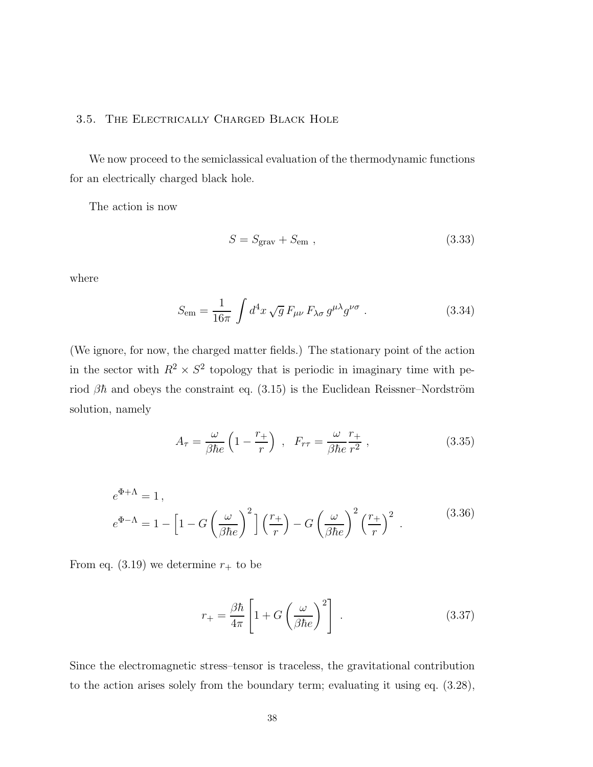### 3.5. The Electrically Charged Black Hole

We now proceed to the semiclassical evaluation of the thermodynamic functions for an electrically charged black hole.

The action is now

$$S = S_{\text{grav}} + S_{\text{em}} \ , \tag{3.33}$$

where

$$S_{\text{em}} = \frac{1}{16\pi} \int d^4x \sqrt{g}\, F_{\mu\nu}\, F_{\lambda\sigma}\, g^{\mu\lambda} g^{\nu\sigma} \ . \tag{3.34}$$

(We ignore, for now, the charged matter fields.) The stationary point of the action in the sector with $R^2 \times S^2$ topology that is periodic in imaginary time with period $\beta\hbar$ and obeys the constraint eq. (3.15) is the Euclidean Reissner–Nordström solution, namely

$$A_\tau = \frac{\omega}{\beta\hbar e}\left(1 - \frac{r_+}{r}\right) \ , \quad F_{r\tau} = \frac{\omega}{\beta\hbar e}\frac{r_+}{r^2} \ , \tag{3.35}$$

$$\begin{aligned} &e^{\Phi+\Lambda} = 1 \,, \\ &e^{\Phi-\Lambda} = 1 - \left[1 - G\left(\frac{\omega}{\beta\hbar e}\right)^2\right]\left(\frac{r_+}{r}\right) - G\left(\frac{\omega}{\beta\hbar e}\right)^2\left(\frac{r_+}{r}\right)^2 \ . \end{aligned} \tag{3.36}$$

From eq. (3.19) we determine $r_+$ to be

$$r_+ = \frac{\beta\hbar}{4\pi}\left[1 + G\left(\frac{\omega}{\beta\hbar e}\right)^2\right] \ . \tag{3.37}$$

Since the electromagnetic stress–tensor is traceless, the gravitational contribution to the action arises solely from the boundary term; evaluating it using eq. (3.28),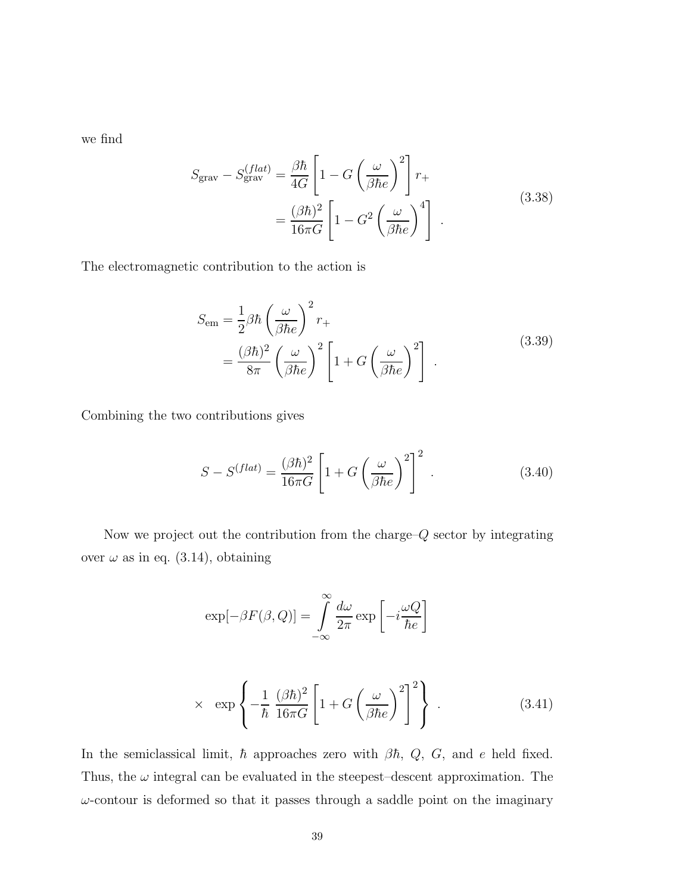we find

$$
\begin{aligned}
S_{\rm grav} - S_{\rm grav}^{(flat)} &= \frac{\beta\hbar}{4G}\left[1 - G\left(\frac{\omega}{\beta\hbar e}\right)^2\right] r_+ \\
&= \frac{(\beta\hbar)^2}{16\pi G}\left[1 - G^2\left(\frac{\omega}{\beta\hbar e}\right)^4\right] \ .
\end{aligned}
\tag{3.38}
$$

The electromagnetic contribution to the action is

$$
\begin{aligned}
S_{\rm em} &= \frac{1}{2}\beta\hbar\left(\frac{\omega}{\beta\hbar e}\right)^2 r_+ \\
&= \frac{(\beta\hbar)^2}{8\pi}\left(\frac{\omega}{\beta\hbar e}\right)^2\left[1 + G\left(\frac{\omega}{\beta\hbar e}\right)^2\right] \ .
\end{aligned}
\tag{3.39}
$$

Combining the two contributions gives

$$
S - S^{(flat)} = \frac{(\beta\hbar)^2}{16\pi G}\left[1 + G\left(\frac{\omega}{\beta\hbar e}\right)^2\right]^2 \ . \tag{3.40}
$$

Now we project out the contribution from the charge–$Q$ sector by integrating over $\omega$ as in eq. (3.14), obtaining

$$
\exp[-\beta F(\beta, Q)] = \int_{-\infty}^{\infty} \frac{d\omega}{2\pi} \exp\left[-i\frac{\omega Q}{\hbar e}\right]
$$

$$
\times \quad \exp\left\{-\frac{1}{\hbar}\ \frac{(\beta\hbar)^2}{16\pi G}\left[1 + G\left(\frac{\omega}{\beta\hbar e}\right)^2\right]^2\right\} \ . \tag{3.41}
$$

In the semiclassical limit, $\hbar$ approaches zero with $\beta\hbar$, $Q$, $G$, and $e$ held fixed. Thus, the $\omega$ integral can be evaluated in the steepest–descent approximation. The $\omega$-contour is deformed so that it passes through a saddle point on the imaginary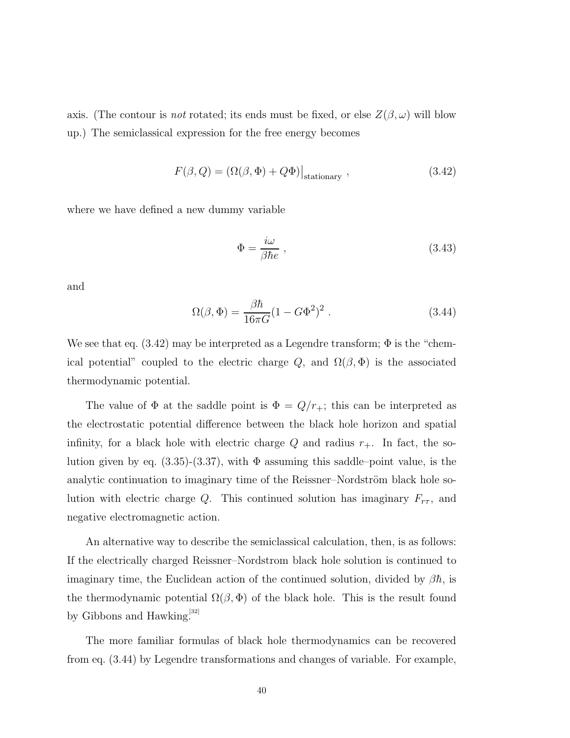axis. (The contour is *not* rotated; its ends must be fixed, or else $Z(\beta, \omega)$ will blow up.) The semiclassical expression for the free energy becomes

$$F(\beta, Q) = \left(\Omega(\beta, \Phi) + Q\Phi\right)\big|_{\text{stationary}} , \tag{3.42}$$

where we have defined a new dummy variable

$$\Phi = \frac{i\omega}{\beta\hbar e} , \tag{3.43}$$

and

$$\Omega(\beta, \Phi) = \frac{\beta\hbar}{16\pi G}(1 - G\Phi^2)^2 . \tag{3.44}$$

We see that eq. (3.42) may be interpreted as a Legendre transform; $\Phi$ is the "chemical potential" coupled to the electric charge $Q$, and $\Omega(\beta, \Phi)$ is the associated thermodynamic potential.

The value of $\Phi$ at the saddle point is $\Phi = Q/r_+$; this can be interpreted as the electrostatic potential difference between the black hole horizon and spatial infinity, for a black hole with electric charge $Q$ and radius $r_+$. In fact, the solution given by eq. (3.35)-(3.37), with $\Phi$ assuming this saddle–point value, is the analytic continuation to imaginary time of the Reissner–Nordström black hole solution with electric charge $Q$. This continued solution has imaginary $F_{r\tau}$, and negative electromagnetic action.

An alternative way to describe the semiclassical calculation, then, is as follows: If the electrically charged Reissner–Nordstrom black hole solution is continued to imaginary time, the Euclidean action of the continued solution, divided by $\beta\hbar$, is the thermodynamic potential $\Omega(\beta, \Phi)$ of the black hole. This is the result found by Gibbons and Hawking.[32]

The more familiar formulas of black hole thermodynamics can be recovered from eq. (3.44) by Legendre transformations and changes of variable. For example,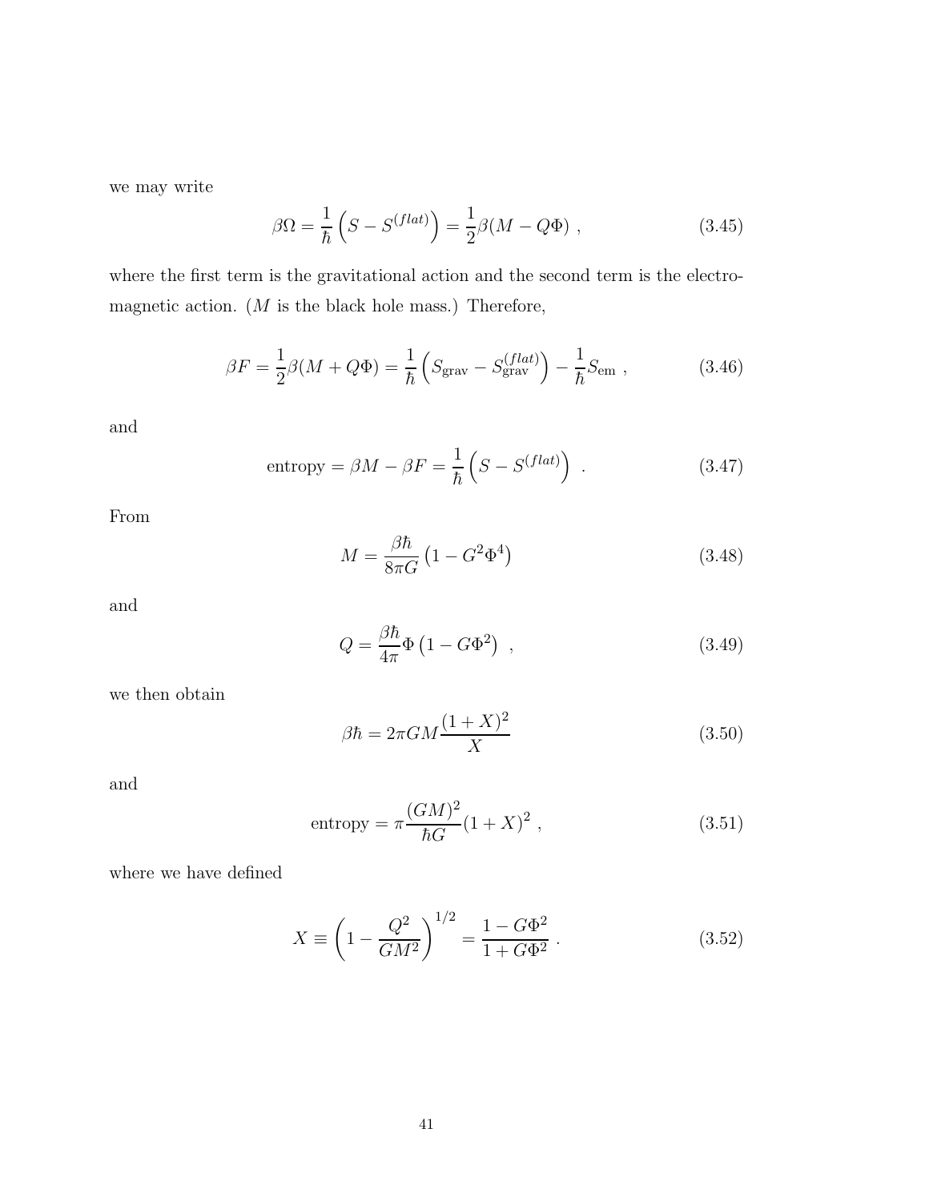we may write

$$\beta\Omega = \frac{1}{\hbar}\left(S - S^{(flat)}\right) = \frac{1}{2}\beta(M - Q\Phi) \ , \tag{3.45}$$

where the first term is the gravitational action and the second term is the electromagnetic action. ($M$ is the black hole mass.) Therefore,

$$\beta F = \frac{1}{2}\beta(M + Q\Phi) = \frac{1}{\hbar}\left(S_{\rm grav} - S_{\rm grav}^{(flat)}\right) - \frac{1}{\hbar}S_{\rm em} \ , \tag{3.46}$$

and

$$\text{entropy} = \beta M - \beta F = \frac{1}{\hbar}\left(S - S^{(flat)}\right) \ . \tag{3.47}$$

From

$$M = \frac{\beta\hbar}{8\pi G}\left(1 - G^2\Phi^4\right) \tag{3.48}$$

and

$$Q = \frac{\beta\hbar}{4\pi}\Phi\left(1 - G\Phi^2\right) \ , \tag{3.49}$$

we then obtain

$$\beta\hbar = 2\pi G M \frac{(1+X)^2}{X} \tag{3.50}$$

and

$$\text{entropy} = \pi\frac{(GM)^2}{\hbar G}(1+X)^2 \ , \tag{3.51}$$

where we have defined

$$X \equiv \left(1 - \frac{Q^2}{GM^2}\right)^{1/2} = \frac{1 - G\Phi^2}{1 + G\Phi^2} \ . \tag{3.52}$$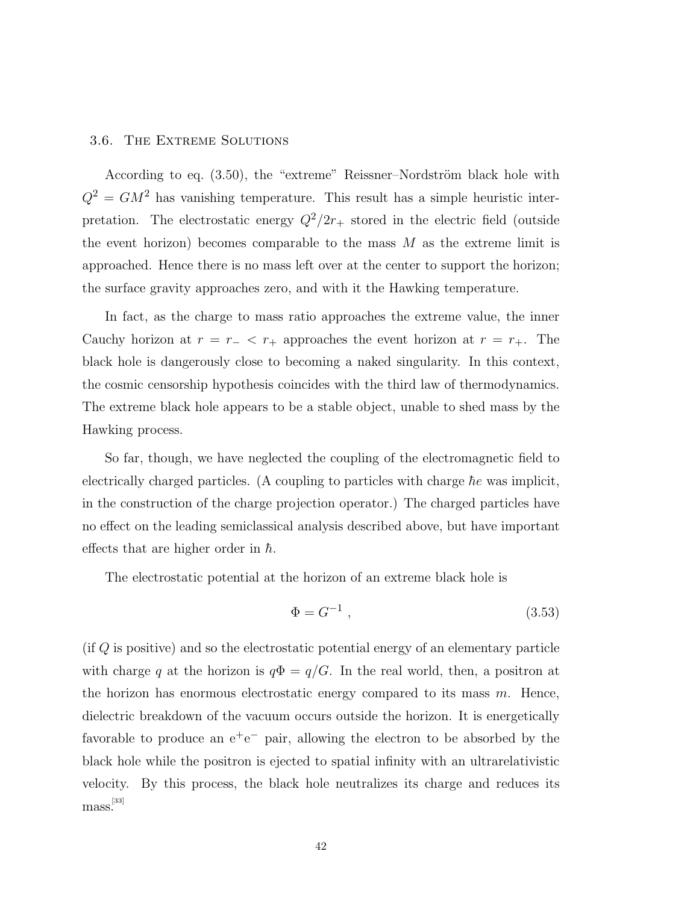### 3.6. The Extreme Solutions

According to eq. (3.50), the "extreme" Reissner–Nordström black hole with $Q^2 = GM^2$ has vanishing temperature. This result has a simple heuristic interpretation. The electrostatic energy $Q^2/2r_+$ stored in the electric field (outside the event horizon) becomes comparable to the mass $M$ as the extreme limit is approached. Hence there is no mass left over at the center to support the horizon; the surface gravity approaches zero, and with it the Hawking temperature.

In fact, as the charge to mass ratio approaches the extreme value, the inner Cauchy horizon at $r = r_- < r_+$ approaches the event horizon at $r = r_+$. The black hole is dangerously close to becoming a naked singularity. In this context, the cosmic censorship hypothesis coincides with the third law of thermodynamics. The extreme black hole appears to be a stable object, unable to shed mass by the Hawking process.

So far, though, we have neglected the coupling of the electromagnetic field to electrically charged particles. (A coupling to particles with charge $\hbar e$ was implicit, in the construction of the charge projection operator.) The charged particles have no effect on the leading semiclassical analysis described above, but have important effects that are higher order in $\hbar$.

The electrostatic potential at the horizon of an extreme black hole is

$$\Phi = G^{-1} , \tag{3.53}$$

(if $Q$ is positive) and so the electrostatic potential energy of an elementary particle with charge $q$ at the horizon is $q\Phi = q/G$. In the real world, then, a positron at the horizon has enormous electrostatic energy compared to its mass $m$. Hence, dielectric breakdown of the vacuum occurs outside the horizon. It is energetically favorable to produce an $e^+e^-$ pair, allowing the electron to be absorbed by the black hole while the positron is ejected to spatial infinity with an ultrarelativistic velocity. By this process, the black hole neutralizes its charge and reduces its mass.[33]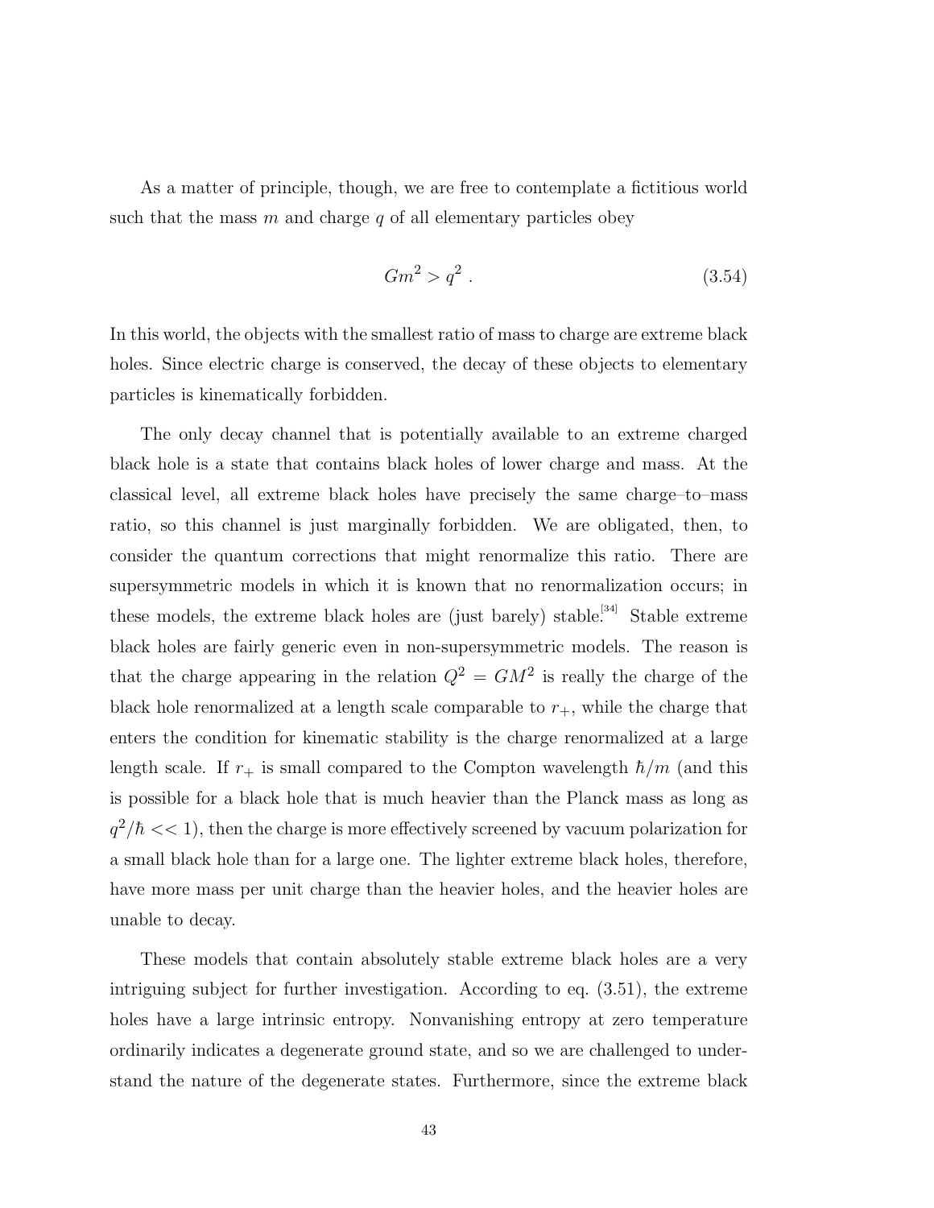As a matter of principle, though, we are free to contemplate a fictitious world such that the mass $m$ and charge $q$ of all elementary particles obey

$$Gm^2 > q^2 \ . \tag{3.54}$$

In this world, the objects with the smallest ratio of mass to charge are extreme black holes. Since electric charge is conserved, the decay of these objects to elementary particles is kinematically forbidden.

The only decay channel that is potentially available to an extreme charged black hole is a state that contains black holes of lower charge and mass. At the classical level, all extreme black holes have precisely the same charge–to–mass ratio, so this channel is just marginally forbidden. We are obligated, then, to consider the quantum corrections that might renormalize this ratio. There are supersymmetric models in which it is known that no renormalization occurs; in these models, the extreme black holes are (just barely) stable.[34] Stable extreme black holes are fairly generic even in non-supersymmetric models. The reason is that the charge appearing in the relation $Q^2 = GM^2$ is really the charge of the black hole renormalized at a length scale comparable to $r_+$, while the charge that enters the condition for kinematic stability is the charge renormalized at a large length scale. If $r_+$ is small compared to the Compton wavelength $\hbar/m$ (and this is possible for a black hole that is much heavier than the Planck mass as long as $q^2/\hbar << 1$), then the charge is more effectively screened by vacuum polarization for a small black hole than for a large one. The lighter extreme black holes, therefore, have more mass per unit charge than the heavier holes, and the heavier holes are unable to decay.

These models that contain absolutely stable extreme black holes are a very intriguing subject for further investigation. According to eq. (3.51), the extreme holes have a large intrinsic entropy. Nonvanishing entropy at zero temperature ordinarily indicates a degenerate ground state, and so we are challenged to understand the nature of the degenerate states. Furthermore, since the extreme black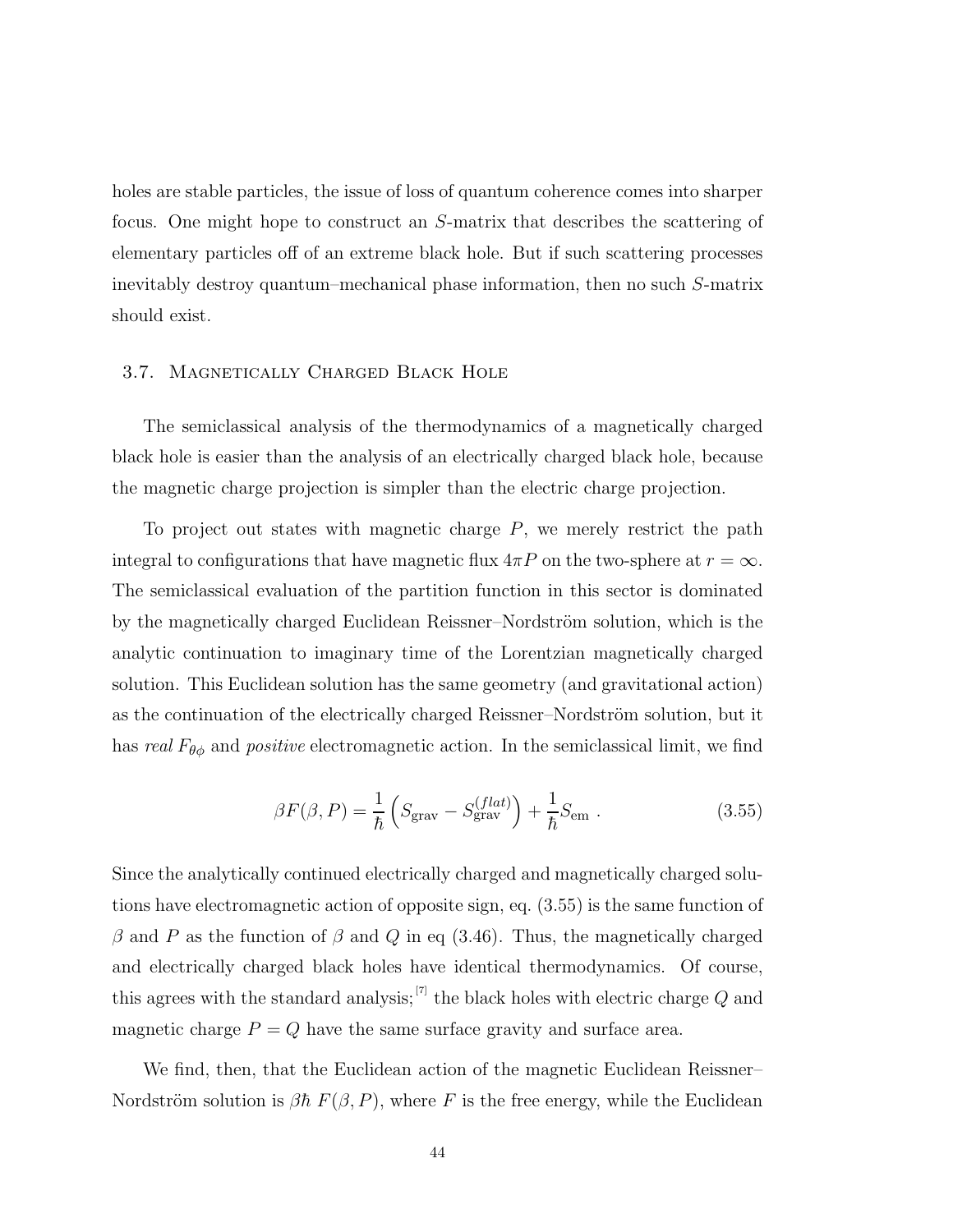holes are stable particles, the issue of loss of quantum coherence comes into sharper focus. One might hope to construct an $S$-matrix that describes the scattering of elementary particles off of an extreme black hole. But if such scattering processes inevitably destroy quantum–mechanical phase information, then no such $S$-matrix should exist.

### 3.7. Magnetically Charged Black Hole

The semiclassical analysis of the thermodynamics of a magnetically charged black hole is easier than the analysis of an electrically charged black hole, because the magnetic charge projection is simpler than the electric charge projection.

To project out states with magnetic charge $P$, we merely restrict the path integral to configurations that have magnetic flux $4\pi P$ on the two-sphere at $r = \infty$. The semiclassical evaluation of the partition function in this sector is dominated by the magnetically charged Euclidean Reissner–Nordström solution, which is the analytic continuation to imaginary time of the Lorentzian magnetically charged solution. This Euclidean solution has the same geometry (and gravitational action) as the continuation of the electrically charged Reissner–Nordström solution, but it has *real* $F_{\theta\phi}$ and *positive* electromagnetic action. In the semiclassical limit, we find

$$\beta F(\beta, P) = \frac{1}{\hbar}\left(S_{\rm grav} - S_{\rm grav}^{(flat)}\right) + \frac{1}{\hbar} S_{\rm em} \; . \tag{3.55}$$

Since the analytically continued electrically charged and magnetically charged solutions have electromagnetic action of opposite sign, eq. (3.55) is the same function of $\beta$ and $P$ as the function of $\beta$ and $Q$ in eq (3.46). Thus, the magnetically charged and electrically charged black holes have identical thermodynamics. Of course, this agrees with the standard analysis;[7] the black holes with electric charge $Q$ and magnetic charge $P = Q$ have the same surface gravity and surface area.

We find, then, that the Euclidean action of the magnetic Euclidean Reissner–Nordström solution is $\beta\hbar\, F(\beta, P)$, where $F$ is the free energy, while the Euclidean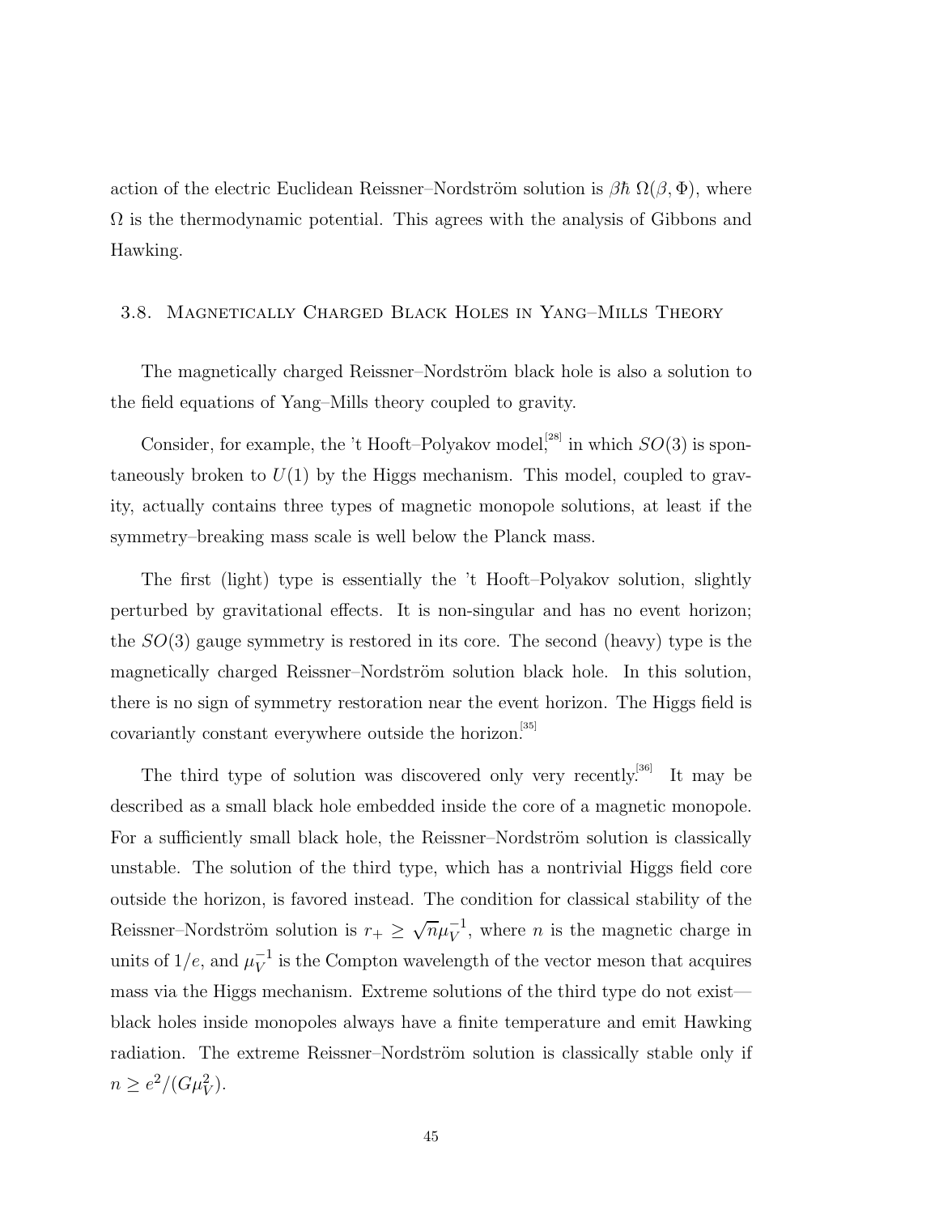action of the electric Euclidean Reissner–Nordström solution is $\beta\hbar\,\Omega(\beta,\Phi)$, where $\Omega$ is the thermodynamic potential. This agrees with the analysis of Gibbons and Hawking.

### 3.8. Magnetically Charged Black Holes in Yang–Mills Theory

The magnetically charged Reissner–Nordström black hole is also a solution to the field equations of Yang–Mills theory coupled to gravity.

Consider, for example, the 't Hooft–Polyakov model,[28] in which $SO(3)$ is spontaneously broken to $U(1)$ by the Higgs mechanism. This model, coupled to gravity, actually contains three types of magnetic monopole solutions, at least if the symmetry–breaking mass scale is well below the Planck mass.

The first (light) type is essentially the 't Hooft–Polyakov solution, slightly perturbed by gravitational effects. It is non-singular and has no event horizon; the $SO(3)$ gauge symmetry is restored in its core. The second (heavy) type is the magnetically charged Reissner–Nordström solution black hole. In this solution, there is no sign of symmetry restoration near the event horizon. The Higgs field is covariantly constant everywhere outside the horizon.[35]

The third type of solution was discovered only very recently.[36] It may be described as a small black hole embedded inside the core of a magnetic monopole. For a sufficiently small black hole, the Reissner–Nordström solution is classically unstable. The solution of the third type, which has a nontrivial Higgs field core outside the horizon, is favored instead. The condition for classical stability of the Reissner–Nordström solution is $r_+ \geq \sqrt{n}\mu_V^{-1}$, where $n$ is the magnetic charge in units of $1/e$, and $\mu_V^{-1}$ is the Compton wavelength of the vector meson that acquires mass via the Higgs mechanism. Extreme solutions of the third type do not exist—black holes inside monopoles always have a finite temperature and emit Hawking radiation. The extreme Reissner–Nordström solution is classically stable only if $n \geq e^2/(G\mu_V^2)$.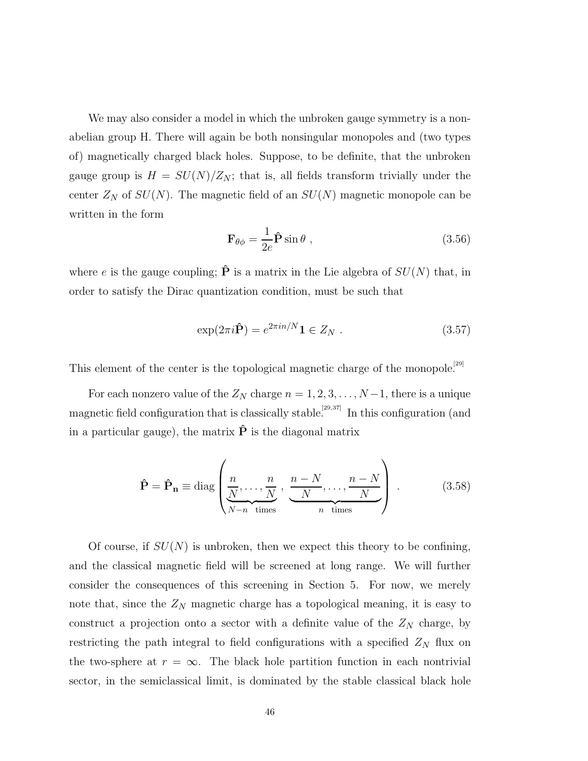We may also consider a model in which the unbroken gauge symmetry is a nonabelian group H. There will again be both nonsingular monopoles and (two types of) magnetically charged black holes. Suppose, to be definite, that the unbroken gauge group is $H = SU(N)/Z_N$; that is, all fields transform trivially under the center $Z_N$ of $SU(N)$. The magnetic field of an $SU(N)$ magnetic monopole can be written in the form

$$\mathbf{F}_{\theta\phi} = \frac{1}{2e}\hat{\mathbf{P}}\sin\theta \ , \tag{3.56}$$

where $e$ is the gauge coupling; $\hat{\mathbf{P}}$ is a matrix in the Lie algebra of $SU(N)$ that, in order to satisfy the Dirac quantization condition, must be such that

$$\exp(2\pi i\hat{\mathbf{P}}) = e^{2\pi i n/N}\mathbf{1} \in Z_N \ . \tag{3.57}$$

This element of the center is the topological magnetic charge of the monopole.[29]

For each nonzero value of the $Z_N$ charge $n = 1, 2, 3, \ldots, N-1$, there is a unique magnetic field configuration that is classically stable.[29,37] In this configuration (and in a particular gauge), the matrix $\hat{\mathbf{P}}$ is the diagonal matrix

$$\hat{\mathbf{P}} = \hat{\mathbf{P}}_{\mathbf{n}} \equiv \mathrm{diag}\left(\underbrace{\frac{n}{N}, \ldots, \frac{n}{N}}_{N-n \quad \text{times}}, \ \underbrace{\frac{n-N}{N}, \ldots, \frac{n-N}{N}}_{n \quad \text{times}}\right) \ . \tag{3.58}$$

Of course, if $SU(N)$ is unbroken, then we expect this theory to be confining, and the classical magnetic field will be screened at long range. We will further consider the consequences of this screening in Section 5. For now, we merely note that, since the $Z_N$ magnetic charge has a topological meaning, it is easy to construct a projection onto a sector with a definite value of the $Z_N$ charge, by restricting the path integral to field configurations with a specified $Z_N$ flux on the two-sphere at $r = \infty$. The black hole partition function in each nontrivial sector, in the semiclassical limit, is dominated by the stable classical black hole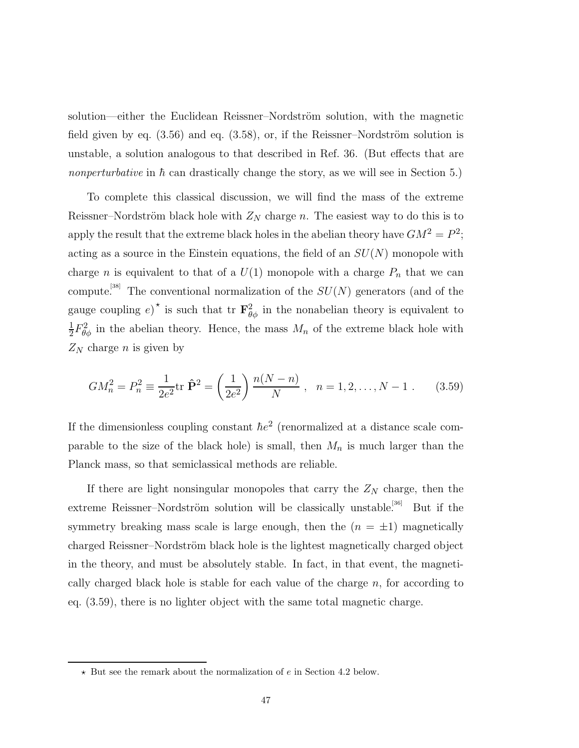solution—either the Euclidean Reissner–Nordström solution, with the magnetic field given by eq. (3.56) and eq. (3.58), or, if the Reissner–Nordström solution is unstable, a solution analogous to that described in Ref. 36. (But effects that are *nonperturbative* in $\hbar$ can drastically change the story, as we will see in Section 5.)

To complete this classical discussion, we will find the mass of the extreme Reissner–Nordström black hole with $Z_N$ charge $n$. The easiest way to do this is to apply the result that the extreme black holes in the abelian theory have $GM^2 = P^2$; acting as a source in the Einstein equations, the field of an $SU(N)$ monopole with charge $n$ is equivalent to that of a $U(1)$ monopole with a charge $P_n$ that we can compute.[38] The conventional normalization of the $SU(N)$ generators (and of the gauge coupling $e$)* is such that tr $\mathbf{F}_{\theta\phi}^2$ in the nonabelian theory is equivalent to $\frac{1}{2}F_{\theta\phi}^2$ in the abelian theory. Hence, the mass $M_n$ of the extreme black hole with $Z_N$ charge $n$ is given by

$$GM_n^2 = P_n^2 \equiv \frac{1}{2e^2}\mathrm{tr}\ \hat{\mathbf{P}}^2 = \left(\frac{1}{2e^2}\right)\frac{n(N-n)}{N}\ , \quad n = 1, 2, \ldots, N-1\ . \qquad (3.59)$$

If the dimensionless coupling constant $\hbar e^2$ (renormalized at a distance scale comparable to the size of the black hole) is small, then $M_n$ is much larger than the Planck mass, so that semiclassical methods are reliable.

If there are light nonsingular monopoles that carry the $Z_N$ charge, then the extreme Reissner–Nordström solution will be classically unstable.[36] But if the symmetry breaking mass scale is large enough, then the ($n = \pm 1$) magnetically charged Reissner–Nordström black hole is the lightest magnetically charged object in the theory, and must be absolutely stable. In fact, in that event, the magnetically charged black hole is stable for each value of the charge $n$, for according to eq. (3.59), there is no lighter object with the same total magnetic charge.

---

* But see the remark about the normalization of $e$ in Section 4.2 below.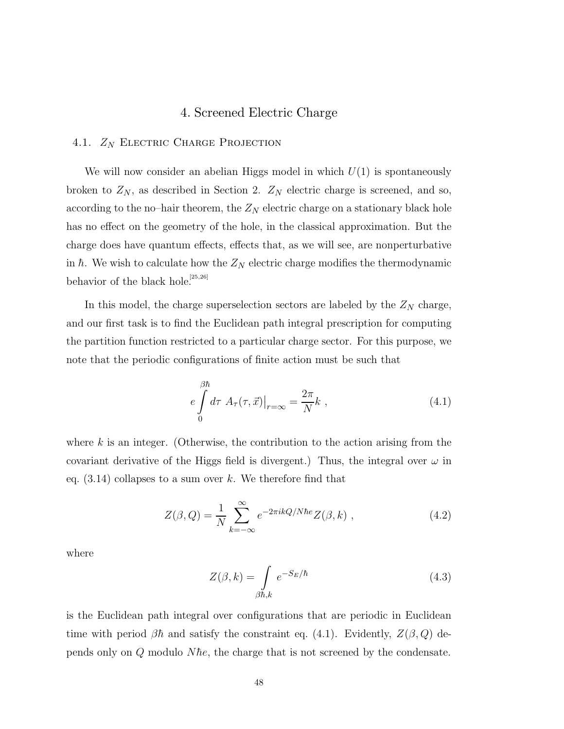# 4. Screened Electric Charge

## 4.1. $Z_N$ Electric Charge Projection

We will now consider an abelian Higgs model in which $U(1)$ is spontaneously broken to $Z_N$, as described in Section 2. $Z_N$ electric charge is screened, and so, according to the no–hair theorem, the $Z_N$ electric charge on a stationary black hole has no effect on the geometry of the hole, in the classical approximation. But the charge does have quantum effects, effects that, as we will see, are nonperturbative in $\hbar$. We wish to calculate how the $Z_N$ electric charge modifies the thermodynamic behavior of the black hole.[25,26]

In this model, the charge superselection sectors are labeled by the $Z_N$ charge, and our first task is to find the Euclidean path integral prescription for computing the partition function restricted to a particular charge sector. For this purpose, we note that the periodic configurations of finite action must be such that

$$e \int_0^{\beta\hbar} d\tau \ A_\tau(\tau, \vec{x})\big|_{r=\infty} = \frac{2\pi}{N} k \ , \tag{4.1}$$

where $k$ is an integer. (Otherwise, the contribution to the action arising from the covariant derivative of the Higgs field is divergent.) Thus, the integral over $\omega$ in eq. (3.14) collapses to a sum over $k$. We therefore find that

$$Z(\beta, Q) = \frac{1}{N} \sum_{k=-\infty}^{\infty} e^{-2\pi i k Q / N\hbar e} Z(\beta, k) \ , \tag{4.2}$$

where

$$Z(\beta, k) = \int_{\beta\hbar, k} e^{-S_E/\hbar} \tag{4.3}$$

is the Euclidean path integral over configurations that are periodic in Euclidean time with period $\beta\hbar$ and satisfy the constraint eq. (4.1). Evidently, $Z(\beta, Q)$ depends only on $Q$ modulo $N\hbar e$, the charge that is not screened by the condensate.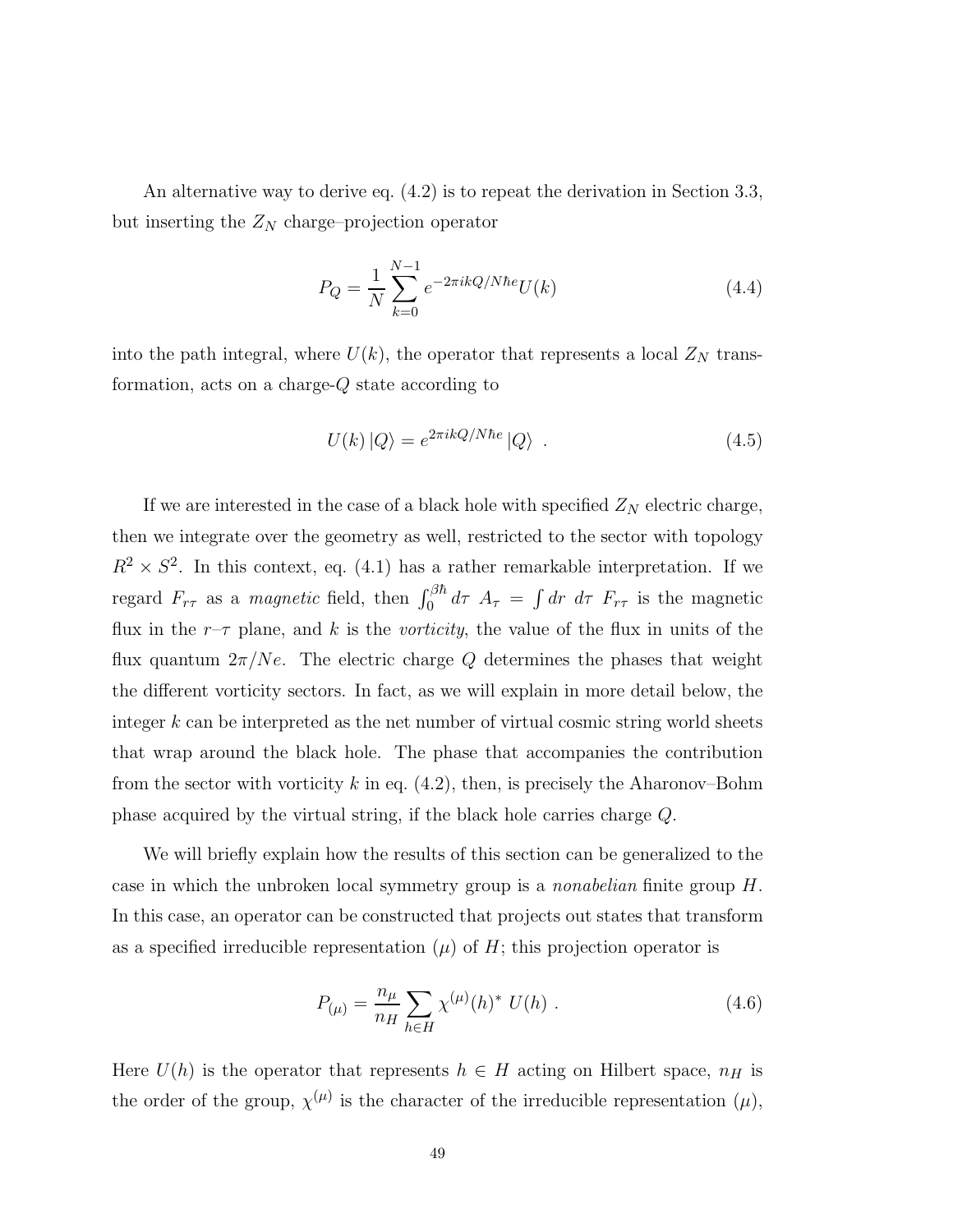An alternative way to derive eq. (4.2) is to repeat the derivation in Section 3.3, but inserting the $Z_N$ charge–projection operator

$$
P_Q = \frac{1}{N} \sum_{k=0}^{N-1} e^{-2\pi i k Q / N\hbar e} U(k) \tag{4.4}
$$

into the path integral, where $U(k)$, the operator that represents a local $Z_N$ transformation, acts on a charge-$Q$ state according to

$$
U(k) \left| Q \right\rangle = e^{2\pi i k Q / N \hbar e} \left| Q \right\rangle \ . \tag{4.5}
$$

If we are interested in the case of a black hole with specified $Z_N$ electric charge, then we integrate over the geometry as well, restricted to the sector with topology $R^2 \times S^2$. In this context, eq. (4.1) has a rather remarkable interpretation. If we regard $F_{r\tau}$ as a *magnetic* field, then $\int_0^{\beta\hbar} d\tau \ A_\tau = \int dr \ d\tau \ F_{r\tau}$ is the magnetic flux in the $r$–$\tau$ plane, and $k$ is the *vorticity*, the value of the flux in units of the flux quantum $2\pi/Ne$. The electric charge $Q$ determines the phases that weight the different vorticity sectors. In fact, as we will explain in more detail below, the integer $k$ can be interpreted as the net number of virtual cosmic string world sheets that wrap around the black hole. The phase that accompanies the contribution from the sector with vorticity $k$ in eq. (4.2), then, is precisely the Aharonov–Bohm phase acquired by the virtual string, if the black hole carries charge $Q$.

We will briefly explain how the results of this section can be generalized to the case in which the unbroken local symmetry group is a *nonabelian* finite group $H$. In this case, an operator can be constructed that projects out states that transform as a specified irreducible representation $(\mu)$ of $H$; this projection operator is

$$
P_{(\mu)} = \frac{n_\mu}{n_H} \sum_{h \in H} \chi^{(\mu)}(h)^* \ U(h) \ . \tag{4.6}
$$

Here $U(h)$ is the operator that represents $h \in H$ acting on Hilbert space, $n_H$ is the order of the group, $\chi^{(\mu)}$ is the character of the irreducible representation $(\mu)$,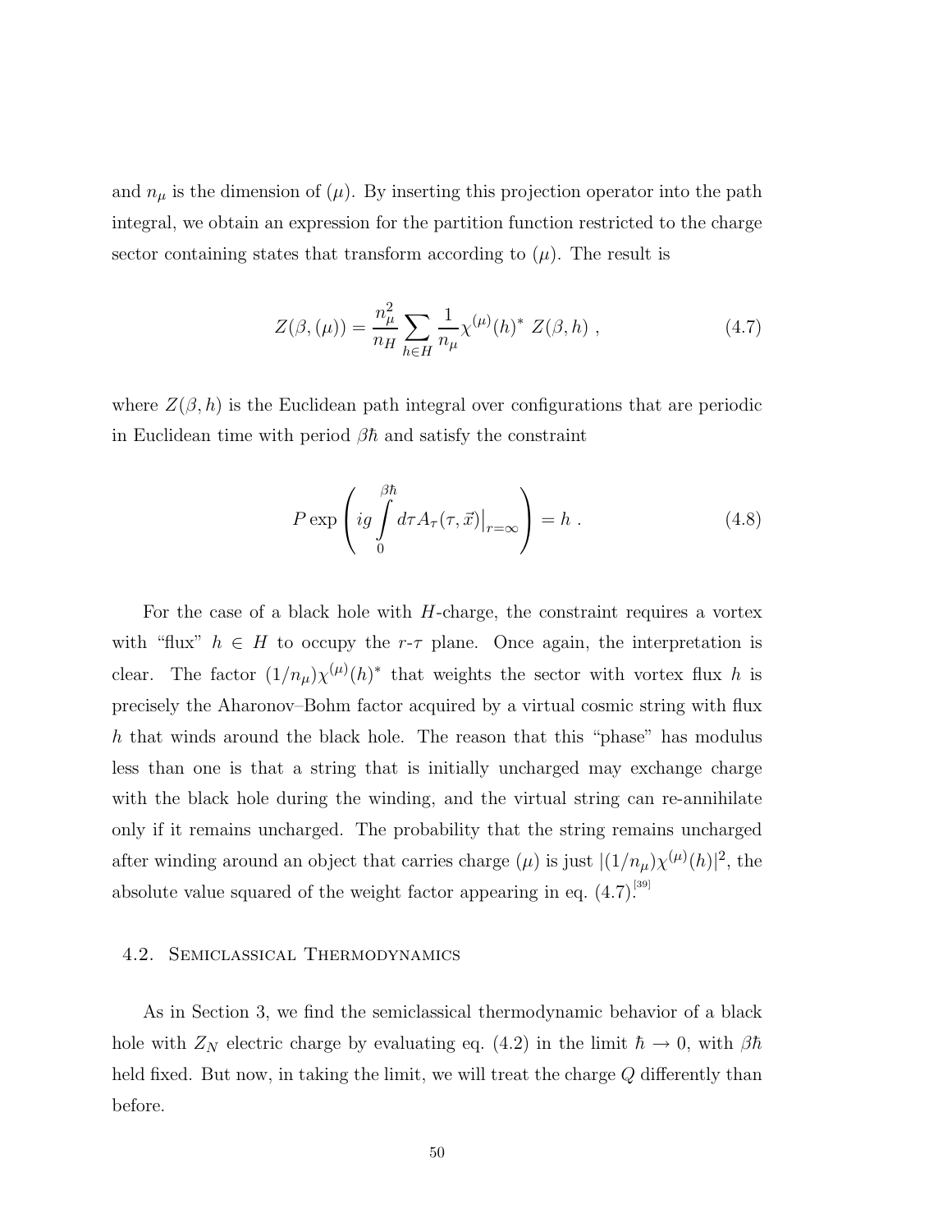and $n_\mu$ is the dimension of $(\mu)$. By inserting this projection operator into the path integral, we obtain an expression for the partition function restricted to the charge sector containing states that transform according to $(\mu)$. The result is

$$
Z(\beta,(\mu)) = \frac{n_\mu^2}{n_H} \sum_{h \in H} \frac{1}{n_\mu} \chi^{(\mu)}(h)^* \; Z(\beta, h) \;, \tag{4.7}
$$

where $Z(\beta, h)$ is the Euclidean path integral over configurations that are periodic in Euclidean time with period $\beta\hbar$ and satisfy the constraint

$$
P \exp \left( ig \int_0^{\beta\hbar} d\tau A_\tau(\tau, \vec{x})\big|_{r=\infty} \right) = h \;. \tag{4.8}
$$

For the case of a black hole with $H$-charge, the constraint requires a vortex with "flux" $h \in H$ to occupy the $r$-$\tau$ plane. Once again, the interpretation is clear. The factor $(1/n_\mu)\chi^{(\mu)}(h)^*$ that weights the sector with vortex flux $h$ is precisely the Aharonov–Bohm factor acquired by a virtual cosmic string with flux $h$ that winds around the black hole. The reason that this "phase" has modulus less than one is that a string that is initially uncharged may exchange charge with the black hole during the winding, and the virtual string can re-annihilate only if it remains uncharged. The probability that the string remains uncharged after winding around an object that carries charge $(\mu)$ is just $|(1/n_\mu)\chi^{(\mu)}(h)|^2$, the absolute value squared of the weight factor appearing in eq. (4.7).[39]

### 4.2. Semiclassical Thermodynamics

As in Section 3, we find the semiclassical thermodynamic behavior of a black hole with $Z_N$ electric charge by evaluating eq. (4.2) in the limit $\hbar \to 0$, with $\beta\hbar$ held fixed. But now, in taking the limit, we will treat the charge $Q$ differently than before.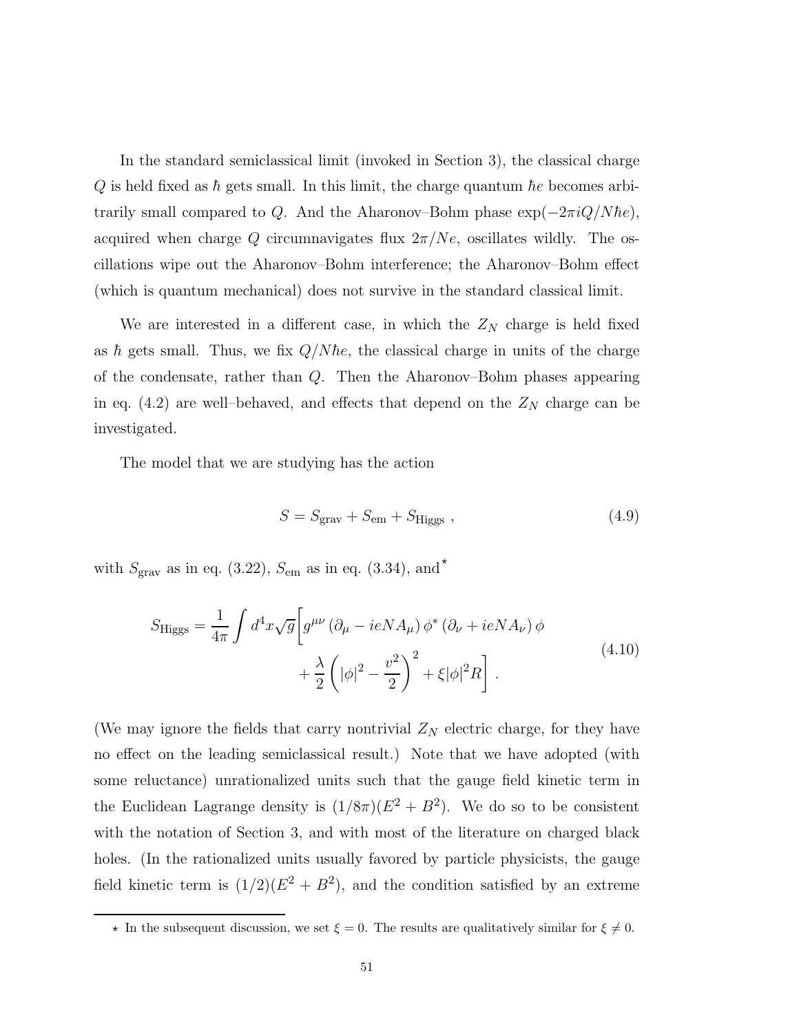In the standard semiclassical limit (invoked in Section 3), the classical charge $Q$ is held fixed as $\hbar$ gets small. In this limit, the charge quantum $\hbar e$ becomes arbitrarily small compared to $Q$. And the Aharonov–Bohm phase $\exp(-2\pi i Q/N\hbar e)$, acquired when charge $Q$ circumnavigates flux $2\pi/Ne$, oscillates wildly. The oscillations wipe out the Aharonov–Bohm interference; the Aharonov–Bohm effect (which is quantum mechanical) does not survive in the standard classical limit.

We are interested in a different case, in which the $Z_N$ charge is held fixed as $\hbar$ gets small. Thus, we fix $Q/N\hbar e$, the classical charge in units of the charge of the condensate, rather than $Q$. Then the Aharonov–Bohm phases appearing in eq. (4.2) are well–behaved, and effects that depend on the $Z_N$ charge can be investigated.

The model that we are studying has the action

$$
S = S_{\rm grav} + S_{\rm em} + S_{\rm Higgs} \ , \tag{4.9}
$$

with $S_{\rm grav}$ as in eq. (3.22), $S_{\rm em}$ as in eq. (3.34), and[⋆]

$$
\begin{aligned}
S_{\rm Higgs} = \frac{1}{4\pi}\int d^4x\sqrt{g}\bigg[ & g^{\mu\nu}\left(\partial_\mu - ieNA_\mu\right)\phi^*\left(\partial_\nu + ieNA_\nu\right)\phi \\
& + \frac{\lambda}{2}\left(|\phi|^2 - \frac{v^2}{2}\right)^2 + \xi|\phi|^2 R\bigg] \ .
\end{aligned} \tag{4.10}
$$

(We may ignore the fields that carry nontrivial $Z_N$ electric charge, for they have no effect on the leading semiclassical result.) Note that we have adopted (with some reluctance) unrationalized units such that the gauge field kinetic term in the Euclidean Lagrange density is $(1/8\pi)(E^2 + B^2)$. We do so to be consistent with the notation of Section 3, and with most of the literature on charged black holes. (In the rationalized units usually favored by particle physicists, the gauge field kinetic term is $(1/2)(E^2 + B^2)$, and the condition satisfied by an extreme

---

⋆ In the subsequent discussion, we set $\xi = 0$. The results are qualitatively similar for $\xi \neq 0$.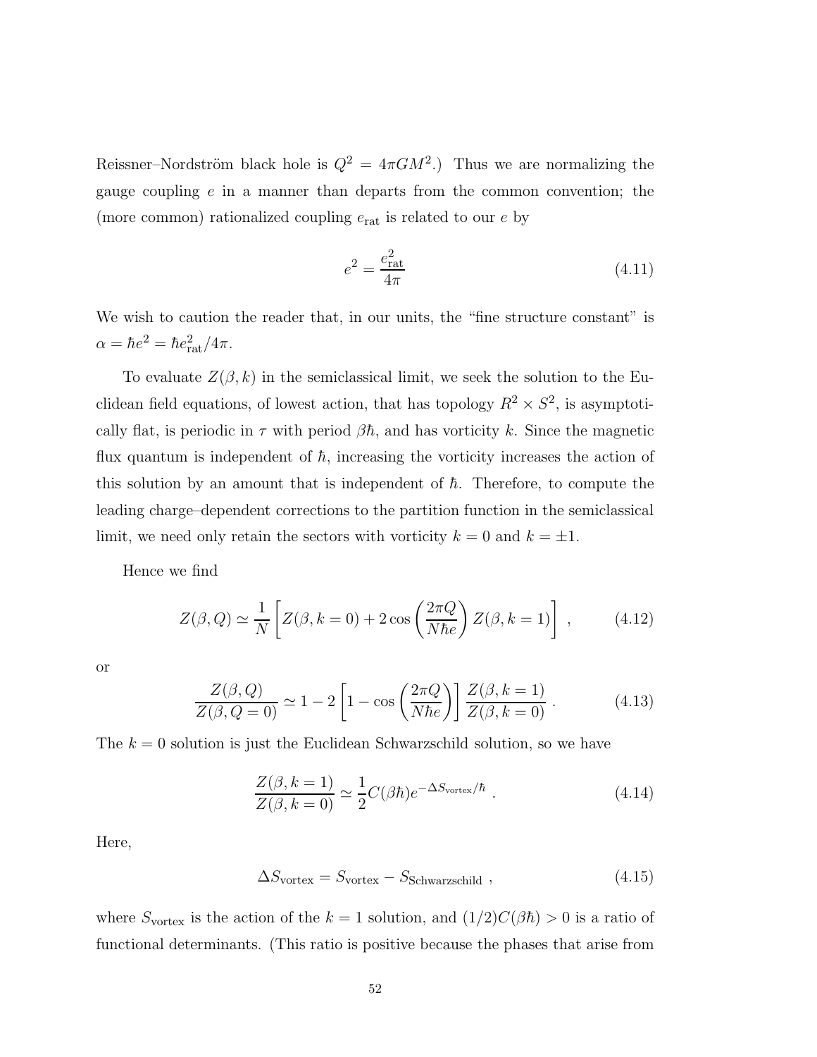Reissner–Nordström black hole is $Q^2 = 4\pi GM^2$.) Thus we are normalizing the gauge coupling $e$ in a manner than departs from the common convention; the (more common) rationalized coupling $e_{\rm rat}$ is related to our $e$ by

$$e^2 = \frac{e_{\rm rat}^2}{4\pi} \tag{4.11}$$

We wish to caution the reader that, in our units, the "fine structure constant" is $\alpha = \hbar e^2 = \hbar e_{\rm rat}^2/4\pi$.

To evaluate $Z(\beta, k)$ in the semiclassical limit, we seek the solution to the Euclidean field equations, of lowest action, that has topology $R^2 \times S^2$, is asymptotically flat, is periodic in $\tau$ with period $\beta\hbar$, and has vorticity $k$. Since the magnetic flux quantum is independent of $\hbar$, increasing the vorticity increases the action of this solution by an amount that is independent of $\hbar$. Therefore, to compute the leading charge–dependent corrections to the partition function in the semiclassical limit, we need only retain the sectors with vorticity $k = 0$ and $k = \pm 1$.

Hence we find

$$Z(\beta, Q) \simeq \frac{1}{N}\left[Z(\beta, k=0) + 2\cos\left(\frac{2\pi Q}{N\hbar e}\right) Z(\beta, k=1)\right] \ , \tag{4.12}$$

or

$$\frac{Z(\beta, Q)}{Z(\beta, Q=0)} \simeq 1 - 2\left[1 - \cos\left(\frac{2\pi Q}{N\hbar e}\right)\right]\frac{Z(\beta, k=1)}{Z(\beta, k=0)} \ . \tag{4.13}$$

The $k = 0$ solution is just the Euclidean Schwarzschild solution, so we have

$$\frac{Z(\beta, k=1)}{Z(\beta, k=0)} \simeq \frac{1}{2}C(\beta\hbar)e^{-\Delta S_{\rm vortex}/\hbar} \ . \tag{4.14}$$

Here,

$$\Delta S_{\rm vortex} = S_{\rm vortex} - S_{\rm Schwarzschild} \ , \tag{4.15}$$

where $S_{\rm vortex}$ is the action of the $k = 1$ solution, and $(1/2)C(\beta\hbar) > 0$ is a ratio of functional determinants. (This ratio is positive because the phases that arise from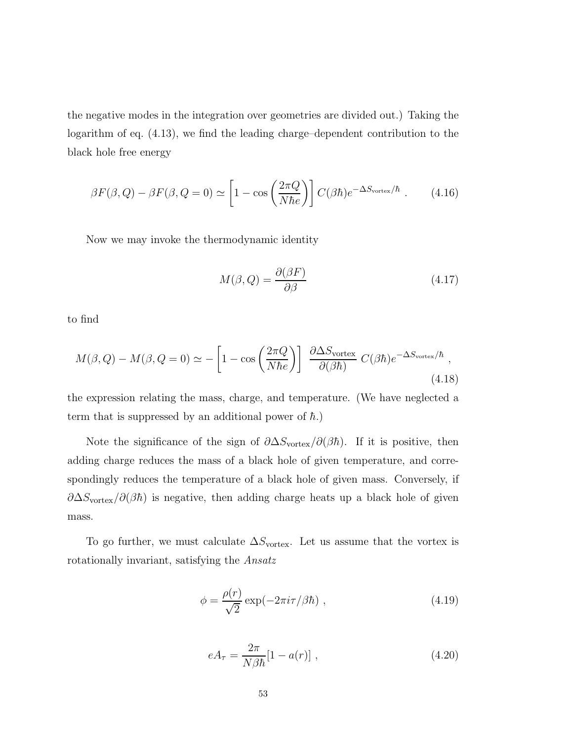the negative modes in the integration over geometries are divided out.) Taking the logarithm of eq. (4.13), we find the leading charge–dependent contribution to the black hole free energy

$$\beta F(\beta, Q) - \beta F(\beta, Q=0) \simeq \left[1 - \cos\left(\frac{2\pi Q}{N\hbar e}\right)\right] C(\beta\hbar) e^{-\Delta S_{\mathrm{vortex}}/\hbar} \ . \tag{4.16}$$

Now we may invoke the thermodynamic identity

$$M(\beta, Q) = \frac{\partial(\beta F)}{\partial \beta} \tag{4.17}$$

to find

$$M(\beta, Q) - M(\beta, Q=0) \simeq -\left[1 - \cos\left(\frac{2\pi Q}{N\hbar e}\right)\right] \ \frac{\partial \Delta S_{\mathrm{vortex}}}{\partial(\beta\hbar)} \ C(\beta\hbar) e^{-\Delta S_{\mathrm{vortex}}/\hbar} \ , \tag{4.18}$$

the expression relating the mass, charge, and temperature. (We have neglected a term that is suppressed by an additional power of $\hbar$.)

Note the significance of the sign of $\partial\Delta S_{\mathrm{vortex}}/\partial(\beta\hbar)$. If it is positive, then adding charge reduces the mass of a black hole of given temperature, and correspondingly reduces the temperature of a black hole of given mass. Conversely, if $\partial\Delta S_{\mathrm{vortex}}/\partial(\beta\hbar)$ is negative, then adding charge heats up a black hole of given mass.

To go further, we must calculate $\Delta S_{\mathrm{vortex}}$. Let us assume that the vortex is rotationally invariant, satisfying the *Ansatz*

$$\phi = \frac{\rho(r)}{\sqrt{2}} \exp(-2\pi i \tau/\beta\hbar) \ , \tag{4.19}$$

$$eA_\tau = \frac{2\pi}{N\beta\hbar}[1 - a(r)] \ , \tag{4.20}$$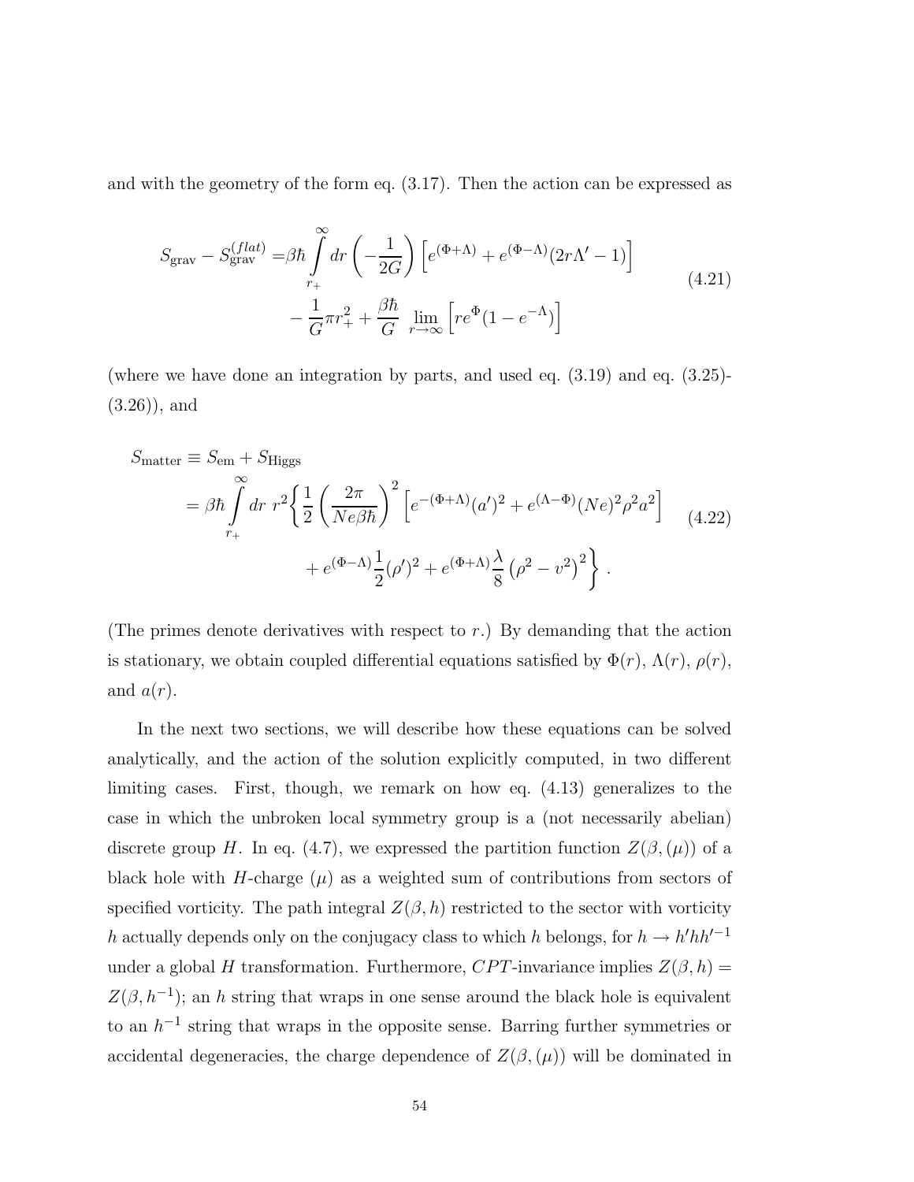and with the geometry of the form eq. (3.17). Then the action can be expressed as

$$
\begin{aligned}
S_{\rm grav} - S_{\rm grav}^{(flat)} =& \beta\hbar \int_{r_+}^{\infty} dr \left(-\frac{1}{2G}\right) \left[e^{(\Phi+\Lambda)} + e^{(\Phi-\Lambda)}(2r\Lambda' - 1)\right] \\
& - \frac{1}{G}\pi r_+^2 + \frac{\beta\hbar}{G} \lim_{r\to\infty} \left[r e^{\Phi}(1 - e^{-\Lambda})\right]
\end{aligned}
\tag{4.21}
$$

(where we have done an integration by parts, and used eq. (3.19) and eq. (3.25)-(3.26)), and

$$
\begin{aligned}
S_{\rm matter} &\equiv S_{\rm em} + S_{\rm Higgs} \\
&= \beta\hbar \int_{r_+}^{\infty} dr\ r^2 \Bigg\{ \frac{1}{2}\left(\frac{2\pi}{Ne\beta\hbar}\right)^2 \left[e^{-(\Phi+\Lambda)}(a')^2 + e^{(\Lambda-\Phi)}(Ne)^2\rho^2 a^2\right] \\
&\qquad\qquad + e^{(\Phi-\Lambda)}\frac{1}{2}(\rho')^2 + e^{(\Phi+\Lambda)}\frac{\lambda}{8}\left(\rho^2 - v^2\right)^2 \Bigg\}\ .
\end{aligned}
\tag{4.22}
$$

(The primes denote derivatives with respect to $r$.) By demanding that the action is stationary, we obtain coupled differential equations satisfied by $\Phi(r)$, $\Lambda(r)$, $\rho(r)$, and $a(r)$.

In the next two sections, we will describe how these equations can be solved analytically, and the action of the solution explicitly computed, in two different limiting cases. First, though, we remark on how eq. (4.13) generalizes to the case in which the unbroken local symmetry group is a (not necessarily abelian) discrete group $H$. In eq. (4.7), we expressed the partition function $Z(\beta,(\mu))$ of a black hole with $H$-charge $(\mu)$ as a weighted sum of contributions from sectors of specified vorticity. The path integral $Z(\beta,h)$ restricted to the sector with vorticity $h$ actually depends only on the conjugacy class to which $h$ belongs, for $h \to h'hh'^{-1}$ under a global $H$ transformation. Furthermore, $CPT$-invariance implies $Z(\beta,h) = Z(\beta,h^{-1})$; an $h$ string that wraps in one sense around the black hole is equivalent to an $h^{-1}$ string that wraps in the opposite sense. Barring further symmetries or accidental degeneracies, the charge dependence of $Z(\beta,(\mu))$ will be dominated in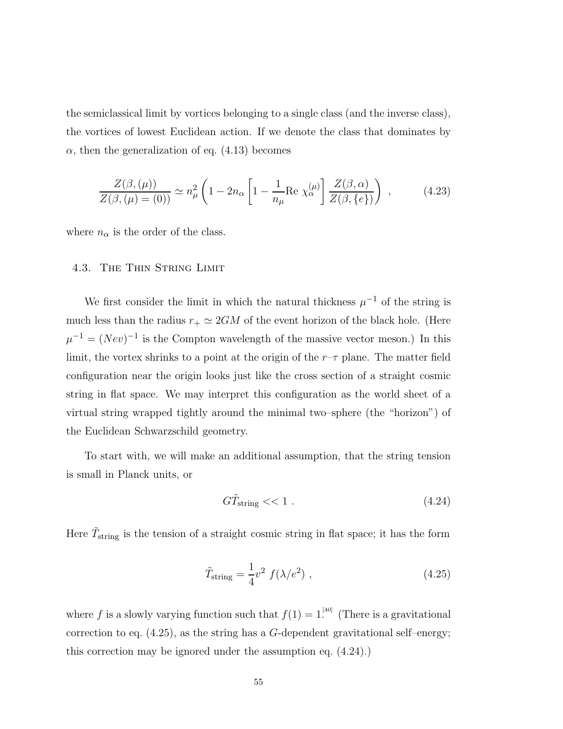the semiclassical limit by vortices belonging to a single class (and the inverse class), the vortices of lowest Euclidean action. If we denote the class that dominates by $\alpha$, then the generalization of eq. (4.13) becomes

$$\frac{Z(\beta,(\mu))}{Z(\beta,(\mu)=(0))} \simeq n_\mu^2 \left(1 - 2n_\alpha \left[1 - \frac{1}{n_\mu}\text{Re}\ \chi_\alpha^{(\mu)}\right] \frac{Z(\beta,\alpha)}{Z(\beta,\{e\})}\right) \ , \tag{4.23}$$

where $n_\alpha$ is the order of the class.

## 4.3. The Thin String Limit

We first consider the limit in which the natural thickness $\mu^{-1}$ of the string is much less than the radius $r_+ \simeq 2GM$ of the event horizon of the black hole. (Here $\mu^{-1} = (Nev)^{-1}$ is the Compton wavelength of the massive vector meson.) In this limit, the vortex shrinks to a point at the origin of the $r$–$\tau$ plane. The matter field configuration near the origin looks just like the cross section of a straight cosmic string in flat space. We may interpret this configuration as the world sheet of a virtual string wrapped tightly around the minimal two–sphere (the "horizon") of the Euclidean Schwarzschild geometry.

To start with, we will make an additional assumption, that the string tension is small in Planck units, or

$$G\tilde{T}_{\text{string}} << 1 \ . \tag{4.24}$$

Here $\tilde{T}_{\text{string}}$ is the tension of a straight cosmic string in flat space; it has the form

$$\tilde{T}_{\text{string}} = \frac{1}{4}v^2\ f(\lambda/e^2) \ , \tag{4.25}$$

where $f$ is a slowly varying function such that $f(1) = 1$.[40] (There is a gravitational correction to eq. (4.25), as the string has a $G$-dependent gravitational self–energy; this correction may be ignored under the assumption eq. (4.24).)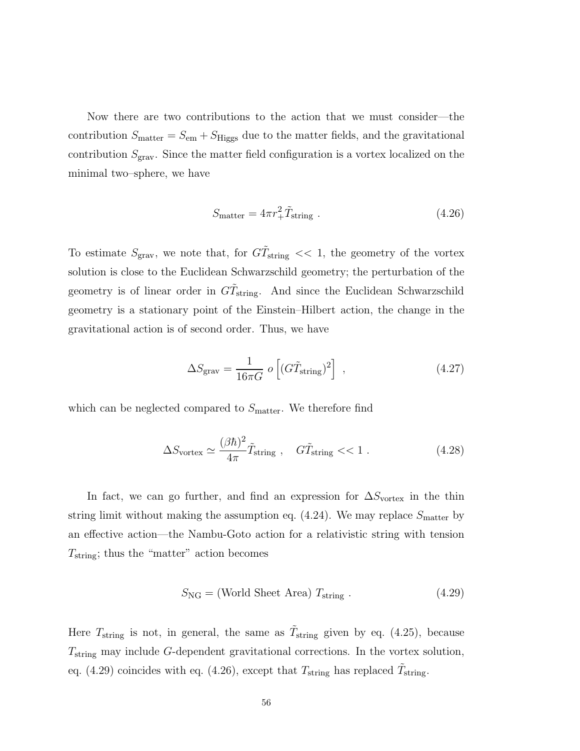Now there are two contributions to the action that we must consider—the contribution $S_{\rm matter} = S_{\rm em} + S_{\rm Higgs}$ due to the matter fields, and the gravitational contribution $S_{\rm grav}$. Since the matter field configuration is a vortex localized on the minimal two–sphere, we have

$$
S_{\rm matter} = 4\pi r_+^2 \tilde{T}_{\rm string} \ . \tag{4.26}
$$

To estimate $S_{\rm grav}$, we note that, for $G\tilde{T}_{\rm string} << 1$, the geometry of the vortex solution is close to the Euclidean Schwarzschild geometry; the perturbation of the geometry is of linear order in $G\tilde{T}_{\rm string}$. And since the Euclidean Schwarzschild geometry is a stationary point of the Einstein–Hilbert action, the change in the gravitational action is of second order. Thus, we have

$$
\Delta S_{\rm grav} = \frac{1}{16\pi G} \ o\left[(G\tilde{T}_{\rm string})^2\right] \ , \tag{4.27}
$$

which can be neglected compared to $S_{\rm matter}$. We therefore find

$$
\Delta S_{\rm vortex} \simeq \frac{(\beta\hbar)^2}{4\pi}\tilde{T}_{\rm string} \ , \quad G\tilde{T}_{\rm string} << 1 \ . \tag{4.28}
$$

In fact, we can go further, and find an expression for $\Delta S_{\rm vortex}$ in the thin string limit without making the assumption eq. (4.24). We may replace $S_{\rm matter}$ by an effective action—the Nambu-Goto action for a relativistic string with tension $T_{\rm string}$; thus the "matter" action becomes

$$
S_{\rm NG} = (\text{World Sheet Area}) \ T_{\rm string} \ . \tag{4.29}
$$

Here $T_{\rm string}$ is not, in general, the same as $\tilde{T}_{\rm string}$ given by eq. (4.25), because $T_{\rm string}$ may include $G$-dependent gravitational corrections. In the vortex solution, eq. (4.29) coincides with eq. (4.26), except that $T_{\rm string}$ has replaced $\tilde{T}_{\rm string}$.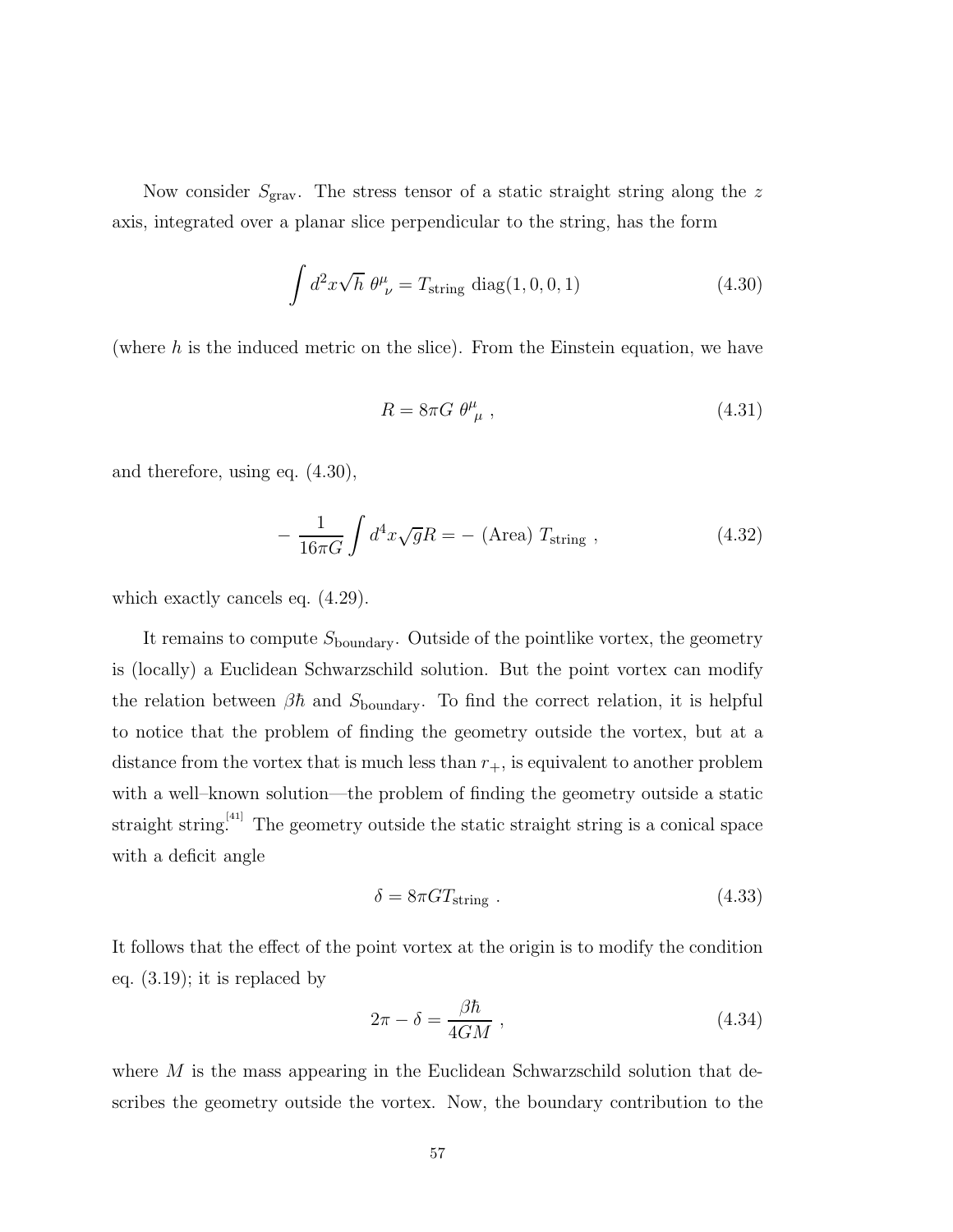Now consider $S_{\rm grav}$. The stress tensor of a static straight string along the $z$ axis, integrated over a planar slice perpendicular to the string, has the form

$$\int d^2x \sqrt{h}\ \theta^\mu{}_\nu = T_{\rm string}\ {\rm diag}(1,0,0,1) \tag{4.30}$$

(where $h$ is the induced metric on the slice). From the Einstein equation, we have

$$R = 8\pi G\ \theta^\mu{}_\mu\ , \tag{4.31}$$

and therefore, using eq. (4.30),

$$-\frac{1}{16\pi G}\int d^4x \sqrt{g} R = -\ ({\rm Area})\ T_{\rm string}\ , \tag{4.32}$$

which exactly cancels eq. (4.29).

It remains to compute $S_{\rm boundary}$. Outside of the pointlike vortex, the geometry is (locally) a Euclidean Schwarzschild solution. But the point vortex can modify the relation between $\beta\hbar$ and $S_{\rm boundary}$. To find the correct relation, it is helpful to notice that the problem of finding the geometry outside the vortex, but at a distance from the vortex that is much less than $r_+$, is equivalent to another problem with a well–known solution—the problem of finding the geometry outside a static straight string.[41] The geometry outside the static straight string is a conical space with a deficit angle

$$\delta = 8\pi G T_{\rm string}\ . \tag{4.33}$$

It follows that the effect of the point vortex at the origin is to modify the condition eq. (3.19); it is replaced by

$$2\pi - \delta = \frac{\beta\hbar}{4GM}\ , \tag{4.34}$$

where $M$ is the mass appearing in the Euclidean Schwarzschild solution that describes the geometry outside the vortex. Now, the boundary contribution to the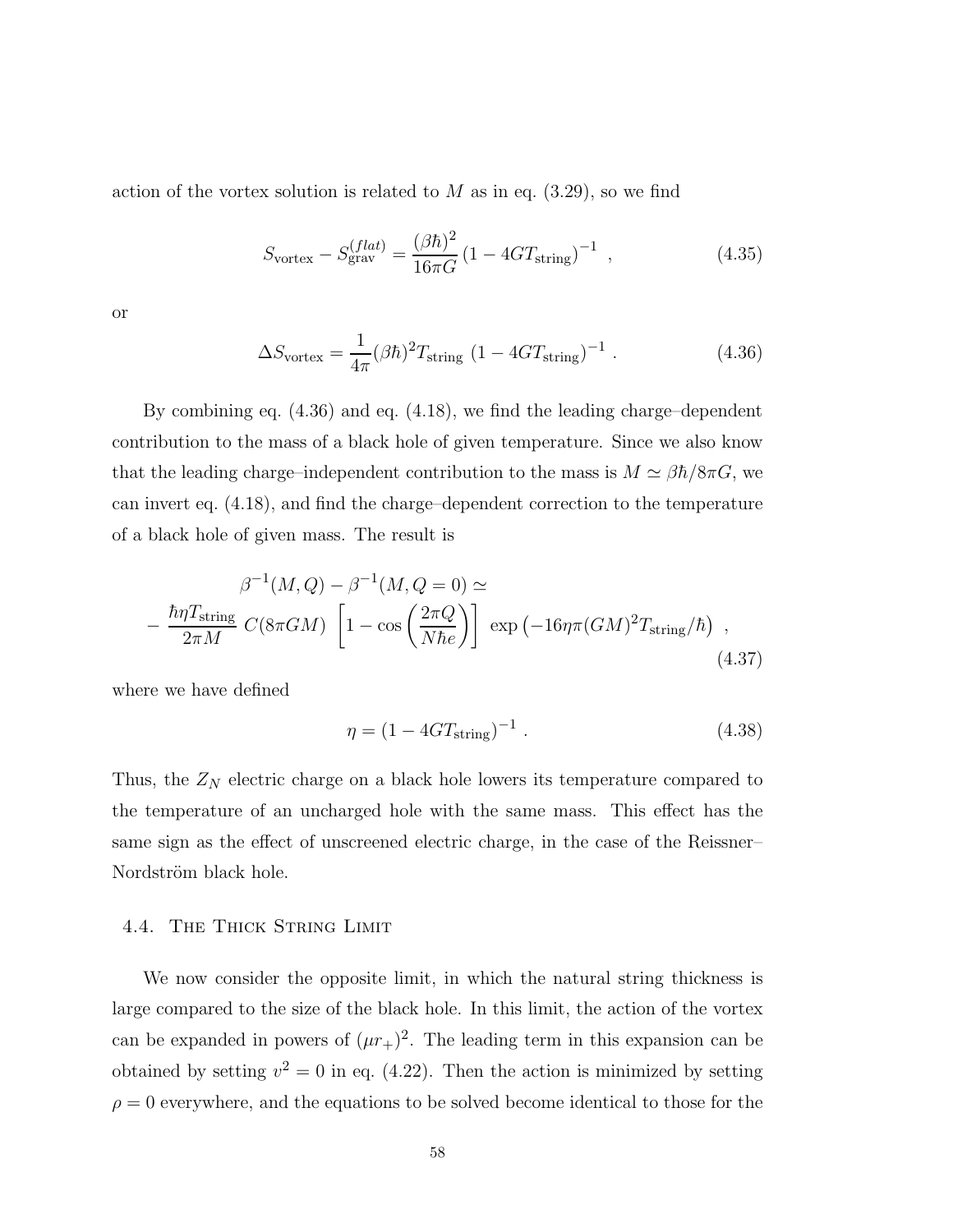action of the vortex solution is related to $M$ as in eq. (3.29), so we find

$$S_{\rm vortex} - S_{\rm grav}^{(flat)} = \frac{(\beta\hbar)^2}{16\pi G}\left(1 - 4GT_{\rm string}\right)^{-1} \ , \tag{4.35}$$

or

$$\Delta S_{\rm vortex} = \frac{1}{4\pi}(\beta\hbar)^2 T_{\rm string}\ \left(1 - 4GT_{\rm string}\right)^{-1} \ . \tag{4.36}$$

By combining eq. (4.36) and eq. (4.18), we find the leading charge–dependent contribution to the mass of a black hole of given temperature. Since we also know that the leading charge–independent contribution to the mass is $M \simeq \beta\hbar/8\pi G$, we can invert eq. (4.18), and find the charge–dependent correction to the temperature of a black hole of given mass. The result is

$$\begin{aligned} &\beta^{-1}(M,Q) - \beta^{-1}(M, Q=0) \simeq \\ &-\frac{\hbar\eta T_{\rm string}}{2\pi M}\ C(8\pi G M)\ \left[1 - \cos\left(\frac{2\pi Q}{N\hbar e}\right)\right]\ \exp\left(-16\eta\pi (GM)^2 T_{\rm string}/\hbar\right) \ , \end{aligned} \tag{4.37}$$

where we have defined

$$\eta = \left(1 - 4GT_{\rm string}\right)^{-1} \ . \tag{4.38}$$

Thus, the $Z_N$ electric charge on a black hole lowers its temperature compared to the temperature of an uncharged hole with the same mass. This effect has the same sign as the effect of unscreened electric charge, in the case of the Reissner–Nordström black hole.

### 4.4. The Thick String Limit

We now consider the opposite limit, in which the natural string thickness is large compared to the size of the black hole. In this limit, the action of the vortex can be expanded in powers of $(\mu r_+)^2$. The leading term in this expansion can be obtained by setting $v^2 = 0$ in eq. (4.22). Then the action is minimized by setting $\rho = 0$ everywhere, and the equations to be solved become identical to those for the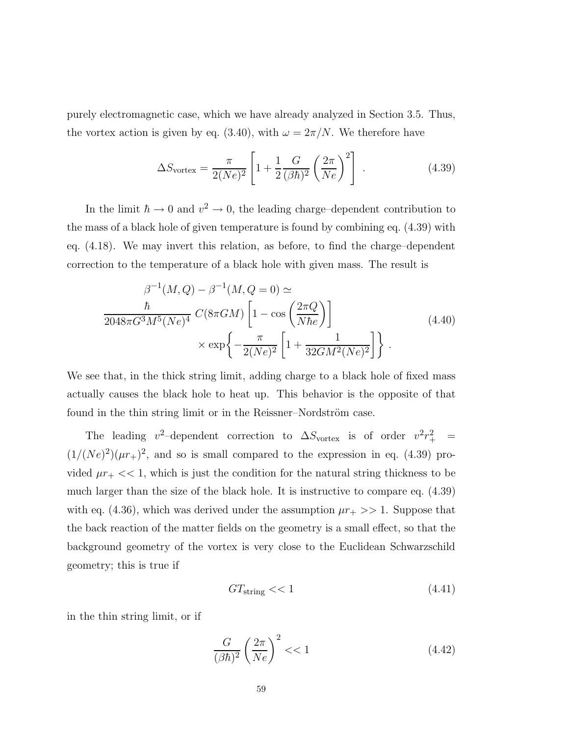purely electromagnetic case, which we have already analyzed in Section 3.5. Thus, the vortex action is given by eq. (3.40), with $\omega = 2\pi/N$. We therefore have

$$\Delta S_{\rm vortex} = \frac{\pi}{2(Ne)^2}\left[1 + \frac{1}{2}\frac{G}{(\beta\hbar)^2}\left(\frac{2\pi}{Ne}\right)^2\right] \ . \tag{4.39}$$

In the limit $\hbar \to 0$ and $v^2 \to 0$, the leading charge–dependent contribution to the mass of a black hole of given temperature is found by combining eq. (4.39) with eq. (4.18). We may invert this relation, as before, to find the charge–dependent correction to the temperature of a black hole with given mass. The result is

$$\begin{aligned}
&\beta^{-1}(M,Q) - \beta^{-1}(M,Q=0) \simeq \\
&\frac{\hbar}{2048\pi G^3 M^5 (Ne)^4}\ C(8\pi GM)\left[1 - \cos\left(\frac{2\pi Q}{N\hbar e}\right)\right] \\
&\qquad\qquad \times \exp\left\{-\frac{\pi}{2(Ne)^2}\left[1 + \frac{1}{32GM^2(Ne)^2}\right]\right\} \ .
\end{aligned} \tag{4.40}$$

We see that, in the thick string limit, adding charge to a black hole of fixed mass actually causes the black hole to heat up. This behavior is the opposite of that found in the thin string limit or in the Reissner–Nordström case.

The leading $v^2$–dependent correction to $\Delta S_{\rm vortex}$ is of order $v^2 r_+^2 = (1/(Ne)^2)(\mu r_+)^2$, and so is small compared to the expression in eq. (4.39) provided $\mu r_+ << 1$, which is just the condition for the natural string thickness to be much larger than the size of the black hole. It is instructive to compare eq. (4.39) with eq. (4.36), which was derived under the assumption $\mu r_+ >> 1$. Suppose that the back reaction of the matter fields on the geometry is a small effect, so that the background geometry of the vortex is very close to the Euclidean Schwarzschild geometry; this is true if

$$G T_{\rm string} << 1 \tag{4.41}$$

in the thin string limit, or if

$$\frac{G}{(\beta\hbar)^2}\left(\frac{2\pi}{Ne}\right)^2 << 1 \tag{4.42}$$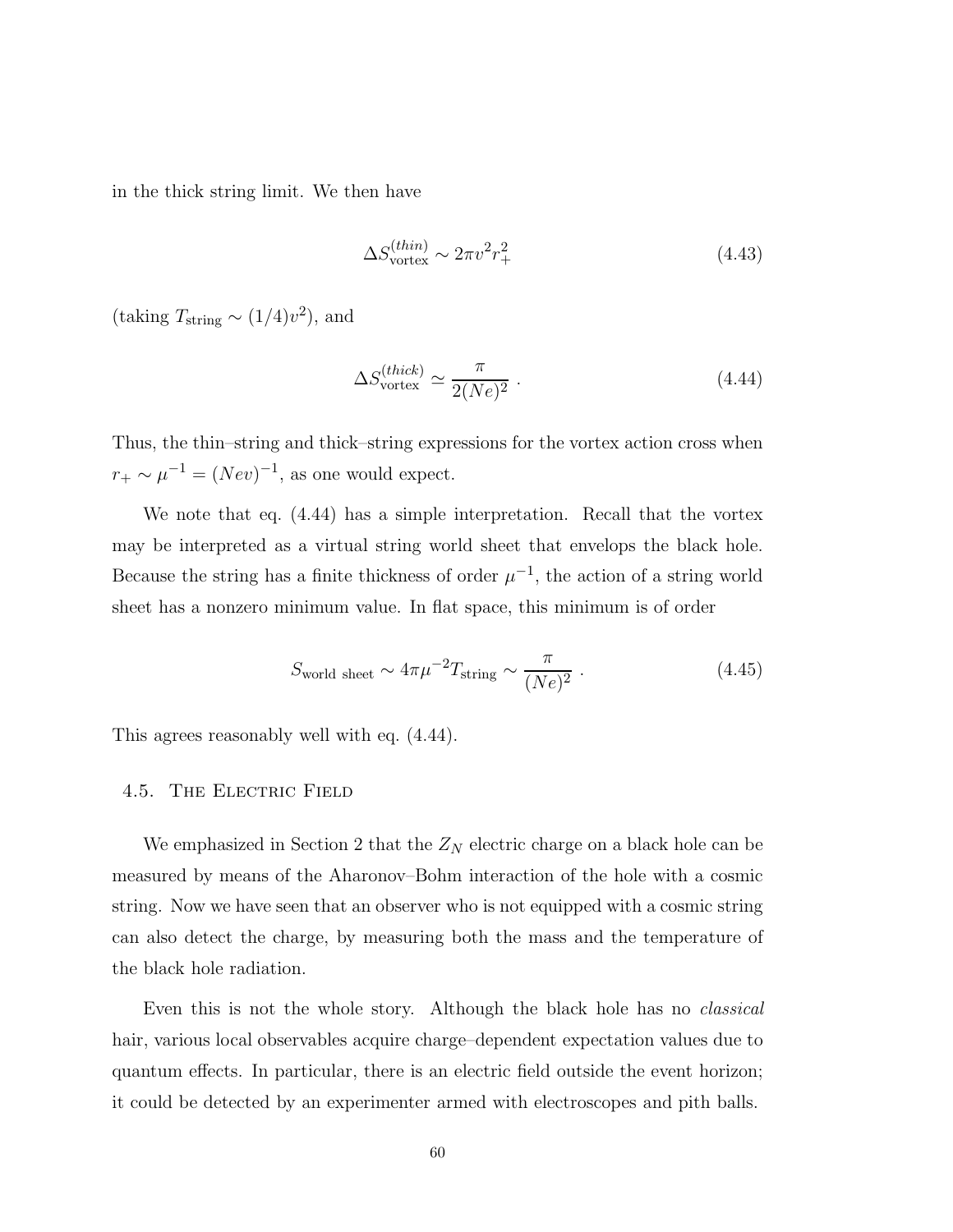in the thick string limit. We then have

$$\Delta S^{(thin)}_{\rm vortex} \sim 2\pi v^2 r_+^2 \tag{4.43}$$

(taking $T_{\rm string} \sim (1/4)v^2$), and

$$\Delta S^{(thick)}_{\rm vortex} \simeq \frac{\pi}{2(Ne)^2} \ . \tag{4.44}$$

Thus, the thin–string and thick–string expressions for the vortex action cross when $r_+ \sim \mu^{-1} = (Nev)^{-1}$, as one would expect.

We note that eq. (4.44) has a simple interpretation. Recall that the vortex may be interpreted as a virtual string world sheet that envelops the black hole. Because the string has a finite thickness of order $\mu^{-1}$, the action of a string world sheet has a nonzero minimum value. In flat space, this minimum is of order

$$S_{\rm world\ sheet} \sim 4\pi\mu^{-2} T_{\rm string} \sim \frac{\pi}{(Ne)^2} \ . \tag{4.45}$$

This agrees reasonably well with eq. (4.44).

## 4.5. The Electric Field

We emphasized in Section 2 that the $Z_N$ electric charge on a black hole can be measured by means of the Aharonov–Bohm interaction of the hole with a cosmic string. Now we have seen that an observer who is not equipped with a cosmic string can also detect the charge, by measuring both the mass and the temperature of the black hole radiation.

Even this is not the whole story. Although the black hole has no *classical* hair, various local observables acquire charge–dependent expectation values due to quantum effects. In particular, there is an electric field outside the event horizon; it could be detected by an experimenter armed with electroscopes and pith balls.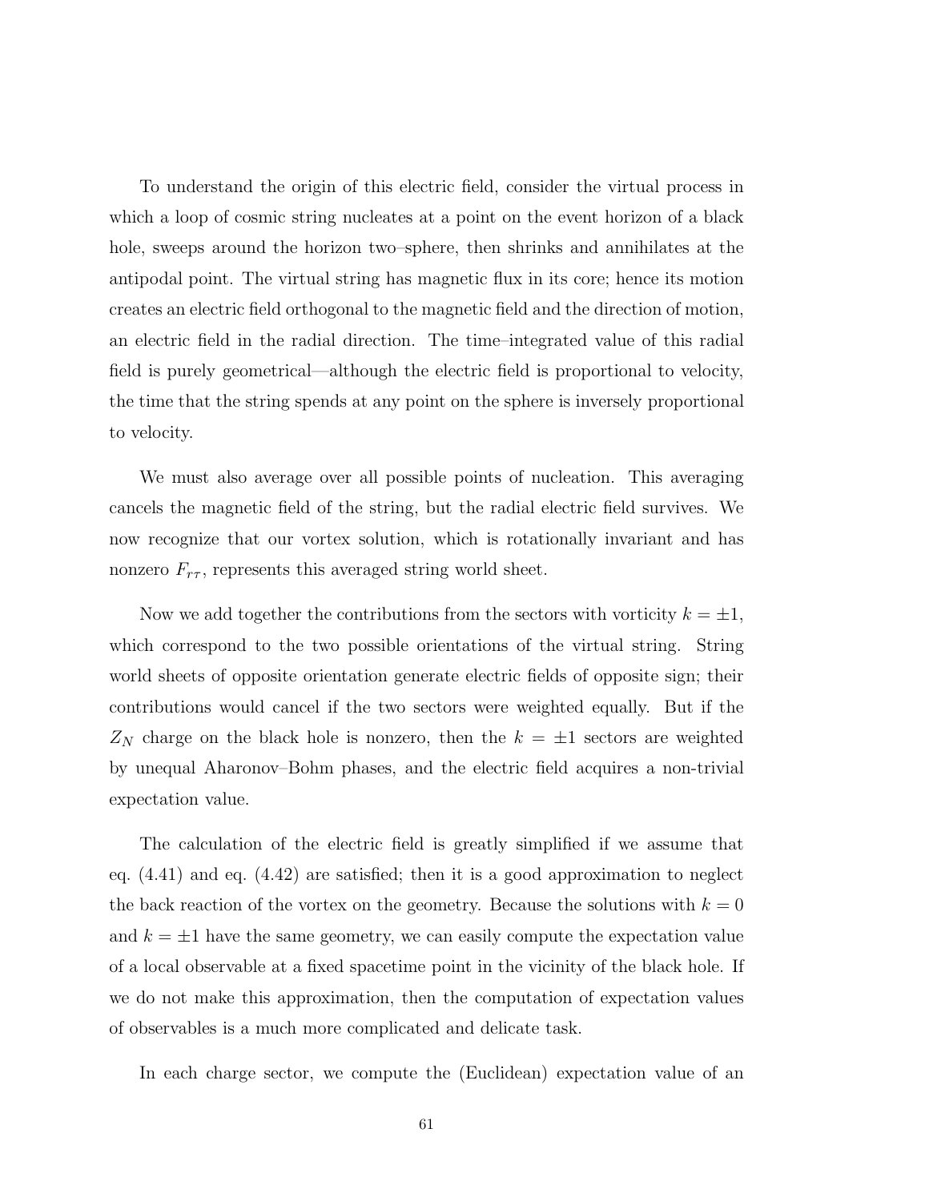To understand the origin of this electric field, consider the virtual process in which a loop of cosmic string nucleates at a point on the event horizon of a black hole, sweeps around the horizon two–sphere, then shrinks and annihilates at the antipodal point. The virtual string has magnetic flux in its core; hence its motion creates an electric field orthogonal to the magnetic field and the direction of motion, an electric field in the radial direction. The time–integrated value of this radial field is purely geometrical—although the electric field is proportional to velocity, the time that the string spends at any point on the sphere is inversely proportional to velocity.

We must also average over all possible points of nucleation. This averaging cancels the magnetic field of the string, but the radial electric field survives. We now recognize that our vortex solution, which is rotationally invariant and has nonzero $F_{r\tau}$, represents this averaged string world sheet.

Now we add together the contributions from the sectors with vorticity $k = \pm 1$, which correspond to the two possible orientations of the virtual string. String world sheets of opposite orientation generate electric fields of opposite sign; their contributions would cancel if the two sectors were weighted equally. But if the $Z_N$ charge on the black hole is nonzero, then the $k = \pm 1$ sectors are weighted by unequal Aharonov–Bohm phases, and the electric field acquires a non-trivial expectation value.

The calculation of the electric field is greatly simplified if we assume that eq. (4.41) and eq. (4.42) are satisfied; then it is a good approximation to neglect the back reaction of the vortex on the geometry. Because the solutions with $k = 0$ and $k = \pm 1$ have the same geometry, we can easily compute the expectation value of a local observable at a fixed spacetime point in the vicinity of the black hole. If we do not make this approximation, then the computation of expectation values of observables is a much more complicated and delicate task.

In each charge sector, we compute the (Euclidean) expectation value of an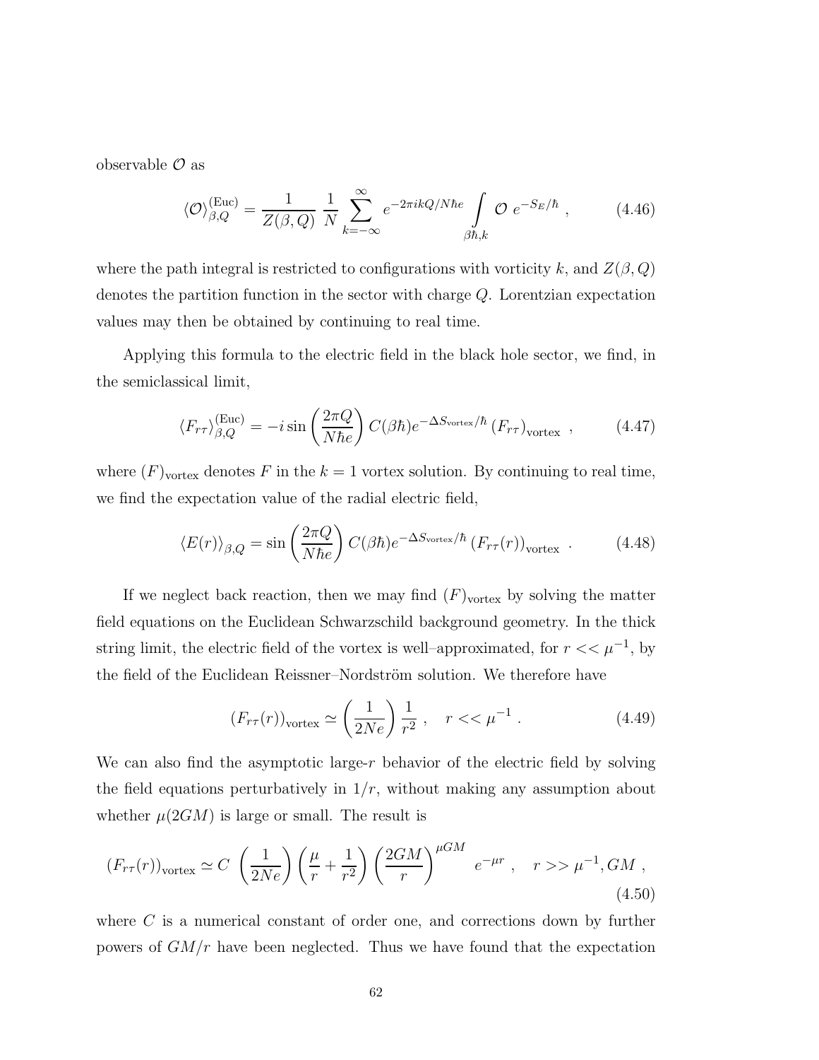observable $\mathcal{O}$ as

$$\langle \mathcal{O} \rangle_{\beta,Q}^{(\mathrm{Euc})} = \frac{1}{Z(\beta,Q)} \frac{1}{N} \sum_{k=-\infty}^{\infty} e^{-2\pi i k Q/N\hbar e} \int_{\beta\hbar,k} \mathcal{O} \; e^{-S_E/\hbar} \; , \tag{4.46}$$

where the path integral is restricted to configurations with vorticity $k$, and $Z(\beta, Q)$ denotes the partition function in the sector with charge $Q$. Lorentzian expectation values may then be obtained by continuing to real time.

Applying this formula to the electric field in the black hole sector, we find, in the semiclassical limit,

$$\langle F_{r\tau} \rangle_{\beta,Q}^{(\mathrm{Euc})} = -i \sin\left(\frac{2\pi Q}{N\hbar e}\right) C(\beta\hbar) e^{-\Delta S_{\mathrm{vortex}}/\hbar} \left(F_{r\tau}\right)_{\mathrm{vortex}} \; , \tag{4.47}$$

where $(F)_{\mathrm{vortex}}$ denotes $F$ in the $k=1$ vortex solution. By continuing to real time, we find the expectation value of the radial electric field,

$$\langle E(r) \rangle_{\beta,Q} = \sin\left(\frac{2\pi Q}{N\hbar e}\right) C(\beta\hbar) e^{-\Delta S_{\mathrm{vortex}}/\hbar} \left(F_{r\tau}(r)\right)_{\mathrm{vortex}} \; . \tag{4.48}$$

If we neglect back reaction, then we may find $(F)_{\mathrm{vortex}}$ by solving the matter field equations on the Euclidean Schwarzschild background geometry. In the thick string limit, the electric field of the vortex is well–approximated, for $r << \mu^{-1}$, by the field of the Euclidean Reissner–Nordström solution. We therefore have

$$\left(F_{r\tau}(r)\right)_{\mathrm{vortex}} \simeq \left(\frac{1}{2Ne}\right) \frac{1}{r^2} \; , \quad r << \mu^{-1} \; . \tag{4.49}$$

We can also find the asymptotic large-$r$ behavior of the electric field by solving the field equations perturbatively in $1/r$, without making any assumption about whether $\mu(2GM)$ is large or small. The result is

$$\left(F_{r\tau}(r)\right)_{\mathrm{vortex}} \simeq C \; \left(\frac{1}{2Ne}\right) \left(\frac{\mu}{r} + \frac{1}{r^2}\right) \left(\frac{2GM}{r}\right)^{\mu GM} \; e^{-\mu r} \; , \quad r >> \mu^{-1}, GM \; , \tag{4.50}$$

where $C$ is a numerical constant of order one, and corrections down by further powers of $GM/r$ have been neglected. Thus we have found that the expectation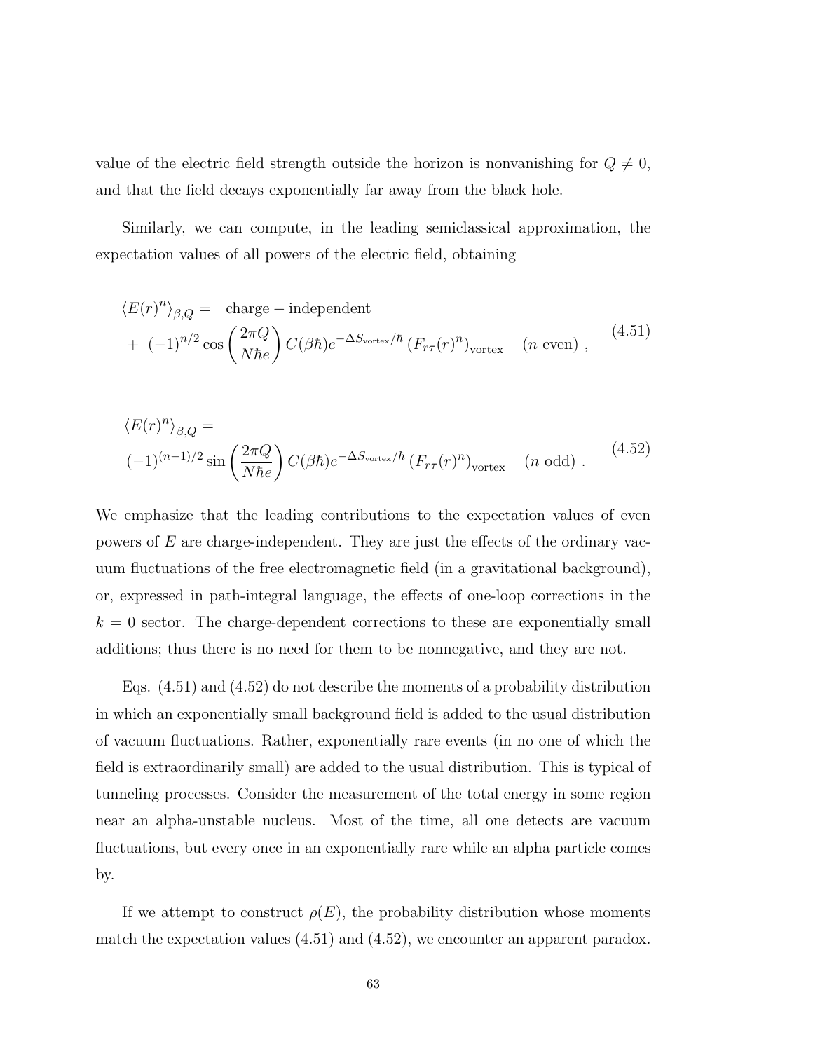value of the electric field strength outside the horizon is nonvanishing for $Q \neq 0$, and that the field decays exponentially far away from the black hole.

Similarly, we can compute, in the leading semiclassical approximation, the expectation values of all powers of the electric field, obtaining

$$
\begin{aligned}
\langle E(r)^n \rangle_{\beta,Q} = & \quad \text{charge} - \text{independent} \\
+ & \ (-1)^{n/2} \cos\left(\frac{2\pi Q}{N\hbar e}\right) C(\beta\hbar) e^{-\Delta S_{\text{vortex}}/\hbar} \left(F_{r\tau}(r)^n\right)_{\text{vortex}} \quad (n \text{ even}) \ ,
\end{aligned}
\tag{4.51}
$$

$$
\begin{aligned}
& \langle E(r)^n \rangle_{\beta,Q} = \\
& (-1)^{(n-1)/2} \sin\left(\frac{2\pi Q}{N\hbar e}\right) C(\beta\hbar) e^{-\Delta S_{\text{vortex}}/\hbar} \left(F_{r\tau}(r)^n\right)_{\text{vortex}} \quad (n \text{ odd}) \ .
\end{aligned}
\tag{4.52}
$$

We emphasize that the leading contributions to the expectation values of even powers of $E$ are charge-independent. They are just the effects of the ordinary vacuum fluctuations of the free electromagnetic field (in a gravitational background), or, expressed in path-integral language, the effects of one-loop corrections in the $k = 0$ sector. The charge-dependent corrections to these are exponentially small additions; thus there is no need for them to be nonnegative, and they are not.

Eqs. (4.51) and (4.52) do not describe the moments of a probability distribution in which an exponentially small background field is added to the usual distribution of vacuum fluctuations. Rather, exponentially rare events (in no one of which the field is extraordinarily small) are added to the usual distribution. This is typical of tunneling processes. Consider the measurement of the total energy in some region near an alpha-unstable nucleus. Most of the time, all one detects are vacuum fluctuations, but every once in an exponentially rare while an alpha particle comes by.

If we attempt to construct $\rho(E)$, the probability distribution whose moments match the expectation values (4.51) and (4.52), we encounter an apparent paradox.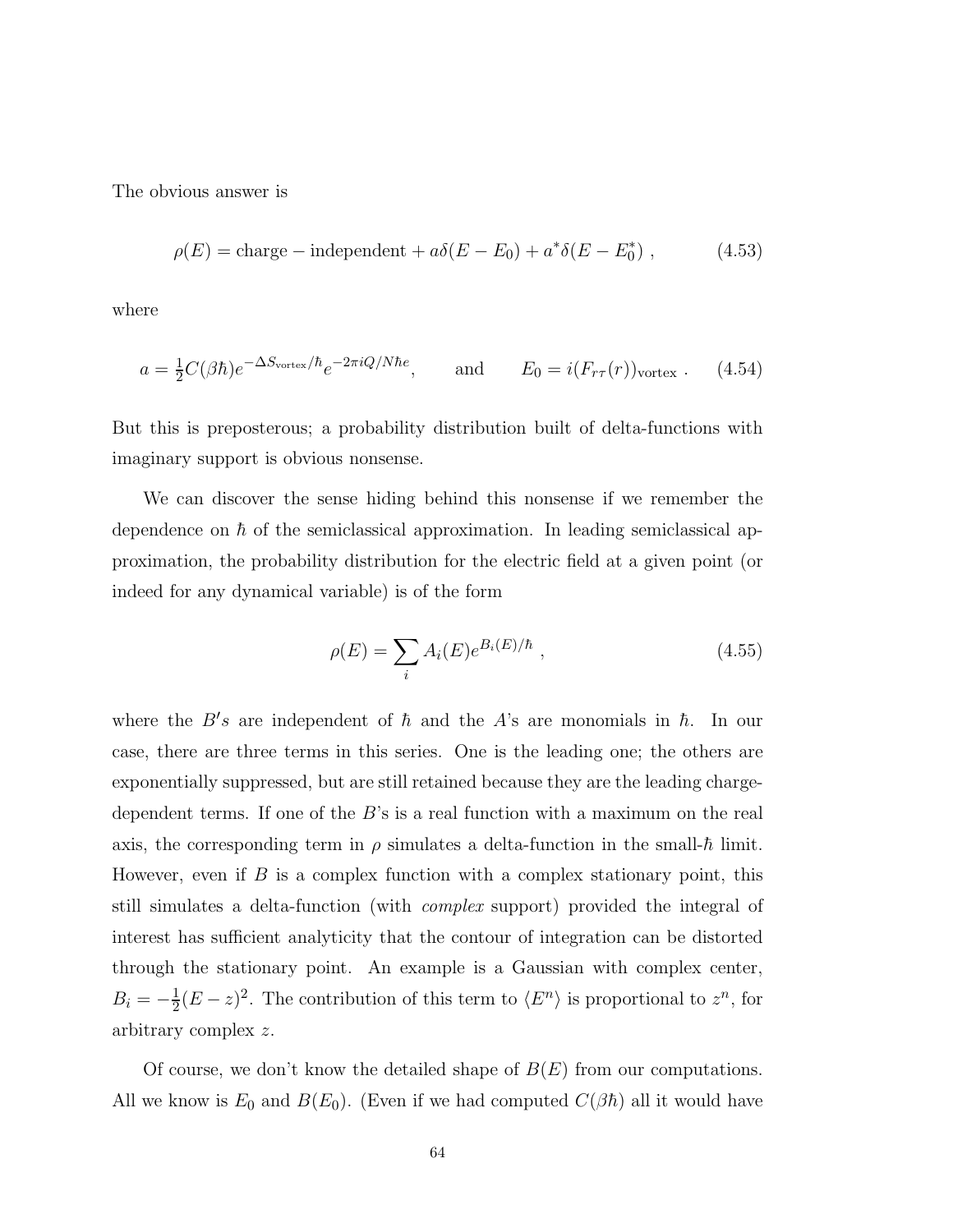The obvious answer is

$$\rho(E) = \text{charge} - \text{independent} + a\delta(E - E_0) + a^*\delta(E - E_0^*) \ , \tag{4.53}$$

where

$$a = \tfrac{1}{2}C(\beta\hbar)e^{-\Delta S_{\text{vortex}}/\hbar}e^{-2\pi i Q/N\hbar e}, \qquad \text{and} \qquad E_0 = i(F_{r\tau}(r))_{\text{vortex}} \ . \tag{4.54}$$

But this is preposterous; a probability distribution built of delta-functions with imaginary support is obvious nonsense.

We can discover the sense hiding behind this nonsense if we remember the dependence on $\hbar$ of the semiclassical approximation. In leading semiclassical approximation, the probability distribution for the electric field at a given point (or indeed for any dynamical variable) is of the form

$$\rho(E) = \sum_i A_i(E)e^{B_i(E)/\hbar} \ , \tag{4.55}$$

where the $B's$ are independent of $\hbar$ and the $A$'s are monomials in $\hbar$. In our case, there are three terms in this series. One is the leading one; the others are exponentially suppressed, but are still retained because they are the leading charge-dependent terms. If one of the $B$'s is a real function with a maximum on the real axis, the corresponding term in $\rho$ simulates a delta-function in the small-$\hbar$ limit. However, even if $B$ is a complex function with a complex stationary point, this still simulates a delta-function (with *complex* support) provided the integral of interest has sufficient analyticity that the contour of integration can be distorted through the stationary point. An example is a Gaussian with complex center, $B_i = -\frac{1}{2}(E - z)^2$. The contribution of this term to $\langle E^n \rangle$ is proportional to $z^n$, for arbitrary complex $z$.

Of course, we don't know the detailed shape of $B(E)$ from our computations. All we know is $E_0$ and $B(E_0)$. (Even if we had computed $C(\beta\hbar)$ all it would have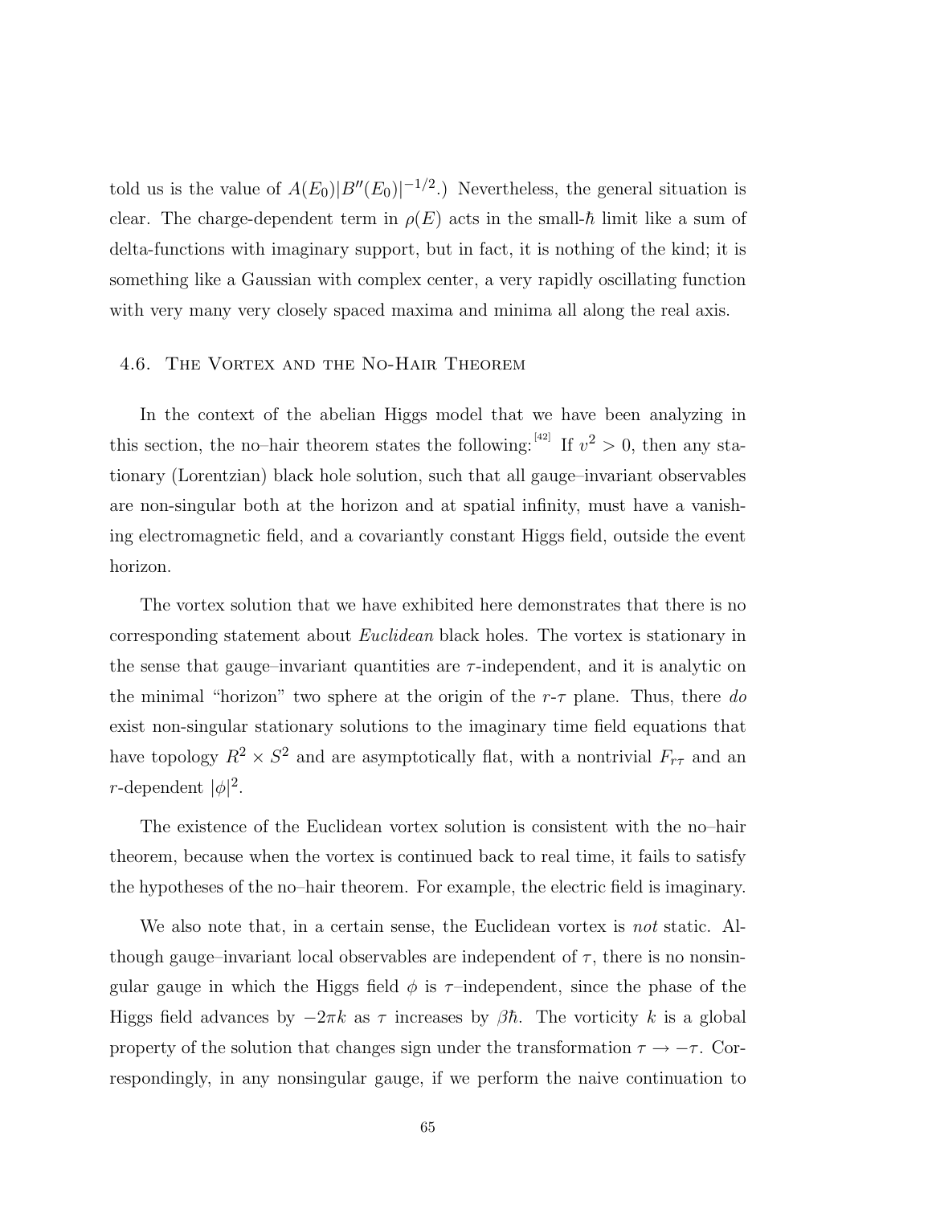told us is the value of $A(E_0)|B''(E_0)|^{-1/2}$.) Nevertheless, the general situation is clear. The charge-dependent term in $\rho(E)$ acts in the small-$\hbar$ limit like a sum of delta-functions with imaginary support, but in fact, it is nothing of the kind; it is something like a Gaussian with complex center, a very rapidly oscillating function with very many very closely spaced maxima and minima all along the real axis.

### 4.6. The Vortex and the No-Hair Theorem

In the context of the abelian Higgs model that we have been analyzing in this section, the no–hair theorem states the following:[42] If $v^2 > 0$, then any stationary (Lorentzian) black hole solution, such that all gauge–invariant observables are non-singular both at the horizon and at spatial infinity, must have a vanishing electromagnetic field, and a covariantly constant Higgs field, outside the event horizon.

The vortex solution that we have exhibited here demonstrates that there is no corresponding statement about *Euclidean* black holes. The vortex is stationary in the sense that gauge–invariant quantities are $\tau$-independent, and it is analytic on the minimal "horizon" two sphere at the origin of the $r$-$\tau$ plane. Thus, there *do* exist non-singular stationary solutions to the imaginary time field equations that have topology $R^2 \times S^2$ and are asymptotically flat, with a nontrivial $F_{r\tau}$ and an $r$-dependent $|\phi|^2$.

The existence of the Euclidean vortex solution is consistent with the no–hair theorem, because when the vortex is continued back to real time, it fails to satisfy the hypotheses of the no–hair theorem. For example, the electric field is imaginary.

We also note that, in a certain sense, the Euclidean vortex is *not* static. Although gauge–invariant local observables are independent of $\tau$, there is no nonsingular gauge in which the Higgs field $\phi$ is $\tau$–independent, since the phase of the Higgs field advances by $-2\pi k$ as $\tau$ increases by $\beta\hbar$. The vorticity $k$ is a global property of the solution that changes sign under the transformation $\tau \to -\tau$. Correspondingly, in any nonsingular gauge, if we perform the naive continuation to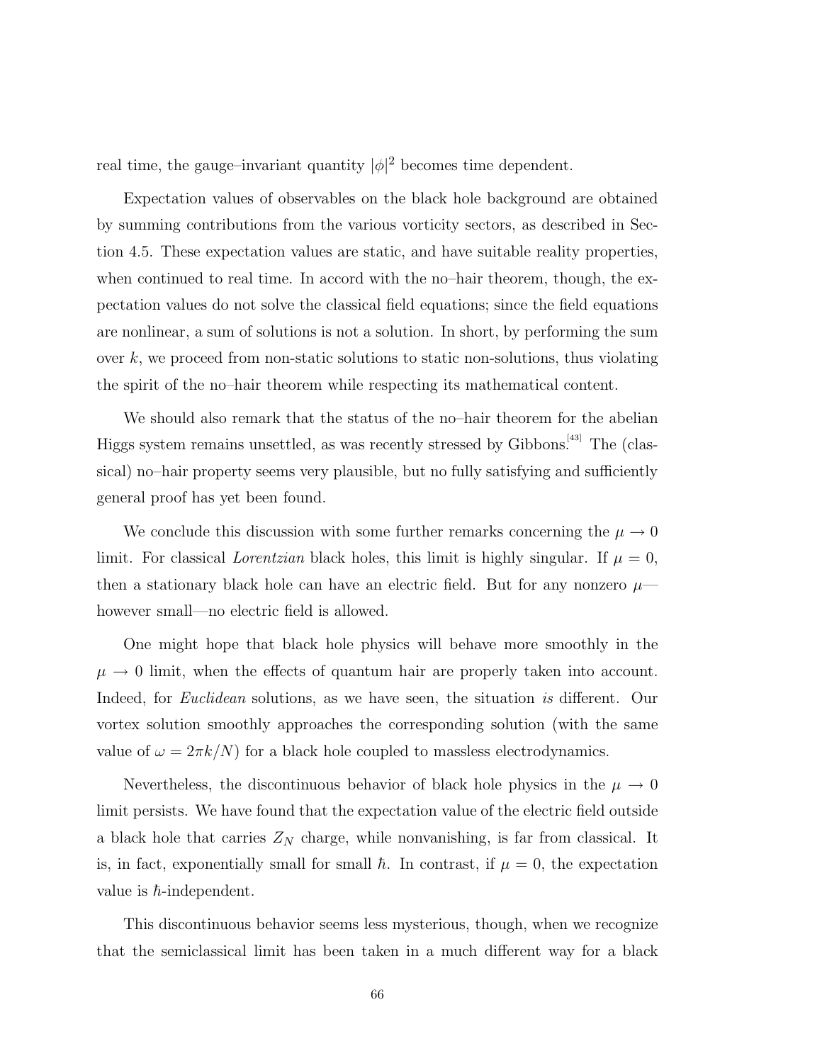real time, the gauge–invariant quantity $|\phi|^2$ becomes time dependent.

Expectation values of observables on the black hole background are obtained by summing contributions from the various vorticity sectors, as described in Section 4.5. These expectation values are static, and have suitable reality properties, when continued to real time. In accord with the no–hair theorem, though, the expectation values do not solve the classical field equations; since the field equations are nonlinear, a sum of solutions is not a solution. In short, by performing the sum over $k$, we proceed from non-static solutions to static non-solutions, thus violating the spirit of the no–hair theorem while respecting its mathematical content.

We should also remark that the status of the no–hair theorem for the abelian Higgs system remains unsettled, as was recently stressed by Gibbons.[43] The (classical) no–hair property seems very plausible, but no fully satisfying and sufficiently general proof has yet been found.

We conclude this discussion with some further remarks concerning the $\mu \to 0$ limit. For classical *Lorentzian* black holes, this limit is highly singular. If $\mu = 0$, then a stationary black hole can have an electric field. But for any nonzero $\mu$—however small—no electric field is allowed.

One might hope that black hole physics will behave more smoothly in the $\mu \to 0$ limit, when the effects of quantum hair are properly taken into account. Indeed, for *Euclidean* solutions, as we have seen, the situation *is* different. Our vortex solution smoothly approaches the corresponding solution (with the same value of $\omega = 2\pi k/N$) for a black hole coupled to massless electrodynamics.

Nevertheless, the discontinuous behavior of black hole physics in the $\mu \to 0$ limit persists. We have found that the expectation value of the electric field outside a black hole that carries $Z_N$ charge, while nonvanishing, is far from classical. It is, in fact, exponentially small for small $\hbar$. In contrast, if $\mu = 0$, the expectation value is $\hbar$-independent.

This discontinuous behavior seems less mysterious, though, when we recognize that the semiclassical limit has been taken in a much different way for a black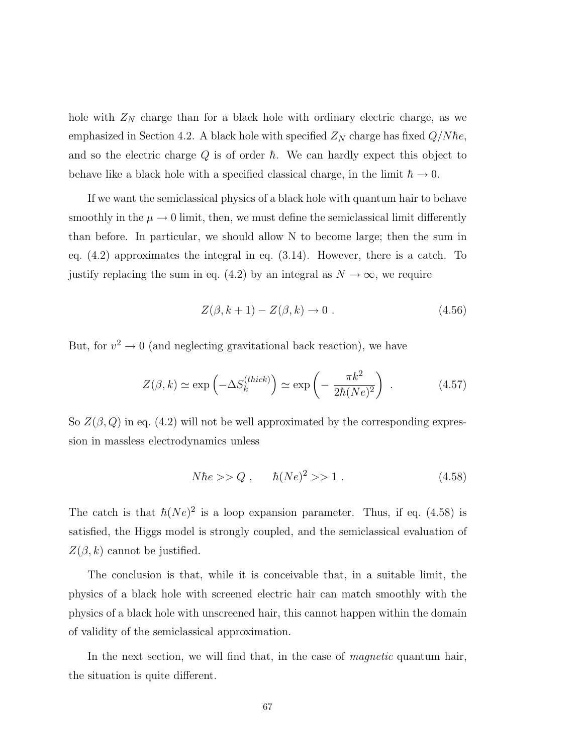hole with $Z_N$ charge than for a black hole with ordinary electric charge, as we emphasized in Section 4.2. A black hole with specified $Z_N$ charge has fixed $Q/N\hbar e$, and so the electric charge $Q$ is of order $\hbar$. We can hardly expect this object to behave like a black hole with a specified classical charge, in the limit $\hbar \to 0$.

If we want the semiclassical physics of a black hole with quantum hair to behave smoothly in the $\mu \to 0$ limit, then, we must define the semiclassical limit differently than before. In particular, we should allow N to become large; then the sum in eq. (4.2) approximates the integral in eq. (3.14). However, there is a catch. To justify replacing the sum in eq. (4.2) by an integral as $N \to \infty$, we require

$$Z(\beta, k+1) - Z(\beta, k) \to 0 \ . \tag{4.56}$$

But, for $v^2 \to 0$ (and neglecting gravitational back reaction), we have

$$Z(\beta, k) \simeq \exp\left(-\Delta S_k^{(thick)}\right) \simeq \exp\left(-\frac{\pi k^2}{2\hbar (Ne)^2}\right) \ . \tag{4.57}$$

So $Z(\beta, Q)$ in eq. (4.2) will not be well approximated by the corresponding expression in massless electrodynamics unless

$$N\hbar e >> Q \ , \qquad \hbar (Ne)^2 >> 1 \ . \tag{4.58}$$

The catch is that $\hbar (Ne)^2$ is a loop expansion parameter. Thus, if eq. (4.58) is satisfied, the Higgs model is strongly coupled, and the semiclassical evaluation of $Z(\beta, k)$ cannot be justified.

The conclusion is that, while it is conceivable that, in a suitable limit, the physics of a black hole with screened electric hair can match smoothly with the physics of a black hole with unscreened hair, this cannot happen within the domain of validity of the semiclassical approximation.

In the next section, we will find that, in the case of *magnetic* quantum hair, the situation is quite different.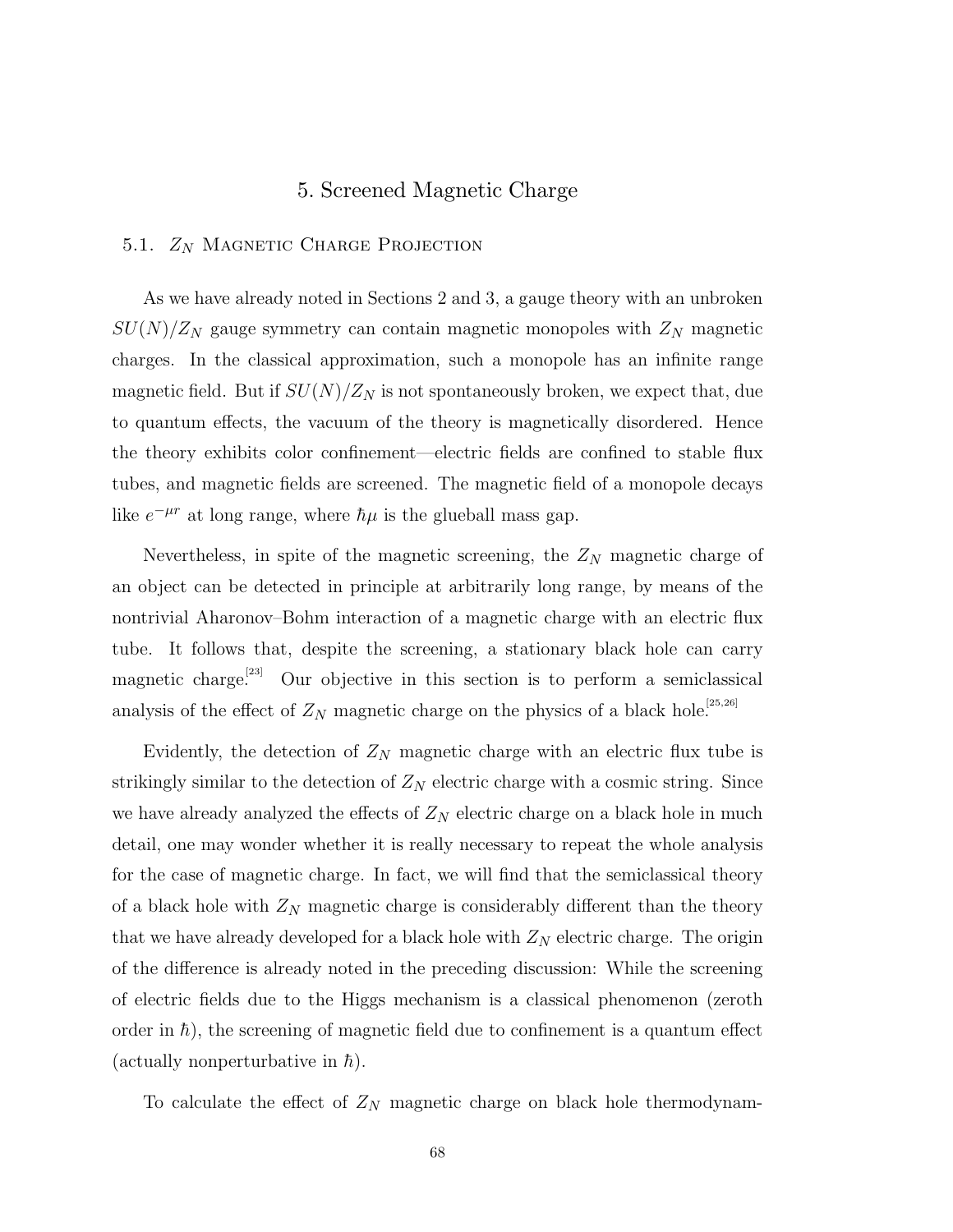# 5. Screened Magnetic Charge

## 5.1. $Z_N$ Magnetic Charge Projection

As we have already noted in Sections 2 and 3, a gauge theory with an unbroken $SU(N)/Z_N$ gauge symmetry can contain magnetic monopoles with $Z_N$ magnetic charges. In the classical approximation, such a monopole has an infinite range magnetic field. But if $SU(N)/Z_N$ is not spontaneously broken, we expect that, due to quantum effects, the vacuum of the theory is magnetically disordered. Hence the theory exhibits color confinement—electric fields are confined to stable flux tubes, and magnetic fields are screened. The magnetic field of a monopole decays like $e^{-\mu r}$ at long range, where $\hbar\mu$ is the glueball mass gap.

Nevertheless, in spite of the magnetic screening, the $Z_N$ magnetic charge of an object can be detected in principle at arbitrarily long range, by means of the nontrivial Aharonov–Bohm interaction of a magnetic charge with an electric flux tube. It follows that, despite the screening, a stationary black hole can carry magnetic charge.[23] Our objective in this section is to perform a semiclassical analysis of the effect of $Z_N$ magnetic charge on the physics of a black hole.[25,26]

Evidently, the detection of $Z_N$ magnetic charge with an electric flux tube is strikingly similar to the detection of $Z_N$ electric charge with a cosmic string. Since we have already analyzed the effects of $Z_N$ electric charge on a black hole in much detail, one may wonder whether it is really necessary to repeat the whole analysis for the case of magnetic charge. In fact, we will find that the semiclassical theory of a black hole with $Z_N$ magnetic charge is considerably different than the theory that we have already developed for a black hole with $Z_N$ electric charge. The origin of the difference is already noted in the preceding discussion: While the screening of electric fields due to the Higgs mechanism is a classical phenomenon (zeroth order in $\hbar$), the screening of magnetic field due to confinement is a quantum effect (actually nonperturbative in $\hbar$).

To calculate the effect of $Z_N$ magnetic charge on black hole thermodynam-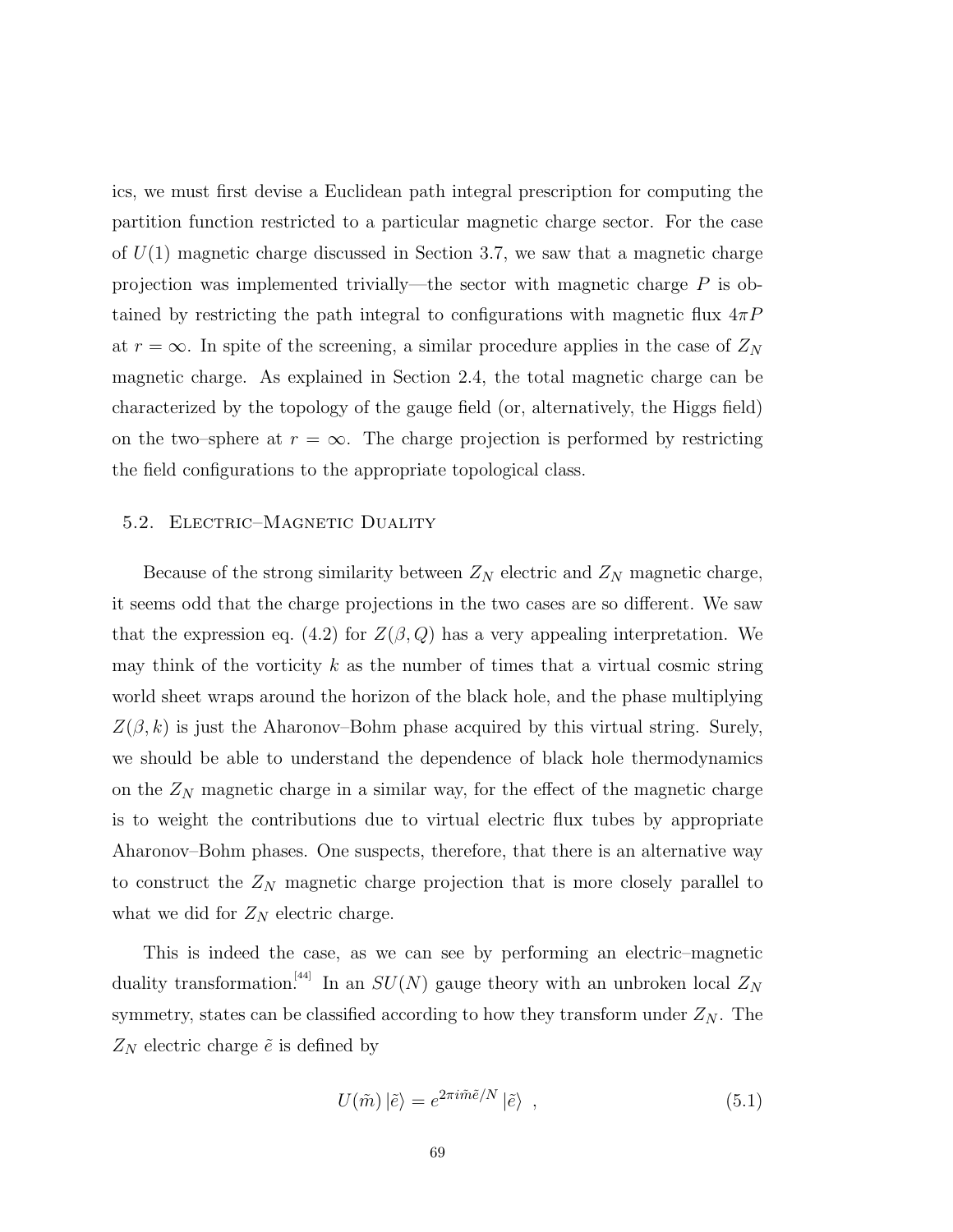ics, we must first devise a Euclidean path integral prescription for computing the partition function restricted to a particular magnetic charge sector. For the case of $U(1)$ magnetic charge discussed in Section 3.7, we saw that a magnetic charge projection was implemented trivially—the sector with magnetic charge $P$ is obtained by restricting the path integral to configurations with magnetic flux $4\pi P$ at $r = \infty$. In spite of the screening, a similar procedure applies in the case of $Z_N$ magnetic charge. As explained in Section 2.4, the total magnetic charge can be characterized by the topology of the gauge field (or, alternatively, the Higgs field) on the two–sphere at $r = \infty$. The charge projection is performed by restricting the field configurations to the appropriate topological class.

## 5.2. Electric–Magnetic Duality

Because of the strong similarity between $Z_N$ electric and $Z_N$ magnetic charge, it seems odd that the charge projections in the two cases are so different. We saw that the expression eq. (4.2) for $Z(\beta, Q)$ has a very appealing interpretation. We may think of the vorticity $k$ as the number of times that a virtual cosmic string world sheet wraps around the horizon of the black hole, and the phase multiplying $Z(\beta, k)$ is just the Aharonov–Bohm phase acquired by this virtual string. Surely, we should be able to understand the dependence of black hole thermodynamics on the $Z_N$ magnetic charge in a similar way, for the effect of the magnetic charge is to weight the contributions due to virtual electric flux tubes by appropriate Aharonov–Bohm phases. One suspects, therefore, that there is an alternative way to construct the $Z_N$ magnetic charge projection that is more closely parallel to what we did for $Z_N$ electric charge.

This is indeed the case, as we can see by performing an electric–magnetic duality transformation.[44] In an $SU(N)$ gauge theory with an unbroken local $Z_N$ symmetry, states can be classified according to how they transform under $Z_N$. The $Z_N$ electric charge $\tilde{e}$ is defined by

$$U(\tilde{m}) \left|\tilde{e}\right\rangle = e^{2\pi i \tilde{m}\tilde{e}/N} \left|\tilde{e}\right\rangle \ , \tag{5.1}$$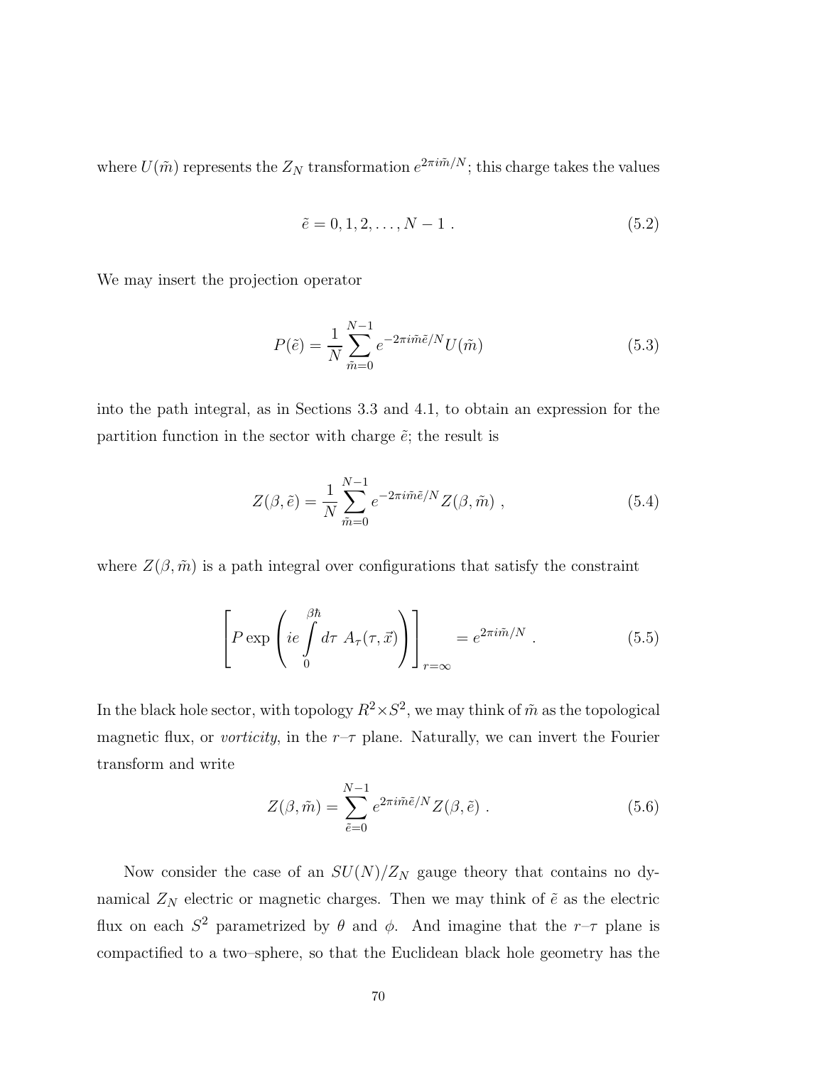where $U(\tilde{m})$ represents the $Z_N$ transformation $e^{2\pi i\tilde{m}/N}$; this charge takes the values

$$\tilde{e} = 0, 1, 2, \ldots, N-1 \ . \tag{5.2}$$

We may insert the projection operator

$$P(\tilde{e}) = \frac{1}{N}\sum_{\tilde{m}=0}^{N-1} e^{-2\pi i\tilde{m}\tilde{e}/N} U(\tilde{m}) \tag{5.3}$$

into the path integral, as in Sections 3.3 and 4.1, to obtain an expression for the partition function in the sector with charge $\tilde{e}$; the result is

$$Z(\beta, \tilde{e}) = \frac{1}{N}\sum_{\tilde{m}=0}^{N-1} e^{-2\pi i\tilde{m}\tilde{e}/N} Z(\beta, \tilde{m}) \ , \tag{5.4}$$

where $Z(\beta, \tilde{m})$ is a path integral over configurations that satisfy the constraint

$$\left[ P\exp\left( ie\int_0^{\beta\hbar} d\tau \ A_\tau(\tau, \vec{x}) \right) \right]_{r=\infty} = e^{2\pi i\tilde{m}/N} \ . \tag{5.5}$$

In the black hole sector, with topology $R^2 \times S^2$, we may think of $\tilde{m}$ as the topological magnetic flux, or *vorticity*, in the $r$–$\tau$ plane. Naturally, we can invert the Fourier transform and write

$$Z(\beta, \tilde{m}) = \sum_{\tilde{e}=0}^{N-1} e^{2\pi i\tilde{m}\tilde{e}/N} Z(\beta, \tilde{e}) \ . \tag{5.6}$$

Now consider the case of an $SU(N)/Z_N$ gauge theory that contains no dynamical $Z_N$ electric or magnetic charges. Then we may think of $\tilde{e}$ as the electric flux on each $S^2$ parametrized by $\theta$ and $\phi$. And imagine that the $r$–$\tau$ plane is compactified to a two–sphere, so that the Euclidean black hole geometry has the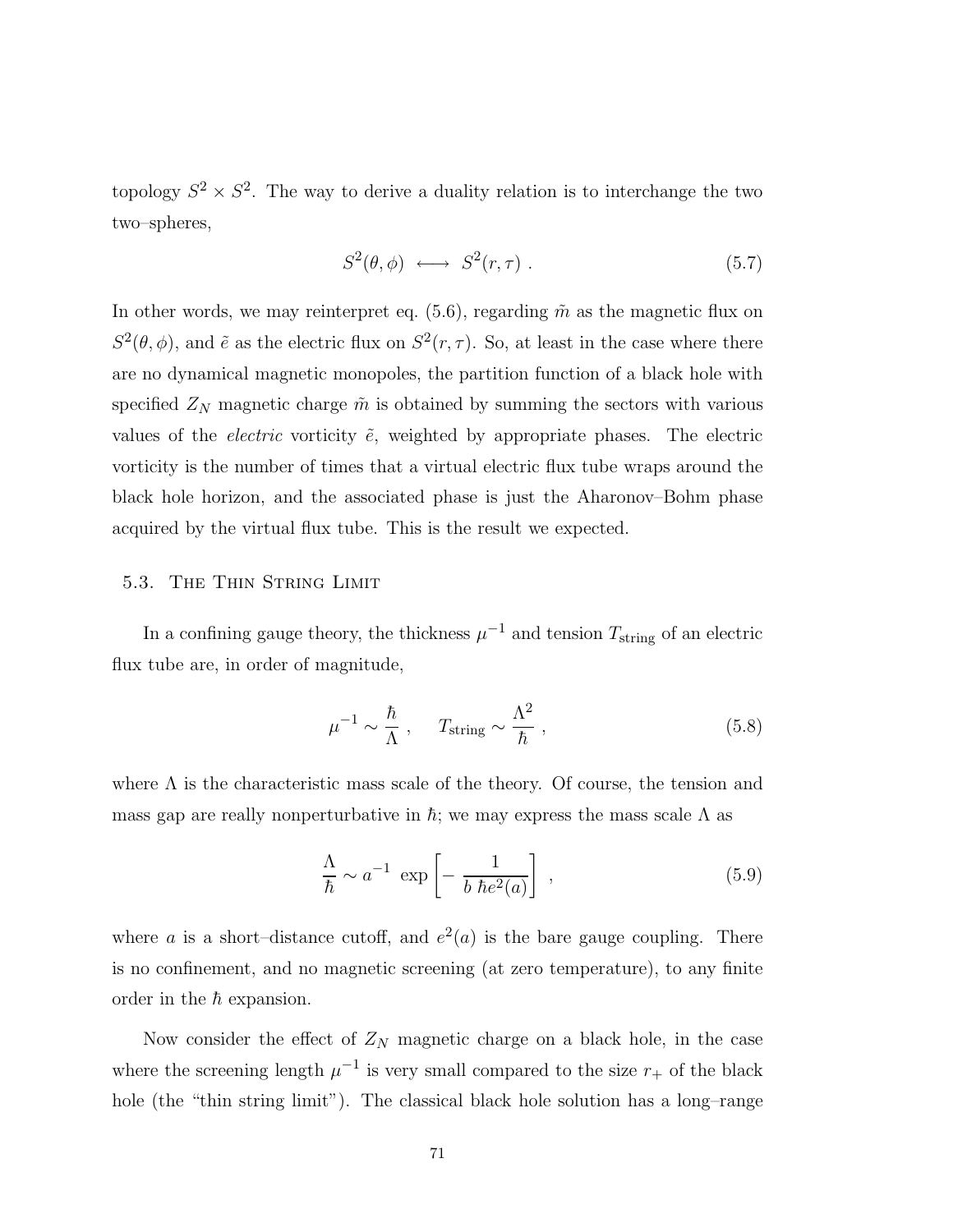topology $S^2 \times S^2$. The way to derive a duality relation is to interchange the two two–spheres,

$$S^2(\theta, \phi) \longleftrightarrow S^2(r, \tau) \; . \tag{5.7}$$

In other words, we may reinterpret eq. (5.6), regarding $\tilde{m}$ as the magnetic flux on $S^2(\theta, \phi)$, and $\tilde{e}$ as the electric flux on $S^2(r, \tau)$. So, at least in the case where there are no dynamical magnetic monopoles, the partition function of a black hole with specified $Z_N$ magnetic charge $\tilde{m}$ is obtained by summing the sectors with various values of the *electric* vorticity $\tilde{e}$, weighted by appropriate phases. The electric vorticity is the number of times that a virtual electric flux tube wraps around the black hole horizon, and the associated phase is just the Aharonov–Bohm phase acquired by the virtual flux tube. This is the result we expected.

## 5.3. The Thin String Limit

In a confining gauge theory, the thickness $\mu^{-1}$ and tension $T_{\rm string}$ of an electric flux tube are, in order of magnitude,

$$\mu^{-1} \sim \frac{\hbar}{\Lambda} \; , \quad T_{\rm string} \sim \frac{\Lambda^2}{\hbar} \; , \tag{5.8}$$

where $\Lambda$ is the characteristic mass scale of the theory. Of course, the tension and mass gap are really nonperturbative in $\hbar$; we may express the mass scale $\Lambda$ as

$$\frac{\Lambda}{\hbar} \sim a^{-1} \; \exp\left[ -\frac{1}{b \; \hbar e^2(a)} \right] \; , \tag{5.9}$$

where $a$ is a short–distance cutoff, and $e^2(a)$ is the bare gauge coupling. There is no confinement, and no magnetic screening (at zero temperature), to any finite order in the $\hbar$ expansion.

Now consider the effect of $Z_N$ magnetic charge on a black hole, in the case where the screening length $\mu^{-1}$ is very small compared to the size $r_+$ of the black hole (the "thin string limit"). The classical black hole solution has a long–range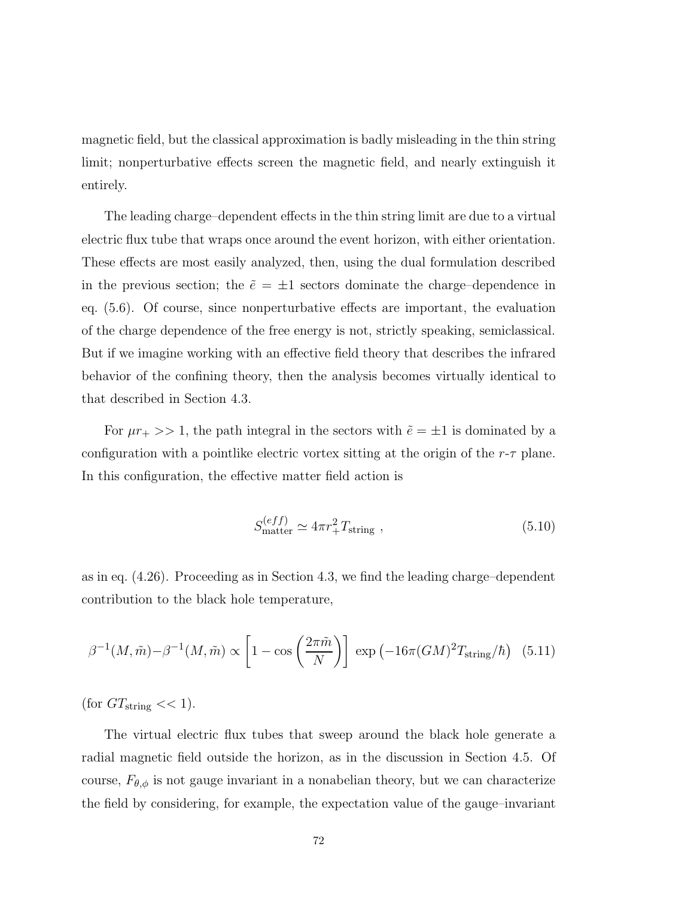magnetic field, but the classical approximation is badly misleading in the thin string limit; nonperturbative effects screen the magnetic field, and nearly extinguish it entirely.

The leading charge–dependent effects in the thin string limit are due to a virtual electric flux tube that wraps once around the event horizon, with either orientation. These effects are most easily analyzed, then, using the dual formulation described in the previous section; the $\tilde{e} = \pm 1$ sectors dominate the charge–dependence in eq. (5.6). Of course, since nonperturbative effects are important, the evaluation of the charge dependence of the free energy is not, strictly speaking, semiclassical. But if we imagine working with an effective field theory that describes the infrared behavior of the confining theory, then the analysis becomes virtually identical to that described in Section 4.3.

For $\mu r_+ >> 1$, the path integral in the sectors with $\tilde{e} = \pm 1$ is dominated by a configuration with a pointlike electric vortex sitting at the origin of the $r$-$\tau$ plane. In this configuration, the effective matter field action is

$$S^{(eff)}_{\text{matter}} \simeq 4\pi r_+^2 T_{\text{string}} \ , \tag{5.10}$$

as in eq. (4.26). Proceeding as in Section 4.3, we find the leading charge–dependent contribution to the black hole temperature,

$$\beta^{-1}(M, \tilde{m}) - \beta^{-1}(M, \tilde{m}) \propto \left[1 - \cos\left(\frac{2\pi\tilde{m}}{N}\right)\right] \, \exp\left(-16\pi(GM)^2 T_{\text{string}}/\hbar\right) \tag{5.11}$$

(for $GT_{\text{string}} << 1$).

The virtual electric flux tubes that sweep around the black hole generate a radial magnetic field outside the horizon, as in the discussion in Section 4.5. Of course, $F_{\theta,\phi}$ is not gauge invariant in a nonabelian theory, but we can characterize the field by considering, for example, the expectation value of the gauge–invariant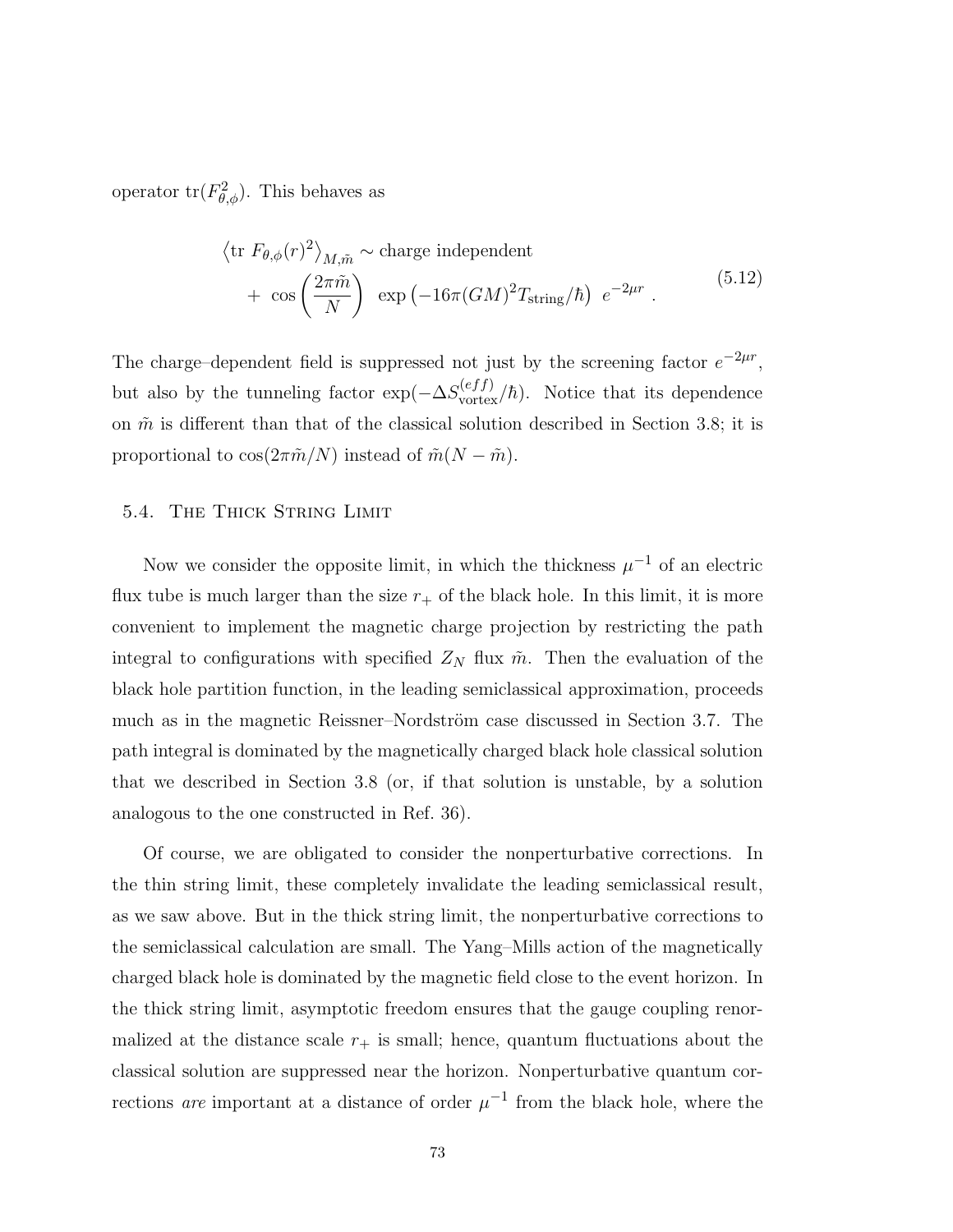operator $\mathrm{tr}(F^2_{\theta,\phi})$. This behaves as

$$
\begin{aligned}
\left\langle \mathrm{tr}\ F_{\theta,\phi}(r)^2 \right\rangle_{M,\tilde{m}} &\sim \text{charge independent} \\
&+\ \cos\left(\frac{2\pi\tilde{m}}{N}\right)\ \exp\left(-16\pi(GM)^2 T_{\mathrm{string}}/\hbar\right)\ e^{-2\mu r}\ .
\end{aligned}
\tag{5.12}
$$

The charge–dependent field is suppressed not just by the screening factor $e^{-2\mu r}$, but also by the tunneling factor $\exp(-\Delta S^{(eff)}_{\mathrm{vortex}}/\hbar)$. Notice that its dependence on $\tilde{m}$ is different than that of the classical solution described in Section 3.8; it is proportional to $\cos(2\pi\tilde{m}/N)$ instead of $\tilde{m}(N-\tilde{m})$.

## 5.4. The Thick String Limit

Now we consider the opposite limit, in which the thickness $\mu^{-1}$ of an electric flux tube is much larger than the size $r_+$ of the black hole. In this limit, it is more convenient to implement the magnetic charge projection by restricting the path integral to configurations with specified $Z_N$ flux $\tilde{m}$. Then the evaluation of the black hole partition function, in the leading semiclassical approximation, proceeds much as in the magnetic Reissner–Nordström case discussed in Section 3.7. The path integral is dominated by the magnetically charged black hole classical solution that we described in Section 3.8 (or, if that solution is unstable, by a solution analogous to the one constructed in Ref. 36).

Of course, we are obligated to consider the nonperturbative corrections. In the thin string limit, these completely invalidate the leading semiclassical result, as we saw above. But in the thick string limit, the nonperturbative corrections to the semiclassical calculation are small. The Yang–Mills action of the magnetically charged black hole is dominated by the magnetic field close to the event horizon. In the thick string limit, asymptotic freedom ensures that the gauge coupling renormalized at the distance scale $r_+$ is small; hence, quantum fluctuations about the classical solution are suppressed near the horizon. Nonperturbative quantum corrections *are* important at a distance of order $\mu^{-1}$ from the black hole, where the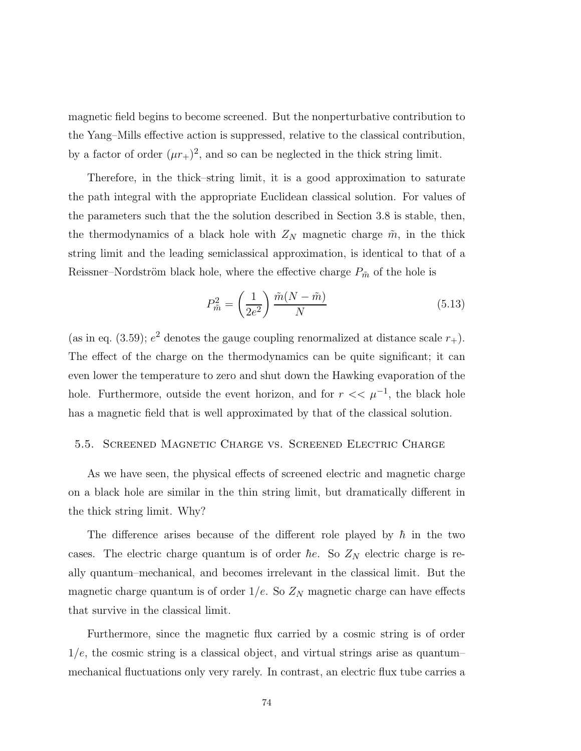magnetic field begins to become screened. But the nonperturbative contribution to the Yang–Mills effective action is suppressed, relative to the classical contribution, by a factor of order $(\mu r_+)^2$, and so can be neglected in the thick string limit.

Therefore, in the thick–string limit, it is a good approximation to saturate the path integral with the appropriate Euclidean classical solution. For values of the parameters such that the the solution described in Section 3.8 is stable, then, the thermodynamics of a black hole with $Z_N$ magnetic charge $\tilde{m}$, in the thick string limit and the leading semiclassical approximation, is identical to that of a Reissner–Nordström black hole, where the effective charge $P_{\tilde{m}}$ of the hole is

$$P_{\tilde{m}}^2 = \left(\frac{1}{2e^2}\right)\frac{\tilde{m}(N-\tilde{m})}{N} \tag{5.13}$$

(as in eq. (3.59); $e^2$ denotes the gauge coupling renormalized at distance scale $r_+$). The effect of the charge on the thermodynamics can be quite significant; it can even lower the temperature to zero and shut down the Hawking evaporation of the hole. Furthermore, outside the event horizon, and for $r << \mu^{-1}$, the black hole has a magnetic field that is well approximated by that of the classical solution.

### 5.5. Screened Magnetic Charge vs. Screened Electric Charge

As we have seen, the physical effects of screened electric and magnetic charge on a black hole are similar in the thin string limit, but dramatically different in the thick string limit. Why?

The difference arises because of the different role played by $\hbar$ in the two cases. The electric charge quantum is of order $\hbar e$. So $Z_N$ electric charge is really quantum–mechanical, and becomes irrelevant in the classical limit. But the magnetic charge quantum is of order $1/e$. So $Z_N$ magnetic charge can have effects that survive in the classical limit.

Furthermore, since the magnetic flux carried by a cosmic string is of order $1/e$, the cosmic string is a classical object, and virtual strings arise as quantum–mechanical fluctuations only very rarely. In contrast, an electric flux tube carries a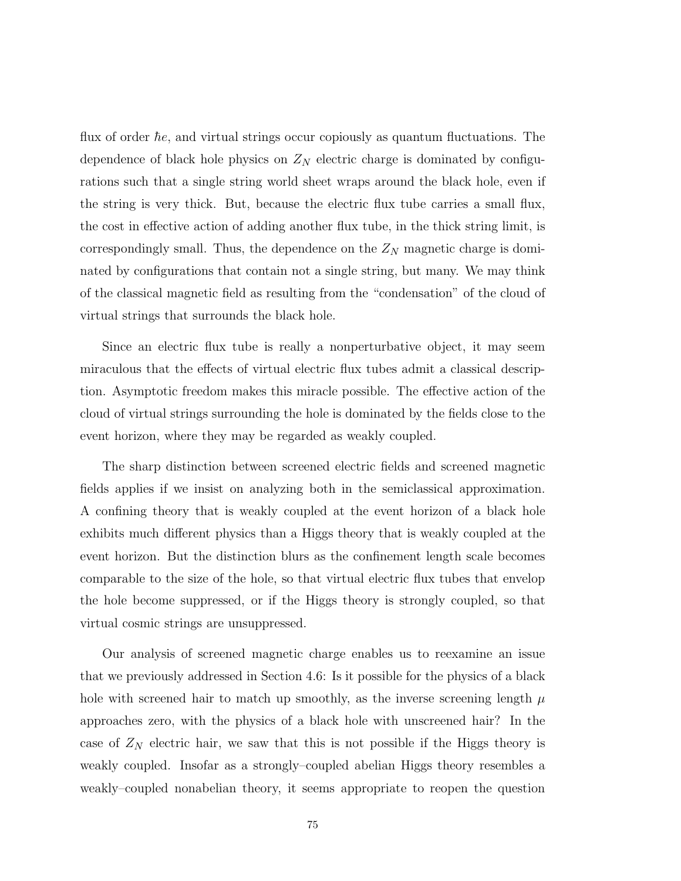flux of order $\hbar e$, and virtual strings occur copiously as quantum fluctuations. The dependence of black hole physics on $Z_N$ electric charge is dominated by configurations such that a single string world sheet wraps around the black hole, even if the string is very thick. But, because the electric flux tube carries a small flux, the cost in effective action of adding another flux tube, in the thick string limit, is correspondingly small. Thus, the dependence on the $Z_N$ magnetic charge is dominated by configurations that contain not a single string, but many. We may think of the classical magnetic field as resulting from the "condensation" of the cloud of virtual strings that surrounds the black hole.

Since an electric flux tube is really a nonperturbative object, it may seem miraculous that the effects of virtual electric flux tubes admit a classical description. Asymptotic freedom makes this miracle possible. The effective action of the cloud of virtual strings surrounding the hole is dominated by the fields close to the event horizon, where they may be regarded as weakly coupled.

The sharp distinction between screened electric fields and screened magnetic fields applies if we insist on analyzing both in the semiclassical approximation. A confining theory that is weakly coupled at the event horizon of a black hole exhibits much different physics than a Higgs theory that is weakly coupled at the event horizon. But the distinction blurs as the confinement length scale becomes comparable to the size of the hole, so that virtual electric flux tubes that envelop the hole become suppressed, or if the Higgs theory is strongly coupled, so that virtual cosmic strings are unsuppressed.

Our analysis of screened magnetic charge enables us to reexamine an issue that we previously addressed in Section 4.6: Is it possible for the physics of a black hole with screened hair to match up smoothly, as the inverse screening length $\mu$ approaches zero, with the physics of a black hole with unscreened hair? In the case of $Z_N$ electric hair, we saw that this is not possible if the Higgs theory is weakly coupled. Insofar as a strongly–coupled abelian Higgs theory resembles a weakly–coupled nonabelian theory, it seems appropriate to reopen the question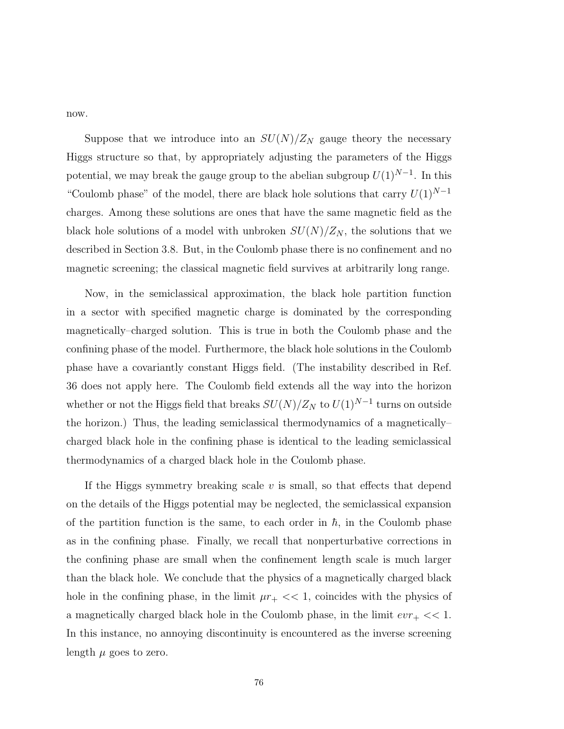now.

Suppose that we introduce into an $SU(N)/Z_N$ gauge theory the necessary Higgs structure so that, by appropriately adjusting the parameters of the Higgs potential, we may break the gauge group to the abelian subgroup $U(1)^{N-1}$. In this "Coulomb phase" of the model, there are black hole solutions that carry $U(1)^{N-1}$ charges. Among these solutions are ones that have the same magnetic field as the black hole solutions of a model with unbroken $SU(N)/Z_N$, the solutions that we described in Section 3.8. But, in the Coulomb phase there is no confinement and no magnetic screening; the classical magnetic field survives at arbitrarily long range.

Now, in the semiclassical approximation, the black hole partition function in a sector with specified magnetic charge is dominated by the corresponding magnetically–charged solution. This is true in both the Coulomb phase and the confining phase of the model. Furthermore, the black hole solutions in the Coulomb phase have a covariantly constant Higgs field. (The instability described in Ref. 36 does not apply here. The Coulomb field extends all the way into the horizon whether or not the Higgs field that breaks $SU(N)/Z_N$ to $U(1)^{N-1}$ turns on outside the horizon.) Thus, the leading semiclassical thermodynamics of a magnetically–charged black hole in the confining phase is identical to the leading semiclassical thermodynamics of a charged black hole in the Coulomb phase.

If the Higgs symmetry breaking scale $v$ is small, so that effects that depend on the details of the Higgs potential may be neglected, the semiclassical expansion of the partition function is the same, to each order in $\hbar$, in the Coulomb phase as in the confining phase. Finally, we recall that nonperturbative corrections in the confining phase are small when the confinement length scale is much larger than the black hole. We conclude that the physics of a magnetically charged black hole in the confining phase, in the limit $\mu r_+ << 1$, coincides with the physics of a magnetically charged black hole in the Coulomb phase, in the limit $evr_+ << 1$. In this instance, no annoying discontinuity is encountered as the inverse screening length $\mu$ goes to zero.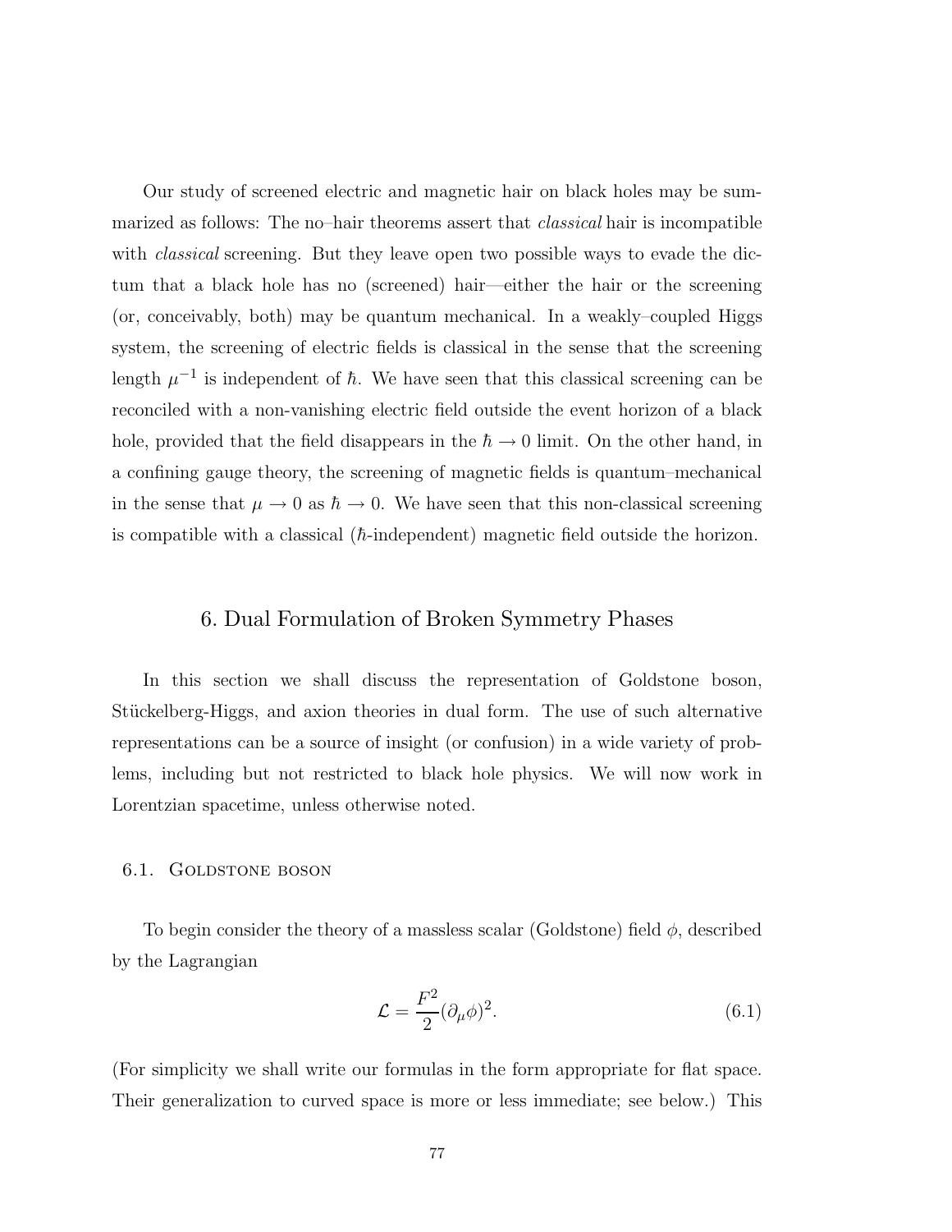Our study of screened electric and magnetic hair on black holes may be summarized as follows: The no–hair theorems assert that *classical* hair is incompatible with *classical* screening. But they leave open two possible ways to evade the dictum that a black hole has no (screened) hair—either the hair or the screening (or, conceivably, both) may be quantum mechanical. In a weakly–coupled Higgs system, the screening of electric fields is classical in the sense that the screening length $\mu^{-1}$ is independent of $\hbar$. We have seen that this classical screening can be reconciled with a non-vanishing electric field outside the event horizon of a black hole, provided that the field disappears in the $\hbar \to 0$ limit. On the other hand, in a confining gauge theory, the screening of magnetic fields is quantum–mechanical in the sense that $\mu \to 0$ as $\hbar \to 0$. We have seen that this non-classical screening is compatible with a classical ($\hbar$-independent) magnetic field outside the horizon.

## 6. Dual Formulation of Broken Symmetry Phases

In this section we shall discuss the representation of Goldstone boson, Stückelberg-Higgs, and axion theories in dual form. The use of such alternative representations can be a source of insight (or confusion) in a wide variety of problems, including but not restricted to black hole physics. We will now work in Lorentzian spacetime, unless otherwise noted.

### 6.1. Goldstone boson

To begin consider the theory of a massless scalar (Goldstone) field $\phi$, described by the Lagrangian

$$\mathcal{L} = \frac{F^2}{2}(\partial_\mu \phi)^2. \tag{6.1}$$

(For simplicity we shall write our formulas in the form appropriate for flat space. Their generalization to curved space is more or less immediate; see below.) This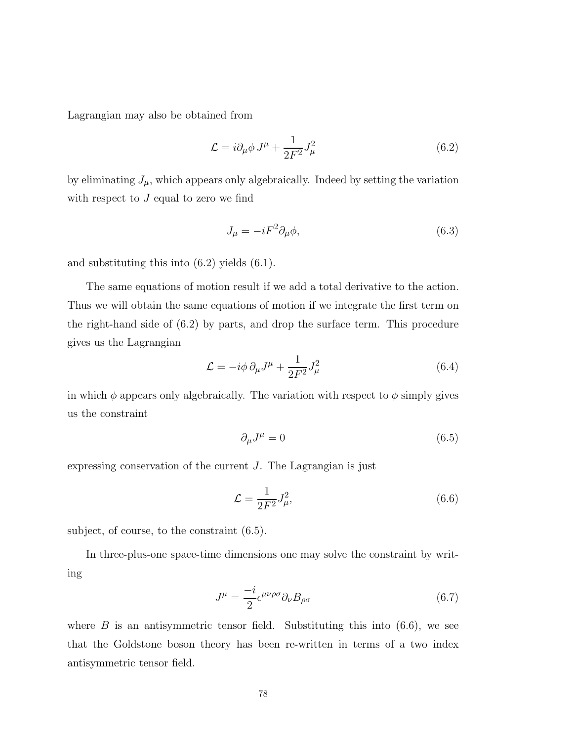Lagrangian may also be obtained from

$$\mathcal{L} = i\partial_\mu \phi \, J^\mu + \frac{1}{2F^2} J_\mu^2 \tag{6.2}$$

by eliminating $J_\mu$, which appears only algebraically. Indeed by setting the variation with respect to $J$ equal to zero we find

$$J_\mu = -iF^2 \partial_\mu \phi, \tag{6.3}$$

and substituting this into (6.2) yields (6.1).

The same equations of motion result if we add a total derivative to the action. Thus we will obtain the same equations of motion if we integrate the first term on the right-hand side of (6.2) by parts, and drop the surface term. This procedure gives us the Lagrangian

$$\mathcal{L} = -i\phi \, \partial_\mu J^\mu + \frac{1}{2F^2} J_\mu^2 \tag{6.4}$$

in which $\phi$ appears only algebraically. The variation with respect to $\phi$ simply gives us the constraint

$$\partial_\mu J^\mu = 0 \tag{6.5}$$

expressing conservation of the current $J$. The Lagrangian is just

$$\mathcal{L} = \frac{1}{2F^2} J_\mu^2, \tag{6.6}$$

subject, of course, to the constraint (6.5).

In three-plus-one space-time dimensions one may solve the constraint by writing

$$J^\mu = \frac{-i}{2} \epsilon^{\mu\nu\rho\sigma} \partial_\nu B_{\rho\sigma} \tag{6.7}$$

where $B$ is an antisymmetric tensor field. Substituting this into (6.6), we see that the Goldstone boson theory has been re-written in terms of a two index antisymmetric tensor field.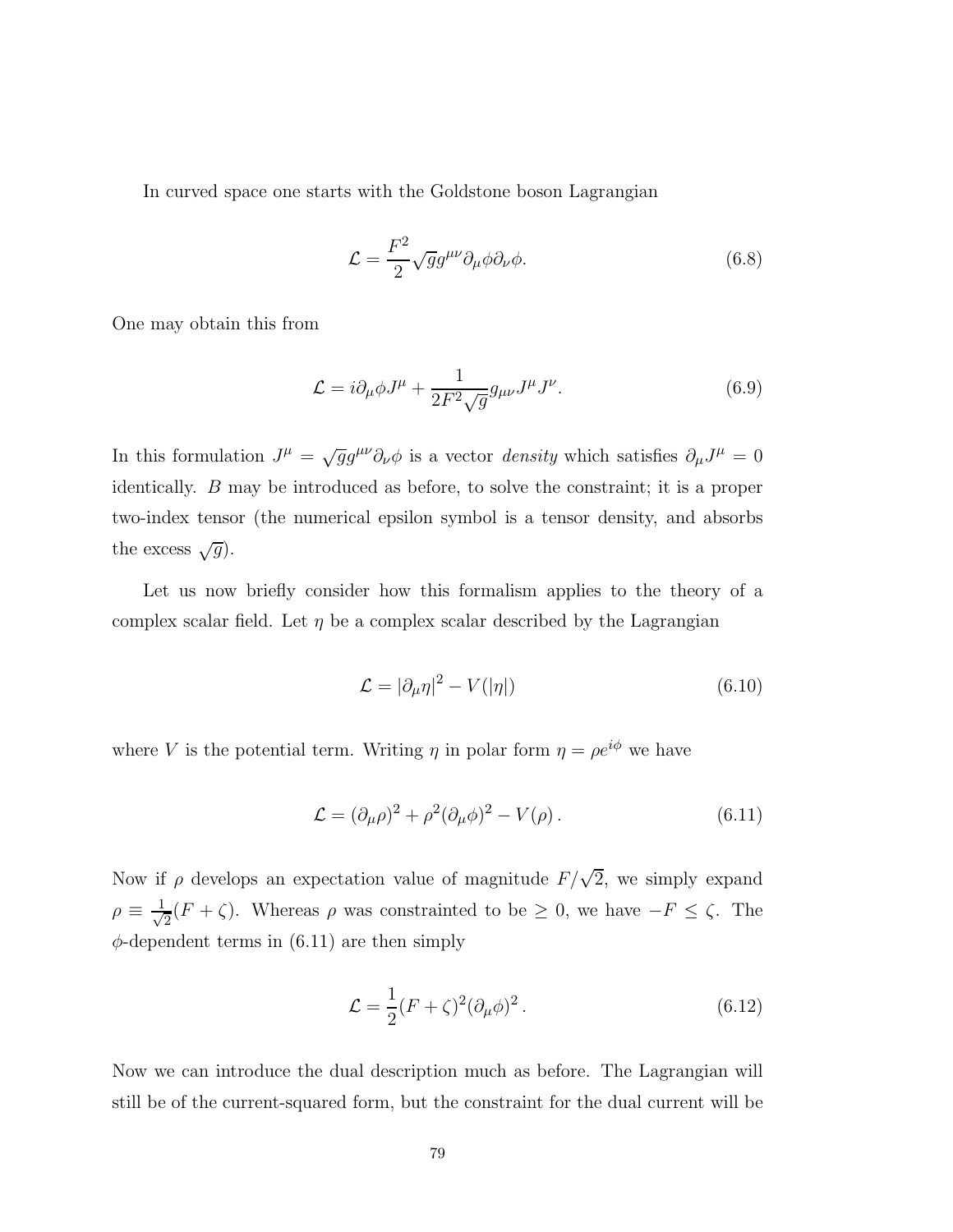In curved space one starts with the Goldstone boson Lagrangian

$$\mathcal{L} = \frac{F^2}{2}\sqrt{g}g^{\mu\nu}\partial_\mu\phi\partial_\nu\phi. \tag{6.8}$$

One may obtain this from

$$\mathcal{L} = i\partial_\mu\phi J^\mu + \frac{1}{2F^2\sqrt{g}}g_{\mu\nu}J^\mu J^\nu. \tag{6.9}$$

In this formulation $J^\mu = \sqrt{g}g^{\mu\nu}\partial_\nu\phi$ is a vector *density* which satisfies $\partial_\mu J^\mu = 0$ identically. $B$ may be introduced as before, to solve the constraint; it is a proper two-index tensor (the numerical epsilon symbol is a tensor density, and absorbs the excess $\sqrt{g}$).

Let us now briefly consider how this formalism applies to the theory of a complex scalar field. Let $\eta$ be a complex scalar described by the Lagrangian

$$\mathcal{L} = |\partial_\mu\eta|^2 - V(|\eta|) \tag{6.10}$$

where $V$ is the potential term. Writing $\eta$ in polar form $\eta = \rho e^{i\phi}$ we have

$$\mathcal{L} = (\partial_\mu\rho)^2 + \rho^2(\partial_\mu\phi)^2 - V(\rho)\,. \tag{6.11}$$

Now if $\rho$ develops an expectation value of magnitude $F/\sqrt{2}$, we simply expand $\rho \equiv \frac{1}{\sqrt{2}}(F+\zeta)$. Whereas $\rho$ was constrainted to be $\geq 0$, we have $-F \leq \zeta$. The $\phi$-dependent terms in (6.11) are then simply

$$\mathcal{L} = \frac{1}{2}(F+\zeta)^2(\partial_\mu\phi)^2\,. \tag{6.12}$$

Now we can introduce the dual description much as before. The Lagrangian will still be of the current-squared form, but the constraint for the dual current will be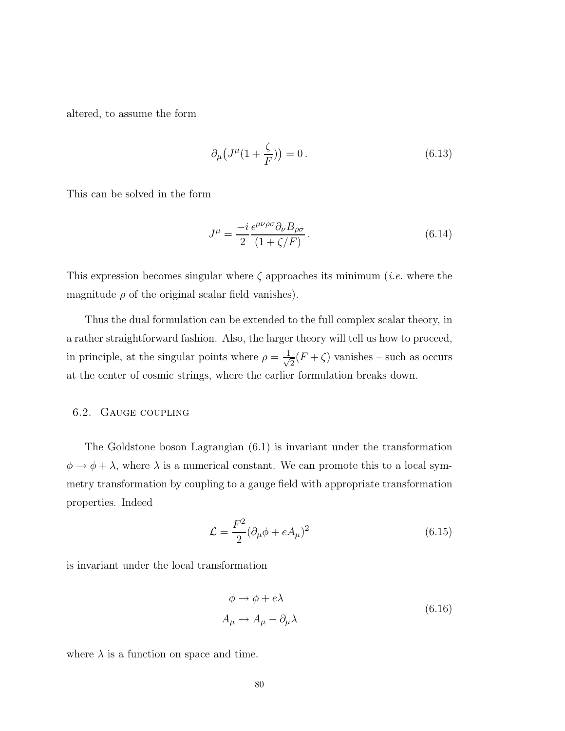altered, to assume the form

$$\partial_\mu \big( J^\mu (1 + \frac{\zeta}{F}) \big) = 0 \,. \tag{6.13}$$

This can be solved in the form

$$J^\mu = \frac{-i}{2} \frac{\epsilon^{\mu\nu\rho\sigma} \partial_\nu B_{\rho\sigma}}{(1 + \zeta/F)} \,. \tag{6.14}$$

This expression becomes singular where $\zeta$ approaches its minimum (*i.e.* where the magnitude $\rho$ of the original scalar field vanishes).

Thus the dual formulation can be extended to the full complex scalar theory, in a rather straightforward fashion. Also, the larger theory will tell us how to proceed, in principle, at the singular points where $\rho = \frac{1}{\sqrt{2}}(F + \zeta)$ vanishes – such as occurs at the center of cosmic strings, where the earlier formulation breaks down.

## 6.2. Gauge coupling

The Goldstone boson Lagrangian (6.1) is invariant under the transformation $\phi \to \phi + \lambda$, where $\lambda$ is a numerical constant. We can promote this to a local symmetry transformation by coupling to a gauge field with appropriate transformation properties. Indeed

$$\mathcal{L} = \frac{F^2}{2} (\partial_\mu \phi + e A_\mu)^2 \tag{6.15}$$

is invariant under the local transformation

$$\begin{aligned} \phi &\to \phi + e\lambda \\ A_\mu &\to A_\mu - \partial_\mu \lambda \end{aligned} \tag{6.16}$$

where $\lambda$ is a function on space and time.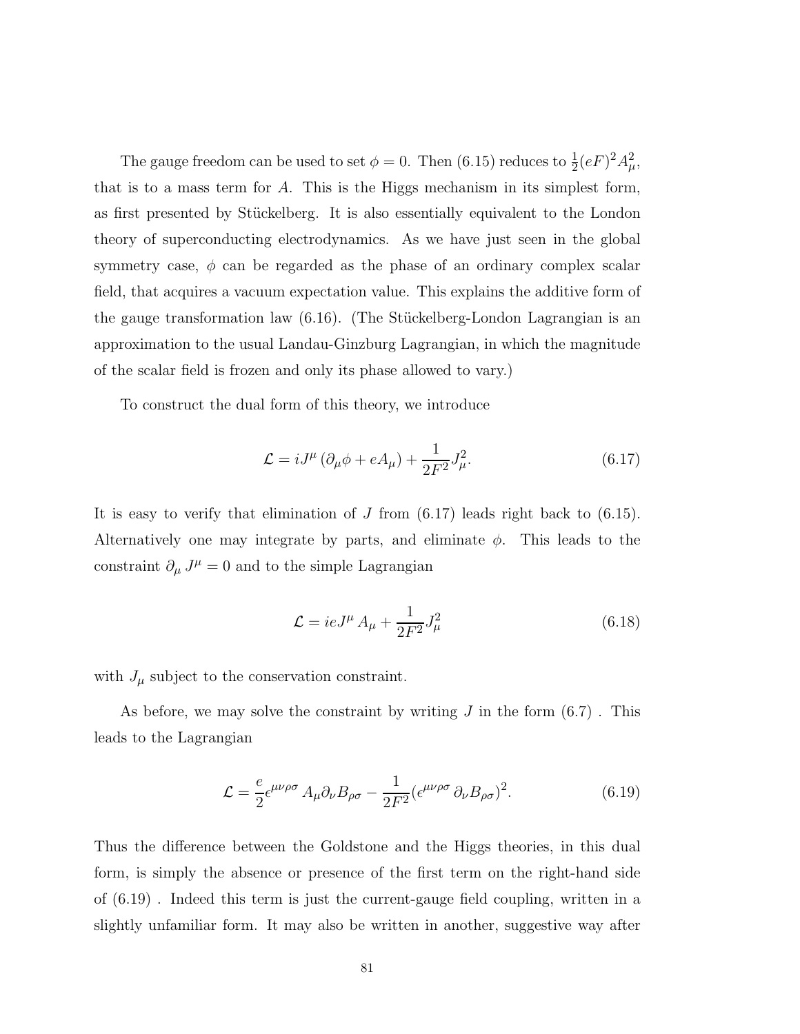The gauge freedom can be used to set $\phi = 0$. Then (6.15) reduces to $\frac{1}{2}(eF)^2 A_\mu^2$, that is to a mass term for $A$. This is the Higgs mechanism in its simplest form, as first presented by Stückelberg. It is also essentially equivalent to the London theory of superconducting electrodynamics. As we have just seen in the global symmetry case, $\phi$ can be regarded as the phase of an ordinary complex scalar field, that acquires a vacuum expectation value. This explains the additive form of the gauge transformation law (6.16). (The Stückelberg-London Lagrangian is an approximation to the usual Landau-Ginzburg Lagrangian, in which the magnitude of the scalar field is frozen and only its phase allowed to vary.)

To construct the dual form of this theory, we introduce

$$\mathcal{L} = iJ^\mu \left(\partial_\mu \phi + eA_\mu\right) + \frac{1}{2F^2} J_\mu^2. \tag{6.17}$$

It is easy to verify that elimination of $J$ from (6.17) leads right back to (6.15). Alternatively one may integrate by parts, and eliminate $\phi$. This leads to the constraint $\partial_\mu J^\mu = 0$ and to the simple Lagrangian

$$\mathcal{L} = ieJ^\mu A_\mu + \frac{1}{2F^2} J_\mu^2 \tag{6.18}$$

with $J_\mu$ subject to the conservation constraint.

As before, we may solve the constraint by writing $J$ in the form (6.7) . This leads to the Lagrangian

$$\mathcal{L} = \frac{e}{2} \epsilon^{\mu\nu\rho\sigma} A_\mu \partial_\nu B_{\rho\sigma} - \frac{1}{2F^2} (\epsilon^{\mu\nu\rho\sigma} \partial_\nu B_{\rho\sigma})^2. \tag{6.19}$$

Thus the difference between the Goldstone and the Higgs theories, in this dual form, is simply the absence or presence of the first term on the right-hand side of (6.19) . Indeed this term is just the current-gauge field coupling, written in a slightly unfamiliar form. It may also be written in another, suggestive way after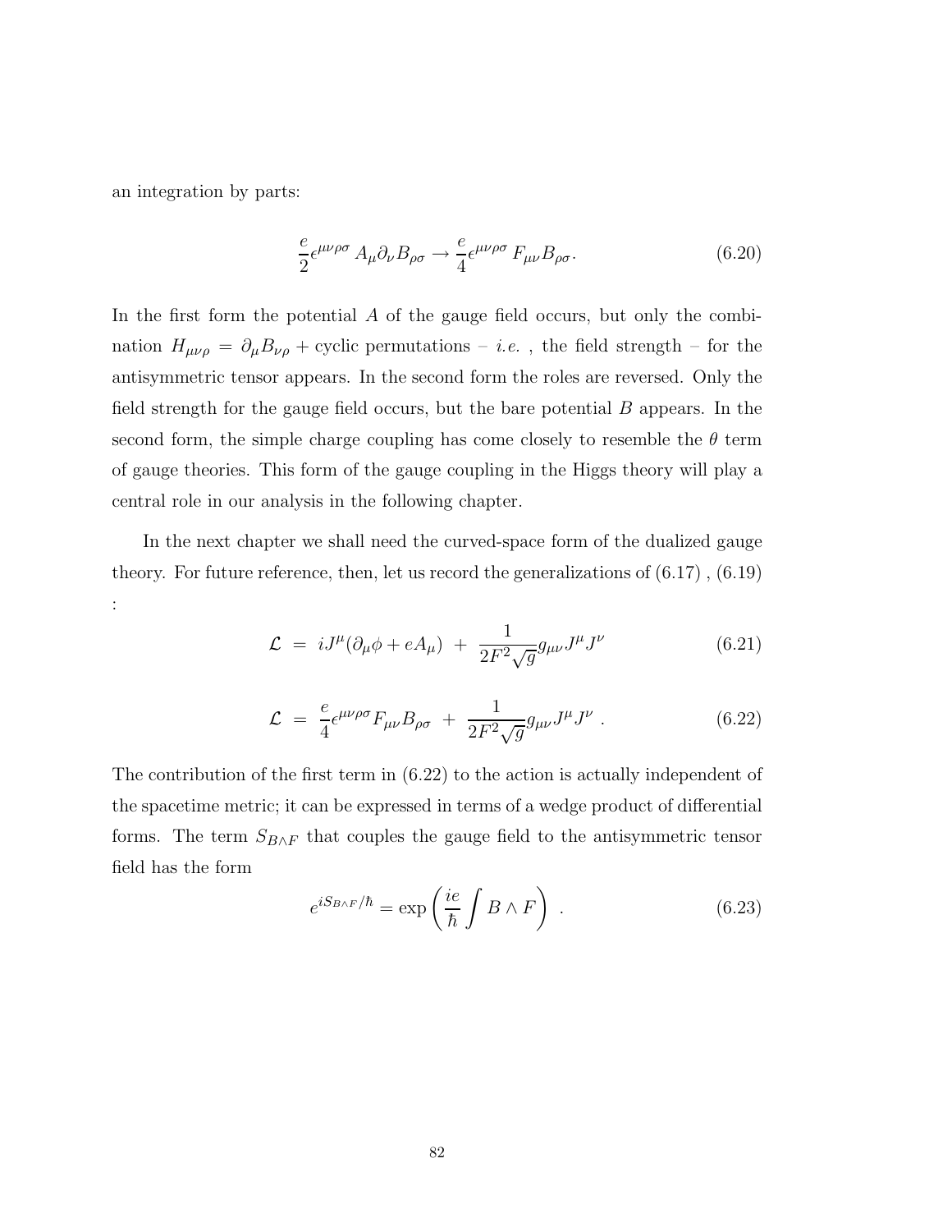an integration by parts:

$$\frac{e}{2}\epsilon^{\mu\nu\rho\sigma}\,A_\mu\partial_\nu B_{\rho\sigma} \to \frac{e}{4}\epsilon^{\mu\nu\rho\sigma}\,F_{\mu\nu}B_{\rho\sigma}. \tag{6.20}$$

In the first form the potential $A$ of the gauge field occurs, but only the combination $H_{\mu\nu\rho} = \partial_\mu B_{\nu\rho} + \text{cyclic permutations}$ – *i.e.* , the field strength – for the antisymmetric tensor appears. In the second form the roles are reversed. Only the field strength for the gauge field occurs, but the bare potential $B$ appears. In the second form, the simple charge coupling has come closely to resemble the $\theta$ term of gauge theories. This form of the gauge coupling in the Higgs theory will play a central role in our analysis in the following chapter.

In the next chapter we shall need the curved-space form of the dualized gauge theory. For future reference, then, let us record the generalizations of (6.17) , (6.19) :

$$\mathcal{L} \;=\; iJ^\mu(\partial_\mu\phi + eA_\mu) \;+\; \frac{1}{2F^2\sqrt{g}}g_{\mu\nu}J^\mu J^\nu \tag{6.21}$$

$$\mathcal{L} \;=\; \frac{e}{4}\epsilon^{\mu\nu\rho\sigma}F_{\mu\nu}B_{\rho\sigma} \;+\; \frac{1}{2F^2\sqrt{g}}g_{\mu\nu}J^\mu J^\nu \;. \tag{6.22}$$

The contribution of the first term in (6.22) to the action is actually independent of the spacetime metric; it can be expressed in terms of a wedge product of differential forms. The term $S_{B\wedge F}$ that couples the gauge field to the antisymmetric tensor field has the form

$$e^{iS_{B\wedge F}/\hbar} = \exp\left(\frac{ie}{\hbar}\int B\wedge F\right)\;. \tag{6.23}$$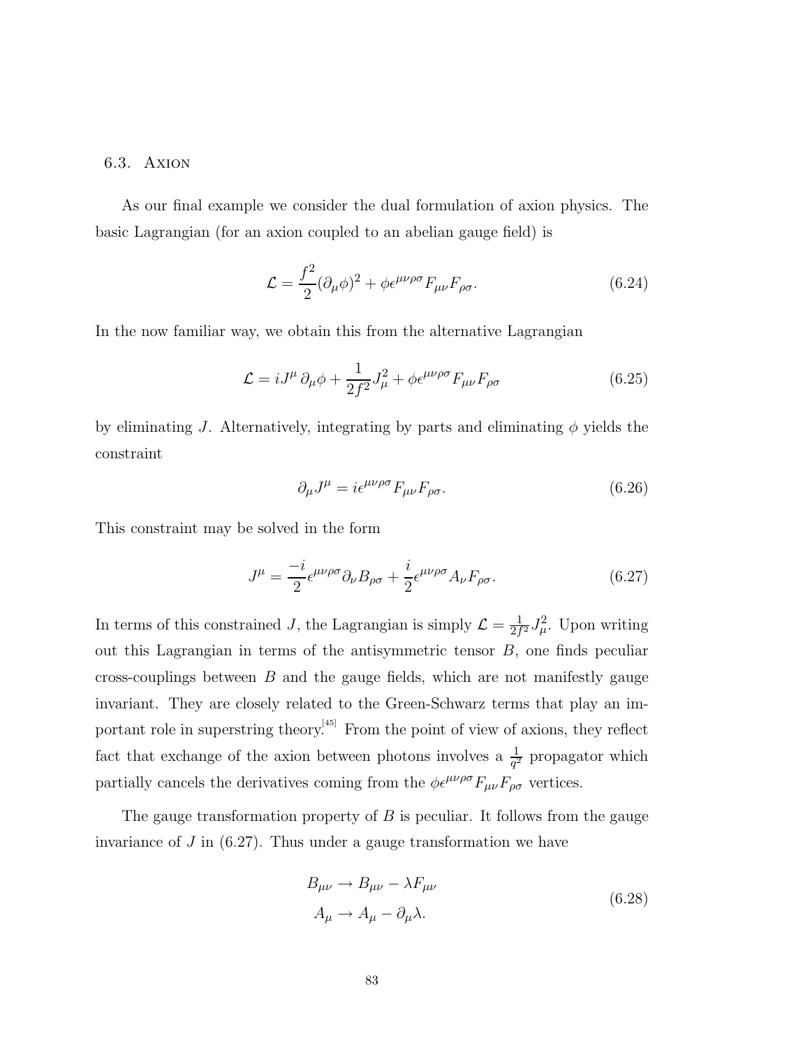### 6.3. Axion

As our final example we consider the dual formulation of axion physics. The basic Lagrangian (for an axion coupled to an abelian gauge field) is

$$\mathcal{L} = \frac{f^2}{2}(\partial_\mu \phi)^2 + \phi \epsilon^{\mu\nu\rho\sigma} F_{\mu\nu} F_{\rho\sigma}. \tag{6.24}$$

In the now familiar way, we obtain this from the alternative Lagrangian

$$\mathcal{L} = i J^\mu \, \partial_\mu \phi + \frac{1}{2f^2} J_\mu^2 + \phi \epsilon^{\mu\nu\rho\sigma} F_{\mu\nu} F_{\rho\sigma} \tag{6.25}$$

by eliminating $J$. Alternatively, integrating by parts and eliminating $\phi$ yields the constraint

$$\partial_\mu J^\mu = i \epsilon^{\mu\nu\rho\sigma} F_{\mu\nu} F_{\rho\sigma}. \tag{6.26}$$

This constraint may be solved in the form

$$J^\mu = \frac{-i}{2} \epsilon^{\mu\nu\rho\sigma} \partial_\nu B_{\rho\sigma} + \frac{i}{2} \epsilon^{\mu\nu\rho\sigma} A_\nu F_{\rho\sigma}. \tag{6.27}$$

In terms of this constrained $J$, the Lagrangian is simply $\mathcal{L} = \frac{1}{2f^2} J_\mu^2$. Upon writing out this Lagrangian in terms of the antisymmetric tensor $B$, one finds peculiar cross-couplings between $B$ and the gauge fields, which are not manifestly gauge invariant. They are closely related to the Green-Schwarz terms that play an important role in superstring theory.[45] From the point of view of axions, they reflect fact that exchange of the axion between photons involves a $\frac{1}{q^2}$ propagator which partially cancels the derivatives coming from the $\phi \epsilon^{\mu\nu\rho\sigma} F_{\mu\nu} F_{\rho\sigma}$ vertices.

The gauge transformation property of $B$ is peculiar. It follows from the gauge invariance of $J$ in (6.27). Thus under a gauge transformation we have

$$\begin{aligned} B_{\mu\nu} &\to B_{\mu\nu} - \lambda F_{\mu\nu} \\ A_\mu &\to A_\mu - \partial_\mu \lambda. \end{aligned} \tag{6.28}$$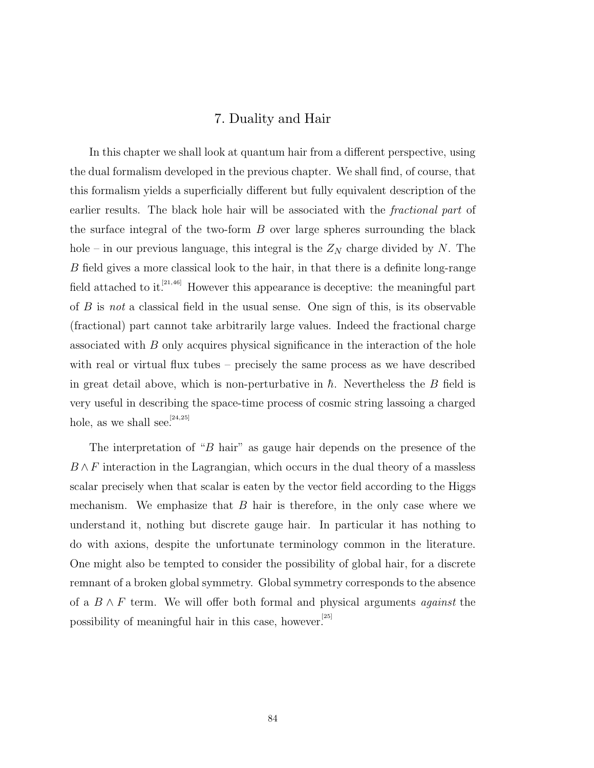# 7. Duality and Hair

In this chapter we shall look at quantum hair from a different perspective, using the dual formalism developed in the previous chapter. We shall find, of course, that this formalism yields a superficially different but fully equivalent description of the earlier results. The black hole hair will be associated with the *fractional part* of the surface integral of the two-form $B$ over large spheres surrounding the black hole – in our previous language, this integral is the $Z_N$ charge divided by $N$. The $B$ field gives a more classical look to the hair, in that there is a definite long-range field attached to it.[21,46] However this appearance is deceptive: the meaningful part of $B$ is *not* a classical field in the usual sense. One sign of this, is its observable (fractional) part cannot take arbitrarily large values. Indeed the fractional charge associated with $B$ only acquires physical significance in the interaction of the hole with real or virtual flux tubes – precisely the same process as we have described in great detail above, which is non-perturbative in $\hbar$. Nevertheless the $B$ field is very useful in describing the space-time process of cosmic string lassoing a charged hole, as we shall see.[24,25]

The interpretation of "$B$ hair" as gauge hair depends on the presence of the $B \wedge F$ interaction in the Lagrangian, which occurs in the dual theory of a massless scalar precisely when that scalar is eaten by the vector field according to the Higgs mechanism. We emphasize that $B$ hair is therefore, in the only case where we understand it, nothing but discrete gauge hair. In particular it has nothing to do with axions, despite the unfortunate terminology common in the literature. One might also be tempted to consider the possibility of global hair, for a discrete remnant of a broken global symmetry. Global symmetry corresponds to the absence of a $B \wedge F$ term. We will offer both formal and physical arguments *against* the possibility of meaningful hair in this case, however.[25]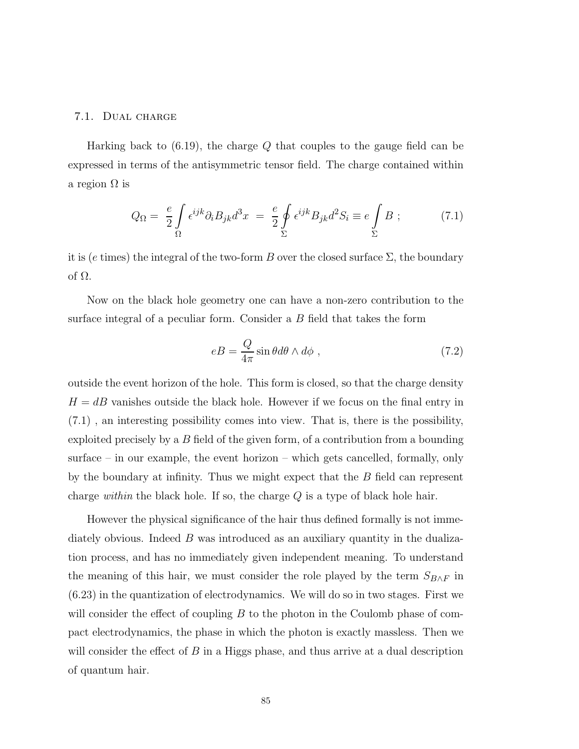### 7.1. Dual charge

Harking back to (6.19), the charge $Q$ that couples to the gauge field can be expressed in terms of the antisymmetric tensor field. The charge contained within a region $\Omega$ is

$$Q_\Omega = \frac{e}{2}\int\limits_{\Omega} \epsilon^{ijk}\partial_i B_{jk} d^3x \;=\; \frac{e}{2}\oint\limits_{\Sigma} \epsilon^{ijk} B_{jk} d^2S_i \equiv e\int\limits_{\Sigma} B\ ; \tag{7.1}$$

it is ($e$ times) the integral of the two-form $B$ over the closed surface $\Sigma$, the boundary of $\Omega$.

Now on the black hole geometry one can have a non-zero contribution to the surface integral of a peculiar form. Consider a $B$ field that takes the form

$$eB = \frac{Q}{4\pi}\sin\theta d\theta \wedge d\phi\ , \tag{7.2}$$

outside the event horizon of the hole. This form is closed, so that the charge density $H = dB$ vanishes outside the black hole. However if we focus on the final entry in (7.1) , an interesting possibility comes into view. That is, there is the possibility, exploited precisely by a $B$ field of the given form, of a contribution from a bounding surface – in our example, the event horizon – which gets cancelled, formally, only by the boundary at infinity. Thus we might expect that the $B$ field can represent charge *within* the black hole. If so, the charge $Q$ is a type of black hole hair.

However the physical significance of the hair thus defined formally is not immediately obvious. Indeed $B$ was introduced as an auxiliary quantity in the dualization process, and has no immediately given independent meaning. To understand the meaning of this hair, we must consider the role played by the term $S_{B\wedge F}$ in (6.23) in the quantization of electrodynamics. We will do so in two stages. First we will consider the effect of coupling $B$ to the photon in the Coulomb phase of compact electrodynamics, the phase in which the photon is exactly massless. Then we will consider the effect of $B$ in a Higgs phase, and thus arrive at a dual description of quantum hair.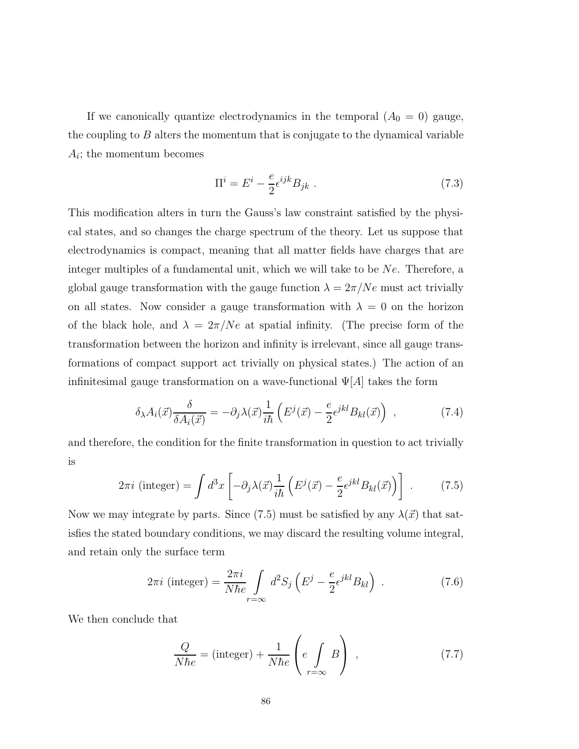If we canonically quantize electrodynamics in the temporal ($A_0 = 0$) gauge, the coupling to $B$ alters the momentum that is conjugate to the dynamical variable $A_i$; the momentum becomes

$$\Pi^i = E^i - \frac{e}{2}\epsilon^{ijk}B_{jk} \ . \tag{7.3}$$

This modification alters in turn the Gauss's law constraint satisfied by the physical states, and so changes the charge spectrum of the theory. Let us suppose that electrodynamics is compact, meaning that all matter fields have charges that are integer multiples of a fundamental unit, which we will take to be $Ne$. Therefore, a global gauge transformation with the gauge function $\lambda = 2\pi/Ne$ must act trivially on all states. Now consider a gauge transformation with $\lambda = 0$ on the horizon of the black hole, and $\lambda = 2\pi/Ne$ at spatial infinity. (The precise form of the transformation between the horizon and infinity is irrelevant, since all gauge transformations of compact support act trivially on physical states.) The action of an infinitesimal gauge transformation on a wave-functional $\Psi[A]$ takes the form

$$\delta_\lambda A_i(\vec{x})\frac{\delta}{\delta A_i(\vec{x})} = -\partial_j \lambda(\vec{x})\frac{1}{i\hbar}\left(E^j(\vec{x}) - \frac{e}{2}\epsilon^{jkl}B_{kl}(\vec{x})\right) \ , \tag{7.4}$$

and therefore, the condition for the finite transformation in question to act trivially is

$$2\pi i \ (\text{integer}) = \int d^3x \left[-\partial_j \lambda(\vec{x})\frac{1}{i\hbar}\left(E^j(\vec{x}) - \frac{e}{2}\epsilon^{jkl}B_{kl}(\vec{x})\right)\right] \ . \tag{7.5}$$

Now we may integrate by parts. Since (7.5) must be satisfied by any $\lambda(\vec{x})$ that satisfies the stated boundary conditions, we may discard the resulting volume integral, and retain only the surface term

$$2\pi i \ (\text{integer}) = \frac{2\pi i}{N\hbar e}\int_{r=\infty} d^2S_j \left(E^j - \frac{e}{2}\epsilon^{jkl}B_{kl}\right) \ . \tag{7.6}$$

We then conclude that

$$\frac{Q}{N\hbar e} = (\text{integer}) + \frac{1}{N\hbar e}\left(e\int_{r=\infty} B\right) \ , \tag{7.7}$$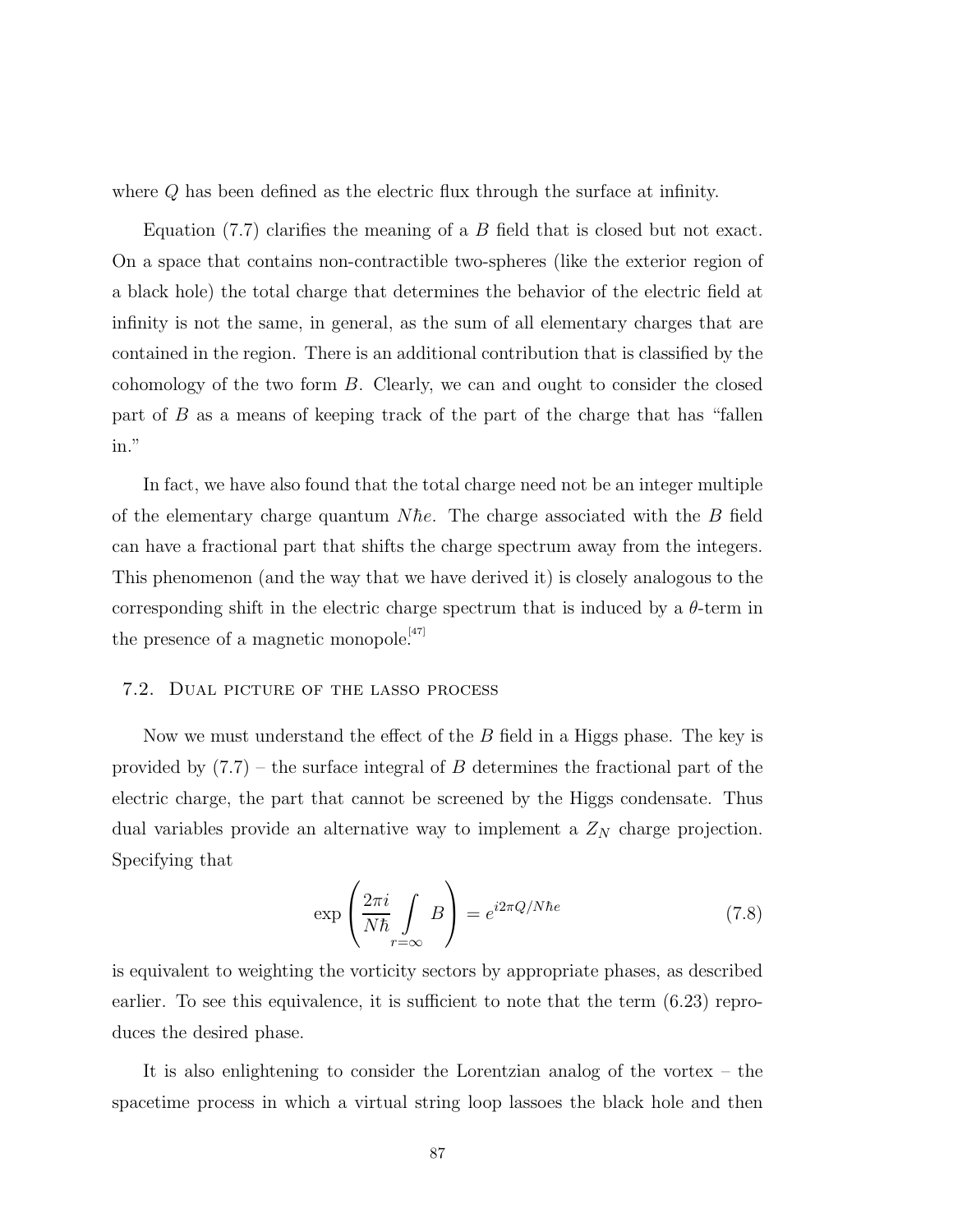where $Q$ has been defined as the electric flux through the surface at infinity.

Equation (7.7) clarifies the meaning of a $B$ field that is closed but not exact. On a space that contains non-contractible two-spheres (like the exterior region of a black hole) the total charge that determines the behavior of the electric field at infinity is not the same, in general, as the sum of all elementary charges that are contained in the region. There is an additional contribution that is classified by the cohomology of the two form $B$. Clearly, we can and ought to consider the closed part of $B$ as a means of keeping track of the part of the charge that has "fallen in."

In fact, we have also found that the total charge need not be an integer multiple of the elementary charge quantum $N\hbar e$. The charge associated with the $B$ field can have a fractional part that shifts the charge spectrum away from the integers. This phenomenon (and the way that we have derived it) is closely analogous to the corresponding shift in the electric charge spectrum that is induced by a $\theta$-term in the presence of a magnetic monopole.[47]

### 7.2. Dual picture of the lasso process

Now we must understand the effect of the $B$ field in a Higgs phase. The key is provided by (7.7) – the surface integral of $B$ determines the fractional part of the electric charge, the part that cannot be screened by the Higgs condensate. Thus dual variables provide an alternative way to implement a $Z_N$ charge projection. Specifying that

$$\exp\left(\frac{2\pi i}{N\hbar}\int\limits_{r=\infty} B\right) = e^{i2\pi Q/N\hbar e} \tag{7.8}$$

is equivalent to weighting the vorticity sectors by appropriate phases, as described earlier. To see this equivalence, it is sufficient to note that the term (6.23) reproduces the desired phase.

It is also enlightening to consider the Lorentzian analog of the vortex – the spacetime process in which a virtual string loop lassoes the black hole and then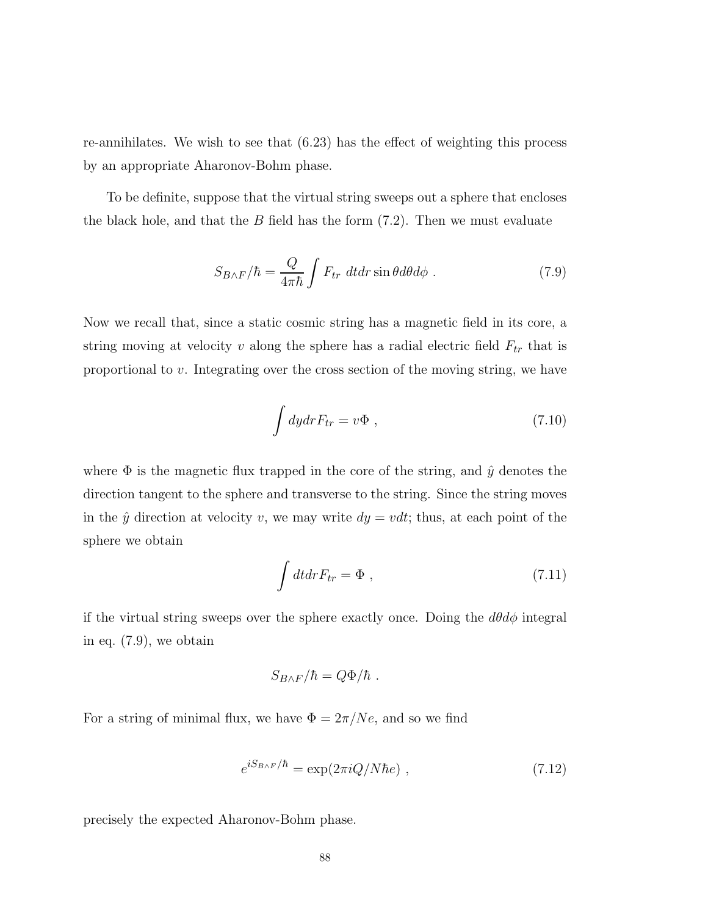re-annihilates. We wish to see that (6.23) has the effect of weighting this process by an appropriate Aharonov-Bohm phase.

To be definite, suppose that the virtual string sweeps out a sphere that encloses the black hole, and that the $B$ field has the form (7.2). Then we must evaluate

$$S_{B\wedge F}/\hbar = \frac{Q}{4\pi\hbar}\int F_{tr}\ dtdr\sin\theta d\theta d\phi\ . \tag{7.9}$$

Now we recall that, since a static cosmic string has a magnetic field in its core, a string moving at velocity $v$ along the sphere has a radial electric field $F_{tr}$ that is proportional to $v$. Integrating over the cross section of the moving string, we have

$$\int dydrF_{tr} = v\Phi\ , \tag{7.10}$$

where $\Phi$ is the magnetic flux trapped in the core of the string, and $\hat{y}$ denotes the direction tangent to the sphere and transverse to the string. Since the string moves in the $\hat{y}$ direction at velocity $v$, we may write $dy = vdt$; thus, at each point of the sphere we obtain

$$\int dtdrF_{tr} = \Phi\ , \tag{7.11}$$

if the virtual string sweeps over the sphere exactly once. Doing the $d\theta d\phi$ integral in eq. (7.9), we obtain

$$S_{B\wedge F}/\hbar = Q\Phi/\hbar\ .$$

For a string of minimal flux, we have $\Phi = 2\pi/Ne$, and so we find

$$e^{iS_{B\wedge F}/\hbar} = \exp(2\pi iQ/N\hbar e)\ , \tag{7.12}$$

precisely the expected Aharonov-Bohm phase.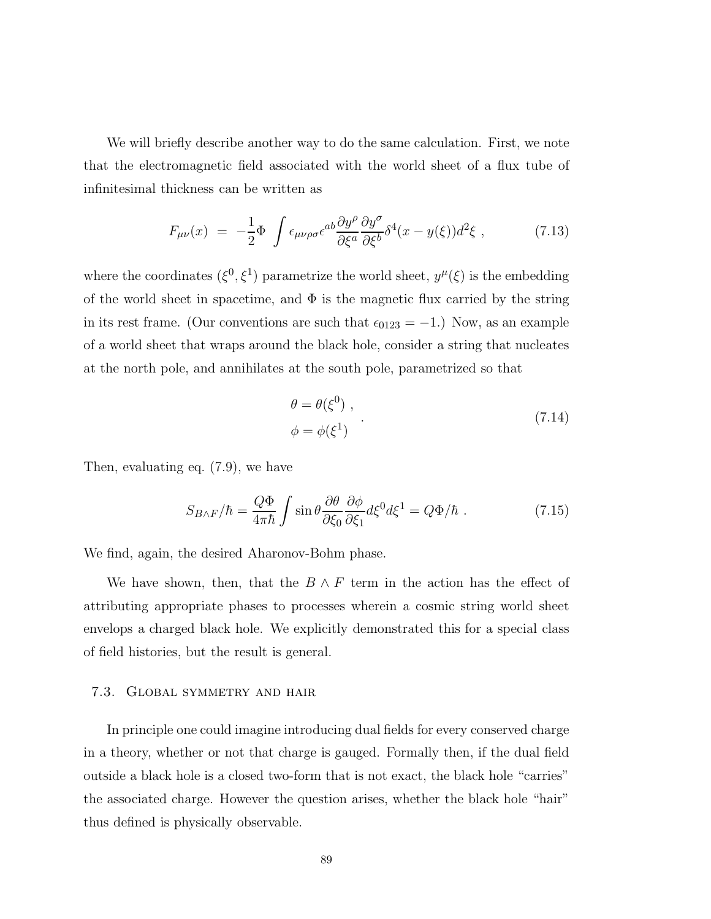We will briefly describe another way to do the same calculation. First, we note that the electromagnetic field associated with the world sheet of a flux tube of infinitesimal thickness can be written as

$$F_{\mu\nu}(x) \ = \ -\frac{1}{2}\Phi \ \int \epsilon_{\mu\nu\rho\sigma}\epsilon^{ab}\frac{\partial y^\rho}{\partial \xi^a}\frac{\partial y^\sigma}{\partial \xi^b}\delta^4(x-y(\xi))d^2\xi \ , \tag{7.13}$$

where the coordinates $(\xi^0, \xi^1)$ parametrize the world sheet, $y^\mu(\xi)$ is the embedding of the world sheet in spacetime, and $\Phi$ is the magnetic flux carried by the string in its rest frame. (Our conventions are such that $\epsilon_{0123} = -1$.) Now, as an example of a world sheet that wraps around the black hole, consider a string that nucleates at the north pole, and annihilates at the south pole, parametrized so that

$$\begin{aligned} \theta &= \theta(\xi^0) \ , \\ \phi &= \phi(\xi^1) \end{aligned} \ . \tag{7.14}$$

Then, evaluating eq. (7.9), we have

$$S_{B\wedge F}/\hbar = \frac{Q\Phi}{4\pi\hbar}\int \sin\theta \frac{\partial\theta}{\partial\xi_0}\frac{\partial\phi}{\partial\xi_1}d\xi^0 d\xi^1 = Q\Phi/\hbar \ . \tag{7.15}$$

We find, again, the desired Aharonov-Bohm phase.

We have shown, then, that the $B \wedge F$ term in the action has the effect of attributing appropriate phases to processes wherein a cosmic string world sheet envelops a charged black hole. We explicitly demonstrated this for a special class of field histories, but the result is general.

### 7.3. Global symmetry and hair

In principle one could imagine introducing dual fields for every conserved charge in a theory, whether or not that charge is gauged. Formally then, if the dual field outside a black hole is a closed two-form that is not exact, the black hole "carries" the associated charge. However the question arises, whether the black hole "hair" thus defined is physically observable.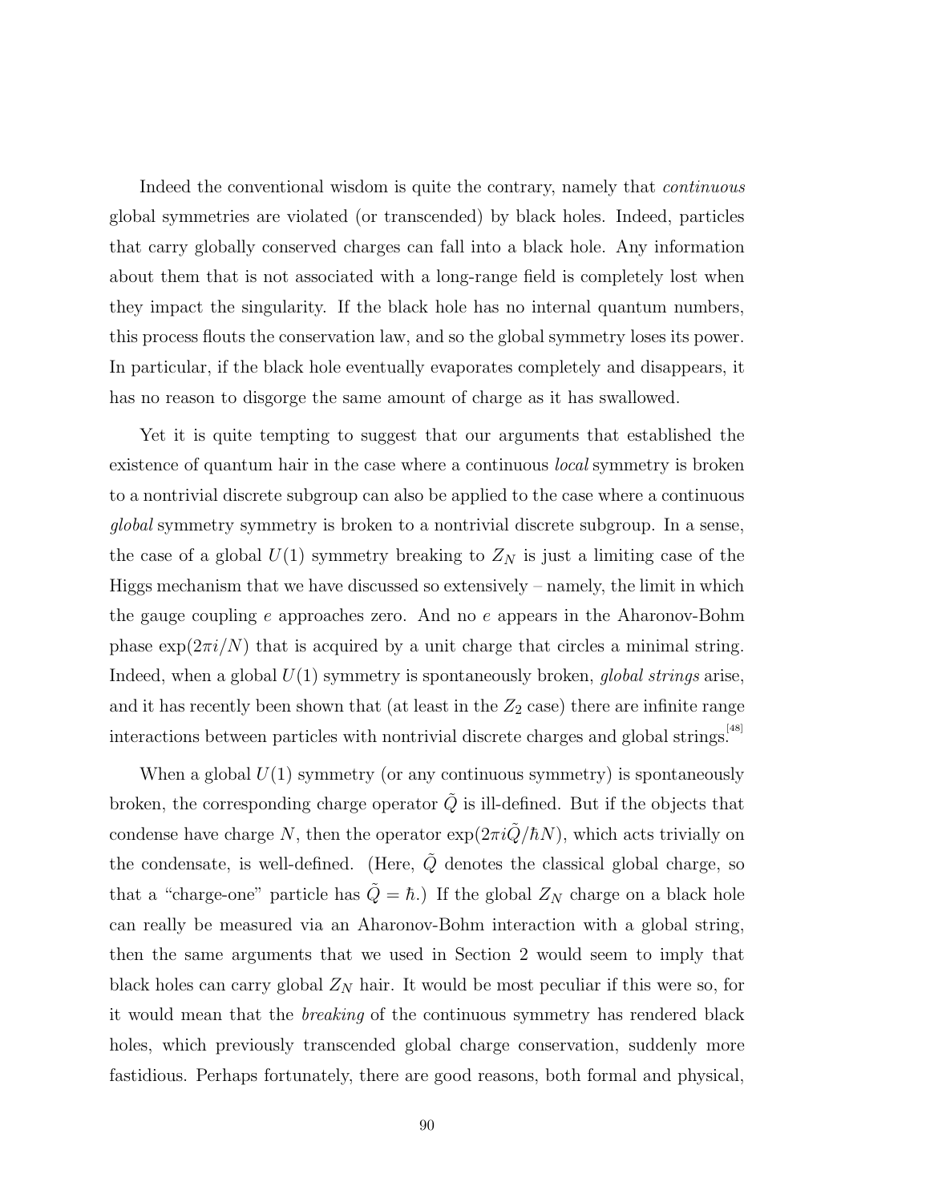Indeed the conventional wisdom is quite the contrary, namely that *continuous* global symmetries are violated (or transcended) by black holes. Indeed, particles that carry globally conserved charges can fall into a black hole. Any information about them that is not associated with a long-range field is completely lost when they impact the singularity. If the black hole has no internal quantum numbers, this process flouts the conservation law, and so the global symmetry loses its power. In particular, if the black hole eventually evaporates completely and disappears, it has no reason to disgorge the same amount of charge as it has swallowed.

Yet it is quite tempting to suggest that our arguments that established the existence of quantum hair in the case where a continuous *local* symmetry is broken to a nontrivial discrete subgroup can also be applied to the case where a continuous *global* symmetry symmetry is broken to a nontrivial discrete subgroup. In a sense, the case of a global $U(1)$ symmetry breaking to $Z_N$ is just a limiting case of the Higgs mechanism that we have discussed so extensively – namely, the limit in which the gauge coupling $e$ approaches zero. And no $e$ appears in the Aharonov-Bohm phase $\exp(2\pi i/N)$ that is acquired by a unit charge that circles a minimal string. Indeed, when a global $U(1)$ symmetry is spontaneously broken, *global strings* arise, and it has recently been shown that (at least in the $Z_2$ case) there are infinite range interactions between particles with nontrivial discrete charges and global strings.[48]

When a global $U(1)$ symmetry (or any continuous symmetry) is spontaneously broken, the corresponding charge operator $\tilde{Q}$ is ill-defined. But if the objects that condense have charge $N$, then the operator $\exp(2\pi i\tilde{Q}/\hbar N)$, which acts trivially on the condensate, is well-defined. (Here, $\tilde{Q}$ denotes the classical global charge, so that a "charge-one" particle has $\tilde{Q} = \hbar$.) If the global $Z_N$ charge on a black hole can really be measured via an Aharonov-Bohm interaction with a global string, then the same arguments that we used in Section 2 would seem to imply that black holes can carry global $Z_N$ hair. It would be most peculiar if this were so, for it would mean that the *breaking* of the continuous symmetry has rendered black holes, which previously transcended global charge conservation, suddenly more fastidious. Perhaps fortunately, there are good reasons, both formal and physical,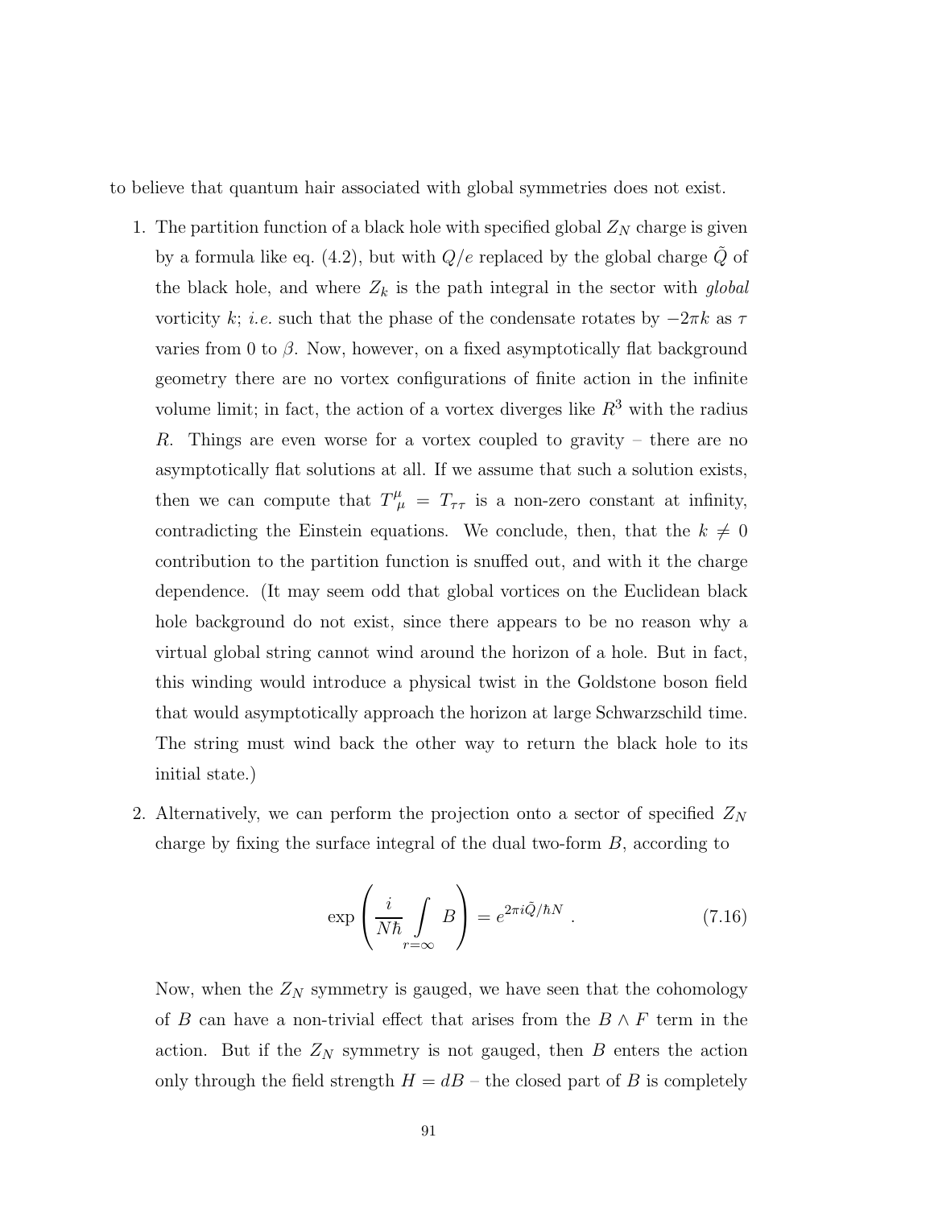to believe that quantum hair associated with global symmetries does not exist.

1. The partition function of a black hole with specified global $Z_N$ charge is given by a formula like eq. (4.2), but with $Q/e$ replaced by the global charge $\tilde{Q}$ of the black hole, and where $Z_k$ is the path integral in the sector with *global* vorticity $k$; *i.e.* such that the phase of the condensate rotates by $-2\pi k$ as $\tau$ varies from 0 to $\beta$. Now, however, on a fixed asymptotically flat background geometry there are no vortex configurations of finite action in the infinite volume limit; in fact, the action of a vortex diverges like $R^3$ with the radius $R$. Things are even worse for a vortex coupled to gravity – there are no asymptotically flat solutions at all. If we assume that such a solution exists, then we can compute that $T^\mu_{\ \mu} = T_{\tau\tau}$ is a non-zero constant at infinity, contradicting the Einstein equations. We conclude, then, that the $k \neq 0$ contribution to the partition function is snuffed out, and with it the charge dependence. (It may seem odd that global vortices on the Euclidean black hole background do not exist, since there appears to be no reason why a virtual global string cannot wind around the horizon of a hole. But in fact, this winding would introduce a physical twist in the Goldstone boson field that would asymptotically approach the horizon at large Schwarzschild time. The string must wind back the other way to return the black hole to its initial state.)

2. Alternatively, we can perform the projection onto a sector of specified $Z_N$ charge by fixing the surface integral of the dual two-form $B$, according to

$$\exp\left(\frac{i}{N\hbar}\int\limits_{r=\infty} B\right) = e^{2\pi i\tilde{Q}/\hbar N} \ . \tag{7.16}$$

Now, when the $Z_N$ symmetry is gauged, we have seen that the cohomology of $B$ can have a non-trivial effect that arises from the $B \wedge F$ term in the action. But if the $Z_N$ symmetry is not gauged, then $B$ enters the action only through the field strength $H = dB$ – the closed part of $B$ is completely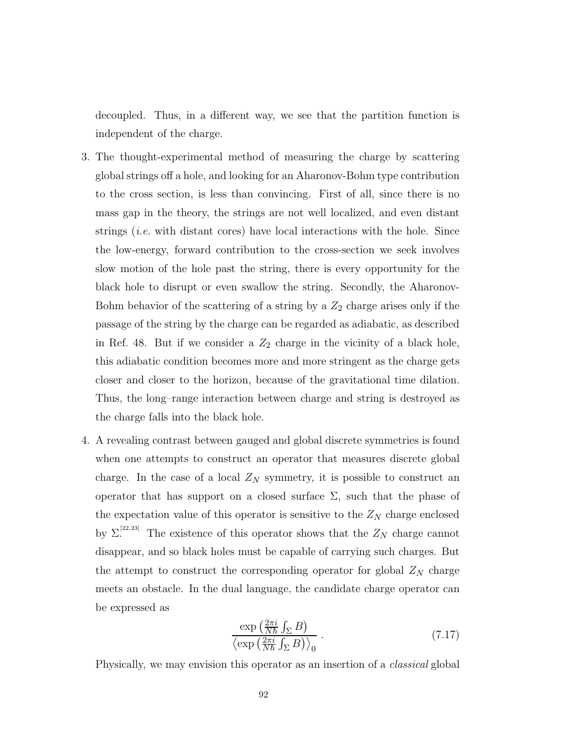decoupled. Thus, in a different way, we see that the partition function is independent of the charge.

3. The thought-experimental method of measuring the charge by scattering global strings off a hole, and looking for an Aharonov-Bohm type contribution to the cross section, is less than convincing. First of all, since there is no mass gap in the theory, the strings are not well localized, and even distant strings (*i.e.* with distant cores) have local interactions with the hole. Since the low-energy, forward contribution to the cross-section we seek involves slow motion of the hole past the string, there is every opportunity for the black hole to disrupt or even swallow the string. Secondly, the Aharonov-Bohm behavior of the scattering of a string by a $Z_2$ charge arises only if the passage of the string by the charge can be regarded as adiabatic, as described in Ref. 48. But if we consider a $Z_2$ charge in the vicinity of a black hole, this adiabatic condition becomes more and more stringent as the charge gets closer and closer to the horizon, because of the gravitational time dilation. Thus, the long–range interaction between charge and string is destroyed as the charge falls into the black hole.

4. A revealing contrast between gauged and global discrete symmetries is found when one attempts to construct an operator that measures discrete global charge. In the case of a local $Z_N$ symmetry, it is possible to construct an operator that has support on a closed surface $\Sigma$, such that the phase of the expectation value of this operator is sensitive to the $Z_N$ charge enclosed by $\Sigma$.[22,23] The existence of this operator shows that the $Z_N$ charge cannot disappear, and so black holes must be capable of carrying such charges. But the attempt to construct the corresponding operator for global $Z_N$ charge meets an obstacle. In the dual language, the candidate charge operator can be expressed as

$$\frac{\exp\left(\frac{2\pi i}{N\hbar}\int_\Sigma B\right)}{\left\langle \exp\left(\frac{2\pi i}{N\hbar}\int_\Sigma B\right)\right\rangle_0} \,. \tag{7.17}$$

Physically, we may envision this operator as an insertion of a *classical* global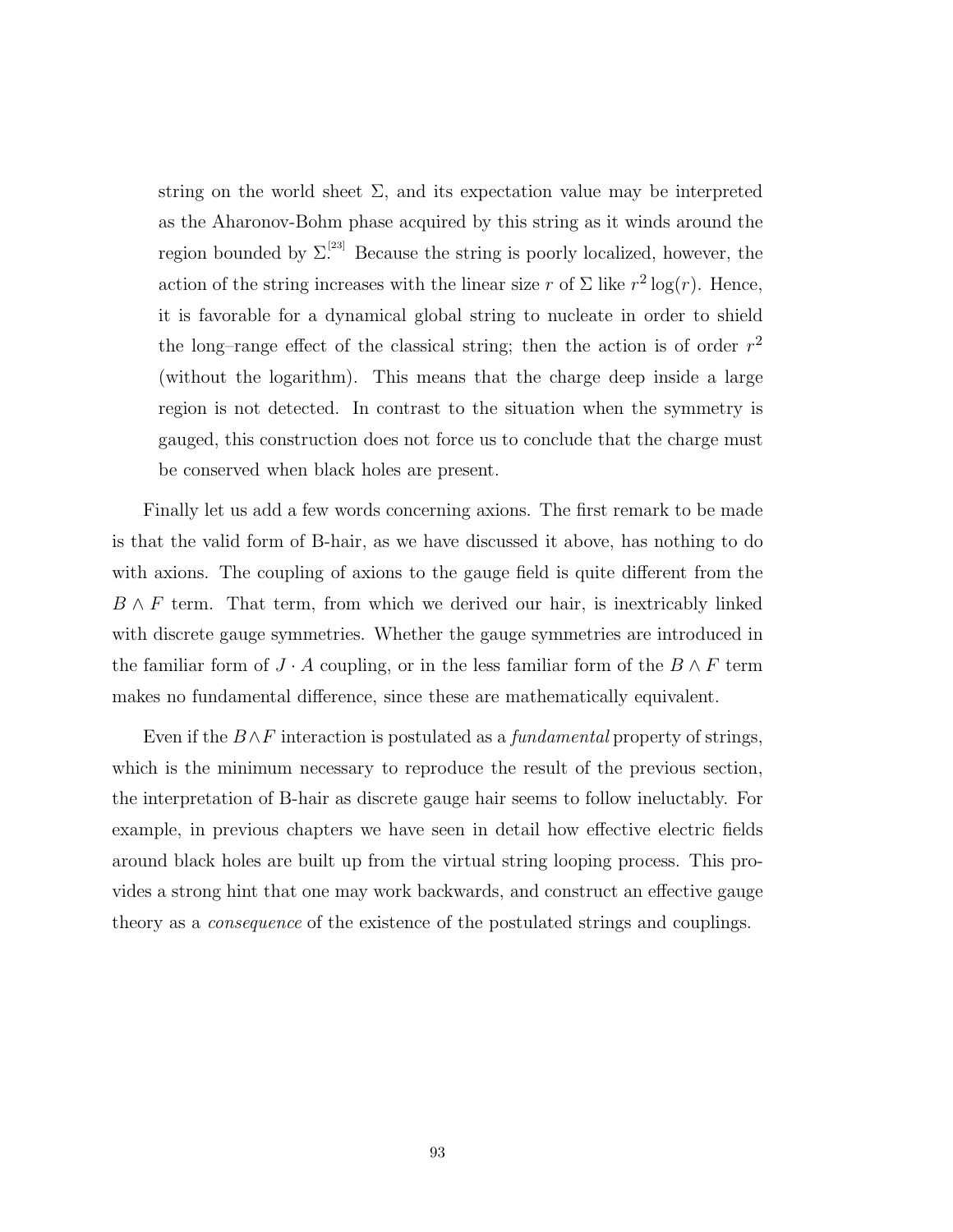string on the world sheet $\Sigma$, and its expectation value may be interpreted as the Aharonov-Bohm phase acquired by this string as it winds around the region bounded by $\Sigma$.[23] Because the string is poorly localized, however, the action of the string increases with the linear size $r$ of $\Sigma$ like $r^2 \log(r)$. Hence, it is favorable for a dynamical global string to nucleate in order to shield the long–range effect of the classical string; then the action is of order $r^2$ (without the logarithm). This means that the charge deep inside a large region is not detected. In contrast to the situation when the symmetry is gauged, this construction does not force us to conclude that the charge must be conserved when black holes are present.

Finally let us add a few words concerning axions. The first remark to be made is that the valid form of B-hair, as we have discussed it above, has nothing to do with axions. The coupling of axions to the gauge field is quite different from the $B \wedge F$ term. That term, from which we derived our hair, is inextricably linked with discrete gauge symmetries. Whether the gauge symmetries are introduced in the familiar form of $J \cdot A$ coupling, or in the less familiar form of the $B \wedge F$ term makes no fundamental difference, since these are mathematically equivalent.

Even if the $B \wedge F$ interaction is postulated as a *fundamental* property of strings, which is the minimum necessary to reproduce the result of the previous section, the interpretation of B-hair as discrete gauge hair seems to follow ineluctably. For example, in previous chapters we have seen in detail how effective electric fields around black holes are built up from the virtual string looping process. This provides a strong hint that one may work backwards, and construct an effective gauge theory as a *consequence* of the existence of the postulated strings and couplings.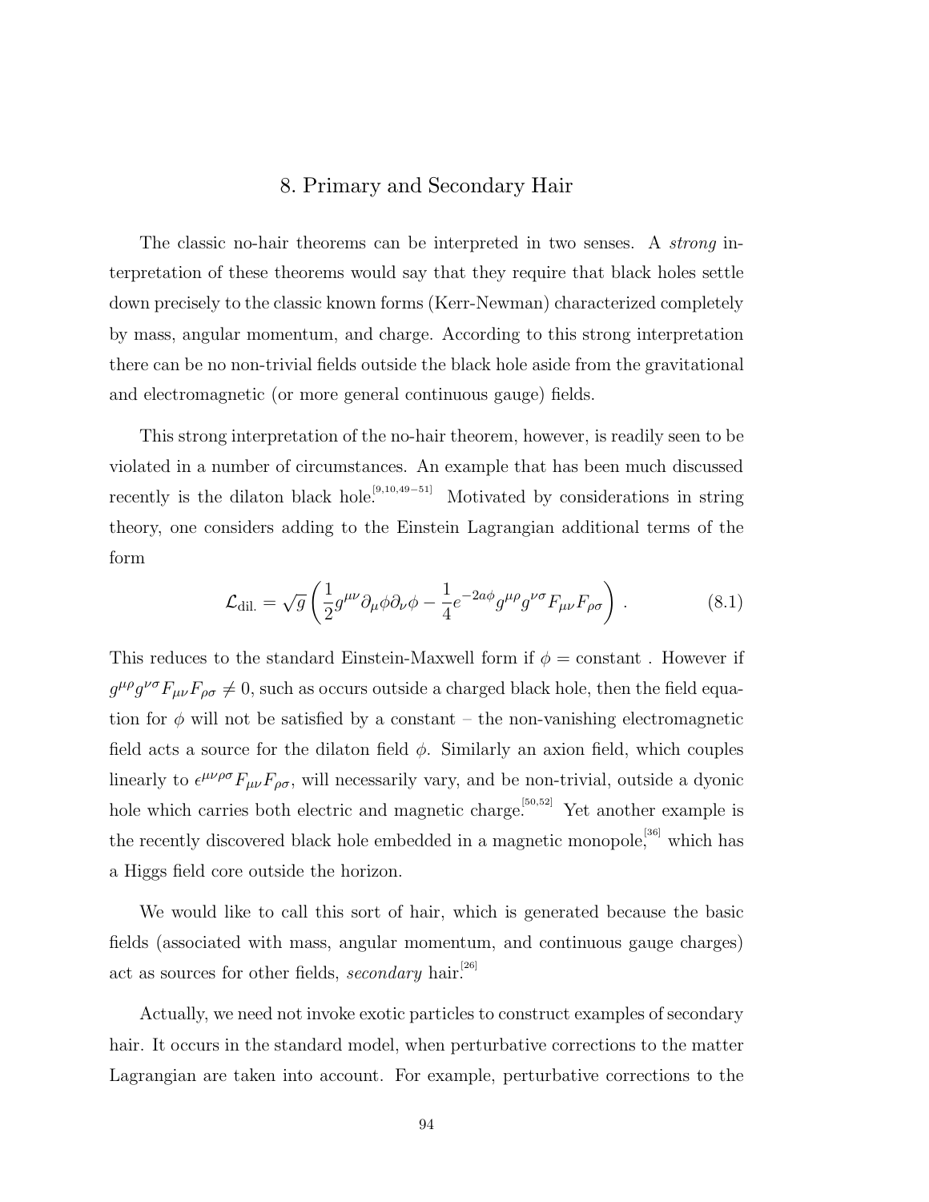## 8. Primary and Secondary Hair

The classic no-hair theorems can be interpreted in two senses. A *strong* interpretation of these theorems would say that they require that black holes settle down precisely to the classic known forms (Kerr-Newman) characterized completely by mass, angular momentum, and charge. According to this strong interpretation there can be no non-trivial fields outside the black hole aside from the gravitational and electromagnetic (or more general continuous gauge) fields.

This strong interpretation of the no-hair theorem, however, is readily seen to be violated in a number of circumstances. An example that has been much discussed recently is the dilaton black hole.[9,10,49−51] Motivated by considerations in string theory, one considers adding to the Einstein Lagrangian additional terms of the form

$$\mathcal{L}_{\text{dil.}} = \sqrt{g}\left(\frac{1}{2}g^{\mu\nu}\partial_\mu\phi\partial_\nu\phi - \frac{1}{4}e^{-2a\phi}g^{\mu\rho}g^{\nu\sigma}F_{\mu\nu}F_{\rho\sigma}\right) . \tag{8.1}$$

This reduces to the standard Einstein-Maxwell form if $\phi = \text{constant}$ . However if $g^{\mu\rho}g^{\nu\sigma}F_{\mu\nu}F_{\rho\sigma} \neq 0$, such as occurs outside a charged black hole, then the field equation for $\phi$ will not be satisfied by a constant – the non-vanishing electromagnetic field acts a source for the dilaton field $\phi$. Similarly an axion field, which couples linearly to $\epsilon^{\mu\nu\rho\sigma}F_{\mu\nu}F_{\rho\sigma}$, will necessarily vary, and be non-trivial, outside a dyonic hole which carries both electric and magnetic charge.[50,52] Yet another example is the recently discovered black hole embedded in a magnetic monopole,[36] which has a Higgs field core outside the horizon.

We would like to call this sort of hair, which is generated because the basic fields (associated with mass, angular momentum, and continuous gauge charges) act as sources for other fields, *secondary* hair.[26]

Actually, we need not invoke exotic particles to construct examples of secondary hair. It occurs in the standard model, when perturbative corrections to the matter Lagrangian are taken into account. For example, perturbative corrections to the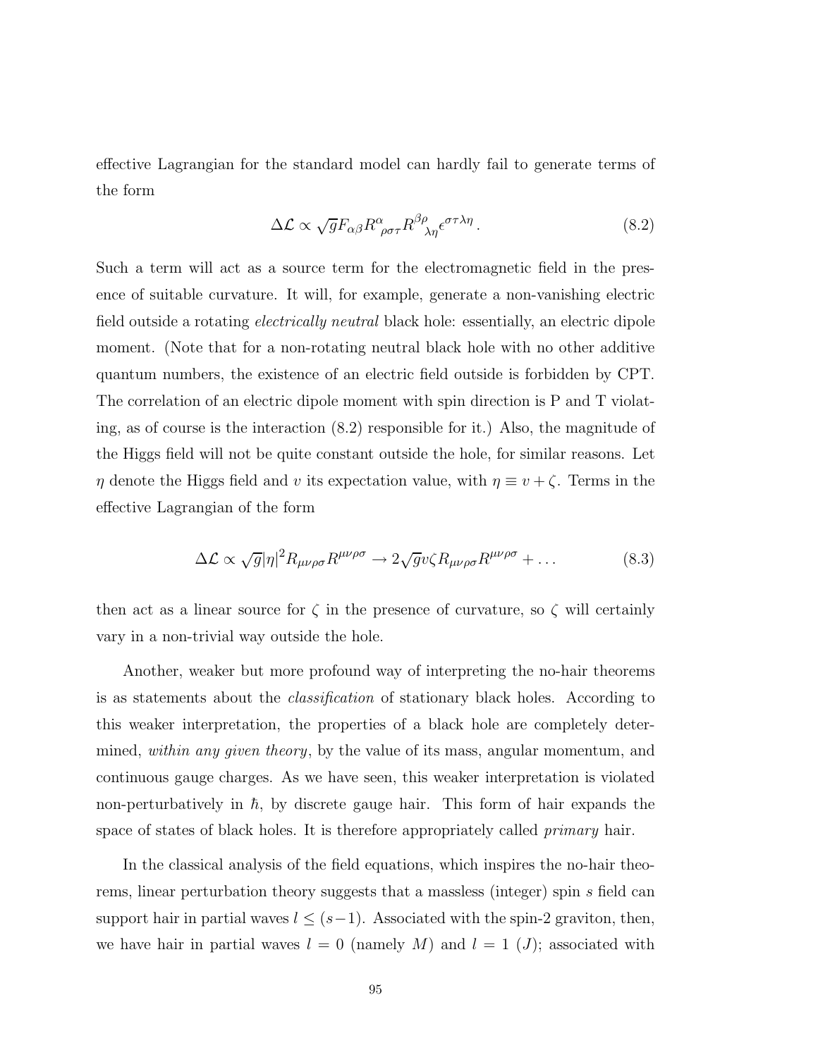effective Lagrangian for the standard model can hardly fail to generate terms of the form

$$\Delta\mathcal{L} \propto \sqrt{g} F_{\alpha\beta} R^{\alpha}{}_{\rho\sigma\tau} R^{\beta\rho}{}_{\lambda\eta} \epsilon^{\sigma\tau\lambda\eta} \,. \tag{8.2}$$

Such a term will act as a source term for the electromagnetic field in the presence of suitable curvature. It will, for example, generate a non-vanishing electric field outside a rotating *electrically neutral* black hole: essentially, an electric dipole moment. (Note that for a non-rotating neutral black hole with no other additive quantum numbers, the existence of an electric field outside is forbidden by CPT. The correlation of an electric dipole moment with spin direction is P and T violating, as of course is the interaction (8.2) responsible for it.) Also, the magnitude of the Higgs field will not be quite constant outside the hole, for similar reasons. Let $\eta$ denote the Higgs field and $v$ its expectation value, with $\eta \equiv v + \zeta$. Terms in the effective Lagrangian of the form

$$\Delta\mathcal{L} \propto \sqrt{g} |\eta|^2 R_{\mu\nu\rho\sigma} R^{\mu\nu\rho\sigma} \to 2\sqrt{g} v \zeta R_{\mu\nu\rho\sigma} R^{\mu\nu\rho\sigma} + \ldots \tag{8.3}$$

then act as a linear source for $\zeta$ in the presence of curvature, so $\zeta$ will certainly vary in a non-trivial way outside the hole.

Another, weaker but more profound way of interpreting the no-hair theorems is as statements about the *classification* of stationary black holes. According to this weaker interpretation, the properties of a black hole are completely determined, *within any given theory*, by the value of its mass, angular momentum, and continuous gauge charges. As we have seen, this weaker interpretation is violated non-perturbatively in $\hbar$, by discrete gauge hair. This form of hair expands the space of states of black holes. It is therefore appropriately called *primary* hair.

In the classical analysis of the field equations, which inspires the no-hair theorems, linear perturbation theory suggests that a massless (integer) spin $s$ field can support hair in partial waves $l \leq (s-1)$. Associated with the spin-2 graviton, then, we have hair in partial waves $l = 0$ (namely $M$) and $l = 1$ ($J$); associated with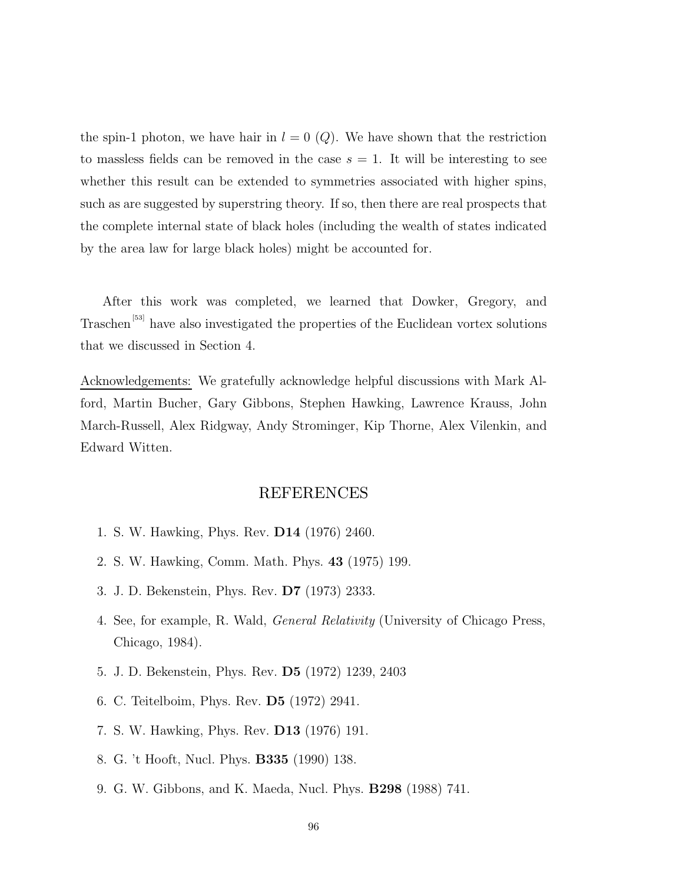the spin-1 photon, we have hair in $l = 0$ ($Q$). We have shown that the restriction to massless fields can be removed in the case $s = 1$. It will be interesting to see whether this result can be extended to symmetries associated with higher spins, such as are suggested by superstring theory. If so, then there are real prospects that the complete internal state of black holes (including the wealth of states indicated by the area law for large black holes) might be accounted for.

After this work was completed, we learned that Dowker, Gregory, and Traschen[53] have also investigated the properties of the Euclidean vortex solutions that we discussed in Section 4.

Acknowledgements: We gratefully acknowledge helpful discussions with Mark Alford, Martin Bucher, Gary Gibbons, Stephen Hawking, Lawrence Krauss, John March-Russell, Alex Ridgway, Andy Strominger, Kip Thorne, Alex Vilenkin, and Edward Witten.

## REFERENCES

1. S. W. Hawking, Phys. Rev. **D14** (1976) 2460.
2. S. W. Hawking, Comm. Math. Phys. **43** (1975) 199.
3. J. D. Bekenstein, Phys. Rev. **D7** (1973) 2333.
4. See, for example, R. Wald, *General Relativity* (University of Chicago Press, Chicago, 1984).
5. J. D. Bekenstein, Phys. Rev. **D5** (1972) 1239, 2403
6. C. Teitelboim, Phys. Rev. **D5** (1972) 2941.
7. S. W. Hawking, Phys. Rev. **D13** (1976) 191.
8. G. 't Hooft, Nucl. Phys. **B335** (1990) 138.
9. G. W. Gibbons, and K. Maeda, Nucl. Phys. **B298** (1988) 741.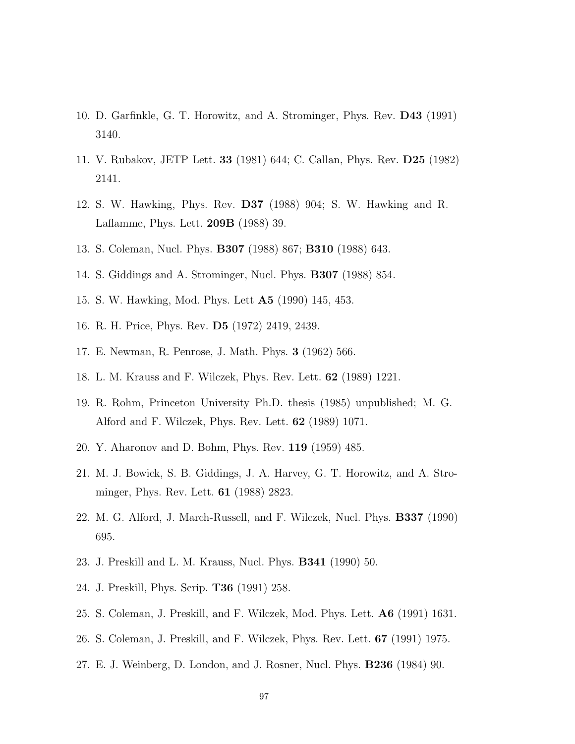10. D. Garfinkle, G. T. Horowitz, and A. Strominger, Phys. Rev. **D43** (1991) 3140.

11. V. Rubakov, JETP Lett. **33** (1981) 644; C. Callan, Phys. Rev. **D25** (1982) 2141.

12. S. W. Hawking, Phys. Rev. **D37** (1988) 904; S. W. Hawking and R. Laflamme, Phys. Lett. **209B** (1988) 39.

13. S. Coleman, Nucl. Phys. **B307** (1988) 867; **B310** (1988) 643.

14. S. Giddings and A. Strominger, Nucl. Phys. **B307** (1988) 854.

15. S. W. Hawking, Mod. Phys. Lett **A5** (1990) 145, 453.

16. R. H. Price, Phys. Rev. **D5** (1972) 2419, 2439.

17. E. Newman, R. Penrose, J. Math. Phys. **3** (1962) 566.

18. L. M. Krauss and F. Wilczek, Phys. Rev. Lett. **62** (1989) 1221.

19. R. Rohm, Princeton University Ph.D. thesis (1985) unpublished; M. G. Alford and F. Wilczek, Phys. Rev. Lett. **62** (1989) 1071.

20. Y. Aharonov and D. Bohm, Phys. Rev. **119** (1959) 485.

21. M. J. Bowick, S. B. Giddings, J. A. Harvey, G. T. Horowitz, and A. Strominger, Phys. Rev. Lett. **61** (1988) 2823.

22. M. G. Alford, J. March-Russell, and F. Wilczek, Nucl. Phys. **B337** (1990) 695.

23. J. Preskill and L. M. Krauss, Nucl. Phys. **B341** (1990) 50.

24. J. Preskill, Phys. Scrip. **T36** (1991) 258.

25. S. Coleman, J. Preskill, and F. Wilczek, Mod. Phys. Lett. **A6** (1991) 1631.

26. S. Coleman, J. Preskill, and F. Wilczek, Phys. Rev. Lett. **67** (1991) 1975.

27. E. J. Weinberg, D. London, and J. Rosner, Nucl. Phys. **B236** (1984) 90.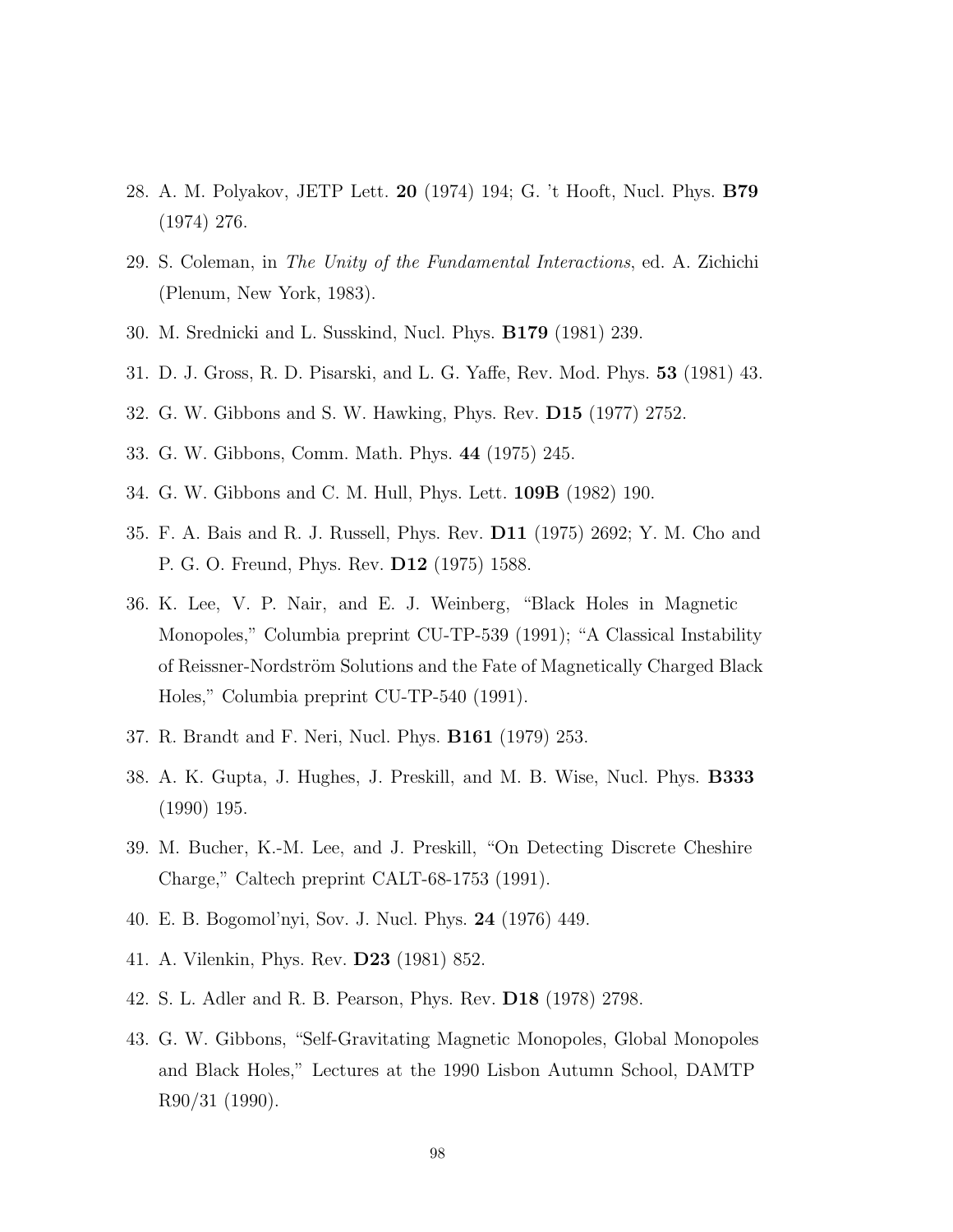28. A. M. Polyakov, JETP Lett. **20** (1974) 194; G. 't Hooft, Nucl. Phys. **B79** (1974) 276.

29. S. Coleman, in *The Unity of the Fundamental Interactions*, ed. A. Zichichi (Plenum, New York, 1983).

30. M. Srednicki and L. Susskind, Nucl. Phys. **B179** (1981) 239.

31. D. J. Gross, R. D. Pisarski, and L. G. Yaffe, Rev. Mod. Phys. **53** (1981) 43.

32. G. W. Gibbons and S. W. Hawking, Phys. Rev. **D15** (1977) 2752.

33. G. W. Gibbons, Comm. Math. Phys. **44** (1975) 245.

34. G. W. Gibbons and C. M. Hull, Phys. Lett. **109B** (1982) 190.

35. F. A. Bais and R. J. Russell, Phys. Rev. **D11** (1975) 2692; Y. M. Cho and P. G. O. Freund, Phys. Rev. **D12** (1975) 1588.

36. K. Lee, V. P. Nair, and E. J. Weinberg, "Black Holes in Magnetic Monopoles," Columbia preprint CU-TP-539 (1991); "A Classical Instability of Reissner-Nordström Solutions and the Fate of Magnetically Charged Black Holes," Columbia preprint CU-TP-540 (1991).

37. R. Brandt and F. Neri, Nucl. Phys. **B161** (1979) 253.

38. A. K. Gupta, J. Hughes, J. Preskill, and M. B. Wise, Nucl. Phys. **B333** (1990) 195.

39. M. Bucher, K.-M. Lee, and J. Preskill, "On Detecting Discrete Cheshire Charge," Caltech preprint CALT-68-1753 (1991).

40. E. B. Bogomol'nyi, Sov. J. Nucl. Phys. **24** (1976) 449.

41. A. Vilenkin, Phys. Rev. **D23** (1981) 852.

42. S. L. Adler and R. B. Pearson, Phys. Rev. **D18** (1978) 2798.

43. G. W. Gibbons, "Self-Gravitating Magnetic Monopoles, Global Monopoles and Black Holes," Lectures at the 1990 Lisbon Autumn School, DAMTP R90/31 (1990).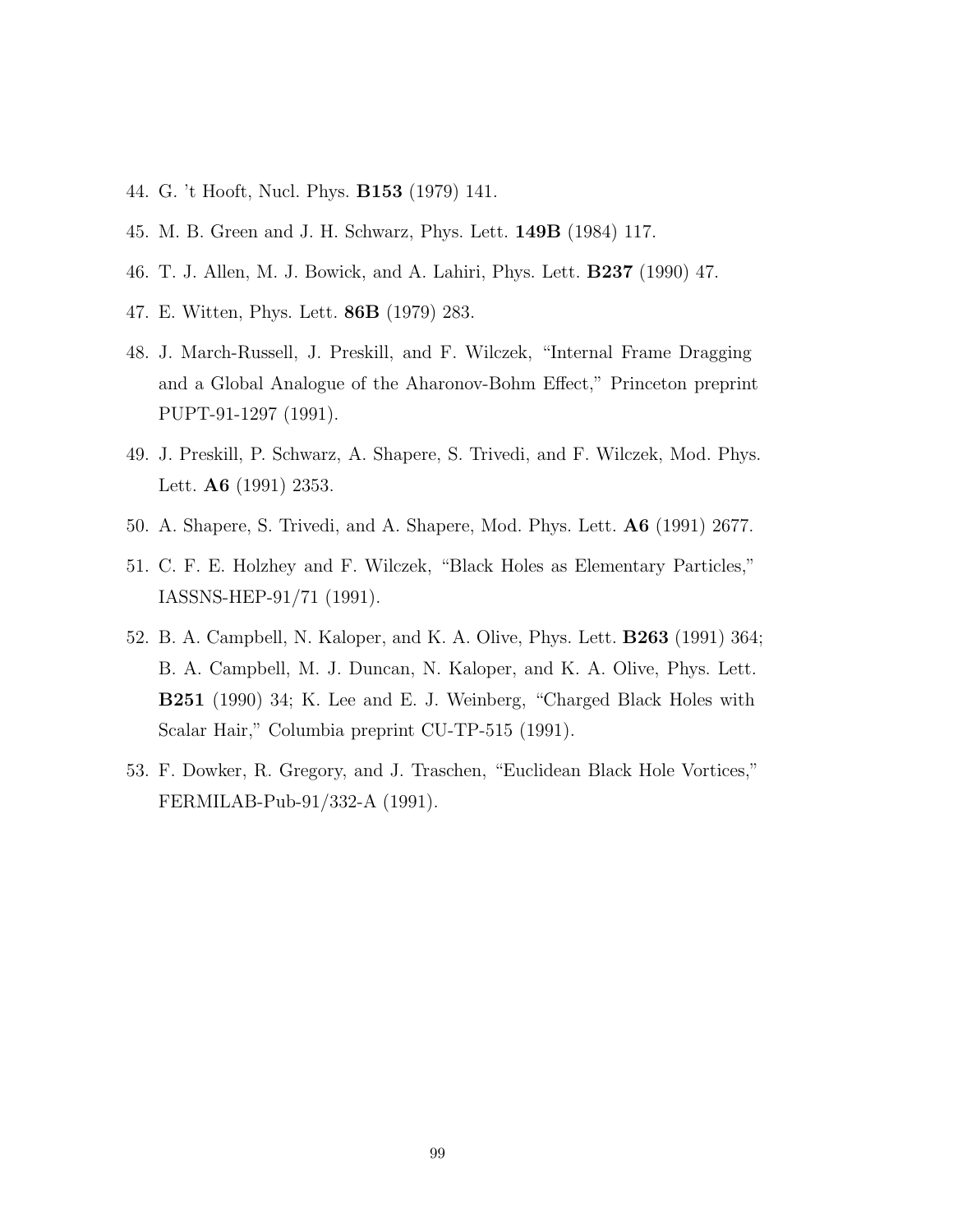44. G. 't Hooft, Nucl. Phys. **B153** (1979) 141.

45. M. B. Green and J. H. Schwarz, Phys. Lett. **149B** (1984) 117.

46. T. J. Allen, M. J. Bowick, and A. Lahiri, Phys. Lett. **B237** (1990) 47.

47. E. Witten, Phys. Lett. **86B** (1979) 283.

48. J. March-Russell, J. Preskill, and F. Wilczek, "Internal Frame Dragging and a Global Analogue of the Aharonov-Bohm Effect," Princeton preprint PUPT-91-1297 (1991).

49. J. Preskill, P. Schwarz, A. Shapere, S. Trivedi, and F. Wilczek, Mod. Phys. Lett. **A6** (1991) 2353.

50. A. Shapere, S. Trivedi, and A. Shapere, Mod. Phys. Lett. **A6** (1991) 2677.

51. C. F. E. Holzhey and F. Wilczek, "Black Holes as Elementary Particles," IASSNS-HEP-91/71 (1991).

52. B. A. Campbell, N. Kaloper, and K. A. Olive, Phys. Lett. **B263** (1991) 364; B. A. Campbell, M. J. Duncan, N. Kaloper, and K. A. Olive, Phys. Lett. **B251** (1990) 34; K. Lee and E. J. Weinberg, "Charged Black Holes with Scalar Hair," Columbia preprint CU-TP-515 (1991).

53. F. Dowker, R. Gregory, and J. Traschen, "Euclidean Black Hole Vortices," FERMILAB-Pub-91/332-A (1991).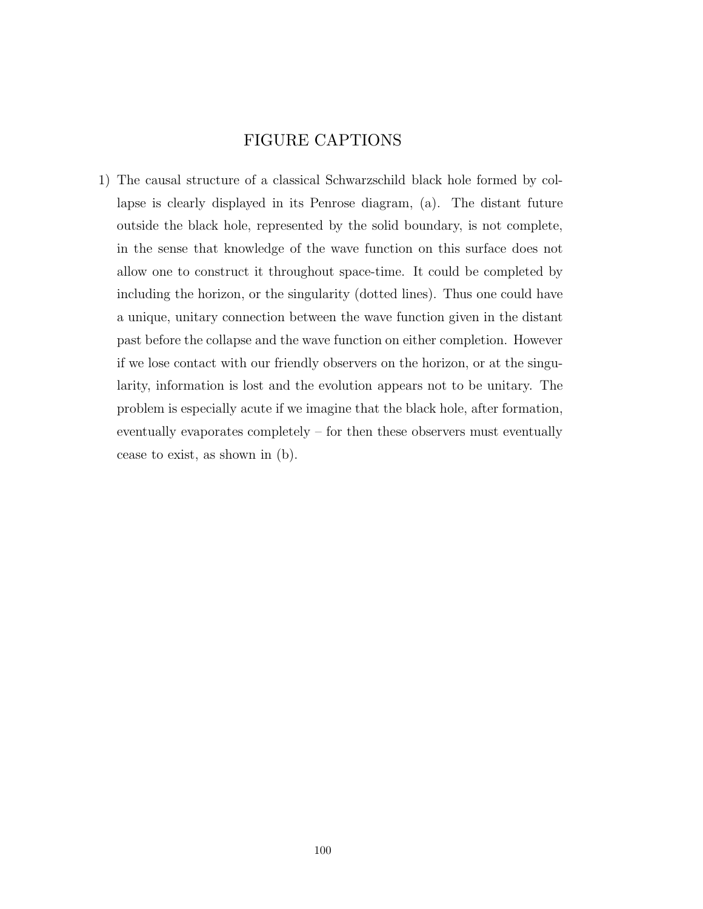# FIGURE CAPTIONS

1) The causal structure of a classical Schwarzschild black hole formed by collapse is clearly displayed in its Penrose diagram, (a). The distant future outside the black hole, represented by the solid boundary, is not complete, in the sense that knowledge of the wave function on this surface does not allow one to construct it throughout space-time. It could be completed by including the horizon, or the singularity (dotted lines). Thus one could have a unique, unitary connection between the wave function given in the distant past before the collapse and the wave function on either completion. However if we lose contact with our friendly observers on the horizon, or at the singularity, information is lost and the evolution appears not to be unitary. The problem is especially acute if we imagine that the black hole, after formation, eventually evaporates completely – for then these observers must eventually cease to exist, as shown in (b).